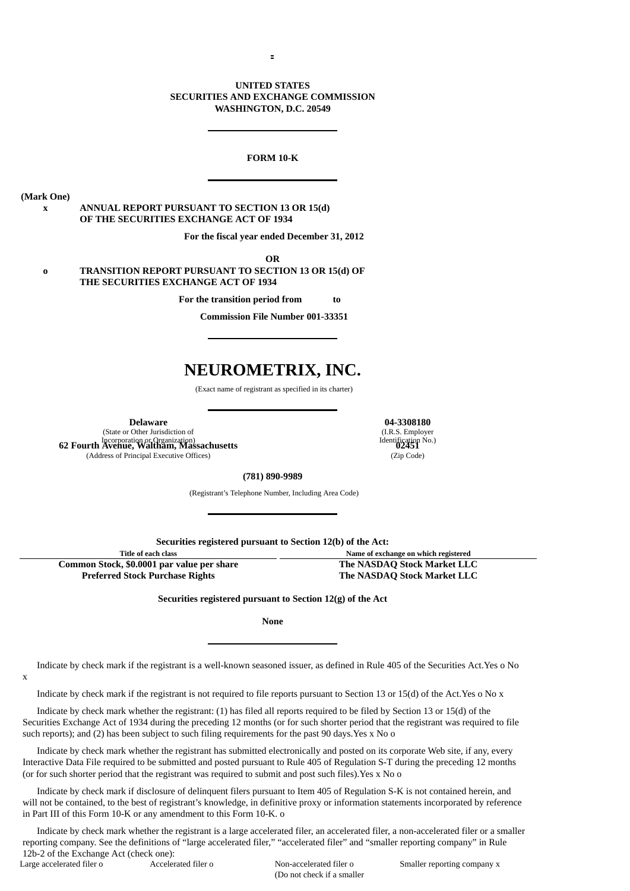**UNITED STATES**
**SECURITIES AND EXCHANGE COMMISSION**
**WASHINGTON, D.C. 20549**

---

**FORM 10-K**

---

**(Mark One)**

x **ANNUAL REPORT PURSUANT TO SECTION 13 OR 15(d) OF THE SECURITIES EXCHANGE ACT OF 1934**

**For the fiscal year ended December 31, 2012**

**OR**

o **TRANSITION REPORT PURSUANT TO SECTION 13 OR 15(d) OF THE SECURITIES EXCHANGE ACT OF 1934**

**For the transition period from to**

**Commission File Number 001-33351**

---

# NEUROMETRIX, INC.

(Exact name of registrant as specified in its charter)

---

| **Delaware** | **04-3308180** |
|---|---|
| (State or Other Jurisdiction of Incorporation or Organization) | (I.R.S. Employer Identification No.) |
| **62 Fourth Avenue, Waltham, Massachusetts** | **02451** |
| (Address of Principal Executive Offices) | (Zip Code) |

**(781) 890-9989**

(Registrant's Telephone Number, Including Area Code)

---

**Securities registered pursuant to Section 12(b) of the Act:**

| Title of each class | Name of exchange on which registered |
|---|---|
| **Common Stock, $0.0001 par value per share** | **The NASDAQ Stock Market LLC** |
| **Preferred Stock Purchase Rights** | **The NASDAQ Stock Market LLC** |

**Securities registered pursuant to Section 12(g) of the Act**

**None**

---

Indicate by check mark if the registrant is a well-known seasoned issuer, as defined in Rule 405 of the Securities Act.Yes o No x

Indicate by check mark if the registrant is not required to file reports pursuant to Section 13 or 15(d) of the Act.Yes o No x

Indicate by check mark whether the registrant: (1) has filed all reports required to be filed by Section 13 or 15(d) of the Securities Exchange Act of 1934 during the preceding 12 months (or for such shorter period that the registrant was required to file such reports); and (2) has been subject to such filing requirements for the past 90 days.Yes x No o

Indicate by check mark whether the registrant has submitted electronically and posted on its corporate Web site, if any, every Interactive Data File required to be submitted and posted pursuant to Rule 405 of Regulation S-T during the preceding 12 months (or for such shorter period that the registrant was required to submit and post such files).Yes x No o

Indicate by check mark if disclosure of delinquent filers pursuant to Item 405 of Regulation S-K is not contained herein, and will not be contained, to the best of registrant's knowledge, in definitive proxy or information statements incorporated by reference in Part III of this Form 10-K or any amendment to this Form 10-K. o

Indicate by check mark whether the registrant is a large accelerated filer, an accelerated filer, a non-accelerated filer or a smaller reporting company. See the definitions of "large accelerated filer," "accelerated filer" and "smaller reporting company" in Rule 12b-2 of the Exchange Act (check one):

| Large accelerated filer o | Accelerated filer o | Non-accelerated filer o (Do not check if a smaller | Smaller reporting company x |
|---|---|---|---|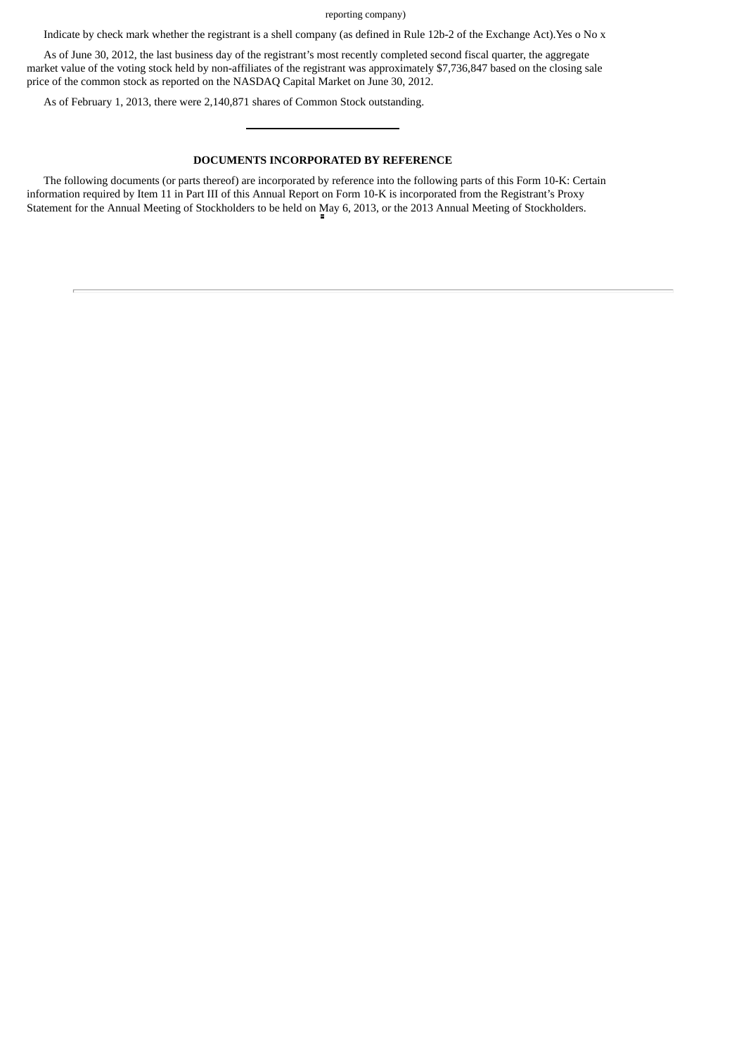reporting company)

Indicate by check mark whether the registrant is a shell company (as defined in Rule 12b-2 of the Exchange Act).Yes o No x

As of June 30, 2012, the last business day of the registrant's most recently completed second fiscal quarter, the aggregate market value of the voting stock held by non-affiliates of the registrant was approximately $7,736,847 based on the closing sale price of the common stock as reported on the NASDAQ Capital Market on June 30, 2012.

As of February 1, 2013, there were 2,140,871 shares of Common Stock outstanding.

---

**DOCUMENTS INCORPORATED BY REFERENCE**

The following documents (or parts thereof) are incorporated by reference into the following parts of this Form 10-K: Certain information required by Item 11 in Part III of this Annual Report on Form 10-K is incorporated from the Registrant's Proxy Statement for the Annual Meeting of Stockholders to be held on May 6, 2013, or the 2013 Annual Meeting of Stockholders.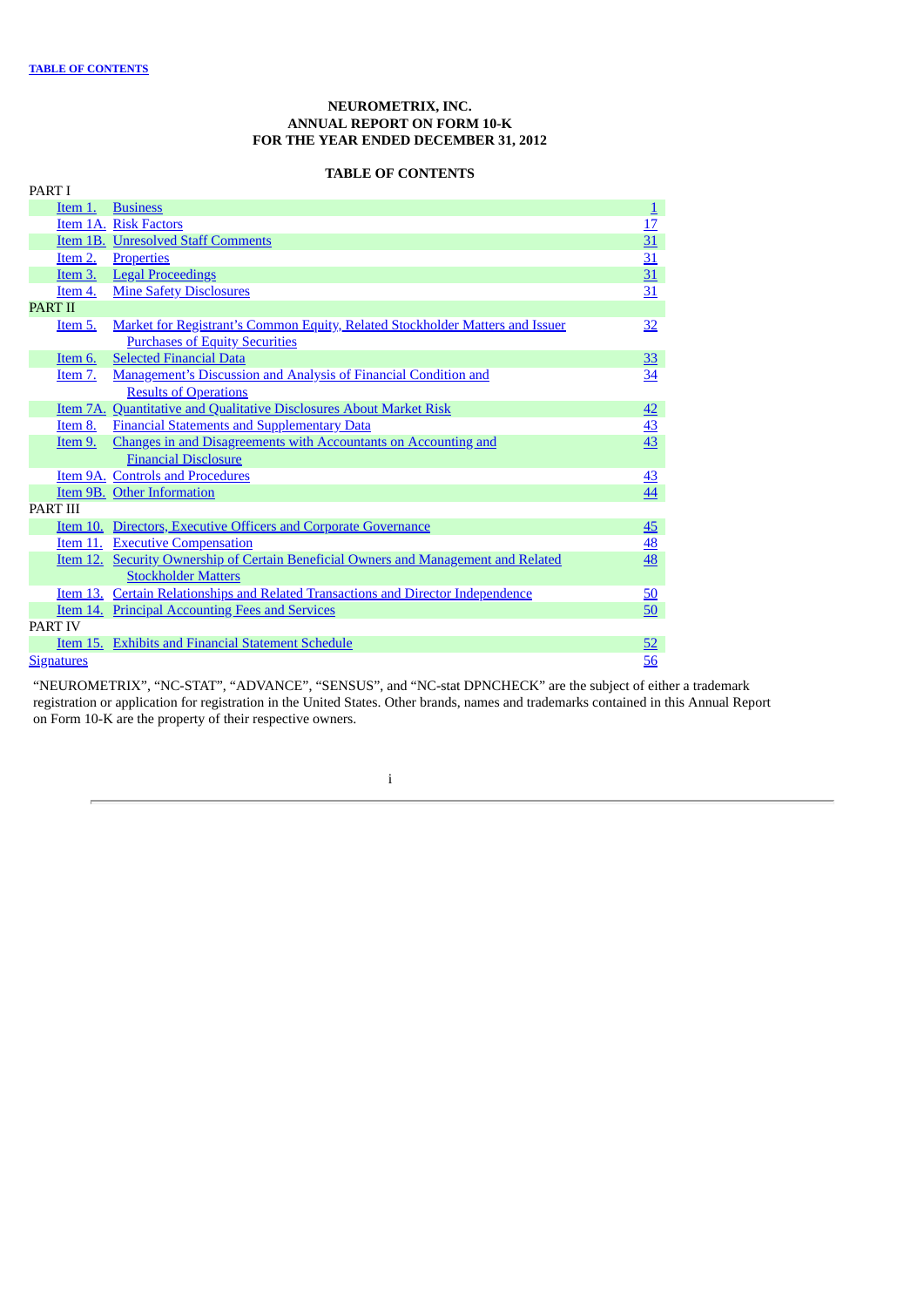TABLE OF CONTENTS

**NEUROMETRIX, INC.**
**ANNUAL REPORT ON FORM 10-K**
**FOR THE YEAR ENDED DECEMBER 31, 2012**

**TABLE OF CONTENTS**

| | | |
|---|---|---|
| PART I | | |
| Item 1. | Business | 1 |
| Item 1A. | Risk Factors | 17 |
| Item 1B. | Unresolved Staff Comments | 31 |
| Item 2. | Properties | 31 |
| Item 3. | Legal Proceedings | 31 |
| Item 4. | Mine Safety Disclosures | 31 |
| PART II | | |
| Item 5. | Market for Registrant's Common Equity, Related Stockholder Matters and Issuer Purchases of Equity Securities | 32 |
| Item 6. | Selected Financial Data | 33 |
| Item 7. | Management's Discussion and Analysis of Financial Condition and Results of Operations | 34 |
| Item 7A. | Quantitative and Qualitative Disclosures About Market Risk | 42 |
| Item 8. | Financial Statements and Supplementary Data | 43 |
| Item 9. | Changes in and Disagreements with Accountants on Accounting and Financial Disclosure | 43 |
| Item 9A. | Controls and Procedures | 43 |
| Item 9B. | Other Information | 44 |
| PART III | | |
| Item 10. | Directors, Executive Officers and Corporate Governance | 45 |
| Item 11. | Executive Compensation | 48 |
| Item 12. | Security Ownership of Certain Beneficial Owners and Management and Related Stockholder Matters | 48 |
| Item 13. | Certain Relationships and Related Transactions and Director Independence | 50 |
| Item 14. | Principal Accounting Fees and Services | 50 |
| PART IV | | |
| Item 15. | Exhibits and Financial Statement Schedule | 52 |
| Signatures | | 56 |

"NEUROMETRIX", "NC-STAT", "ADVANCE", "SENSUS", and "NC-stat DPNCHECK" are the subject of either a trademark registration or application for registration in the United States. Other brands, names and trademarks contained in this Annual Report on Form 10-K are the property of their respective owners.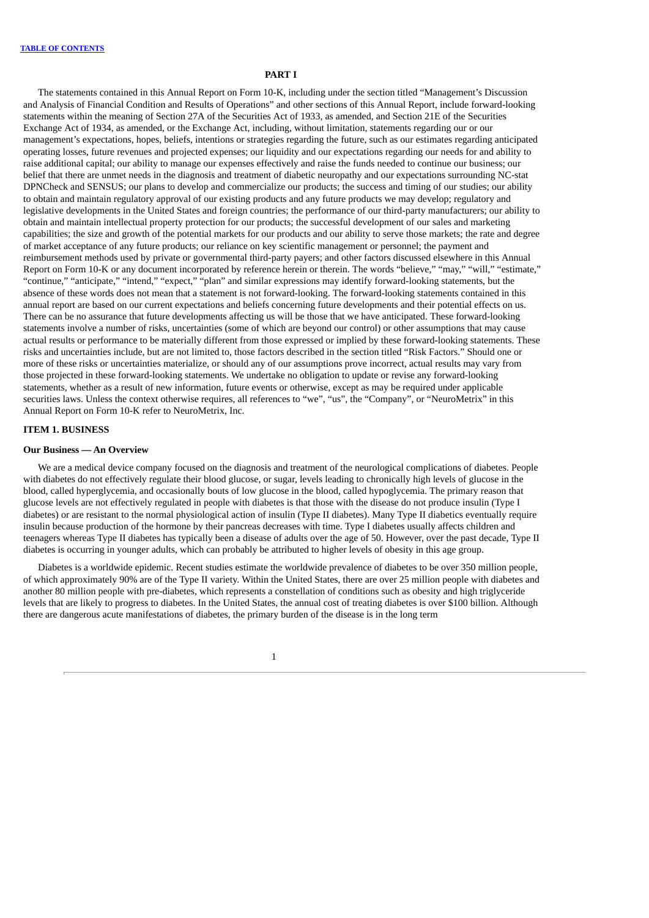## PART I

The statements contained in this Annual Report on Form 10-K, including under the section titled "Management's Discussion and Analysis of Financial Condition and Results of Operations" and other sections of this Annual Report, include forward-looking statements within the meaning of Section 27A of the Securities Act of 1933, as amended, and Section 21E of the Securities Exchange Act of 1934, as amended, or the Exchange Act, including, without limitation, statements regarding our or our management's expectations, hopes, beliefs, intentions or strategies regarding the future, such as our estimates regarding anticipated operating losses, future revenues and projected expenses; our liquidity and our expectations regarding our needs for and ability to raise additional capital; our ability to manage our expenses effectively and raise the funds needed to continue our business; our belief that there are unmet needs in the diagnosis and treatment of diabetic neuropathy and our expectations surrounding NC-stat DPNCheck and SENSUS; our plans to develop and commercialize our products; the success and timing of our studies; our ability to obtain and maintain regulatory approval of our existing products and any future products we may develop; regulatory and legislative developments in the United States and foreign countries; the performance of our third-party manufacturers; our ability to obtain and maintain intellectual property protection for our products; the successful development of our sales and marketing capabilities; the size and growth of the potential markets for our products and our ability to serve those markets; the rate and degree of market acceptance of any future products; our reliance on key scientific management or personnel; the payment and reimbursement methods used by private or governmental third-party payers; and other factors discussed elsewhere in this Annual Report on Form 10-K or any document incorporated by reference herein or therein. The words "believe," "may," "will," "estimate," "continue," "anticipate," "intend," "expect," "plan" and similar expressions may identify forward-looking statements, but the absence of these words does not mean that a statement is not forward-looking. The forward-looking statements contained in this annual report are based on our current expectations and beliefs concerning future developments and their potential effects on us. There can be no assurance that future developments affecting us will be those that we have anticipated. These forward-looking statements involve a number of risks, uncertainties (some of which are beyond our control) or other assumptions that may cause actual results or performance to be materially different from those expressed or implied by these forward-looking statements. These risks and uncertainties include, but are not limited to, those factors described in the section titled "Risk Factors." Should one or more of these risks or uncertainties materialize, or should any of our assumptions prove incorrect, actual results may vary from those projected in these forward-looking statements. We undertake no obligation to update or revise any forward-looking statements, whether as a result of new information, future events or otherwise, except as may be required under applicable securities laws. Unless the context otherwise requires, all references to "we", "us", the "Company", or "NeuroMetrix" in this Annual Report on Form 10-K refer to NeuroMetrix, Inc.

### ITEM 1. BUSINESS

#### Our Business — An Overview

We are a medical device company focused on the diagnosis and treatment of the neurological complications of diabetes. People with diabetes do not effectively regulate their blood glucose, or sugar, levels leading to chronically high levels of glucose in the blood, called hyperglycemia, and occasionally bouts of low glucose in the blood, called hypoglycemia. The primary reason that glucose levels are not effectively regulated in people with diabetes is that those with the disease do not produce insulin (Type I diabetes) or are resistant to the normal physiological action of insulin (Type II diabetes). Many Type II diabetics eventually require insulin because production of the hormone by their pancreas decreases with time. Type I diabetes usually affects children and teenagers whereas Type II diabetes has typically been a disease of adults over the age of 50. However, over the past decade, Type II diabetes is occurring in younger adults, which can probably be attributed to higher levels of obesity in this age group.

Diabetes is a worldwide epidemic. Recent studies estimate the worldwide prevalence of diabetes to be over 350 million people, of which approximately 90% are of the Type II variety. Within the United States, there are over 25 million people with diabetes and another 80 million people with pre-diabetes, which represents a constellation of conditions such as obesity and high triglyceride levels that are likely to progress to diabetes. In the United States, the annual cost of treating diabetes is over $100 billion. Although there are dangerous acute manifestations of diabetes, the primary burden of the disease is in the long term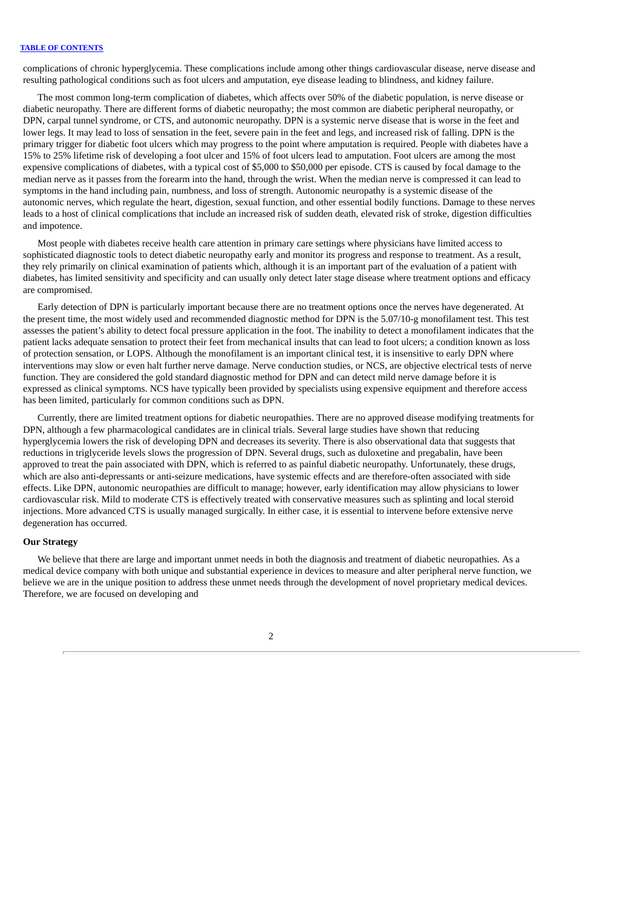complications of chronic hyperglycemia. These complications include among other things cardiovascular disease, nerve disease and resulting pathological conditions such as foot ulcers and amputation, eye disease leading to blindness, and kidney failure.

The most common long-term complication of diabetes, which affects over 50% of the diabetic population, is nerve disease or diabetic neuropathy. There are different forms of diabetic neuropathy; the most common are diabetic peripheral neuropathy, or DPN, carpal tunnel syndrome, or CTS, and autonomic neuropathy. DPN is a systemic nerve disease that is worse in the feet and lower legs. It may lead to loss of sensation in the feet, severe pain in the feet and legs, and increased risk of falling. DPN is the primary trigger for diabetic foot ulcers which may progress to the point where amputation is required. People with diabetes have a 15% to 25% lifetime risk of developing a foot ulcer and 15% of foot ulcers lead to amputation. Foot ulcers are among the most expensive complications of diabetes, with a typical cost of $5,000 to $50,000 per episode. CTS is caused by focal damage to the median nerve as it passes from the forearm into the hand, through the wrist. When the median nerve is compressed it can lead to symptoms in the hand including pain, numbness, and loss of strength. Autonomic neuropathy is a systemic disease of the autonomic nerves, which regulate the heart, digestion, sexual function, and other essential bodily functions. Damage to these nerves leads to a host of clinical complications that include an increased risk of sudden death, elevated risk of stroke, digestion difficulties and impotence.

Most people with diabetes receive health care attention in primary care settings where physicians have limited access to sophisticated diagnostic tools to detect diabetic neuropathy early and monitor its progress and response to treatment. As a result, they rely primarily on clinical examination of patients which, although it is an important part of the evaluation of a patient with diabetes, has limited sensitivity and specificity and can usually only detect later stage disease where treatment options and efficacy are compromised.

Early detection of DPN is particularly important because there are no treatment options once the nerves have degenerated. At the present time, the most widely used and recommended diagnostic method for DPN is the 5.07/10-g monofilament test. This test assesses the patient's ability to detect focal pressure application in the foot. The inability to detect a monofilament indicates that the patient lacks adequate sensation to protect their feet from mechanical insults that can lead to foot ulcers; a condition known as loss of protection sensation, or LOPS. Although the monofilament is an important clinical test, it is insensitive to early DPN where interventions may slow or even halt further nerve damage. Nerve conduction studies, or NCS, are objective electrical tests of nerve function. They are considered the gold standard diagnostic method for DPN and can detect mild nerve damage before it is expressed as clinical symptoms. NCS have typically been provided by specialists using expensive equipment and therefore access has been limited, particularly for common conditions such as DPN.

Currently, there are limited treatment options for diabetic neuropathies. There are no approved disease modifying treatments for DPN, although a few pharmacological candidates are in clinical trials. Several large studies have shown that reducing hyperglycemia lowers the risk of developing DPN and decreases its severity. There is also observational data that suggests that reductions in triglyceride levels slows the progression of DPN. Several drugs, such as duloxetine and pregabalin, have been approved to treat the pain associated with DPN, which is referred to as painful diabetic neuropathy. Unfortunately, these drugs, which are also anti-depressants or anti-seizure medications, have systemic effects and are therefore-often associated with side effects. Like DPN, autonomic neuropathies are difficult to manage; however, early identification may allow physicians to lower cardiovascular risk. Mild to moderate CTS is effectively treated with conservative measures such as splinting and local steroid injections. More advanced CTS is usually managed surgically. In either case, it is essential to intervene before extensive nerve degeneration has occurred.

**Our Strategy**

We believe that there are large and important unmet needs in both the diagnosis and treatment of diabetic neuropathies. As a medical device company with both unique and substantial experience in devices to measure and alter peripheral nerve function, we believe we are in the unique position to address these unmet needs through the development of novel proprietary medical devices. Therefore, we are focused on developing and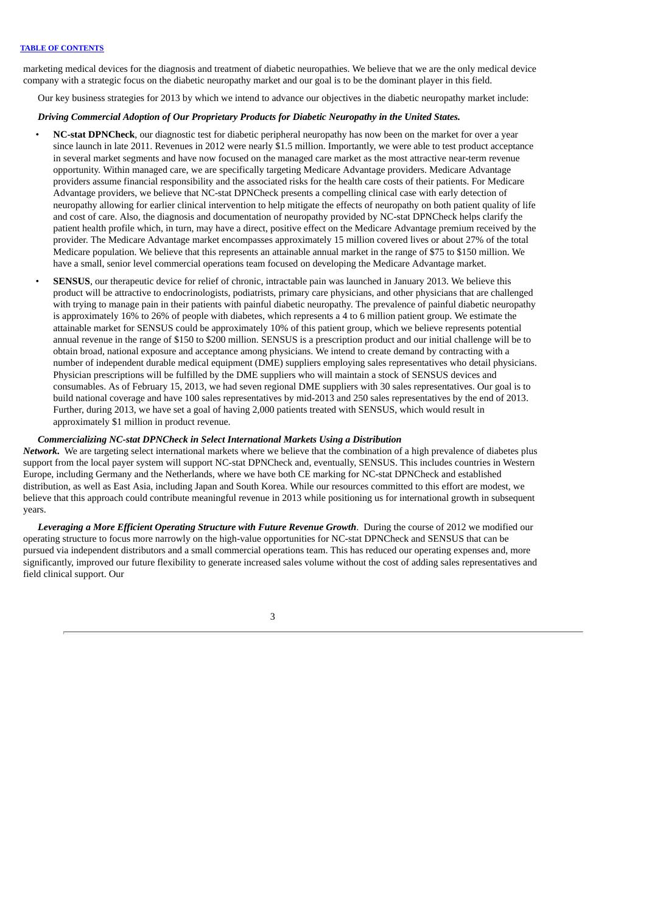marketing medical devices for the diagnosis and treatment of diabetic neuropathies. We believe that we are the only medical device company with a strategic focus on the diabetic neuropathy market and our goal is to be the dominant player in this field.

Our key business strategies for 2013 by which we intend to advance our objectives in the diabetic neuropathy market include:

***Driving Commercial Adoption of Our Proprietary Products for Diabetic Neuropathy in the United States.***

- **NC-stat DPNCheck**, our diagnostic test for diabetic peripheral neuropathy has now been on the market for over a year since launch in late 2011. Revenues in 2012 were nearly $1.5 million. Importantly, we were able to test product acceptance in several market segments and have now focused on the managed care market as the most attractive near-term revenue opportunity. Within managed care, we are specifically targeting Medicare Advantage providers. Medicare Advantage providers assume financial responsibility and the associated risks for the health care costs of their patients. For Medicare Advantage providers, we believe that NC-stat DPNCheck presents a compelling clinical case with early detection of neuropathy allowing for earlier clinical intervention to help mitigate the effects of neuropathy on both patient quality of life and cost of care. Also, the diagnosis and documentation of neuropathy provided by NC-stat DPNCheck helps clarify the patient health profile which, in turn, may have a direct, positive effect on the Medicare Advantage premium received by the provider. The Medicare Advantage market encompasses approximately 15 million covered lives or about 27% of the total Medicare population. We believe that this represents an attainable annual market in the range of $75 to $150 million. We have a small, senior level commercial operations team focused on developing the Medicare Advantage market.
- **SENSUS**, our therapeutic device for relief of chronic, intractable pain was launched in January 2013. We believe this product will be attractive to endocrinologists, podiatrists, primary care physicians, and other physicians that are challenged with trying to manage pain in their patients with painful diabetic neuropathy. The prevalence of painful diabetic neuropathy is approximately 16% to 26% of people with diabetes, which represents a 4 to 6 million patient group. We estimate the attainable market for SENSUS could be approximately 10% of this patient group, which we believe represents potential annual revenue in the range of $150 to $200 million. SENSUS is a prescription product and our initial challenge will be to obtain broad, national exposure and acceptance among physicians. We intend to create demand by contracting with a number of independent durable medical equipment (DME) suppliers employing sales representatives who detail physicians. Physician prescriptions will be fulfilled by the DME suppliers who will maintain a stock of SENSUS devices and consumables. As of February 15, 2013, we had seven regional DME suppliers with 30 sales representatives. Our goal is to build national coverage and have 100 sales representatives by mid-2013 and 250 sales representatives by the end of 2013. Further, during 2013, we have set a goal of having 2,000 patients treated with SENSUS, which would result in approximately $1 million in product revenue.

***Commercializing NC-stat DPNCheck in Select International Markets Using a Distribution Network.*** We are targeting select international markets where we believe that the combination of a high prevalence of diabetes plus support from the local payer system will support NC-stat DPNCheck and, eventually, SENSUS. This includes countries in Western Europe, including Germany and the Netherlands, where we have both CE marking for NC-stat DPNCheck and established distribution, as well as East Asia, including Japan and South Korea. While our resources committed to this effort are modest, we believe that this approach could contribute meaningful revenue in 2013 while positioning us for international growth in subsequent years.

***Leveraging a More Efficient Operating Structure with Future Revenue Growth***. During the course of 2012 we modified our operating structure to focus more narrowly on the high-value opportunities for NC-stat DPNCheck and SENSUS that can be pursued via independent distributors and a small commercial operations team. This has reduced our operating expenses and, more significantly, improved our future flexibility to generate increased sales volume without the cost of adding sales representatives and field clinical support. Our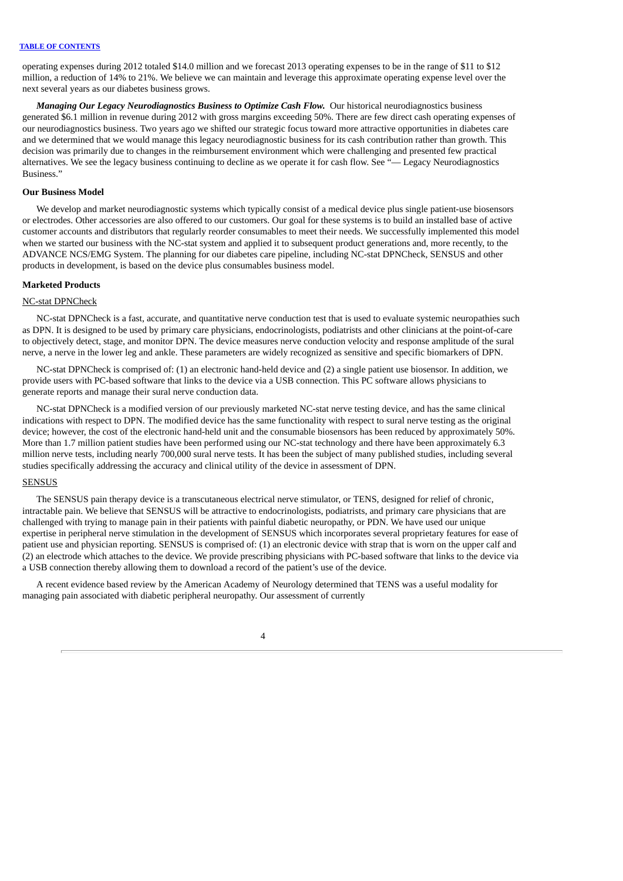operating expenses during 2012 totaled $14.0 million and we forecast 2013 operating expenses to be in the range of $11 to $12 million, a reduction of 14% to 21%. We believe we can maintain and leverage this approximate operating expense level over the next several years as our diabetes business grows.

***Managing Our Legacy Neurodiagnostics Business to Optimize Cash Flow.*** Our historical neurodiagnostics business generated $6.1 million in revenue during 2012 with gross margins exceeding 50%. There are few direct cash operating expenses of our neurodiagnostics business. Two years ago we shifted our strategic focus toward more attractive opportunities in diabetes care and we determined that we would manage this legacy neurodiagnostic business for its cash contribution rather than growth. This decision was primarily due to changes in the reimbursement environment which were challenging and presented few practical alternatives. We see the legacy business continuing to decline as we operate it for cash flow. See "— Legacy Neurodiagnostics Business."

**Our Business Model**

We develop and market neurodiagnostic systems which typically consist of a medical device plus single patient-use biosensors or electrodes. Other accessories are also offered to our customers. Our goal for these systems is to build an installed base of active customer accounts and distributors that regularly reorder consumables to meet their needs. We successfully implemented this model when we started our business with the NC-stat system and applied it to subsequent product generations and, more recently, to the ADVANCE NCS/EMG System. The planning for our diabetes care pipeline, including NC-stat DPNCheck, SENSUS and other products in development, is based on the device plus consumables business model.

**Marketed Products**

NC-stat DPNCheck

NC-stat DPNCheck is a fast, accurate, and quantitative nerve conduction test that is used to evaluate systemic neuropathies such as DPN. It is designed to be used by primary care physicians, endocrinologists, podiatrists and other clinicians at the point-of-care to objectively detect, stage, and monitor DPN. The device measures nerve conduction velocity and response amplitude of the sural nerve, a nerve in the lower leg and ankle. These parameters are widely recognized as sensitive and specific biomarkers of DPN.

NC-stat DPNCheck is comprised of: (1) an electronic hand-held device and (2) a single patient use biosensor. In addition, we provide users with PC-based software that links to the device via a USB connection. This PC software allows physicians to generate reports and manage their sural nerve conduction data.

NC-stat DPNCheck is a modified version of our previously marketed NC-stat nerve testing device, and has the same clinical indications with respect to DPN. The modified device has the same functionality with respect to sural nerve testing as the original device; however, the cost of the electronic hand-held unit and the consumable biosensors has been reduced by approximately 50%. More than 1.7 million patient studies have been performed using our NC-stat technology and there have been approximately 6.3 million nerve tests, including nearly 700,000 sural nerve tests. It has been the subject of many published studies, including several studies specifically addressing the accuracy and clinical utility of the device in assessment of DPN.

SENSUS

The SENSUS pain therapy device is a transcutaneous electrical nerve stimulator, or TENS, designed for relief of chronic, intractable pain. We believe that SENSUS will be attractive to endocrinologists, podiatrists, and primary care physicians that are challenged with trying to manage pain in their patients with painful diabetic neuropathy, or PDN. We have used our unique expertise in peripheral nerve stimulation in the development of SENSUS which incorporates several proprietary features for ease of patient use and physician reporting. SENSUS is comprised of: (1) an electronic device with strap that is worn on the upper calf and (2) an electrode which attaches to the device. We provide prescribing physicians with PC-based software that links to the device via a USB connection thereby allowing them to download a record of the patient's use of the device.

A recent evidence based review by the American Academy of Neurology determined that TENS was a useful modality for managing pain associated with diabetic peripheral neuropathy. Our assessment of currently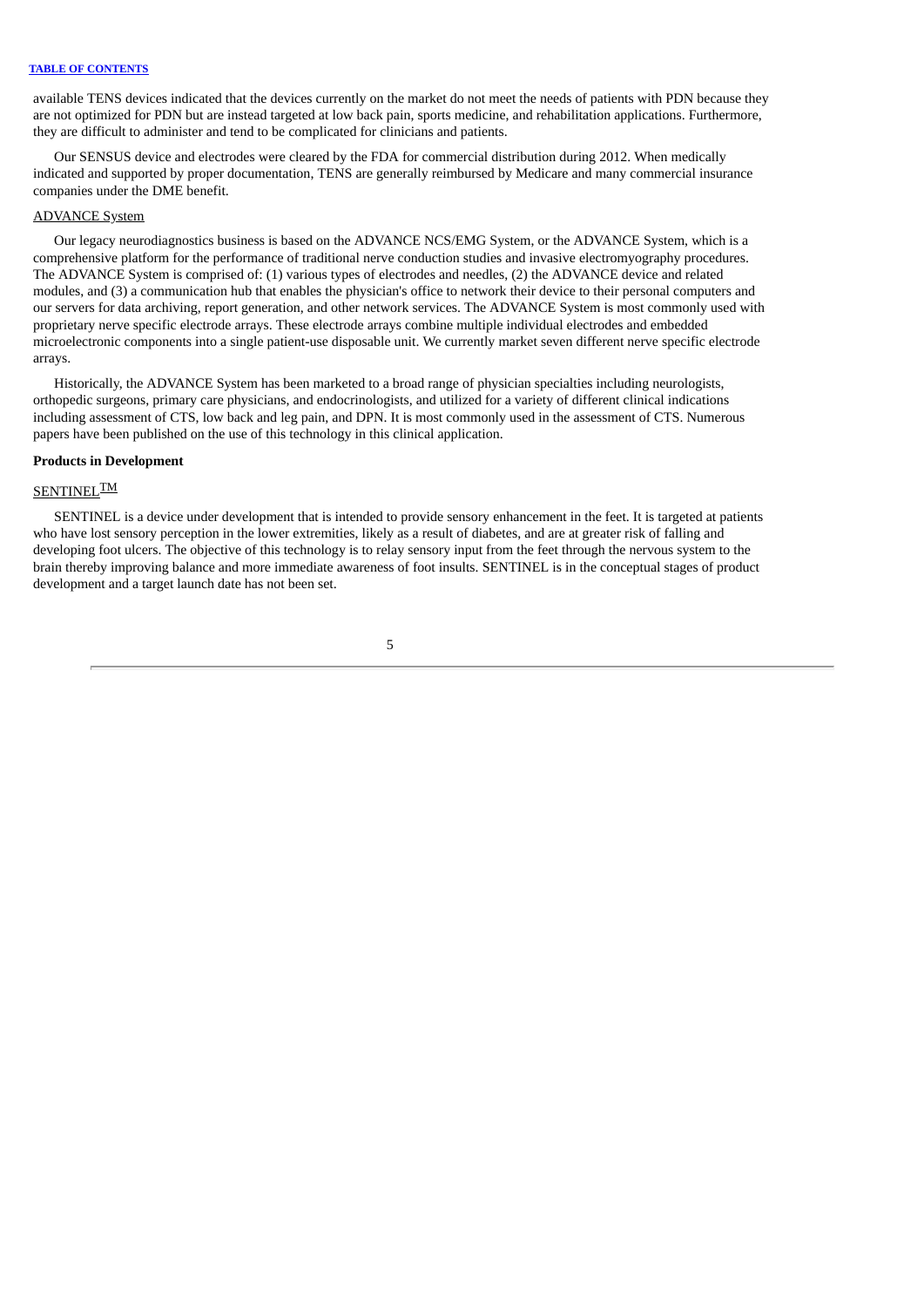available TENS devices indicated that the devices currently on the market do not meet the needs of patients with PDN because they are not optimized for PDN but are instead targeted at low back pain, sports medicine, and rehabilitation applications. Furthermore, they are difficult to administer and tend to be complicated for clinicians and patients.

Our SENSUS device and electrodes were cleared by the FDA for commercial distribution during 2012. When medically indicated and supported by proper documentation, TENS are generally reimbursed by Medicare and many commercial insurance companies under the DME benefit.

ADVANCE System

Our legacy neurodiagnostics business is based on the ADVANCE NCS/EMG System, or the ADVANCE System, which is a comprehensive platform for the performance of traditional nerve conduction studies and invasive electromyography procedures. The ADVANCE System is comprised of: (1) various types of electrodes and needles, (2) the ADVANCE device and related modules, and (3) a communication hub that enables the physician's office to network their device to their personal computers and our servers for data archiving, report generation, and other network services. The ADVANCE System is most commonly used with proprietary nerve specific electrode arrays. These electrode arrays combine multiple individual electrodes and embedded microelectronic components into a single patient-use disposable unit. We currently market seven different nerve specific electrode arrays.

Historically, the ADVANCE System has been marketed to a broad range of physician specialties including neurologists, orthopedic surgeons, primary care physicians, and endocrinologists, and utilized for a variety of different clinical indications including assessment of CTS, low back and leg pain, and DPN. It is most commonly used in the assessment of CTS. Numerous papers have been published on the use of this technology in this clinical application.

**Products in Development**

SENTINEL™

SENTINEL is a device under development that is intended to provide sensory enhancement in the feet. It is targeted at patients who have lost sensory perception in the lower extremities, likely as a result of diabetes, and are at greater risk of falling and developing foot ulcers. The objective of this technology is to relay sensory input from the feet through the nervous system to the brain thereby improving balance and more immediate awareness of foot insults. SENTINEL is in the conceptual stages of product development and a target launch date has not been set.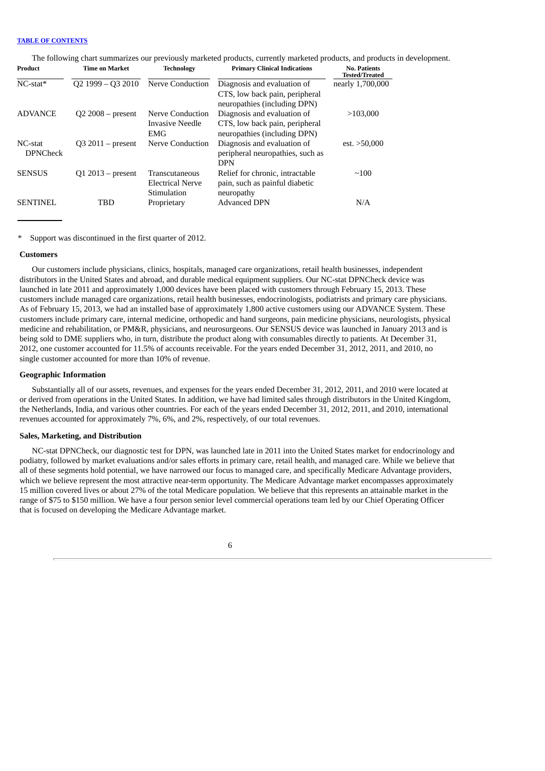The following chart summarizes our previously marketed products, currently marketed products, and products in development.

| Product | Time on Market | Technology | Primary Clinical Indications | No. Patients Tested/Treated |
|---|---|---|---|---|
| NC-stat* | Q2 1999 – Q3 2010 | Nerve Conduction | Diagnosis and evaluation of CTS, low back pain, peripheral neuropathies (including DPN) | nearly 1,700,000 |
| ADVANCE | Q2 2008 – present | Nerve Conduction Invasive Needle EMG | Diagnosis and evaluation of CTS, low back pain, peripheral neuropathies (including DPN) | >103,000 |
| NC-stat DPNCheck | Q3 2011 – present | Nerve Conduction | Diagnosis and evaluation of peripheral neuropathies, such as DPN | est. >50,000 |
| SENSUS | Q1 2013 – present | Transcutaneous Electrical Nerve Stimulation | Relief for chronic, intractable pain, such as painful diabetic neuropathy | ~100 |
| SENTINEL | TBD | Proprietary | Advanced DPN | N/A |

\* Support was discontinued in the first quarter of 2012.

### Customers

Our customers include physicians, clinics, hospitals, managed care organizations, retail health businesses, independent distributors in the United States and abroad, and durable medical equipment suppliers. Our NC-stat DPNCheck device was launched in late 2011 and approximately 1,000 devices have been placed with customers through February 15, 2013. These customers include managed care organizations, retail health businesses, endocrinologists, podiatrists and primary care physicians. As of February 15, 2013, we had an installed base of approximately 1,800 active customers using our ADVANCE System. These customers include primary care, internal medicine, orthopedic and hand surgeons, pain medicine physicians, neurologists, physical medicine and rehabilitation, or PM&R, physicians, and neurosurgeons. Our SENSUS device was launched in January 2013 and is being sold to DME suppliers who, in turn, distribute the product along with consumables directly to patients. At December 31, 2012, one customer accounted for 11.5% of accounts receivable. For the years ended December 31, 2012, 2011, and 2010, no single customer accounted for more than 10% of revenue.

### Geographic Information

Substantially all of our assets, revenues, and expenses for the years ended December 31, 2012, 2011, and 2010 were located at or derived from operations in the United States. In addition, we have had limited sales through distributors in the United Kingdom, the Netherlands, India, and various other countries. For each of the years ended December 31, 2012, 2011, and 2010, international revenues accounted for approximately 7%, 6%, and 2%, respectively, of our total revenues.

### Sales, Marketing, and Distribution

NC-stat DPNCheck, our diagnostic test for DPN, was launched late in 2011 into the United States market for endocrinology and podiatry, followed by market evaluations and/or sales efforts in primary care, retail health, and managed care. While we believe that all of these segments hold potential, we have narrowed our focus to managed care, and specifically Medicare Advantage providers, which we believe represent the most attractive near-term opportunity. The Medicare Advantage market encompasses approximately 15 million covered lives or about 27% of the total Medicare population. We believe that this represents an attainable market in the range of $75 to $150 million. We have a four person senior level commercial operations team led by our Chief Operating Officer that is focused on developing the Medicare Advantage market.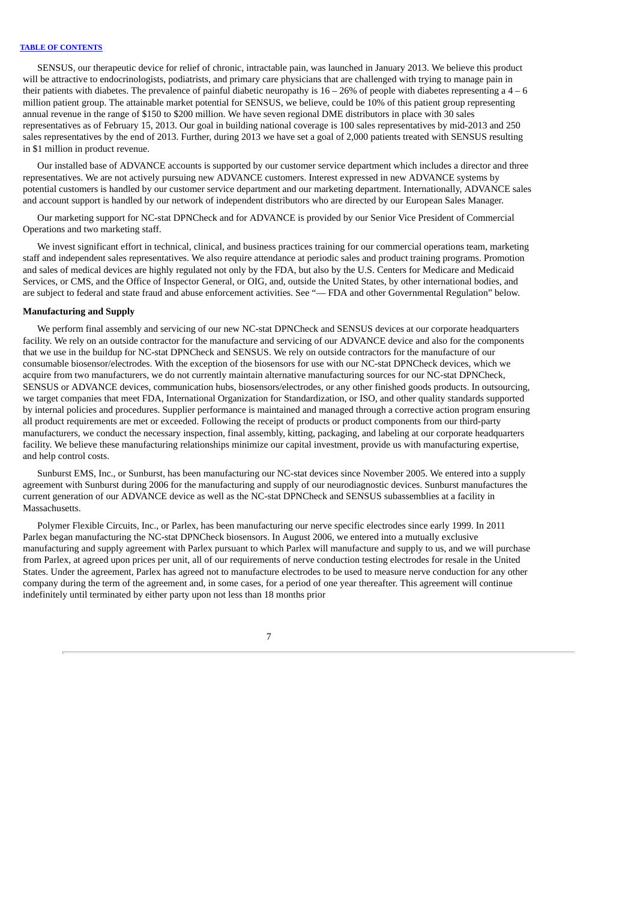SENSUS, our therapeutic device for relief of chronic, intractable pain, was launched in January 2013. We believe this product will be attractive to endocrinologists, podiatrists, and primary care physicians that are challenged with trying to manage pain in their patients with diabetes. The prevalence of painful diabetic neuropathy is 16 – 26% of people with diabetes representing a 4 – 6 million patient group. The attainable market potential for SENSUS, we believe, could be 10% of this patient group representing annual revenue in the range of $150 to $200 million. We have seven regional DME distributors in place with 30 sales representatives as of February 15, 2013. Our goal in building national coverage is 100 sales representatives by mid-2013 and 250 sales representatives by the end of 2013. Further, during 2013 we have set a goal of 2,000 patients treated with SENSUS resulting in $1 million in product revenue.

Our installed base of ADVANCE accounts is supported by our customer service department which includes a director and three representatives. We are not actively pursuing new ADVANCE customers. Interest expressed in new ADVANCE systems by potential customers is handled by our customer service department and our marketing department. Internationally, ADVANCE sales and account support is handled by our network of independent distributors who are directed by our European Sales Manager.

Our marketing support for NC-stat DPNCheck and for ADVANCE is provided by our Senior Vice President of Commercial Operations and two marketing staff.

We invest significant effort in technical, clinical, and business practices training for our commercial operations team, marketing staff and independent sales representatives. We also require attendance at periodic sales and product training programs. Promotion and sales of medical devices are highly regulated not only by the FDA, but also by the U.S. Centers for Medicare and Medicaid Services, or CMS, and the Office of Inspector General, or OIG, and, outside the United States, by other international bodies, and are subject to federal and state fraud and abuse enforcement activities. See "— FDA and other Governmental Regulation" below.

**Manufacturing and Supply**

We perform final assembly and servicing of our new NC-stat DPNCheck and SENSUS devices at our corporate headquarters facility. We rely on an outside contractor for the manufacture and servicing of our ADVANCE device and also for the components that we use in the buildup for NC-stat DPNCheck and SENSUS. We rely on outside contractors for the manufacture of our consumable biosensor/electrodes. With the exception of the biosensors for use with our NC-stat DPNCheck devices, which we acquire from two manufacturers, we do not currently maintain alternative manufacturing sources for our NC-stat DPNCheck, SENSUS or ADVANCE devices, communication hubs, biosensors/electrodes, or any other finished goods products. In outsourcing, we target companies that meet FDA, International Organization for Standardization, or ISO, and other quality standards supported by internal policies and procedures. Supplier performance is maintained and managed through a corrective action program ensuring all product requirements are met or exceeded. Following the receipt of products or product components from our third-party manufacturers, we conduct the necessary inspection, final assembly, kitting, packaging, and labeling at our corporate headquarters facility. We believe these manufacturing relationships minimize our capital investment, provide us with manufacturing expertise, and help control costs.

Sunburst EMS, Inc., or Sunburst, has been manufacturing our NC-stat devices since November 2005. We entered into a supply agreement with Sunburst during 2006 for the manufacturing and supply of our neurodiagnostic devices. Sunburst manufactures the current generation of our ADVANCE device as well as the NC-stat DPNCheck and SENSUS subassemblies at a facility in Massachusetts.

Polymer Flexible Circuits, Inc., or Parlex, has been manufacturing our nerve specific electrodes since early 1999. In 2011 Parlex began manufacturing the NC-stat DPNCheck biosensors. In August 2006, we entered into a mutually exclusive manufacturing and supply agreement with Parlex pursuant to which Parlex will manufacture and supply to us, and we will purchase from Parlex, at agreed upon prices per unit, all of our requirements of nerve conduction testing electrodes for resale in the United States. Under the agreement, Parlex has agreed not to manufacture electrodes to be used to measure nerve conduction for any other company during the term of the agreement and, in some cases, for a period of one year thereafter. This agreement will continue indefinitely until terminated by either party upon not less than 18 months prior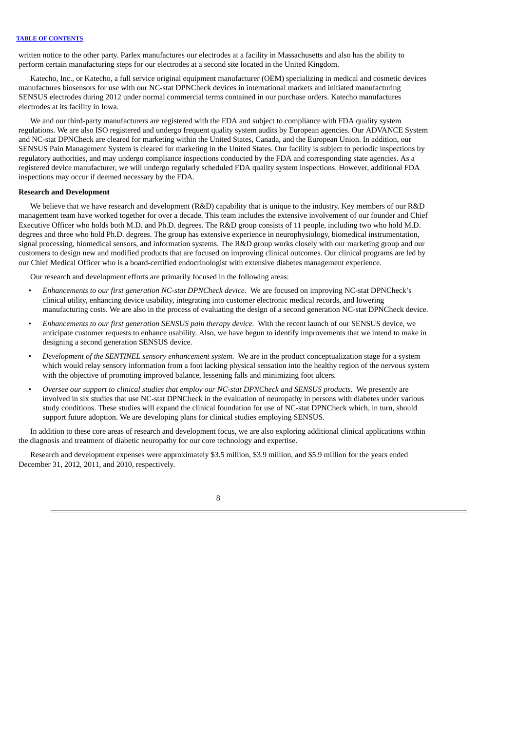written notice to the other party. Parlex manufactures our electrodes at a facility in Massachusetts and also has the ability to perform certain manufacturing steps for our electrodes at a second site located in the United Kingdom.

Katecho, Inc., or Katecho, a full service original equipment manufacturer (OEM) specializing in medical and cosmetic devices manufactures biosensors for use with our NC-stat DPNCheck devices in international markets and initiated manufacturing SENSUS electrodes during 2012 under normal commercial terms contained in our purchase orders. Katecho manufactures electrodes at its facility in Iowa.

We and our third-party manufacturers are registered with the FDA and subject to compliance with FDA quality system regulations. We are also ISO registered and undergo frequent quality system audits by European agencies. Our ADVANCE System and NC-stat DPNCheck are cleared for marketing within the United States, Canada, and the European Union. In addition, our SENSUS Pain Management System is cleared for marketing in the United States. Our facility is subject to periodic inspections by regulatory authorities, and may undergo compliance inspections conducted by the FDA and corresponding state agencies. As a registered device manufacturer, we will undergo regularly scheduled FDA quality system inspections. However, additional FDA inspections may occur if deemed necessary by the FDA.

**Research and Development**

We believe that we have research and development (R&D) capability that is unique to the industry. Key members of our R&D management team have worked together for over a decade. This team includes the extensive involvement of our founder and Chief Executive Officer who holds both M.D. and Ph.D. degrees. The R&D group consists of 11 people, including two who hold M.D. degrees and three who hold Ph.D. degrees. The group has extensive experience in neurophysiology, biomedical instrumentation, signal processing, biomedical sensors, and information systems. The R&D group works closely with our marketing group and our customers to design new and modified products that are focused on improving clinical outcomes. Our clinical programs are led by our Chief Medical Officer who is a board-certified endocrinologist with extensive diabetes management experience.

Our research and development efforts are primarily focused in the following areas:

- *Enhancements to our first generation NC-stat DPNCheck device*. We are focused on improving NC-stat DPNCheck's clinical utility, enhancing device usability, integrating into customer electronic medical records, and lowering manufacturing costs. We are also in the process of evaluating the design of a second generation NC-stat DPNCheck device.
- *Enhancements to our first generation SENSUS pain therapy device.* With the recent launch of our SENSUS device, we anticipate customer requests to enhance usability. Also, we have begun to identify improvements that we intend to make in designing a second generation SENSUS device.
- *Development of the SENTINEL sensory enhancement system*. We are in the product conceptualization stage for a system which would relay sensory information from a foot lacking physical sensation into the healthy region of the nervous system with the objective of promoting improved balance, lessening falls and minimizing foot ulcers.
- *Oversee our support to clinical studies that employ our NC-stat DPNCheck and SENSUS products.* We presently are involved in six studies that use NC-stat DPNCheck in the evaluation of neuropathy in persons with diabetes under various study conditions. These studies will expand the clinical foundation for use of NC-stat DPNCheck which, in turn, should support future adoption. We are developing plans for clinical studies employing SENSUS.

In addition to these core areas of research and development focus, we are also exploring additional clinical applications within the diagnosis and treatment of diabetic neuropathy for our core technology and expertise.

Research and development expenses were approximately $3.5 million, $3.9 million, and $5.9 million for the years ended December 31, 2012, 2011, and 2010, respectively.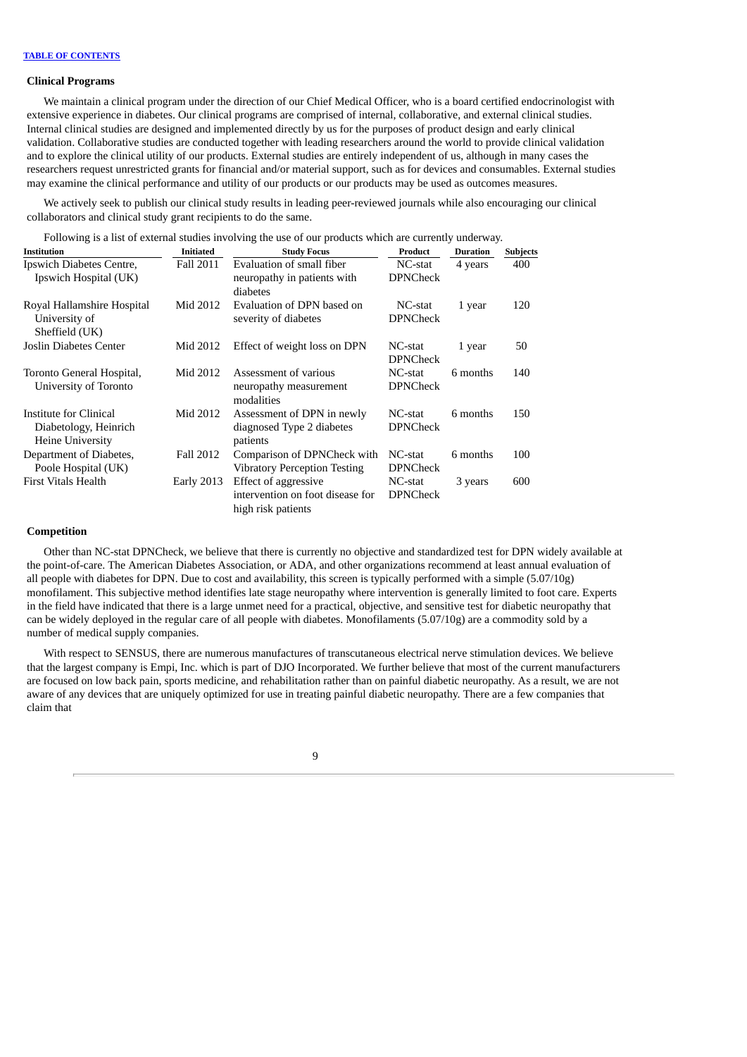### Clinical Programs

We maintain a clinical program under the direction of our Chief Medical Officer, who is a board certified endocrinologist with extensive experience in diabetes. Our clinical programs are comprised of internal, collaborative, and external clinical studies. Internal clinical studies are designed and implemented directly by us for the purposes of product design and early clinical validation. Collaborative studies are conducted together with leading researchers around the world to provide clinical validation and to explore the clinical utility of our products. External studies are entirely independent of us, although in many cases the researchers request unrestricted grants for financial and/or material support, such as for devices and consumables. External studies may examine the clinical performance and utility of our products or our products may be used as outcomes measures.

We actively seek to publish our clinical study results in leading peer-reviewed journals while also encouraging our clinical collaborators and clinical study grant recipients to do the same.

Following is a list of external studies involving the use of our products which are currently underway.

| Institution | Initiated | Study Focus | Product | Duration | Subjects |
|---|---|---|---|---|---|
| Ipswich Diabetes Centre, Ipswich Hospital (UK) | Fall 2011 | Evaluation of small fiber neuropathy in patients with diabetes | NC-stat DPNCheck | 4 years | 400 |
| Royal Hallamshire Hospital University of Sheffield (UK) | Mid 2012 | Evaluation of DPN based on severity of diabetes | NC-stat DPNCheck | 1 year | 120 |
| Joslin Diabetes Center | Mid 2012 | Effect of weight loss on DPN | NC-stat DPNCheck | 1 year | 50 |
| Toronto General Hospital, University of Toronto | Mid 2012 | Assessment of various neuropathy measurement modalities | NC-stat DPNCheck | 6 months | 140 |
| Institute for Clinical Diabetology, Heinrich Heine University | Mid 2012 | Assessment of DPN in newly diagnosed Type 2 diabetes patients | NC-stat DPNCheck | 6 months | 150 |
| Department of Diabetes, Poole Hospital (UK) | Fall 2012 | Comparison of DPNCheck with Vibratory Perception Testing | NC-stat DPNCheck | 6 months | 100 |
| First Vitals Health | Early 2013 | Effect of aggressive intervention on foot disease for high risk patients | NC-stat DPNCheck | 3 years | 600 |

### Competition

Other than NC-stat DPNCheck, we believe that there is currently no objective and standardized test for DPN widely available at the point-of-care. The American Diabetes Association, or ADA, and other organizations recommend at least annual evaluation of all people with diabetes for DPN. Due to cost and availability, this screen is typically performed with a simple (5.07/10g) monofilament. This subjective method identifies late stage neuropathy where intervention is generally limited to foot care. Experts in the field have indicated that there is a large unmet need for a practical, objective, and sensitive test for diabetic neuropathy that can be widely deployed in the regular care of all people with diabetes. Monofilaments (5.07/10g) are a commodity sold by a number of medical supply companies.

With respect to SENSUS, there are numerous manufactures of transcutaneous electrical nerve stimulation devices. We believe that the largest company is Empi, Inc. which is part of DJO Incorporated. We further believe that most of the current manufacturers are focused on low back pain, sports medicine, and rehabilitation rather than on painful diabetic neuropathy. As a result, we are not aware of any devices that are uniquely optimized for use in treating painful diabetic neuropathy. There are a few companies that claim that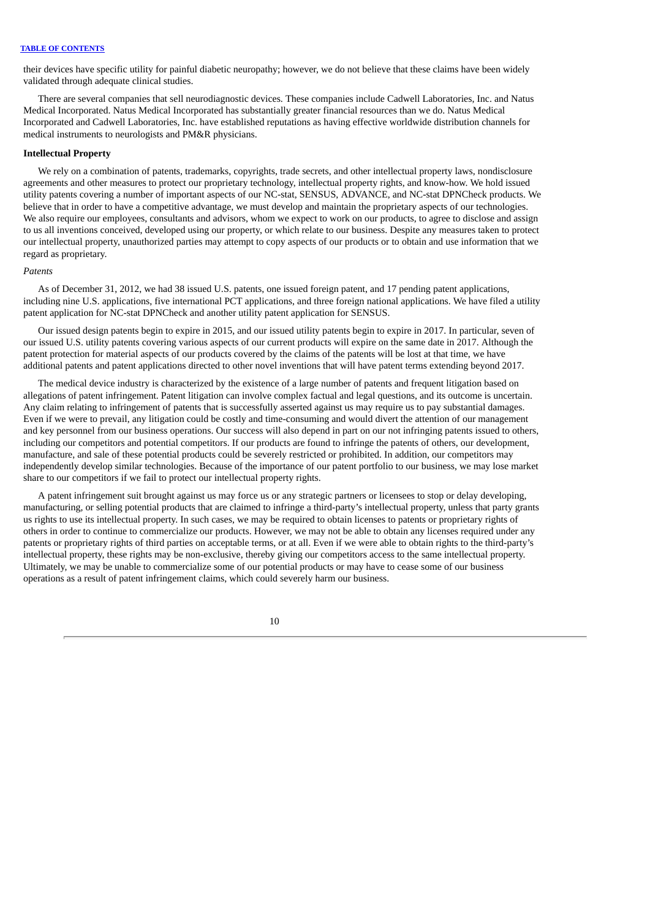their devices have specific utility for painful diabetic neuropathy; however, we do not believe that these claims have been widely validated through adequate clinical studies.

There are several companies that sell neurodiagnostic devices. These companies include Cadwell Laboratories, Inc. and Natus Medical Incorporated. Natus Medical Incorporated has substantially greater financial resources than we do. Natus Medical Incorporated and Cadwell Laboratories, Inc. have established reputations as having effective worldwide distribution channels for medical instruments to neurologists and PM&R physicians.

**Intellectual Property**

We rely on a combination of patents, trademarks, copyrights, trade secrets, and other intellectual property laws, nondisclosure agreements and other measures to protect our proprietary technology, intellectual property rights, and know-how. We hold issued utility patents covering a number of important aspects of our NC-stat, SENSUS, ADVANCE, and NC-stat DPNCheck products. We believe that in order to have a competitive advantage, we must develop and maintain the proprietary aspects of our technologies. We also require our employees, consultants and advisors, whom we expect to work on our products, to agree to disclose and assign to us all inventions conceived, developed using our property, or which relate to our business. Despite any measures taken to protect our intellectual property, unauthorized parties may attempt to copy aspects of our products or to obtain and use information that we regard as proprietary.

*Patents*

As of December 31, 2012, we had 38 issued U.S. patents, one issued foreign patent, and 17 pending patent applications, including nine U.S. applications, five international PCT applications, and three foreign national applications. We have filed a utility patent application for NC-stat DPNCheck and another utility patent application for SENSUS.

Our issued design patents begin to expire in 2015, and our issued utility patents begin to expire in 2017. In particular, seven of our issued U.S. utility patents covering various aspects of our current products will expire on the same date in 2017. Although the patent protection for material aspects of our products covered by the claims of the patents will be lost at that time, we have additional patents and patent applications directed to other novel inventions that will have patent terms extending beyond 2017.

The medical device industry is characterized by the existence of a large number of patents and frequent litigation based on allegations of patent infringement. Patent litigation can involve complex factual and legal questions, and its outcome is uncertain. Any claim relating to infringement of patents that is successfully asserted against us may require us to pay substantial damages. Even if we were to prevail, any litigation could be costly and time-consuming and would divert the attention of our management and key personnel from our business operations. Our success will also depend in part on our not infringing patents issued to others, including our competitors and potential competitors. If our products are found to infringe the patents of others, our development, manufacture, and sale of these potential products could be severely restricted or prohibited. In addition, our competitors may independently develop similar technologies. Because of the importance of our patent portfolio to our business, we may lose market share to our competitors if we fail to protect our intellectual property rights.

A patent infringement suit brought against us may force us or any strategic partners or licensees to stop or delay developing, manufacturing, or selling potential products that are claimed to infringe a third-party's intellectual property, unless that party grants us rights to use its intellectual property. In such cases, we may be required to obtain licenses to patents or proprietary rights of others in order to continue to commercialize our products. However, we may not be able to obtain any licenses required under any patents or proprietary rights of third parties on acceptable terms, or at all. Even if we were able to obtain rights to the third-party's intellectual property, these rights may be non-exclusive, thereby giving our competitors access to the same intellectual property. Ultimately, we may be unable to commercialize some of our potential products or may have to cease some of our business operations as a result of patent infringement claims, which could severely harm our business.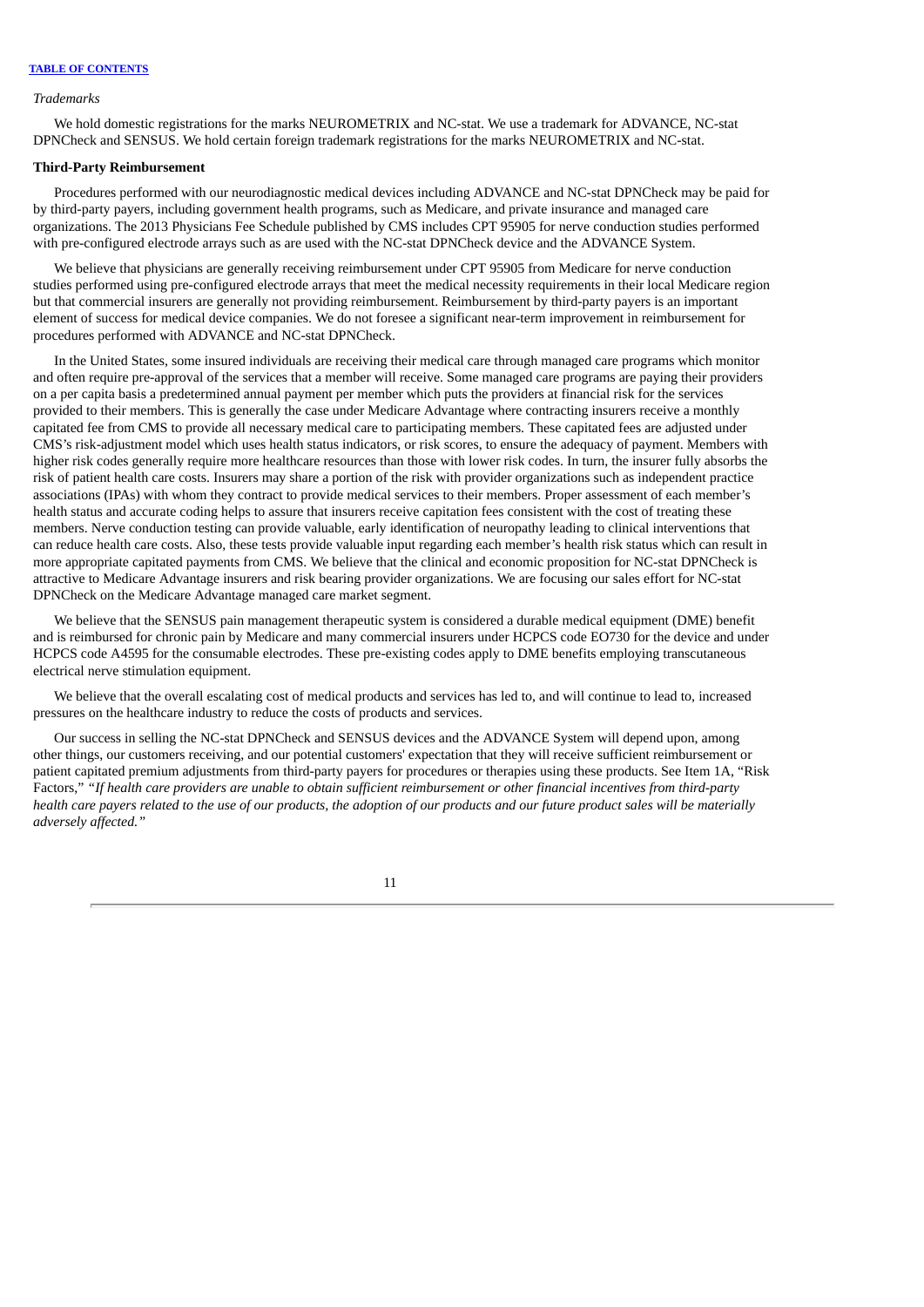*Trademarks*

We hold domestic registrations for the marks NEUROMETRIX and NC-stat. We use a trademark for ADVANCE, NC-stat DPNCheck and SENSUS. We hold certain foreign trademark registrations for the marks NEUROMETRIX and NC-stat.

**Third-Party Reimbursement**

Procedures performed with our neurodiagnostic medical devices including ADVANCE and NC-stat DPNCheck may be paid for by third-party payers, including government health programs, such as Medicare, and private insurance and managed care organizations. The 2013 Physicians Fee Schedule published by CMS includes CPT 95905 for nerve conduction studies performed with pre-configured electrode arrays such as are used with the NC-stat DPNCheck device and the ADVANCE System.

We believe that physicians are generally receiving reimbursement under CPT 95905 from Medicare for nerve conduction studies performed using pre-configured electrode arrays that meet the medical necessity requirements in their local Medicare region but that commercial insurers are generally not providing reimbursement. Reimbursement by third-party payers is an important element of success for medical device companies. We do not foresee a significant near-term improvement in reimbursement for procedures performed with ADVANCE and NC-stat DPNCheck.

In the United States, some insured individuals are receiving their medical care through managed care programs which monitor and often require pre-approval of the services that a member will receive. Some managed care programs are paying their providers on a per capita basis a predetermined annual payment per member which puts the providers at financial risk for the services provided to their members. This is generally the case under Medicare Advantage where contracting insurers receive a monthly capitated fee from CMS to provide all necessary medical care to participating members. These capitated fees are adjusted under CMS's risk-adjustment model which uses health status indicators, or risk scores, to ensure the adequacy of payment. Members with higher risk codes generally require more healthcare resources than those with lower risk codes. In turn, the insurer fully absorbs the risk of patient health care costs. Insurers may share a portion of the risk with provider organizations such as independent practice associations (IPAs) with whom they contract to provide medical services to their members. Proper assessment of each member's health status and accurate coding helps to assure that insurers receive capitation fees consistent with the cost of treating these members. Nerve conduction testing can provide valuable, early identification of neuropathy leading to clinical interventions that can reduce health care costs. Also, these tests provide valuable input regarding each member's health risk status which can result in more appropriate capitated payments from CMS. We believe that the clinical and economic proposition for NC-stat DPNCheck is attractive to Medicare Advantage insurers and risk bearing provider organizations. We are focusing our sales effort for NC-stat DPNCheck on the Medicare Advantage managed care market segment.

We believe that the SENSUS pain management therapeutic system is considered a durable medical equipment (DME) benefit and is reimbursed for chronic pain by Medicare and many commercial insurers under HCPCS code EO730 for the device and under HCPCS code A4595 for the consumable electrodes. These pre-existing codes apply to DME benefits employing transcutaneous electrical nerve stimulation equipment.

We believe that the overall escalating cost of medical products and services has led to, and will continue to lead to, increased pressures on the healthcare industry to reduce the costs of products and services.

Our success in selling the NC-stat DPNCheck and SENSUS devices and the ADVANCE System will depend upon, among other things, our customers receiving, and our potential customers' expectation that they will receive sufficient reimbursement or patient capitated premium adjustments from third-party payers for procedures or therapies using these products. See Item 1A, "Risk Factors," *"If health care providers are unable to obtain sufficient reimbursement or other financial incentives from third-party health care payers related to the use of our products, the adoption of our products and our future product sales will be materially adversely affected."*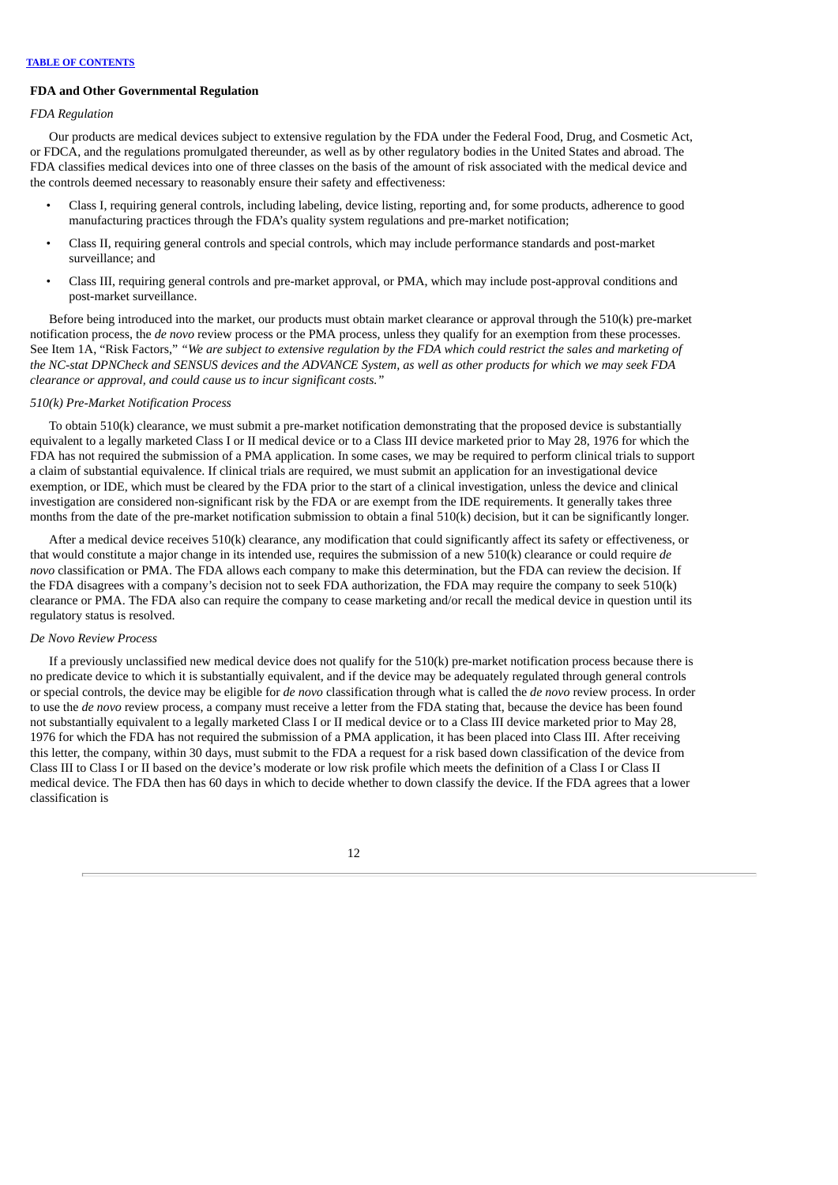### FDA and Other Governmental Regulation

*FDA Regulation*

Our products are medical devices subject to extensive regulation by the FDA under the Federal Food, Drug, and Cosmetic Act, or FDCA, and the regulations promulgated thereunder, as well as by other regulatory bodies in the United States and abroad. The FDA classifies medical devices into one of three classes on the basis of the amount of risk associated with the medical device and the controls deemed necessary to reasonably ensure their safety and effectiveness:

- Class I, requiring general controls, including labeling, device listing, reporting and, for some products, adherence to good manufacturing practices through the FDA's quality system regulations and pre-market notification;
- Class II, requiring general controls and special controls, which may include performance standards and post-market surveillance; and
- Class III, requiring general controls and pre-market approval, or PMA, which may include post-approval conditions and post-market surveillance.

Before being introduced into the market, our products must obtain market clearance or approval through the 510(k) pre-market notification process, the *de novo* review process or the PMA process, unless they qualify for an exemption from these processes. See Item 1A, "Risk Factors," *"We are subject to extensive regulation by the FDA which could restrict the sales and marketing of the NC-stat DPNCheck and SENSUS devices and the ADVANCE System, as well as other products for which we may seek FDA clearance or approval, and could cause us to incur significant costs."*

*510(k) Pre-Market Notification Process*

To obtain 510(k) clearance, we must submit a pre-market notification demonstrating that the proposed device is substantially equivalent to a legally marketed Class I or II medical device or to a Class III device marketed prior to May 28, 1976 for which the FDA has not required the submission of a PMA application. In some cases, we may be required to perform clinical trials to support a claim of substantial equivalence. If clinical trials are required, we must submit an application for an investigational device exemption, or IDE, which must be cleared by the FDA prior to the start of a clinical investigation, unless the device and clinical investigation are considered non-significant risk by the FDA or are exempt from the IDE requirements. It generally takes three months from the date of the pre-market notification submission to obtain a final 510(k) decision, but it can be significantly longer.

After a medical device receives 510(k) clearance, any modification that could significantly affect its safety or effectiveness, or that would constitute a major change in its intended use, requires the submission of a new 510(k) clearance or could require *de novo* classification or PMA. The FDA allows each company to make this determination, but the FDA can review the decision. If the FDA disagrees with a company's decision not to seek FDA authorization, the FDA may require the company to seek 510(k) clearance or PMA. The FDA also can require the company to cease marketing and/or recall the medical device in question until its regulatory status is resolved.

*De Novo Review Process*

If a previously unclassified new medical device does not qualify for the 510(k) pre-market notification process because there is no predicate device to which it is substantially equivalent, and if the device may be adequately regulated through general controls or special controls, the device may be eligible for *de novo* classification through what is called the *de novo* review process. In order to use the *de novo* review process, a company must receive a letter from the FDA stating that, because the device has been found not substantially equivalent to a legally marketed Class I or II medical device or to a Class III device marketed prior to May 28, 1976 for which the FDA has not required the submission of a PMA application, it has been placed into Class III. After receiving this letter, the company, within 30 days, must submit to the FDA a request for a risk based down classification of the device from Class III to Class I or II based on the device's moderate or low risk profile which meets the definition of a Class I or Class II medical device. The FDA then has 60 days in which to decide whether to down classify the device. If the FDA agrees that a lower classification is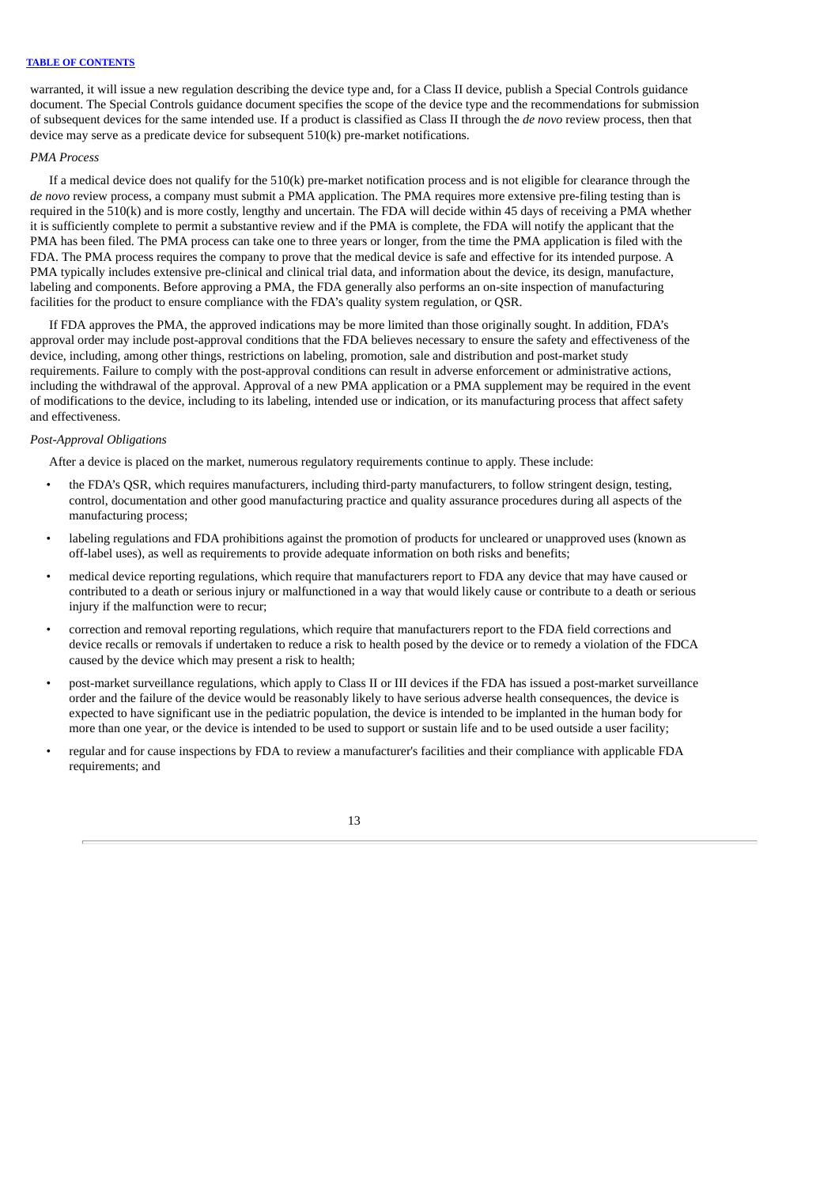warranted, it will issue a new regulation describing the device type and, for a Class II device, publish a Special Controls guidance document. The Special Controls guidance document specifies the scope of the device type and the recommendations for submission of subsequent devices for the same intended use. If a product is classified as Class II through the *de novo* review process, then that device may serve as a predicate device for subsequent 510(k) pre-market notifications.

*PMA Process*

If a medical device does not qualify for the 510(k) pre-market notification process and is not eligible for clearance through the *de novo* review process, a company must submit a PMA application. The PMA requires more extensive pre-filing testing than is required in the 510(k) and is more costly, lengthy and uncertain. The FDA will decide within 45 days of receiving a PMA whether it is sufficiently complete to permit a substantive review and if the PMA is complete, the FDA will notify the applicant that the PMA has been filed. The PMA process can take one to three years or longer, from the time the PMA application is filed with the FDA. The PMA process requires the company to prove that the medical device is safe and effective for its intended purpose. A PMA typically includes extensive pre-clinical and clinical trial data, and information about the device, its design, manufacture, labeling and components. Before approving a PMA, the FDA generally also performs an on-site inspection of manufacturing facilities for the product to ensure compliance with the FDA's quality system regulation, or QSR.

If FDA approves the PMA, the approved indications may be more limited than those originally sought. In addition, FDA's approval order may include post-approval conditions that the FDA believes necessary to ensure the safety and effectiveness of the device, including, among other things, restrictions on labeling, promotion, sale and distribution and post-market study requirements. Failure to comply with the post-approval conditions can result in adverse enforcement or administrative actions, including the withdrawal of the approval. Approval of a new PMA application or a PMA supplement may be required in the event of modifications to the device, including to its labeling, intended use or indication, or its manufacturing process that affect safety and effectiveness.

*Post-Approval Obligations*

After a device is placed on the market, numerous regulatory requirements continue to apply. These include:

- the FDA's QSR, which requires manufacturers, including third-party manufacturers, to follow stringent design, testing, control, documentation and other good manufacturing practice and quality assurance procedures during all aspects of the manufacturing process;
- labeling regulations and FDA prohibitions against the promotion of products for uncleared or unapproved uses (known as off-label uses), as well as requirements to provide adequate information on both risks and benefits;
- medical device reporting regulations, which require that manufacturers report to FDA any device that may have caused or contributed to a death or serious injury or malfunctioned in a way that would likely cause or contribute to a death or serious injury if the malfunction were to recur;
- correction and removal reporting regulations, which require that manufacturers report to the FDA field corrections and device recalls or removals if undertaken to reduce a risk to health posed by the device or to remedy a violation of the FDCA caused by the device which may present a risk to health;
- post-market surveillance regulations, which apply to Class II or III devices if the FDA has issued a post-market surveillance order and the failure of the device would be reasonably likely to have serious adverse health consequences, the device is expected to have significant use in the pediatric population, the device is intended to be implanted in the human body for more than one year, or the device is intended to be used to support or sustain life and to be used outside a user facility;
- regular and for cause inspections by FDA to review a manufacturer's facilities and their compliance with applicable FDA requirements; and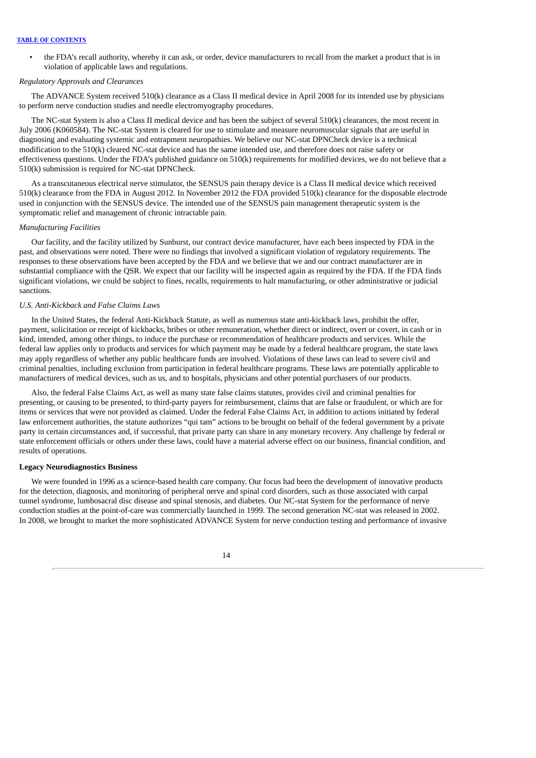- the FDA's recall authority, whereby it can ask, or order, device manufacturers to recall from the market a product that is in violation of applicable laws and regulations.

*Regulatory Approvals and Clearances*

The ADVANCE System received 510(k) clearance as a Class II medical device in April 2008 for its intended use by physicians to perform nerve conduction studies and needle electromyography procedures.

The NC-stat System is also a Class II medical device and has been the subject of several 510(k) clearances, the most recent in July 2006 (K060584). The NC-stat System is cleared for use to stimulate and measure neuromuscular signals that are useful in diagnosing and evaluating systemic and entrapment neuropathies. We believe our NC-stat DPNCheck device is a technical modification to the 510(k) cleared NC-stat device and has the same intended use, and therefore does not raise safety or effectiveness questions. Under the FDA's published guidance on 510(k) requirements for modified devices, we do not believe that a 510(k) submission is required for NC-stat DPNCheck.

As a transcutaneous electrical nerve stimulator, the SENSUS pain therapy device is a Class II medical device which received 510(k) clearance from the FDA in August 2012. In November 2012 the FDA provided 510(k) clearance for the disposable electrode used in conjunction with the SENSUS device. The intended use of the SENSUS pain management therapeutic system is the symptomatic relief and management of chronic intractable pain.

*Manufacturing Facilities*

Our facility, and the facility utilized by Sunburst, our contract device manufacturer, have each been inspected by FDA in the past, and observations were noted. There were no findings that involved a significant violation of regulatory requirements. The responses to these observations have been accepted by the FDA and we believe that we and our contract manufacturer are in substantial compliance with the QSR. We expect that our facility will be inspected again as required by the FDA. If the FDA finds significant violations, we could be subject to fines, recalls, requirements to halt manufacturing, or other administrative or judicial sanctions.

*U.S. Anti-Kickback and False Claims Laws*

In the United States, the federal Anti-Kickback Statute, as well as numerous state anti-kickback laws, prohibit the offer, payment, solicitation or receipt of kickbacks, bribes or other remuneration, whether direct or indirect, overt or covert, in cash or in kind, intended, among other things, to induce the purchase or recommendation of healthcare products and services. While the federal law applies only to products and services for which payment may be made by a federal healthcare program, the state laws may apply regardless of whether any public healthcare funds are involved. Violations of these laws can lead to severe civil and criminal penalties, including exclusion from participation in federal healthcare programs. These laws are potentially applicable to manufacturers of medical devices, such as us, and to hospitals, physicians and other potential purchasers of our products.

Also, the federal False Claims Act, as well as many state false claims statutes, provides civil and criminal penalties for presenting, or causing to be presented, to third-party payers for reimbursement, claims that are false or fraudulent, or which are for items or services that were not provided as claimed. Under the federal False Claims Act, in addition to actions initiated by federal law enforcement authorities, the statute authorizes "qui tam" actions to be brought on behalf of the federal government by a private party in certain circumstances and, if successful, that private party can share in any monetary recovery. Any challenge by federal or state enforcement officials or others under these laws, could have a material adverse effect on our business, financial condition, and results of operations.

**Legacy Neurodiagnostics Business**

We were founded in 1996 as a science-based health care company. Our focus had been the development of innovative products for the detection, diagnosis, and monitoring of peripheral nerve and spinal cord disorders, such as those associated with carpal tunnel syndrome, lumbosacral disc disease and spinal stenosis, and diabetes. Our NC-stat System for the performance of nerve conduction studies at the point-of-care was commercially launched in 1999. The second generation NC-stat was released in 2002. In 2008, we brought to market the more sophisticated ADVANCE System for nerve conduction testing and performance of invasive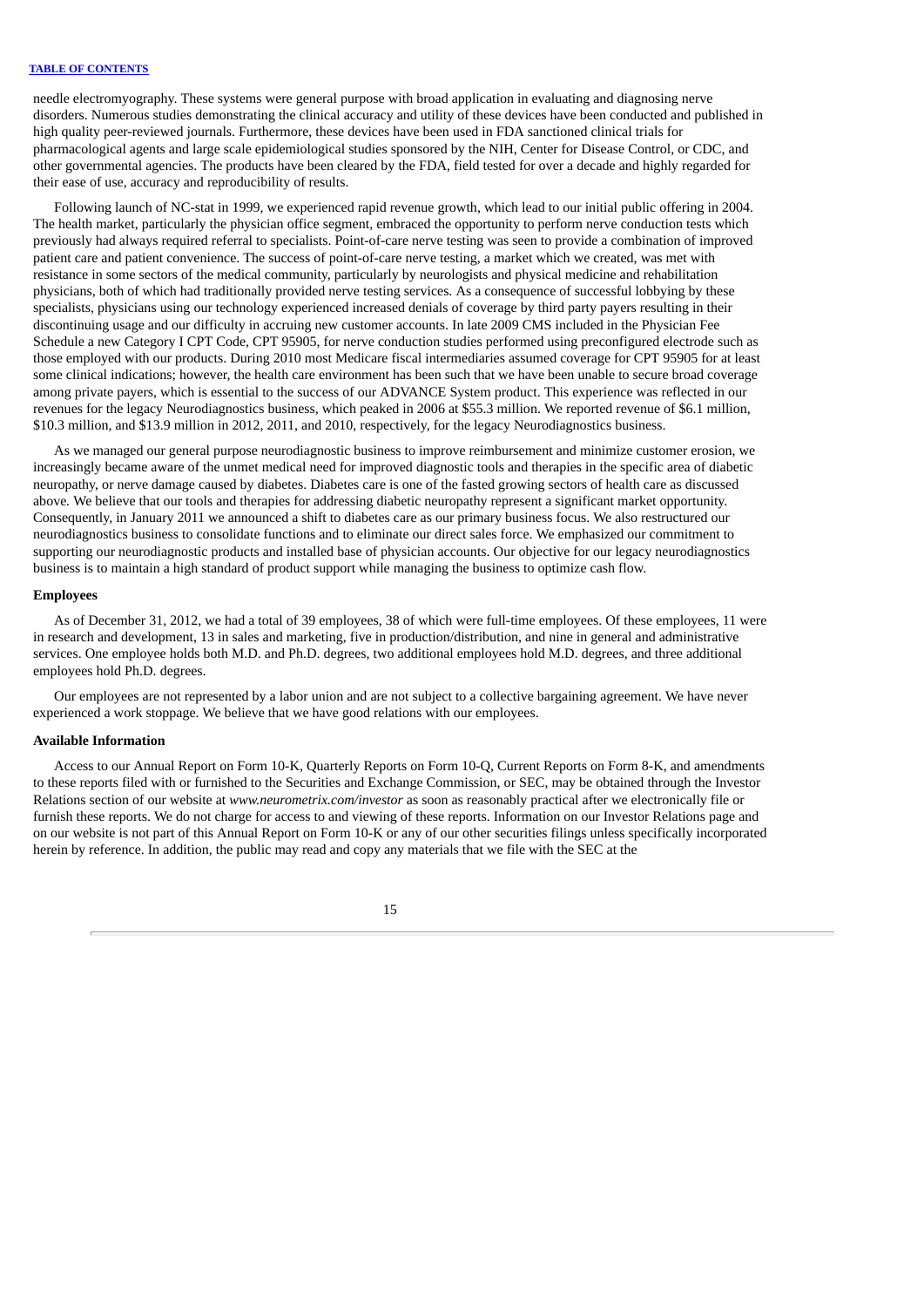needle electromyography. These systems were general purpose with broad application in evaluating and diagnosing nerve disorders. Numerous studies demonstrating the clinical accuracy and utility of these devices have been conducted and published in high quality peer-reviewed journals. Furthermore, these devices have been used in FDA sanctioned clinical trials for pharmacological agents and large scale epidemiological studies sponsored by the NIH, Center for Disease Control, or CDC, and other governmental agencies. The products have been cleared by the FDA, field tested for over a decade and highly regarded for their ease of use, accuracy and reproducibility of results.

Following launch of NC-stat in 1999, we experienced rapid revenue growth, which lead to our initial public offering in 2004. The health market, particularly the physician office segment, embraced the opportunity to perform nerve conduction tests which previously had always required referral to specialists. Point-of-care nerve testing was seen to provide a combination of improved patient care and patient convenience. The success of point-of-care nerve testing, a market which we created, was met with resistance in some sectors of the medical community, particularly by neurologists and physical medicine and rehabilitation physicians, both of which had traditionally provided nerve testing services. As a consequence of successful lobbying by these specialists, physicians using our technology experienced increased denials of coverage by third party payers resulting in their discontinuing usage and our difficulty in accruing new customer accounts. In late 2009 CMS included in the Physician Fee Schedule a new Category I CPT Code, CPT 95905, for nerve conduction studies performed using preconfigured electrode such as those employed with our products. During 2010 most Medicare fiscal intermediaries assumed coverage for CPT 95905 for at least some clinical indications; however, the health care environment has been such that we have been unable to secure broad coverage among private payers, which is essential to the success of our ADVANCE System product. This experience was reflected in our revenues for the legacy Neurodiagnostics business, which peaked in 2006 at $55.3 million. We reported revenue of $6.1 million, $10.3 million, and $13.9 million in 2012, 2011, and 2010, respectively, for the legacy Neurodiagnostics business.

As we managed our general purpose neurodiagnostic business to improve reimbursement and minimize customer erosion, we increasingly became aware of the unmet medical need for improved diagnostic tools and therapies in the specific area of diabetic neuropathy, or nerve damage caused by diabetes. Diabetes care is one of the fasted growing sectors of health care as discussed above. We believe that our tools and therapies for addressing diabetic neuropathy represent a significant market opportunity. Consequently, in January 2011 we announced a shift to diabetes care as our primary business focus. We also restructured our neurodiagnostics business to consolidate functions and to eliminate our direct sales force. We emphasized our commitment to supporting our neurodiagnostic products and installed base of physician accounts. Our objective for our legacy neurodiagnostics business is to maintain a high standard of product support while managing the business to optimize cash flow.

**Employees**

As of December 31, 2012, we had a total of 39 employees, 38 of which were full-time employees. Of these employees, 11 were in research and development, 13 in sales and marketing, five in production/distribution, and nine in general and administrative services. One employee holds both M.D. and Ph.D. degrees, two additional employees hold M.D. degrees, and three additional employees hold Ph.D. degrees.

Our employees are not represented by a labor union and are not subject to a collective bargaining agreement. We have never experienced a work stoppage. We believe that we have good relations with our employees.

**Available Information**

Access to our Annual Report on Form 10-K, Quarterly Reports on Form 10-Q, Current Reports on Form 8-K, and amendments to these reports filed with or furnished to the Securities and Exchange Commission, or SEC, may be obtained through the Investor Relations section of our website at *www.neurometrix.com/investor* as soon as reasonably practical after we electronically file or furnish these reports. We do not charge for access to and viewing of these reports. Information on our Investor Relations page and on our website is not part of this Annual Report on Form 10-K or any of our other securities filings unless specifically incorporated herein by reference. In addition, the public may read and copy any materials that we file with the SEC at the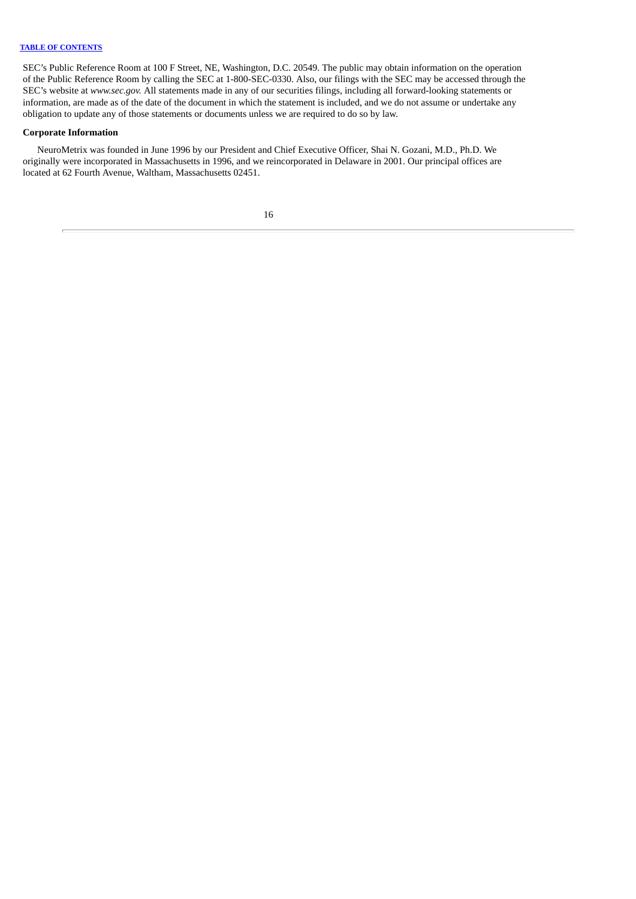SEC's Public Reference Room at 100 F Street, NE, Washington, D.C. 20549. The public may obtain information on the operation of the Public Reference Room by calling the SEC at 1-800-SEC-0330. Also, our filings with the SEC may be accessed through the SEC's website at *www.sec.gov.* All statements made in any of our securities filings, including all forward-looking statements or information, are made as of the date of the document in which the statement is included, and we do not assume or undertake any obligation to update any of those statements or documents unless we are required to do so by law.

**Corporate Information**

NeuroMetrix was founded in June 1996 by our President and Chief Executive Officer, Shai N. Gozani, M.D., Ph.D. We originally were incorporated in Massachusetts in 1996, and we reincorporated in Delaware in 2001. Our principal offices are located at 62 Fourth Avenue, Waltham, Massachusetts 02451.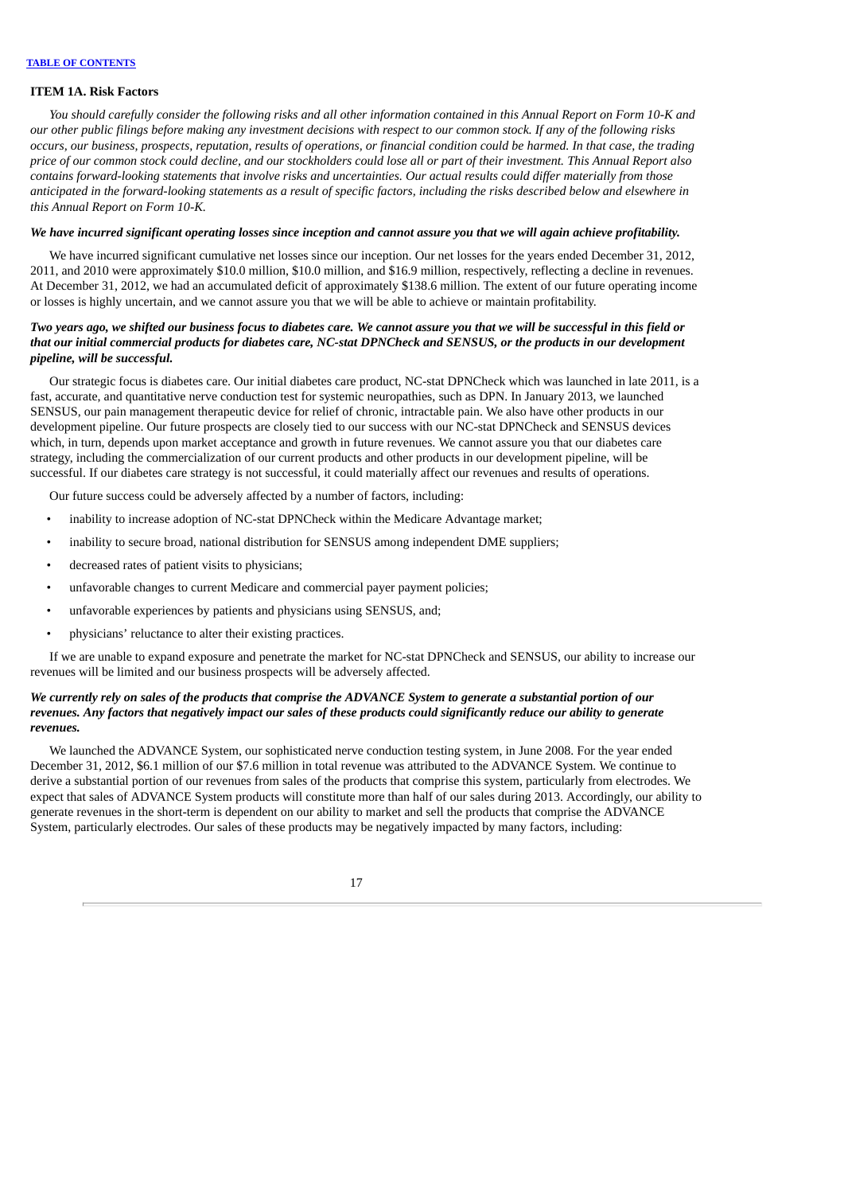## ITEM 1A. Risk Factors

*You should carefully consider the following risks and all other information contained in this Annual Report on Form 10-K and our other public filings before making any investment decisions with respect to our common stock. If any of the following risks occurs, our business, prospects, reputation, results of operations, or financial condition could be harmed. In that case, the trading price of our common stock could decline, and our stockholders could lose all or part of their investment. This Annual Report also contains forward-looking statements that involve risks and uncertainties. Our actual results could differ materially from those anticipated in the forward-looking statements as a result of specific factors, including the risks described below and elsewhere in this Annual Report on Form 10-K.*

***We have incurred significant operating losses since inception and cannot assure you that we will again achieve profitability.***

We have incurred significant cumulative net losses since our inception. Our net losses for the years ended December 31, 2012, 2011, and 2010 were approximately $10.0 million, $10.0 million, and $16.9 million, respectively, reflecting a decline in revenues. At December 31, 2012, we had an accumulated deficit of approximately $138.6 million. The extent of our future operating income or losses is highly uncertain, and we cannot assure you that we will be able to achieve or maintain profitability.

***Two years ago, we shifted our business focus to diabetes care. We cannot assure you that we will be successful in this field or that our initial commercial products for diabetes care, NC-stat DPNCheck and SENSUS, or the products in our development pipeline, will be successful.***

Our strategic focus is diabetes care. Our initial diabetes care product, NC-stat DPNCheck which was launched in late 2011, is a fast, accurate, and quantitative nerve conduction test for systemic neuropathies, such as DPN. In January 2013, we launched SENSUS, our pain management therapeutic device for relief of chronic, intractable pain. We also have other products in our development pipeline. Our future prospects are closely tied to our success with our NC-stat DPNCheck and SENSUS devices which, in turn, depends upon market acceptance and growth in future revenues. We cannot assure you that our diabetes care strategy, including the commercialization of our current products and other products in our development pipeline, will be successful. If our diabetes care strategy is not successful, it could materially affect our revenues and results of operations.

Our future success could be adversely affected by a number of factors, including:

- inability to increase adoption of NC-stat DPNCheck within the Medicare Advantage market;
- inability to secure broad, national distribution for SENSUS among independent DME suppliers;
- decreased rates of patient visits to physicians;
- unfavorable changes to current Medicare and commercial payer payment policies;
- unfavorable experiences by patients and physicians using SENSUS, and;
- physicians' reluctance to alter their existing practices.

If we are unable to expand exposure and penetrate the market for NC-stat DPNCheck and SENSUS, our ability to increase our revenues will be limited and our business prospects will be adversely affected.

***We currently rely on sales of the products that comprise the ADVANCE System to generate a substantial portion of our revenues. Any factors that negatively impact our sales of these products could significantly reduce our ability to generate revenues.***

We launched the ADVANCE System, our sophisticated nerve conduction testing system, in June 2008. For the year ended December 31, 2012, $6.1 million of our $7.6 million in total revenue was attributed to the ADVANCE System. We continue to derive a substantial portion of our revenues from sales of the products that comprise this system, particularly from electrodes. We expect that sales of ADVANCE System products will constitute more than half of our sales during 2013. Accordingly, our ability to generate revenues in the short-term is dependent on our ability to market and sell the products that comprise the ADVANCE System, particularly electrodes. Our sales of these products may be negatively impacted by many factors, including: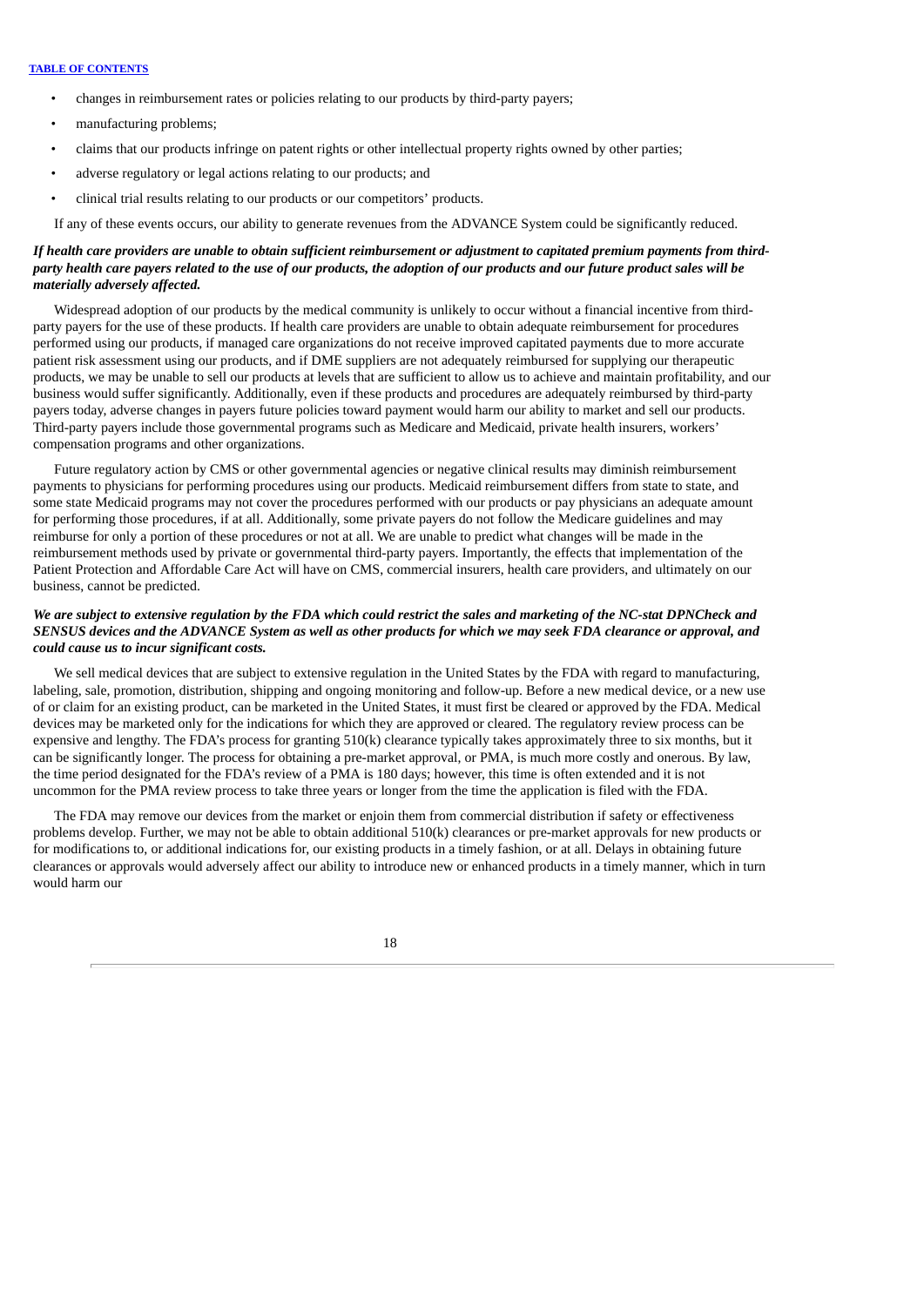- changes in reimbursement rates or policies relating to our products by third-party payers;
- manufacturing problems;
- claims that our products infringe on patent rights or other intellectual property rights owned by other parties;
- adverse regulatory or legal actions relating to our products; and
- clinical trial results relating to our products or our competitors' products.

If any of these events occurs, our ability to generate revenues from the ADVANCE System could be significantly reduced.

***If health care providers are unable to obtain sufficient reimbursement or adjustment to capitated premium payments from third-party health care payers related to the use of our products, the adoption of our products and our future product sales will be materially adversely affected.***

Widespread adoption of our products by the medical community is unlikely to occur without a financial incentive from third-party payers for the use of these products. If health care providers are unable to obtain adequate reimbursement for procedures performed using our products, if managed care organizations do not receive improved capitated payments due to more accurate patient risk assessment using our products, and if DME suppliers are not adequately reimbursed for supplying our therapeutic products, we may be unable to sell our products at levels that are sufficient to allow us to achieve and maintain profitability, and our business would suffer significantly. Additionally, even if these products and procedures are adequately reimbursed by third-party payers today, adverse changes in payers future policies toward payment would harm our ability to market and sell our products. Third-party payers include those governmental programs such as Medicare and Medicaid, private health insurers, workers' compensation programs and other organizations.

Future regulatory action by CMS or other governmental agencies or negative clinical results may diminish reimbursement payments to physicians for performing procedures using our products. Medicaid reimbursement differs from state to state, and some state Medicaid programs may not cover the procedures performed with our products or pay physicians an adequate amount for performing those procedures, if at all. Additionally, some private payers do not follow the Medicare guidelines and may reimburse for only a portion of these procedures or not at all. We are unable to predict what changes will be made in the reimbursement methods used by private or governmental third-party payers. Importantly, the effects that implementation of the Patient Protection and Affordable Care Act will have on CMS, commercial insurers, health care providers, and ultimately on our business, cannot be predicted.

***We are subject to extensive regulation by the FDA which could restrict the sales and marketing of the NC-stat DPNCheck and SENSUS devices and the ADVANCE System as well as other products for which we may seek FDA clearance or approval, and could cause us to incur significant costs.***

We sell medical devices that are subject to extensive regulation in the United States by the FDA with regard to manufacturing, labeling, sale, promotion, distribution, shipping and ongoing monitoring and follow-up. Before a new medical device, or a new use of or claim for an existing product, can be marketed in the United States, it must first be cleared or approved by the FDA. Medical devices may be marketed only for the indications for which they are approved or cleared. The regulatory review process can be expensive and lengthy. The FDA's process for granting 510(k) clearance typically takes approximately three to six months, but it can be significantly longer. The process for obtaining a pre-market approval, or PMA, is much more costly and onerous. By law, the time period designated for the FDA's review of a PMA is 180 days; however, this time is often extended and it is not uncommon for the PMA review process to take three years or longer from the time the application is filed with the FDA.

The FDA may remove our devices from the market or enjoin them from commercial distribution if safety or effectiveness problems develop. Further, we may not be able to obtain additional 510(k) clearances or pre-market approvals for new products or for modifications to, or additional indications for, our existing products in a timely fashion, or at all. Delays in obtaining future clearances or approvals would adversely affect our ability to introduce new or enhanced products in a timely manner, which in turn would harm our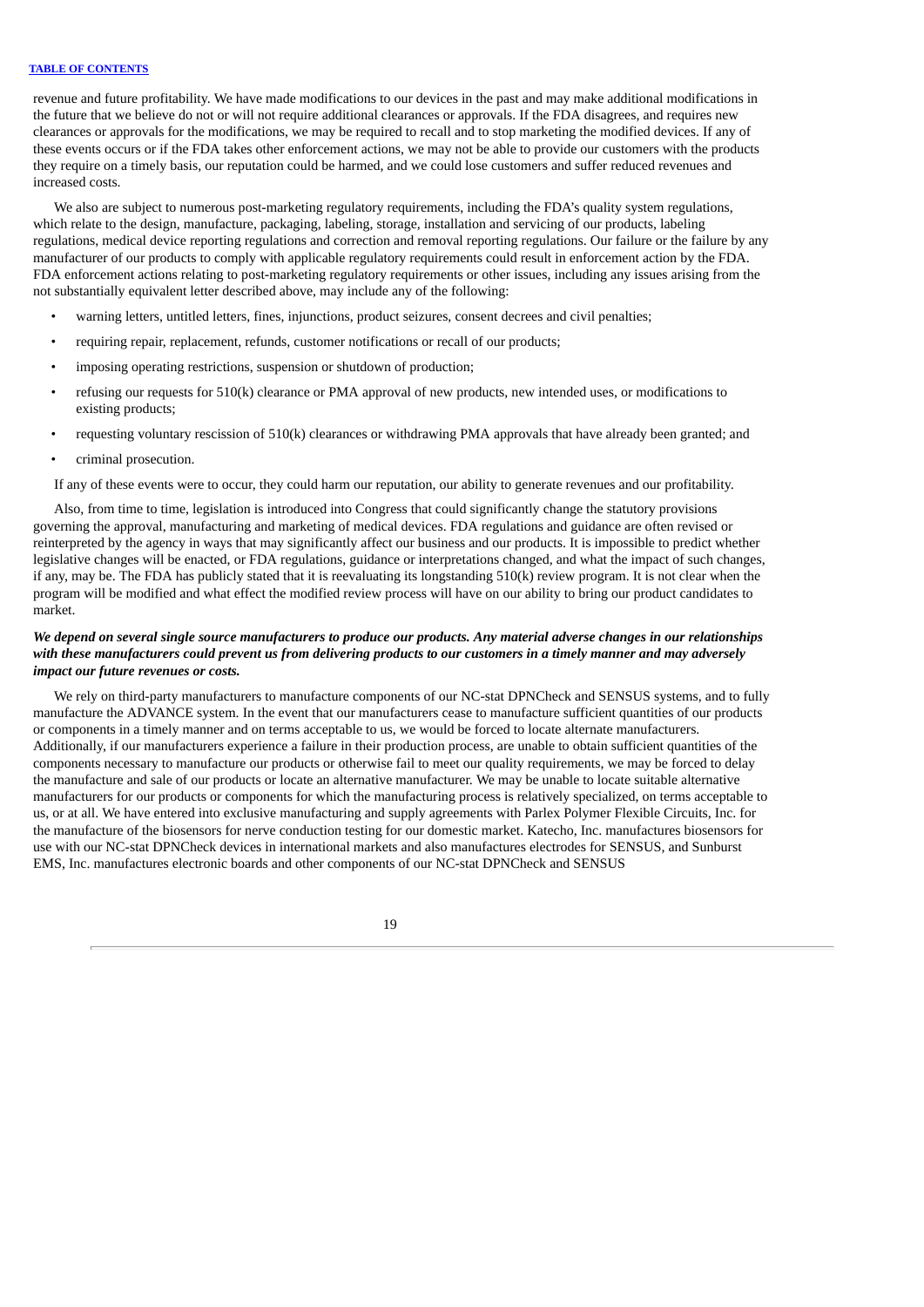revenue and future profitability. We have made modifications to our devices in the past and may make additional modifications in the future that we believe do not or will not require additional clearances or approvals. If the FDA disagrees, and requires new clearances or approvals for the modifications, we may be required to recall and to stop marketing the modified devices. If any of these events occurs or if the FDA takes other enforcement actions, we may not be able to provide our customers with the products they require on a timely basis, our reputation could be harmed, and we could lose customers and suffer reduced revenues and increased costs.

We also are subject to numerous post-marketing regulatory requirements, including the FDA's quality system regulations, which relate to the design, manufacture, packaging, labeling, storage, installation and servicing of our products, labeling regulations, medical device reporting regulations and correction and removal reporting regulations. Our failure or the failure by any manufacturer of our products to comply with applicable regulatory requirements could result in enforcement action by the FDA. FDA enforcement actions relating to post-marketing regulatory requirements or other issues, including any issues arising from the not substantially equivalent letter described above, may include any of the following:

- warning letters, untitled letters, fines, injunctions, product seizures, consent decrees and civil penalties;
- requiring repair, replacement, refunds, customer notifications or recall of our products;
- imposing operating restrictions, suspension or shutdown of production;
- refusing our requests for 510(k) clearance or PMA approval of new products, new intended uses, or modifications to existing products;
- requesting voluntary rescission of 510(k) clearances or withdrawing PMA approvals that have already been granted; and
- criminal prosecution.

If any of these events were to occur, they could harm our reputation, our ability to generate revenues and our profitability.

Also, from time to time, legislation is introduced into Congress that could significantly change the statutory provisions governing the approval, manufacturing and marketing of medical devices. FDA regulations and guidance are often revised or reinterpreted by the agency in ways that may significantly affect our business and our products. It is impossible to predict whether legislative changes will be enacted, or FDA regulations, guidance or interpretations changed, and what the impact of such changes, if any, may be. The FDA has publicly stated that it is reevaluating its longstanding 510(k) review program. It is not clear when the program will be modified and what effect the modified review process will have on our ability to bring our product candidates to market.

***We depend on several single source manufacturers to produce our products. Any material adverse changes in our relationships with these manufacturers could prevent us from delivering products to our customers in a timely manner and may adversely impact our future revenues or costs.***

We rely on third-party manufacturers to manufacture components of our NC-stat DPNCheck and SENSUS systems, and to fully manufacture the ADVANCE system. In the event that our manufacturers cease to manufacture sufficient quantities of our products or components in a timely manner and on terms acceptable to us, we would be forced to locate alternate manufacturers. Additionally, if our manufacturers experience a failure in their production process, are unable to obtain sufficient quantities of the components necessary to manufacture our products or otherwise fail to meet our quality requirements, we may be forced to delay the manufacture and sale of our products or locate an alternative manufacturer. We may be unable to locate suitable alternative manufacturers for our products or components for which the manufacturing process is relatively specialized, on terms acceptable to us, or at all. We have entered into exclusive manufacturing and supply agreements with Parlex Polymer Flexible Circuits, Inc. for the manufacture of the biosensors for nerve conduction testing for our domestic market. Katecho, Inc. manufactures biosensors for use with our NC-stat DPNCheck devices in international markets and also manufactures electrodes for SENSUS, and Sunburst EMS, Inc. manufactures electronic boards and other components of our NC-stat DPNCheck and SENSUS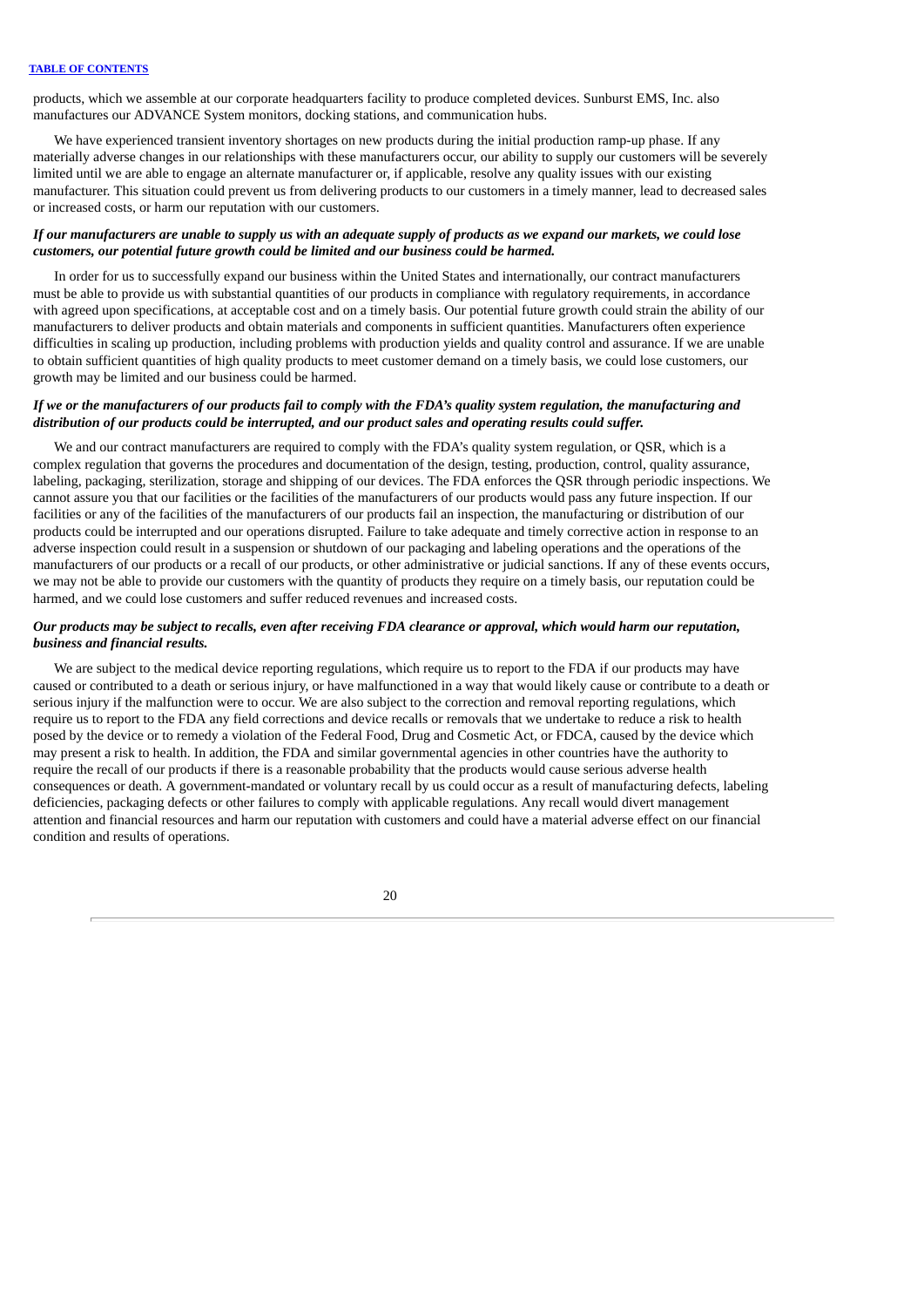products, which we assemble at our corporate headquarters facility to produce completed devices. Sunburst EMS, Inc. also manufactures our ADVANCE System monitors, docking stations, and communication hubs.

We have experienced transient inventory shortages on new products during the initial production ramp-up phase. If any materially adverse changes in our relationships with these manufacturers occur, our ability to supply our customers will be severely limited until we are able to engage an alternate manufacturer or, if applicable, resolve any quality issues with our existing manufacturer. This situation could prevent us from delivering products to our customers in a timely manner, lead to decreased sales or increased costs, or harm our reputation with our customers.

***If our manufacturers are unable to supply us with an adequate supply of products as we expand our markets, we could lose customers, our potential future growth could be limited and our business could be harmed.***

In order for us to successfully expand our business within the United States and internationally, our contract manufacturers must be able to provide us with substantial quantities of our products in compliance with regulatory requirements, in accordance with agreed upon specifications, at acceptable cost and on a timely basis. Our potential future growth could strain the ability of our manufacturers to deliver products and obtain materials and components in sufficient quantities. Manufacturers often experience difficulties in scaling up production, including problems with production yields and quality control and assurance. If we are unable to obtain sufficient quantities of high quality products to meet customer demand on a timely basis, we could lose customers, our growth may be limited and our business could be harmed.

***If we or the manufacturers of our products fail to comply with the FDA's quality system regulation, the manufacturing and distribution of our products could be interrupted, and our product sales and operating results could suffer.***

We and our contract manufacturers are required to comply with the FDA's quality system regulation, or QSR, which is a complex regulation that governs the procedures and documentation of the design, testing, production, control, quality assurance, labeling, packaging, sterilization, storage and shipping of our devices. The FDA enforces the QSR through periodic inspections. We cannot assure you that our facilities or the facilities of the manufacturers of our products would pass any future inspection. If our facilities or any of the facilities of the manufacturers of our products fail an inspection, the manufacturing or distribution of our products could be interrupted and our operations disrupted. Failure to take adequate and timely corrective action in response to an adverse inspection could result in a suspension or shutdown of our packaging and labeling operations and the operations of the manufacturers of our products or a recall of our products, or other administrative or judicial sanctions. If any of these events occurs, we may not be able to provide our customers with the quantity of products they require on a timely basis, our reputation could be harmed, and we could lose customers and suffer reduced revenues and increased costs.

***Our products may be subject to recalls, even after receiving FDA clearance or approval, which would harm our reputation, business and financial results.***

We are subject to the medical device reporting regulations, which require us to report to the FDA if our products may have caused or contributed to a death or serious injury, or have malfunctioned in a way that would likely cause or contribute to a death or serious injury if the malfunction were to occur. We are also subject to the correction and removal reporting regulations, which require us to report to the FDA any field corrections and device recalls or removals that we undertake to reduce a risk to health posed by the device or to remedy a violation of the Federal Food, Drug and Cosmetic Act, or FDCA, caused by the device which may present a risk to health. In addition, the FDA and similar governmental agencies in other countries have the authority to require the recall of our products if there is a reasonable probability that the products would cause serious adverse health consequences or death. A government-mandated or voluntary recall by us could occur as a result of manufacturing defects, labeling deficiencies, packaging defects or other failures to comply with applicable regulations. Any recall would divert management attention and financial resources and harm our reputation with customers and could have a material adverse effect on our financial condition and results of operations.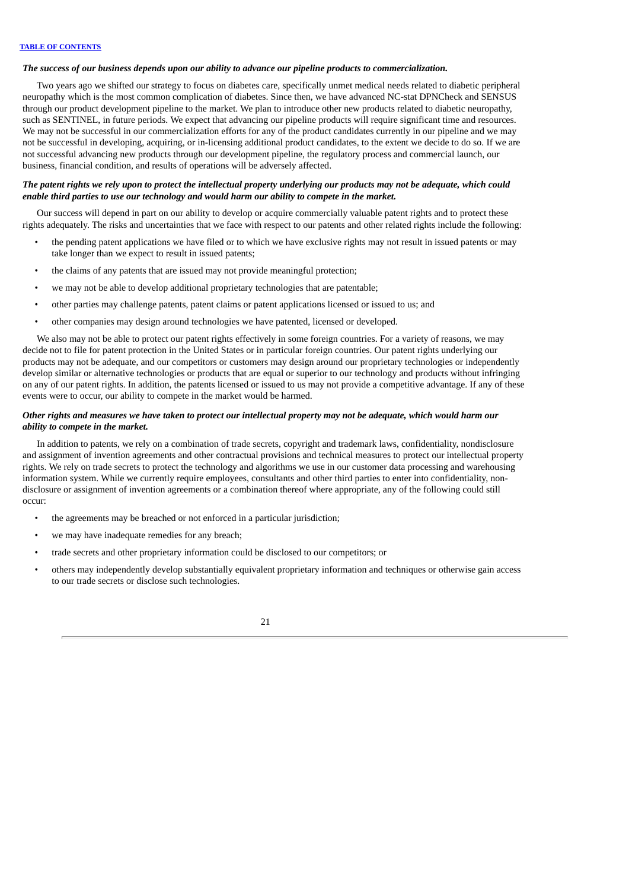***The success of our business depends upon our ability to advance our pipeline products to commercialization.***

Two years ago we shifted our strategy to focus on diabetes care, specifically unmet medical needs related to diabetic peripheral neuropathy which is the most common complication of diabetes. Since then, we have advanced NC-stat DPNCheck and SENSUS through our product development pipeline to the market. We plan to introduce other new products related to diabetic neuropathy, such as SENTINEL, in future periods. We expect that advancing our pipeline products will require significant time and resources. We may not be successful in our commercialization efforts for any of the product candidates currently in our pipeline and we may not be successful in developing, acquiring, or in-licensing additional product candidates, to the extent we decide to do so. If we are not successful advancing new products through our development pipeline, the regulatory process and commercial launch, our business, financial condition, and results of operations will be adversely affected.

***The patent rights we rely upon to protect the intellectual property underlying our products may not be adequate, which could enable third parties to use our technology and would harm our ability to compete in the market.***

Our success will depend in part on our ability to develop or acquire commercially valuable patent rights and to protect these rights adequately. The risks and uncertainties that we face with respect to our patents and other related rights include the following:

- the pending patent applications we have filed or to which we have exclusive rights may not result in issued patents or may take longer than we expect to result in issued patents;
- the claims of any patents that are issued may not provide meaningful protection;
- we may not be able to develop additional proprietary technologies that are patentable;
- other parties may challenge patents, patent claims or patent applications licensed or issued to us; and
- other companies may design around technologies we have patented, licensed or developed.

We also may not be able to protect our patent rights effectively in some foreign countries. For a variety of reasons, we may decide not to file for patent protection in the United States or in particular foreign countries. Our patent rights underlying our products may not be adequate, and our competitors or customers may design around our proprietary technologies or independently develop similar or alternative technologies or products that are equal or superior to our technology and products without infringing on any of our patent rights. In addition, the patents licensed or issued to us may not provide a competitive advantage. If any of these events were to occur, our ability to compete in the market would be harmed.

***Other rights and measures we have taken to protect our intellectual property may not be adequate, which would harm our ability to compete in the market.***

In addition to patents, we rely on a combination of trade secrets, copyright and trademark laws, confidentiality, nondisclosure and assignment of invention agreements and other contractual provisions and technical measures to protect our intellectual property rights. We rely on trade secrets to protect the technology and algorithms we use in our customer data processing and warehousing information system. While we currently require employees, consultants and other third parties to enter into confidentiality, non-disclosure or assignment of invention agreements or a combination thereof where appropriate, any of the following could still occur:

- the agreements may be breached or not enforced in a particular jurisdiction;
- we may have inadequate remedies for any breach;
- trade secrets and other proprietary information could be disclosed to our competitors; or
- others may independently develop substantially equivalent proprietary information and techniques or otherwise gain access to our trade secrets or disclose such technologies.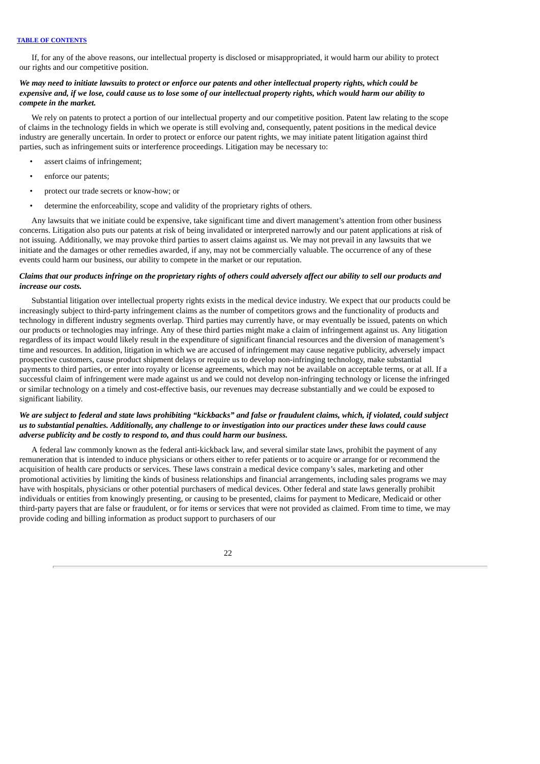If, for any of the above reasons, our intellectual property is disclosed or misappropriated, it would harm our ability to protect our rights and our competitive position.

***We may need to initiate lawsuits to protect or enforce our patents and other intellectual property rights, which could be expensive and, if we lose, could cause us to lose some of our intellectual property rights, which would harm our ability to compete in the market.***

We rely on patents to protect a portion of our intellectual property and our competitive position. Patent law relating to the scope of claims in the technology fields in which we operate is still evolving and, consequently, patent positions in the medical device industry are generally uncertain. In order to protect or enforce our patent rights, we may initiate patent litigation against third parties, such as infringement suits or interference proceedings. Litigation may be necessary to:

- assert claims of infringement;
- enforce our patents;
- protect our trade secrets or know-how; or
- determine the enforceability, scope and validity of the proprietary rights of others.

Any lawsuits that we initiate could be expensive, take significant time and divert management's attention from other business concerns. Litigation also puts our patents at risk of being invalidated or interpreted narrowly and our patent applications at risk of not issuing. Additionally, we may provoke third parties to assert claims against us. We may not prevail in any lawsuits that we initiate and the damages or other remedies awarded, if any, may not be commercially valuable. The occurrence of any of these events could harm our business, our ability to compete in the market or our reputation.

***Claims that our products infringe on the proprietary rights of others could adversely affect our ability to sell our products and increase our costs.***

Substantial litigation over intellectual property rights exists in the medical device industry. We expect that our products could be increasingly subject to third-party infringement claims as the number of competitors grows and the functionality of products and technology in different industry segments overlap. Third parties may currently have, or may eventually be issued, patents on which our products or technologies may infringe. Any of these third parties might make a claim of infringement against us. Any litigation regardless of its impact would likely result in the expenditure of significant financial resources and the diversion of management's time and resources. In addition, litigation in which we are accused of infringement may cause negative publicity, adversely impact prospective customers, cause product shipment delays or require us to develop non-infringing technology, make substantial payments to third parties, or enter into royalty or license agreements, which may not be available on acceptable terms, or at all. If a successful claim of infringement were made against us and we could not develop non-infringing technology or license the infringed or similar technology on a timely and cost-effective basis, our revenues may decrease substantially and we could be exposed to significant liability.

***We are subject to federal and state laws prohibiting "kickbacks" and false or fraudulent claims, which, if violated, could subject us to substantial penalties. Additionally, any challenge to or investigation into our practices under these laws could cause adverse publicity and be costly to respond to, and thus could harm our business.***

A federal law commonly known as the federal anti-kickback law, and several similar state laws, prohibit the payment of any remuneration that is intended to induce physicians or others either to refer patients or to acquire or arrange for or recommend the acquisition of health care products or services. These laws constrain a medical device company's sales, marketing and other promotional activities by limiting the kinds of business relationships and financial arrangements, including sales programs we may have with hospitals, physicians or other potential purchasers of medical devices. Other federal and state laws generally prohibit individuals or entities from knowingly presenting, or causing to be presented, claims for payment to Medicare, Medicaid or other third-party payers that are false or fraudulent, or for items or services that were not provided as claimed. From time to time, we may provide coding and billing information as product support to purchasers of our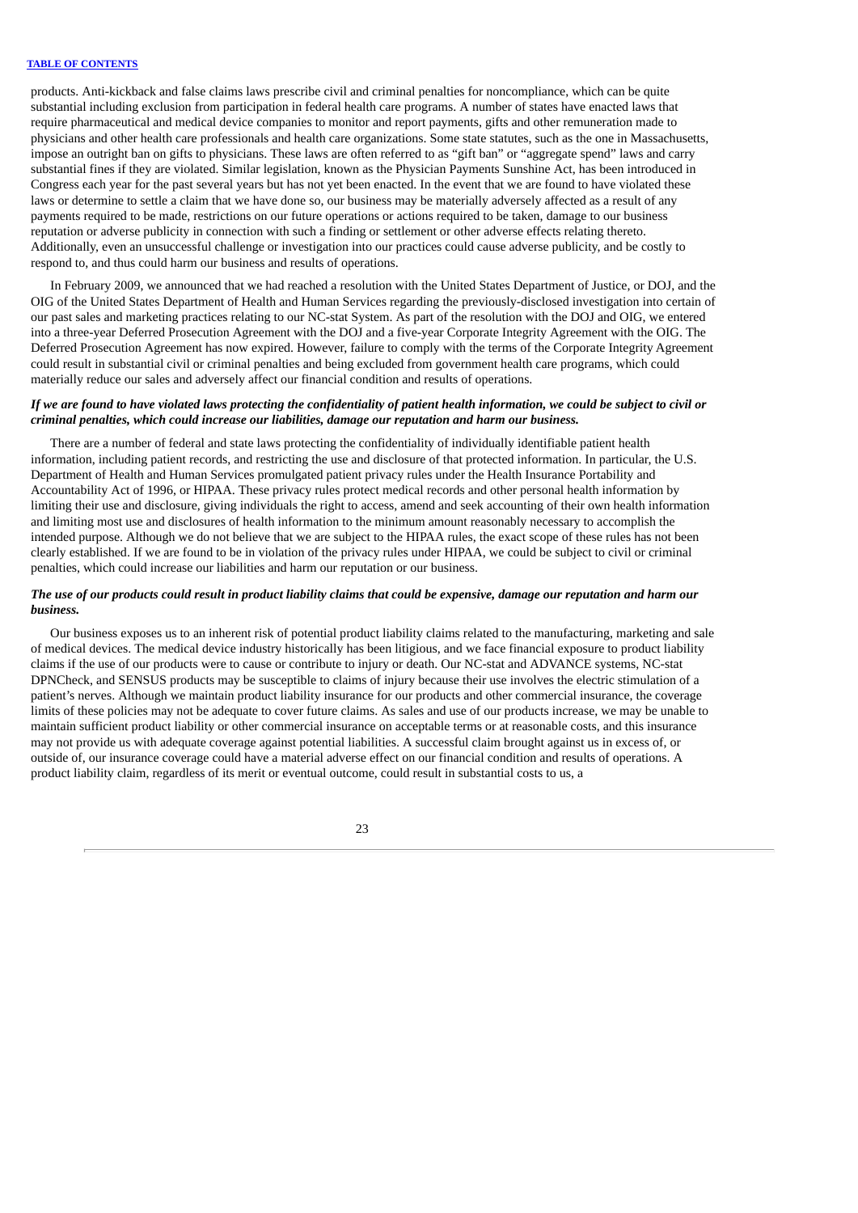products. Anti-kickback and false claims laws prescribe civil and criminal penalties for noncompliance, which can be quite substantial including exclusion from participation in federal health care programs. A number of states have enacted laws that require pharmaceutical and medical device companies to monitor and report payments, gifts and other remuneration made to physicians and other health care professionals and health care organizations. Some state statutes, such as the one in Massachusetts, impose an outright ban on gifts to physicians. These laws are often referred to as "gift ban" or "aggregate spend" laws and carry substantial fines if they are violated. Similar legislation, known as the Physician Payments Sunshine Act, has been introduced in Congress each year for the past several years but has not yet been enacted. In the event that we are found to have violated these laws or determine to settle a claim that we have done so, our business may be materially adversely affected as a result of any payments required to be made, restrictions on our future operations or actions required to be taken, damage to our business reputation or adverse publicity in connection with such a finding or settlement or other adverse effects relating thereto. Additionally, even an unsuccessful challenge or investigation into our practices could cause adverse publicity, and be costly to respond to, and thus could harm our business and results of operations.

In February 2009, we announced that we had reached a resolution with the United States Department of Justice, or DOJ, and the OIG of the United States Department of Health and Human Services regarding the previously-disclosed investigation into certain of our past sales and marketing practices relating to our NC-stat System. As part of the resolution with the DOJ and OIG, we entered into a three-year Deferred Prosecution Agreement with the DOJ and a five-year Corporate Integrity Agreement with the OIG. The Deferred Prosecution Agreement has now expired. However, failure to comply with the terms of the Corporate Integrity Agreement could result in substantial civil or criminal penalties and being excluded from government health care programs, which could materially reduce our sales and adversely affect our financial condition and results of operations.

***If we are found to have violated laws protecting the confidentiality of patient health information, we could be subject to civil or criminal penalties, which could increase our liabilities, damage our reputation and harm our business.***

There are a number of federal and state laws protecting the confidentiality of individually identifiable patient health information, including patient records, and restricting the use and disclosure of that protected information. In particular, the U.S. Department of Health and Human Services promulgated patient privacy rules under the Health Insurance Portability and Accountability Act of 1996, or HIPAA. These privacy rules protect medical records and other personal health information by limiting their use and disclosure, giving individuals the right to access, amend and seek accounting of their own health information and limiting most use and disclosures of health information to the minimum amount reasonably necessary to accomplish the intended purpose. Although we do not believe that we are subject to the HIPAA rules, the exact scope of these rules has not been clearly established. If we are found to be in violation of the privacy rules under HIPAA, we could be subject to civil or criminal penalties, which could increase our liabilities and harm our reputation or our business.

***The use of our products could result in product liability claims that could be expensive, damage our reputation and harm our business.***

Our business exposes us to an inherent risk of potential product liability claims related to the manufacturing, marketing and sale of medical devices. The medical device industry historically has been litigious, and we face financial exposure to product liability claims if the use of our products were to cause or contribute to injury or death. Our NC-stat and ADVANCE systems, NC-stat DPNCheck, and SENSUS products may be susceptible to claims of injury because their use involves the electric stimulation of a patient's nerves. Although we maintain product liability insurance for our products and other commercial insurance, the coverage limits of these policies may not be adequate to cover future claims. As sales and use of our products increase, we may be unable to maintain sufficient product liability or other commercial insurance on acceptable terms or at reasonable costs, and this insurance may not provide us with adequate coverage against potential liabilities. A successful claim brought against us in excess of, or outside of, our insurance coverage could have a material adverse effect on our financial condition and results of operations. A product liability claim, regardless of its merit or eventual outcome, could result in substantial costs to us, a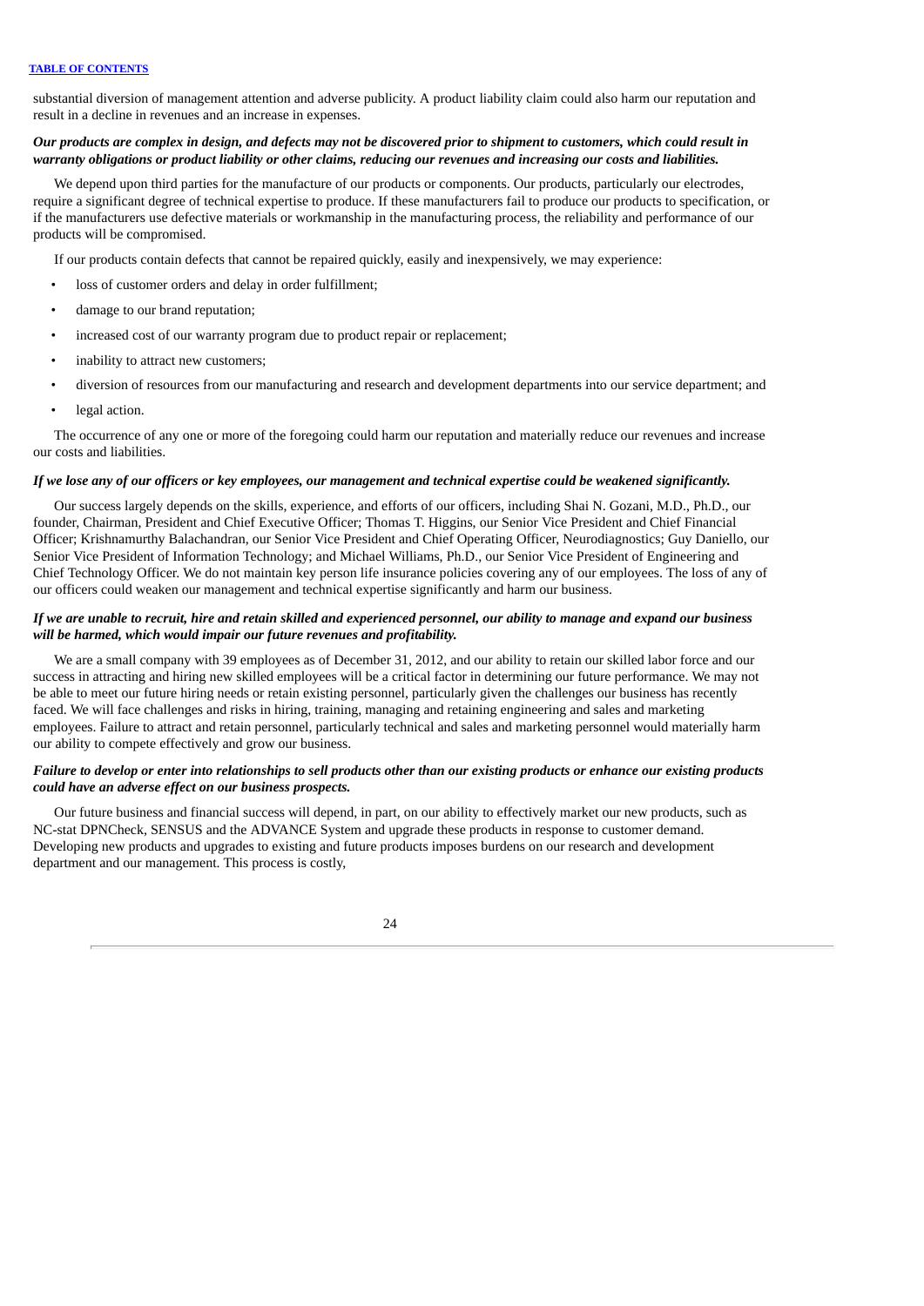substantial diversion of management attention and adverse publicity. A product liability claim could also harm our reputation and result in a decline in revenues and an increase in expenses.

***Our products are complex in design, and defects may not be discovered prior to shipment to customers, which could result in warranty obligations or product liability or other claims, reducing our revenues and increasing our costs and liabilities.***

We depend upon third parties for the manufacture of our products or components. Our products, particularly our electrodes, require a significant degree of technical expertise to produce. If these manufacturers fail to produce our products to specification, or if the manufacturers use defective materials or workmanship in the manufacturing process, the reliability and performance of our products will be compromised.

If our products contain defects that cannot be repaired quickly, easily and inexpensively, we may experience:

- loss of customer orders and delay in order fulfillment;
- damage to our brand reputation;
- increased cost of our warranty program due to product repair or replacement;
- inability to attract new customers;
- diversion of resources from our manufacturing and research and development departments into our service department; and
- legal action.

The occurrence of any one or more of the foregoing could harm our reputation and materially reduce our revenues and increase our costs and liabilities.

***If we lose any of our officers or key employees, our management and technical expertise could be weakened significantly.***

Our success largely depends on the skills, experience, and efforts of our officers, including Shai N. Gozani, M.D., Ph.D., our founder, Chairman, President and Chief Executive Officer; Thomas T. Higgins, our Senior Vice President and Chief Financial Officer; Krishnamurthy Balachandran, our Senior Vice President and Chief Operating Officer, Neurodiagnostics; Guy Daniello, our Senior Vice President of Information Technology; and Michael Williams, Ph.D., our Senior Vice President of Engineering and Chief Technology Officer. We do not maintain key person life insurance policies covering any of our employees. The loss of any of our officers could weaken our management and technical expertise significantly and harm our business.

***If we are unable to recruit, hire and retain skilled and experienced personnel, our ability to manage and expand our business will be harmed, which would impair our future revenues and profitability.***

We are a small company with 39 employees as of December 31, 2012, and our ability to retain our skilled labor force and our success in attracting and hiring new skilled employees will be a critical factor in determining our future performance. We may not be able to meet our future hiring needs or retain existing personnel, particularly given the challenges our business has recently faced. We will face challenges and risks in hiring, training, managing and retaining engineering and sales and marketing employees. Failure to attract and retain personnel, particularly technical and sales and marketing personnel would materially harm our ability to compete effectively and grow our business.

***Failure to develop or enter into relationships to sell products other than our existing products or enhance our existing products could have an adverse effect on our business prospects.***

Our future business and financial success will depend, in part, on our ability to effectively market our new products, such as NC-stat DPNCheck, SENSUS and the ADVANCE System and upgrade these products in response to customer demand. Developing new products and upgrades to existing and future products imposes burdens on our research and development department and our management. This process is costly,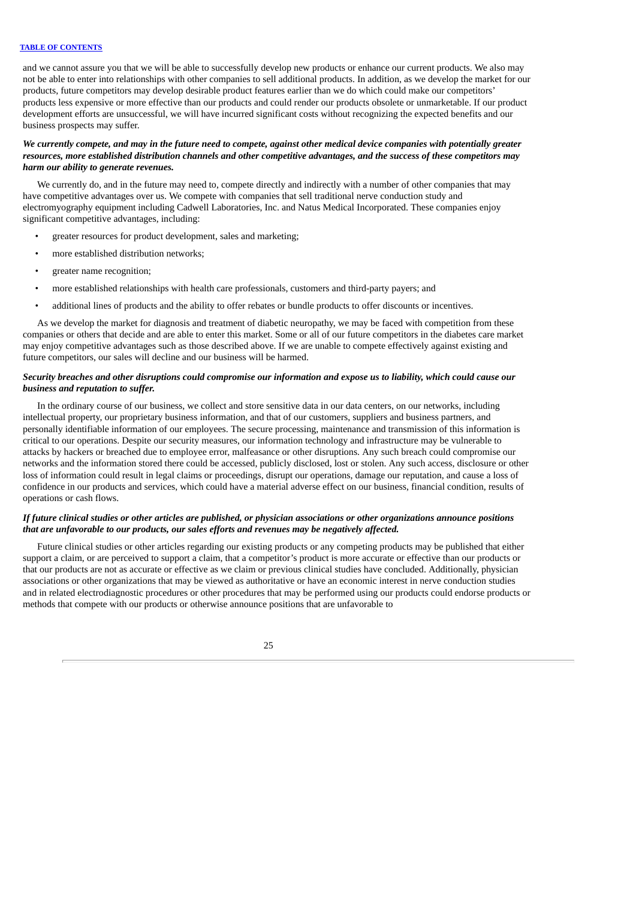and we cannot assure you that we will be able to successfully develop new products or enhance our current products. We also may not be able to enter into relationships with other companies to sell additional products. In addition, as we develop the market for our products, future competitors may develop desirable product features earlier than we do which could make our competitors' products less expensive or more effective than our products and could render our products obsolete or unmarketable. If our product development efforts are unsuccessful, we will have incurred significant costs without recognizing the expected benefits and our business prospects may suffer.

***We currently compete, and may in the future need to compete, against other medical device companies with potentially greater resources, more established distribution channels and other competitive advantages, and the success of these competitors may harm our ability to generate revenues.***

We currently do, and in the future may need to, compete directly and indirectly with a number of other companies that may have competitive advantages over us. We compete with companies that sell traditional nerve conduction study and electromyography equipment including Cadwell Laboratories, Inc. and Natus Medical Incorporated. These companies enjoy significant competitive advantages, including:

- greater resources for product development, sales and marketing;
- more established distribution networks;
- greater name recognition;
- more established relationships with health care professionals, customers and third-party payers; and
- additional lines of products and the ability to offer rebates or bundle products to offer discounts or incentives.

As we develop the market for diagnosis and treatment of diabetic neuropathy, we may be faced with competition from these companies or others that decide and are able to enter this market. Some or all of our future competitors in the diabetes care market may enjoy competitive advantages such as those described above. If we are unable to compete effectively against existing and future competitors, our sales will decline and our business will be harmed.

***Security breaches and other disruptions could compromise our information and expose us to liability, which could cause our business and reputation to suffer.***

In the ordinary course of our business, we collect and store sensitive data in our data centers, on our networks, including intellectual property, our proprietary business information, and that of our customers, suppliers and business partners, and personally identifiable information of our employees. The secure processing, maintenance and transmission of this information is critical to our operations. Despite our security measures, our information technology and infrastructure may be vulnerable to attacks by hackers or breached due to employee error, malfeasance or other disruptions. Any such breach could compromise our networks and the information stored there could be accessed, publicly disclosed, lost or stolen. Any such access, disclosure or other loss of information could result in legal claims or proceedings, disrupt our operations, damage our reputation, and cause a loss of confidence in our products and services, which could have a material adverse effect on our business, financial condition, results of operations or cash flows.

***If future clinical studies or other articles are published, or physician associations or other organizations announce positions that are unfavorable to our products, our sales efforts and revenues may be negatively affected.***

Future clinical studies or other articles regarding our existing products or any competing products may be published that either support a claim, or are perceived to support a claim, that a competitor's product is more accurate or effective than our products or that our products are not as accurate or effective as we claim or previous clinical studies have concluded. Additionally, physician associations or other organizations that may be viewed as authoritative or have an economic interest in nerve conduction studies and in related electrodiagnostic procedures or other procedures that may be performed using our products could endorse products or methods that compete with our products or otherwise announce positions that are unfavorable to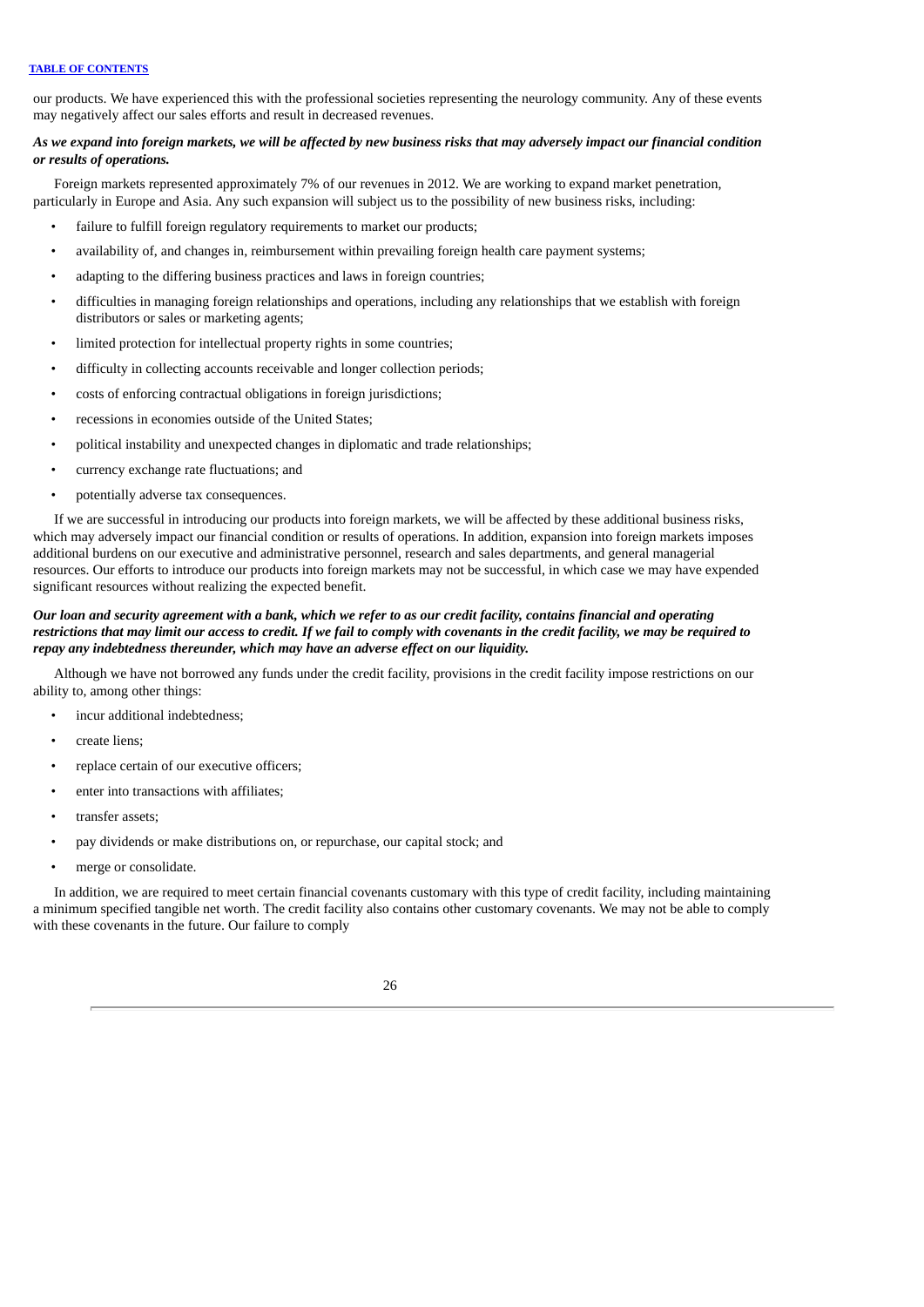our products. We have experienced this with the professional societies representing the neurology community. Any of these events may negatively affect our sales efforts and result in decreased revenues.

***As we expand into foreign markets, we will be affected by new business risks that may adversely impact our financial condition or results of operations.***

Foreign markets represented approximately 7% of our revenues in 2012. We are working to expand market penetration, particularly in Europe and Asia. Any such expansion will subject us to the possibility of new business risks, including:

- failure to fulfill foreign regulatory requirements to market our products;
- availability of, and changes in, reimbursement within prevailing foreign health care payment systems;
- adapting to the differing business practices and laws in foreign countries;
- difficulties in managing foreign relationships and operations, including any relationships that we establish with foreign distributors or sales or marketing agents;
- limited protection for intellectual property rights in some countries;
- difficulty in collecting accounts receivable and longer collection periods;
- costs of enforcing contractual obligations in foreign jurisdictions;
- recessions in economies outside of the United States;
- political instability and unexpected changes in diplomatic and trade relationships;
- currency exchange rate fluctuations; and
- potentially adverse tax consequences.

If we are successful in introducing our products into foreign markets, we will be affected by these additional business risks, which may adversely impact our financial condition or results of operations. In addition, expansion into foreign markets imposes additional burdens on our executive and administrative personnel, research and sales departments, and general managerial resources. Our efforts to introduce our products into foreign markets may not be successful, in which case we may have expended significant resources without realizing the expected benefit.

***Our loan and security agreement with a bank, which we refer to as our credit facility, contains financial and operating restrictions that may limit our access to credit. If we fail to comply with covenants in the credit facility, we may be required to repay any indebtedness thereunder, which may have an adverse effect on our liquidity.***

Although we have not borrowed any funds under the credit facility, provisions in the credit facility impose restrictions on our ability to, among other things:

- incur additional indebtedness;
- create liens;
- replace certain of our executive officers;
- enter into transactions with affiliates;
- transfer assets;
- pay dividends or make distributions on, or repurchase, our capital stock; and
- merge or consolidate.

In addition, we are required to meet certain financial covenants customary with this type of credit facility, including maintaining a minimum specified tangible net worth. The credit facility also contains other customary covenants. We may not be able to comply with these covenants in the future. Our failure to comply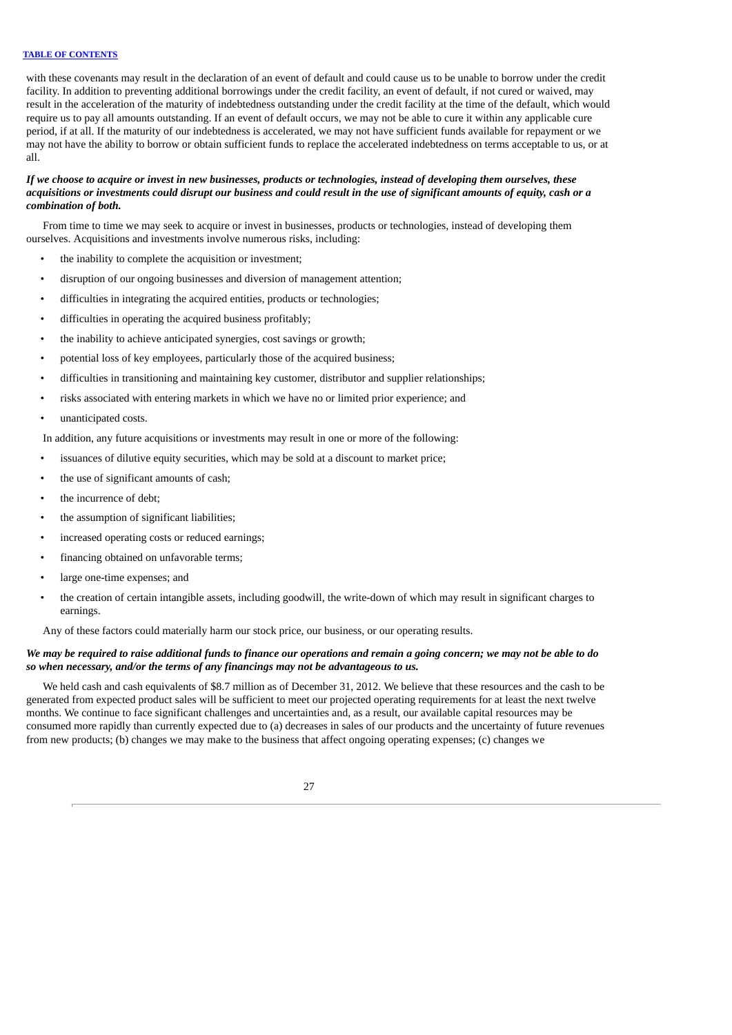with these covenants may result in the declaration of an event of default and could cause us to be unable to borrow under the credit facility. In addition to preventing additional borrowings under the credit facility, an event of default, if not cured or waived, may result in the acceleration of the maturity of indebtedness outstanding under the credit facility at the time of the default, which would require us to pay all amounts outstanding. If an event of default occurs, we may not be able to cure it within any applicable cure period, if at all. If the maturity of our indebtedness is accelerated, we may not have sufficient funds available for repayment or we may not have the ability to borrow or obtain sufficient funds to replace the accelerated indebtedness on terms acceptable to us, or at all.

***If we choose to acquire or invest in new businesses, products or technologies, instead of developing them ourselves, these acquisitions or investments could disrupt our business and could result in the use of significant amounts of equity, cash or a combination of both.***

From time to time we may seek to acquire or invest in businesses, products or technologies, instead of developing them ourselves. Acquisitions and investments involve numerous risks, including:

- the inability to complete the acquisition or investment;
- disruption of our ongoing businesses and diversion of management attention;
- difficulties in integrating the acquired entities, products or technologies;
- difficulties in operating the acquired business profitably;
- the inability to achieve anticipated synergies, cost savings or growth;
- potential loss of key employees, particularly those of the acquired business;
- difficulties in transitioning and maintaining key customer, distributor and supplier relationships;
- risks associated with entering markets in which we have no or limited prior experience; and
- unanticipated costs.

In addition, any future acquisitions or investments may result in one or more of the following:

- issuances of dilutive equity securities, which may be sold at a discount to market price;
- the use of significant amounts of cash;
- the incurrence of debt;
- the assumption of significant liabilities;
- increased operating costs or reduced earnings;
- financing obtained on unfavorable terms;
- large one-time expenses; and
- the creation of certain intangible assets, including goodwill, the write-down of which may result in significant charges to earnings.

Any of these factors could materially harm our stock price, our business, or our operating results.

***We may be required to raise additional funds to finance our operations and remain a going concern; we may not be able to do so when necessary, and/or the terms of any financings may not be advantageous to us.***

We held cash and cash equivalents of $8.7 million as of December 31, 2012. We believe that these resources and the cash to be generated from expected product sales will be sufficient to meet our projected operating requirements for at least the next twelve months. We continue to face significant challenges and uncertainties and, as a result, our available capital resources may be consumed more rapidly than currently expected due to (a) decreases in sales of our products and the uncertainty of future revenues from new products; (b) changes we may make to the business that affect ongoing operating expenses; (c) changes we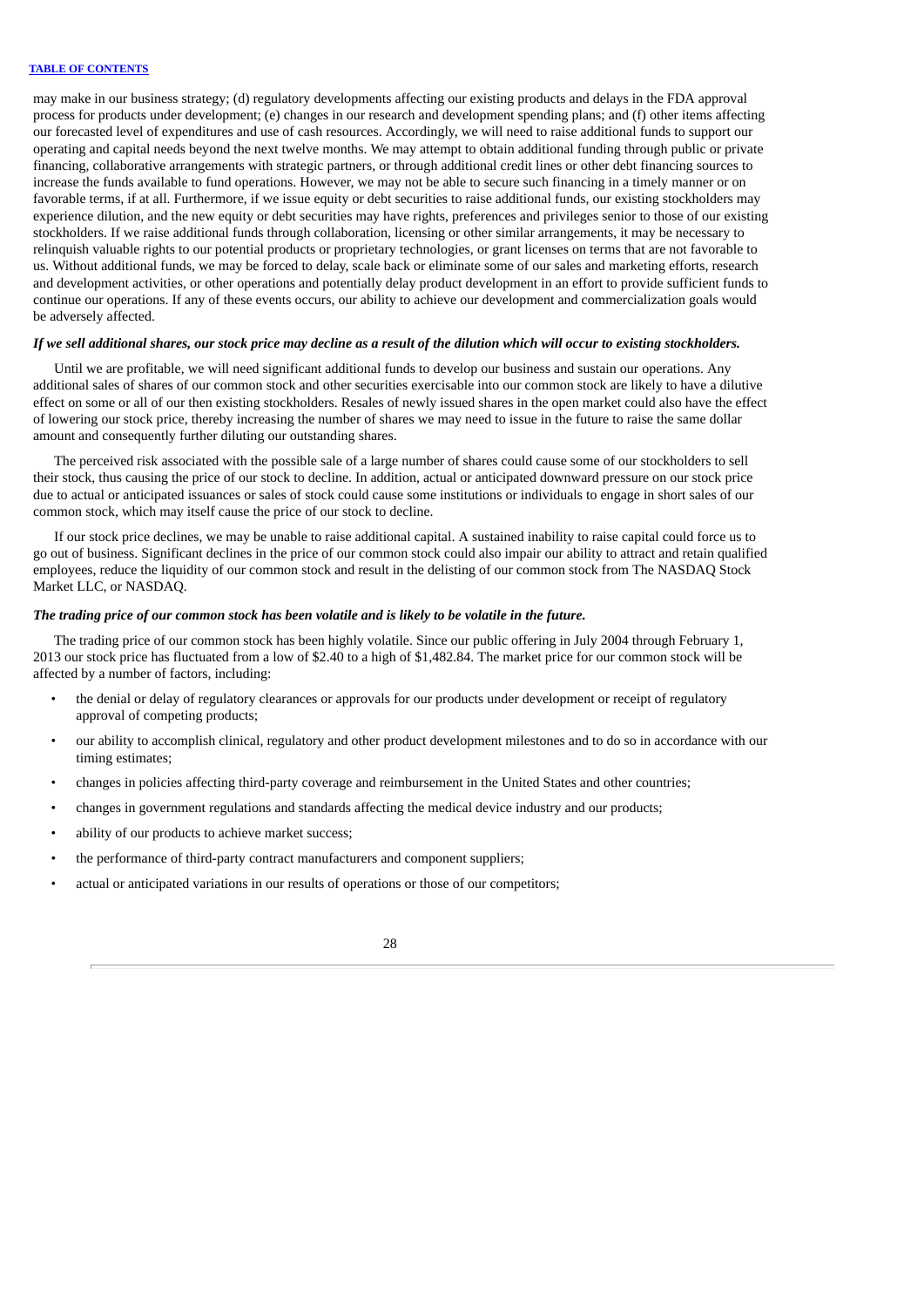may make in our business strategy; (d) regulatory developments affecting our existing products and delays in the FDA approval process for products under development; (e) changes in our research and development spending plans; and (f) other items affecting our forecasted level of expenditures and use of cash resources. Accordingly, we will need to raise additional funds to support our operating and capital needs beyond the next twelve months. We may attempt to obtain additional funding through public or private financing, collaborative arrangements with strategic partners, or through additional credit lines or other debt financing sources to increase the funds available to fund operations. However, we may not be able to secure such financing in a timely manner or on favorable terms, if at all. Furthermore, if we issue equity or debt securities to raise additional funds, our existing stockholders may experience dilution, and the new equity or debt securities may have rights, preferences and privileges senior to those of our existing stockholders. If we raise additional funds through collaboration, licensing or other similar arrangements, it may be necessary to relinquish valuable rights to our potential products or proprietary technologies, or grant licenses on terms that are not favorable to us. Without additional funds, we may be forced to delay, scale back or eliminate some of our sales and marketing efforts, research and development activities, or other operations and potentially delay product development in an effort to provide sufficient funds to continue our operations. If any of these events occurs, our ability to achieve our development and commercialization goals would be adversely affected.

***If we sell additional shares, our stock price may decline as a result of the dilution which will occur to existing stockholders.***

Until we are profitable, we will need significant additional funds to develop our business and sustain our operations. Any additional sales of shares of our common stock and other securities exercisable into our common stock are likely to have a dilutive effect on some or all of our then existing stockholders. Resales of newly issued shares in the open market could also have the effect of lowering our stock price, thereby increasing the number of shares we may need to issue in the future to raise the same dollar amount and consequently further diluting our outstanding shares.

The perceived risk associated with the possible sale of a large number of shares could cause some of our stockholders to sell their stock, thus causing the price of our stock to decline. In addition, actual or anticipated downward pressure on our stock price due to actual or anticipated issuances or sales of stock could cause some institutions or individuals to engage in short sales of our common stock, which may itself cause the price of our stock to decline.

If our stock price declines, we may be unable to raise additional capital. A sustained inability to raise capital could force us to go out of business. Significant declines in the price of our common stock could also impair our ability to attract and retain qualified employees, reduce the liquidity of our common stock and result in the delisting of our common stock from The NASDAQ Stock Market LLC, or NASDAQ.

***The trading price of our common stock has been volatile and is likely to be volatile in the future.***

The trading price of our common stock has been highly volatile. Since our public offering in July 2004 through February 1, 2013 our stock price has fluctuated from a low of $2.40 to a high of $1,482.84. The market price for our common stock will be affected by a number of factors, including:

- the denial or delay of regulatory clearances or approvals for our products under development or receipt of regulatory approval of competing products;
- our ability to accomplish clinical, regulatory and other product development milestones and to do so in accordance with our timing estimates;
- changes in policies affecting third-party coverage and reimbursement in the United States and other countries;
- changes in government regulations and standards affecting the medical device industry and our products;
- ability of our products to achieve market success;
- the performance of third-party contract manufacturers and component suppliers;
- actual or anticipated variations in our results of operations or those of our competitors;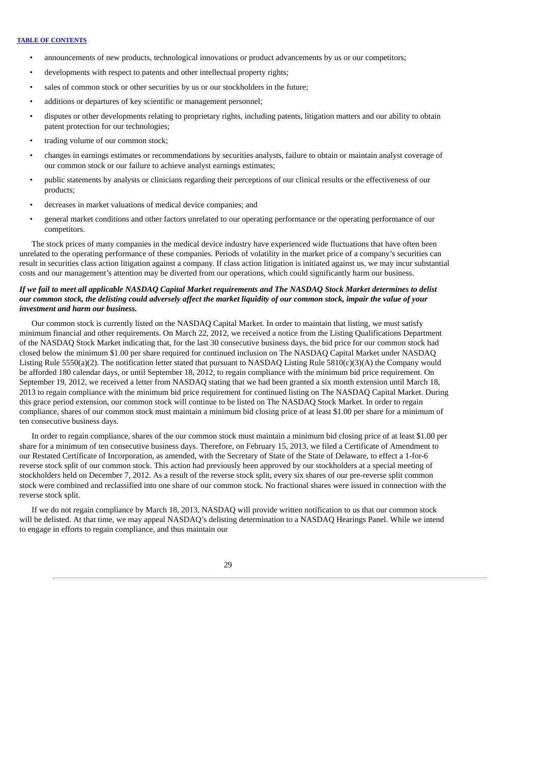- announcements of new products, technological innovations or product advancements by us or our competitors;
- developments with respect to patents and other intellectual property rights;
- sales of common stock or other securities by us or our stockholders in the future;
- additions or departures of key scientific or management personnel;
- disputes or other developments relating to proprietary rights, including patents, litigation matters and our ability to obtain patent protection for our technologies;
- trading volume of our common stock;
- changes in earnings estimates or recommendations by securities analysts, failure to obtain or maintain analyst coverage of our common stock or our failure to achieve analyst earnings estimates;
- public statements by analysts or clinicians regarding their perceptions of our clinical results or the effectiveness of our products;
- decreases in market valuations of medical device companies; and
- general market conditions and other factors unrelated to our operating performance or the operating performance of our competitors.

The stock prices of many companies in the medical device industry have experienced wide fluctuations that have often been unrelated to the operating performance of these companies. Periods of volatility in the market price of a company's securities can result in securities class action litigation against a company. If class action litigation is initiated against us, we may incur substantial costs and our management's attention may be diverted from our operations, which could significantly harm our business.

***If we fail to meet all applicable NASDAQ Capital Market requirements and The NASDAQ Stock Market determines to delist our common stock, the delisting could adversely affect the market liquidity of our common stock, impair the value of your investment and harm our business.***

Our common stock is currently listed on the NASDAQ Capital Market. In order to maintain that listing, we must satisfy minimum financial and other requirements. On March 22, 2012, we received a notice from the Listing Qualifications Department of the NASDAQ Stock Market indicating that, for the last 30 consecutive business days, the bid price for our common stock had closed below the minimum $1.00 per share required for continued inclusion on The NASDAQ Capital Market under NASDAQ Listing Rule 5550(a)(2). The notification letter stated that pursuant to NASDAQ Listing Rule 5810(c)(3)(A) the Company would be afforded 180 calendar days, or until September 18, 2012, to regain compliance with the minimum bid price requirement. On September 19, 2012, we received a letter from NASDAQ stating that we had been granted a six month extension until March 18, 2013 to regain compliance with the minimum bid price requirement for continued listing on The NASDAQ Capital Market. During this grace period extension, our common stock will continue to be listed on The NASDAQ Stock Market. In order to regain compliance, shares of our common stock must maintain a minimum bid closing price of at least $1.00 per share for a minimum of ten consecutive business days.

In order to regain compliance, shares of the our common stock must maintain a minimum bid closing price of at least $1.00 per share for a minimum of ten consecutive business days. Therefore, on February 15, 2013, we filed a Certificate of Amendment to our Restated Certificate of Incorporation, as amended, with the Secretary of State of the State of Delaware, to effect a 1-for-6 reverse stock split of our common stock. This action had previously been approved by our stockholders at a special meeting of stockholders held on December 7, 2012. As a result of the reverse stock split, every six shares of our pre-reverse split common stock were combined and reclassified into one share of our common stock. No fractional shares were issued in connection with the reverse stock split.

If we do not regain compliance by March 18, 2013, NASDAQ will provide written notification to us that our common stock will be delisted. At that time, we may appeal NASDAQ's delisting determination to a NASDAQ Hearings Panel. While we intend to engage in efforts to regain compliance, and thus maintain our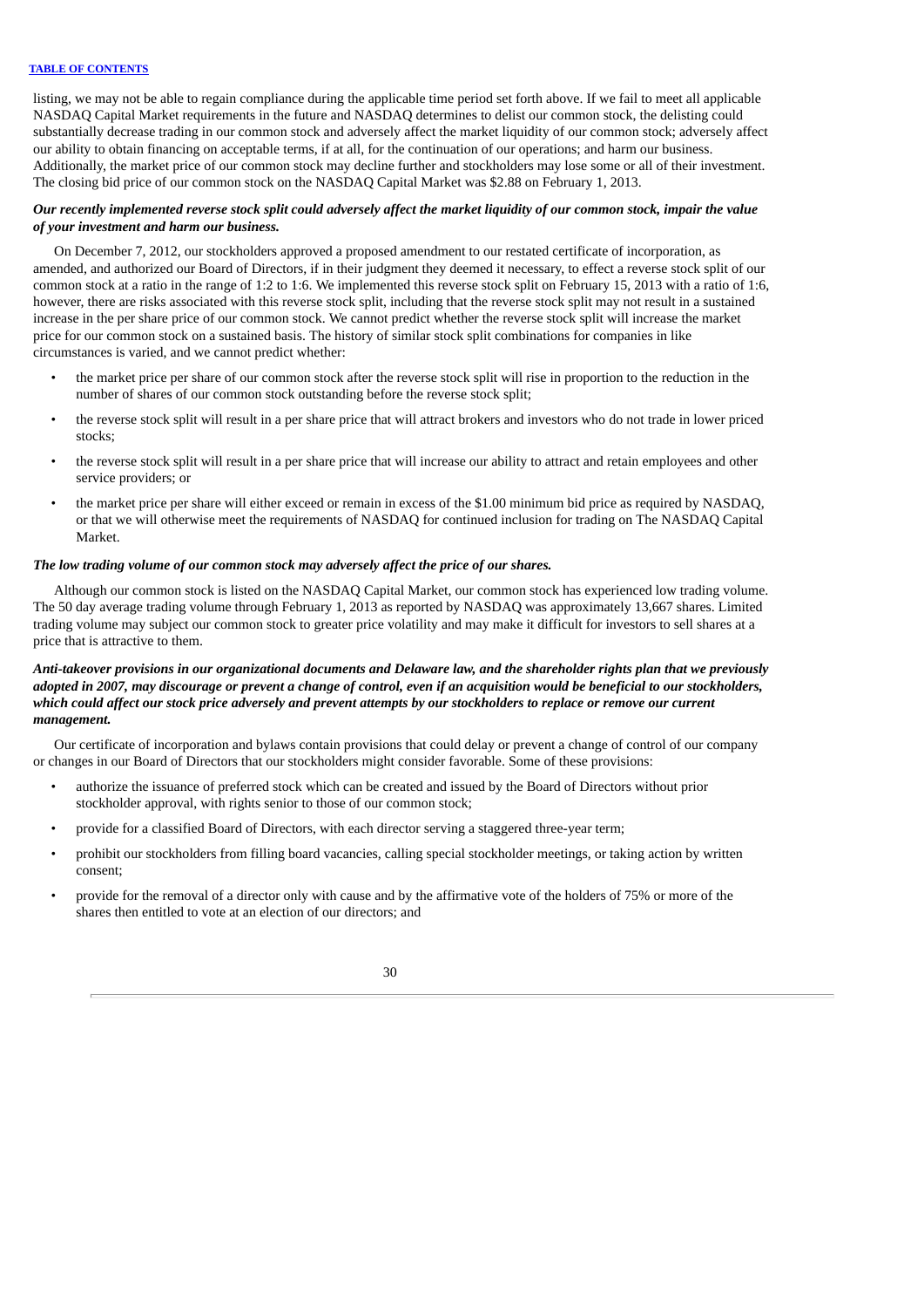listing, we may not be able to regain compliance during the applicable time period set forth above. If we fail to meet all applicable NASDAQ Capital Market requirements in the future and NASDAQ determines to delist our common stock, the delisting could substantially decrease trading in our common stock and adversely affect the market liquidity of our common stock; adversely affect our ability to obtain financing on acceptable terms, if at all, for the continuation of our operations; and harm our business. Additionally, the market price of our common stock may decline further and stockholders may lose some or all of their investment. The closing bid price of our common stock on the NASDAQ Capital Market was $2.88 on February 1, 2013.

***Our recently implemented reverse stock split could adversely affect the market liquidity of our common stock, impair the value of your investment and harm our business.***

On December 7, 2012, our stockholders approved a proposed amendment to our restated certificate of incorporation, as amended, and authorized our Board of Directors, if in their judgment they deemed it necessary, to effect a reverse stock split of our common stock at a ratio in the range of 1:2 to 1:6. We implemented this reverse stock split on February 15, 2013 with a ratio of 1:6, however, there are risks associated with this reverse stock split, including that the reverse stock split may not result in a sustained increase in the per share price of our common stock. We cannot predict whether the reverse stock split will increase the market price for our common stock on a sustained basis. The history of similar stock split combinations for companies in like circumstances is varied, and we cannot predict whether:

- the market price per share of our common stock after the reverse stock split will rise in proportion to the reduction in the number of shares of our common stock outstanding before the reverse stock split;
- the reverse stock split will result in a per share price that will attract brokers and investors who do not trade in lower priced stocks;
- the reverse stock split will result in a per share price that will increase our ability to attract and retain employees and other service providers; or
- the market price per share will either exceed or remain in excess of the $1.00 minimum bid price as required by NASDAQ, or that we will otherwise meet the requirements of NASDAQ for continued inclusion for trading on The NASDAQ Capital Market.

***The low trading volume of our common stock may adversely affect the price of our shares.***

Although our common stock is listed on the NASDAQ Capital Market, our common stock has experienced low trading volume. The 50 day average trading volume through February 1, 2013 as reported by NASDAQ was approximately 13,667 shares. Limited trading volume may subject our common stock to greater price volatility and may make it difficult for investors to sell shares at a price that is attractive to them.

***Anti-takeover provisions in our organizational documents and Delaware law, and the shareholder rights plan that we previously adopted in 2007, may discourage or prevent a change of control, even if an acquisition would be beneficial to our stockholders, which could affect our stock price adversely and prevent attempts by our stockholders to replace or remove our current management.***

Our certificate of incorporation and bylaws contain provisions that could delay or prevent a change of control of our company or changes in our Board of Directors that our stockholders might consider favorable. Some of these provisions:

- authorize the issuance of preferred stock which can be created and issued by the Board of Directors without prior stockholder approval, with rights senior to those of our common stock;
- provide for a classified Board of Directors, with each director serving a staggered three-year term;
- prohibit our stockholders from filling board vacancies, calling special stockholder meetings, or taking action by written consent;
- provide for the removal of a director only with cause and by the affirmative vote of the holders of 75% or more of the shares then entitled to vote at an election of our directors; and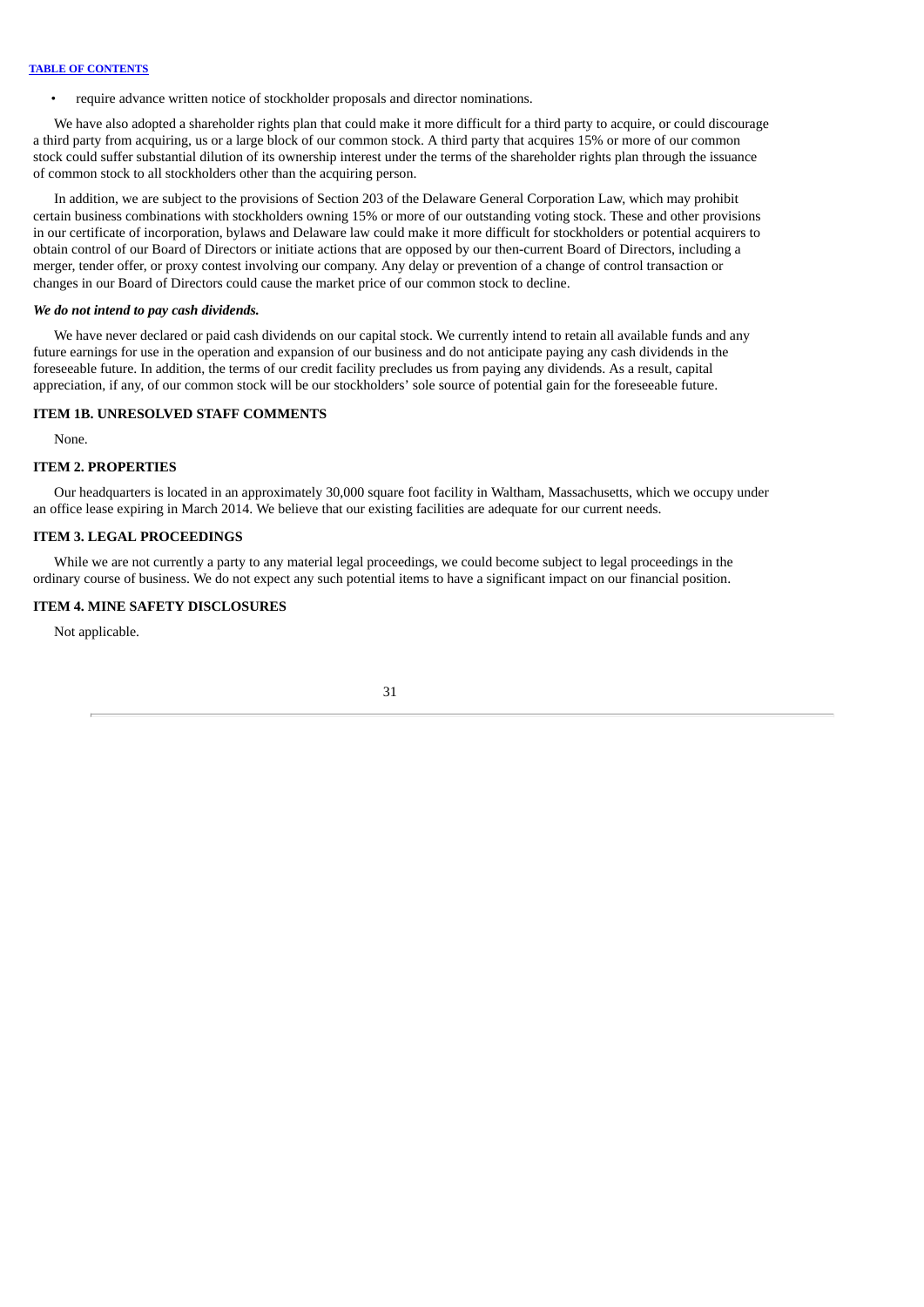- require advance written notice of stockholder proposals and director nominations.

We have also adopted a shareholder rights plan that could make it more difficult for a third party to acquire, or could discourage a third party from acquiring, us or a large block of our common stock. A third party that acquires 15% or more of our common stock could suffer substantial dilution of its ownership interest under the terms of the shareholder rights plan through the issuance of common stock to all stockholders other than the acquiring person.

In addition, we are subject to the provisions of Section 203 of the Delaware General Corporation Law, which may prohibit certain business combinations with stockholders owning 15% or more of our outstanding voting stock. These and other provisions in our certificate of incorporation, bylaws and Delaware law could make it more difficult for stockholders or potential acquirers to obtain control of our Board of Directors or initiate actions that are opposed by our then-current Board of Directors, including a merger, tender offer, or proxy contest involving our company. Any delay or prevention of a change of control transaction or changes in our Board of Directors could cause the market price of our common stock to decline.

***We do not intend to pay cash dividends.***

We have never declared or paid cash dividends on our capital stock. We currently intend to retain all available funds and any future earnings for use in the operation and expansion of our business and do not anticipate paying any cash dividends in the foreseeable future. In addition, the terms of our credit facility precludes us from paying any dividends. As a result, capital appreciation, if any, of our common stock will be our stockholders' sole source of potential gain for the foreseeable future.

## ITEM 1B. UNRESOLVED STAFF COMMENTS

None.

## ITEM 2. PROPERTIES

Our headquarters is located in an approximately 30,000 square foot facility in Waltham, Massachusetts, which we occupy under an office lease expiring in March 2014. We believe that our existing facilities are adequate for our current needs.

## ITEM 3. LEGAL PROCEEDINGS

While we are not currently a party to any material legal proceedings, we could become subject to legal proceedings in the ordinary course of business. We do not expect any such potential items to have a significant impact on our financial position.

## ITEM 4. MINE SAFETY DISCLOSURES

Not applicable.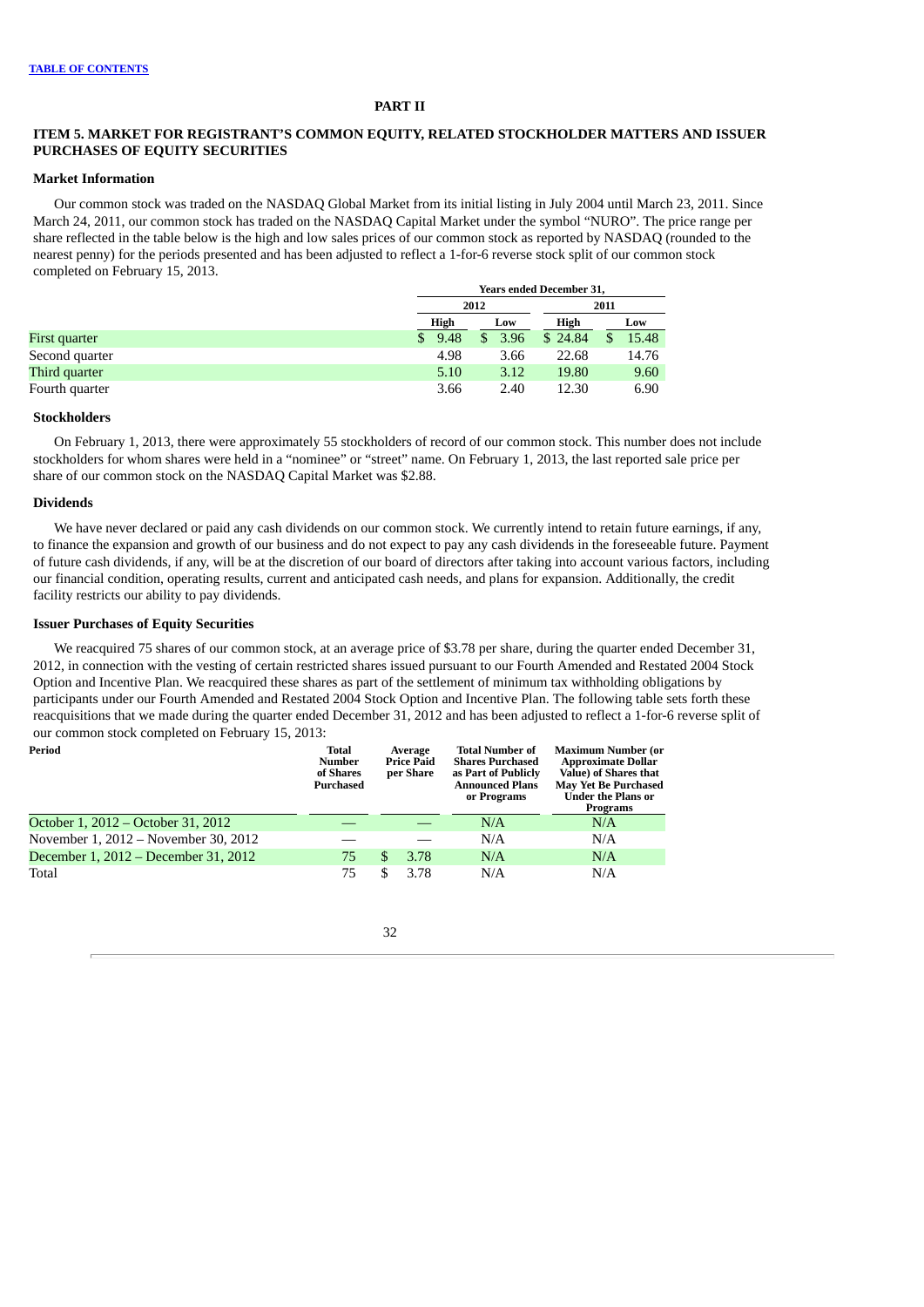[TABLE OF CONTENTS](#)

# PART II

## ITEM 5. MARKET FOR REGISTRANT'S COMMON EQUITY, RELATED STOCKHOLDER MATTERS AND ISSUER PURCHASES OF EQUITY SECURITIES

### Market Information

Our common stock was traded on the NASDAQ Global Market from its initial listing in July 2004 until March 23, 2011. Since March 24, 2011, our common stock has traded on the NASDAQ Capital Market under the symbol "NURO". The price range per share reflected in the table below is the high and low sales prices of our common stock as reported by NASDAQ (rounded to the nearest penny) for the periods presented and has been adjusted to reflect a 1-for-6 reverse stock split of our common stock completed on February 15, 2013.

| | Years ended December 31, | | | |
|---|---|---|---|---|
| | 2012 | | 2011 | |
| | High | Low | High | Low |
| First quarter | $ 9.48 | $ 3.96 | $ 24.84 | $ 15.48 |
| Second quarter | 4.98 | 3.66 | 22.68 | 14.76 |
| Third quarter | 5.10 | 3.12 | 19.80 | 9.60 |
| Fourth quarter | 3.66 | 2.40 | 12.30 | 6.90 |

### Stockholders

On February 1, 2013, there were approximately 55 stockholders of record of our common stock. This number does not include stockholders for whom shares were held in a "nominee" or "street" name. On February 1, 2013, the last reported sale price per share of our common stock on the NASDAQ Capital Market was $2.88.

### Dividends

We have never declared or paid any cash dividends on our common stock. We currently intend to retain future earnings, if any, to finance the expansion and growth of our business and do not expect to pay any cash dividends in the foreseeable future. Payment of future cash dividends, if any, will be at the discretion of our board of directors after taking into account various factors, including our financial condition, operating results, current and anticipated cash needs, and plans for expansion. Additionally, the credit facility restricts our ability to pay dividends.

### Issuer Purchases of Equity Securities

We reacquired 75 shares of our common stock, at an average price of $3.78 per share, during the quarter ended December 31, 2012, in connection with the vesting of certain restricted shares issued pursuant to our Fourth Amended and Restated 2004 Stock Option and Incentive Plan. We reacquired these shares as part of the settlement of minimum tax withholding obligations by participants under our Fourth Amended and Restated 2004 Stock Option and Incentive Plan. The following table sets forth these reacquisitions that we made during the quarter ended December 31, 2012 and has been adjusted to reflect a 1-for-6 reverse split of our common stock completed on February 15, 2013:

| Period | Total Number of Shares Purchased | Average Price Paid per Share | Total Number of Shares Purchased as Part of Publicly Announced Plans or Programs | Maximum Number (or Approximate Dollar Value) of Shares that May Yet Be Purchased Under the Plans or Programs |
|---|---|---|---|---|
| October 1, 2012 – October 31, 2012 | — | — | N/A | N/A |
| November 1, 2012 – November 30, 2012 | — | — | N/A | N/A |
| December 1, 2012 – December 31, 2012 | 75 | $ 3.78 | N/A | N/A |
| Total | 75 | $ 3.78 | N/A | N/A |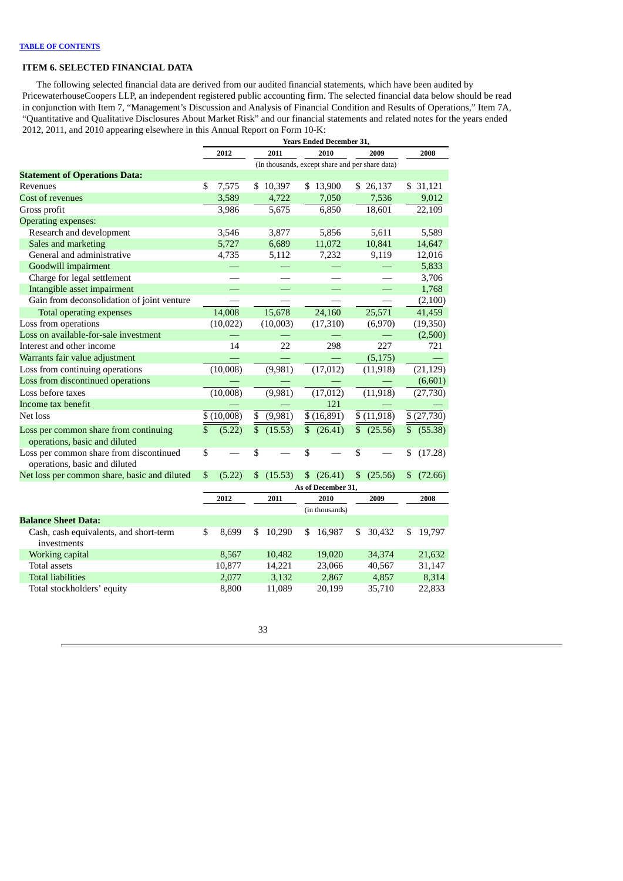[TABLE OF CONTENTS](#)

### ITEM 6. SELECTED FINANCIAL DATA

The following selected financial data are derived from our audited financial statements, which have been audited by PricewaterhouseCoopers LLP, an independent registered public accounting firm. The selected financial data below should be read in conjunction with Item 7, "Management's Discussion and Analysis of Financial Condition and Results of Operations," Item 7A, "Quantitative and Qualitative Disclosures About Market Risk" and our financial statements and related notes for the years ended 2012, 2011, and 2010 appearing elsewhere in this Annual Report on Form 10-K:

| | Years Ended December 31, | | | | |
|---|---|---|---|---|---|
| | 2012 | 2011 | 2010 | 2009 | 2008 |
| | (In thousands, except share and per share data) | | | | |
| **Statement of Operations Data:** | | | | | |
| Revenues | $ 7,575 | $ 10,397 | $ 13,900 | $ 26,137 | $ 31,121 |
| Cost of revenues | 3,589 | 4,722 | 7,050 | 7,536 | 9,012 |
| Gross profit | 3,986 | 5,675 | 6,850 | 18,601 | 22,109 |
| Operating expenses: | | | | | |
| Research and development | 3,546 | 3,877 | 5,856 | 5,611 | 5,589 |
| Sales and marketing | 5,727 | 6,689 | 11,072 | 10,841 | 14,647 |
| General and administrative | 4,735 | 5,112 | 7,232 | 9,119 | 12,016 |
| Goodwill impairment | — | — | — | — | 5,833 |
| Charge for legal settlement | — | — | — | — | 3,706 |
| Intangible asset impairment | — | — | — | — | 1,768 |
| Gain from deconsolidation of joint venture | — | — | — | — | (2,100) |
| Total operating expenses | 14,008 | 15,678 | 24,160 | 25,571 | 41,459 |
| Loss from operations | (10,022) | (10,003) | (17,310) | (6,970) | (19,350) |
| Loss on available-for-sale investment | — | — | — | — | (2,500) |
| Interest and other income | 14 | 22 | 298 | 227 | 721 |
| Warrants fair value adjustment | — | — | — | (5,175) | — |
| Loss from continuing operations | (10,008) | (9,981) | (17,012) | (11,918) | (21,129) |
| Loss from discontinued operations | — | — | — | — | (6,601) |
| Loss before taxes | (10,008) | (9,981) | (17,012) | (11,918) | (27,730) |
| Income tax benefit | — | — | 121 | — | — |
| Net loss | $ (10,008) | $ (9,981) | $ (16,891) | $ (11,918) | $ (27,730) |
| Loss per common share from continuing operations, basic and diluted | $ (5.22) | $ (15.53) | $ (26.41) | $ (25.56) | $ (55.38) |
| Loss per common share from discontinued operations, basic and diluted | $ — | $ — | $ — | $ — | $ (17.28) |
| Net loss per common share, basic and diluted | $ (5.22) | $ (15.53) | $ (26.41) | $ (25.56) | $ (72.66) |

| | As of December 31, | | | | |
|---|---|---|---|---|---|
| | 2012 | 2011 | 2010 | 2009 | 2008 |
| | (in thousands) | | | | |
| **Balance Sheet Data:** | | | | | |
| Cash, cash equivalents, and short-term investments | $ 8,699 | $ 10,290 | $ 16,987 | $ 30,432 | $ 19,797 |
| Working capital | 8,567 | 10,482 | 19,020 | 34,374 | 21,632 |
| Total assets | 10,877 | 14,221 | 23,066 | 40,567 | 31,147 |
| Total liabilities | 2,077 | 3,132 | 2,867 | 4,857 | 8,314 |
| Total stockholders' equity | 8,800 | 11,089 | 20,199 | 35,710 | 22,833 |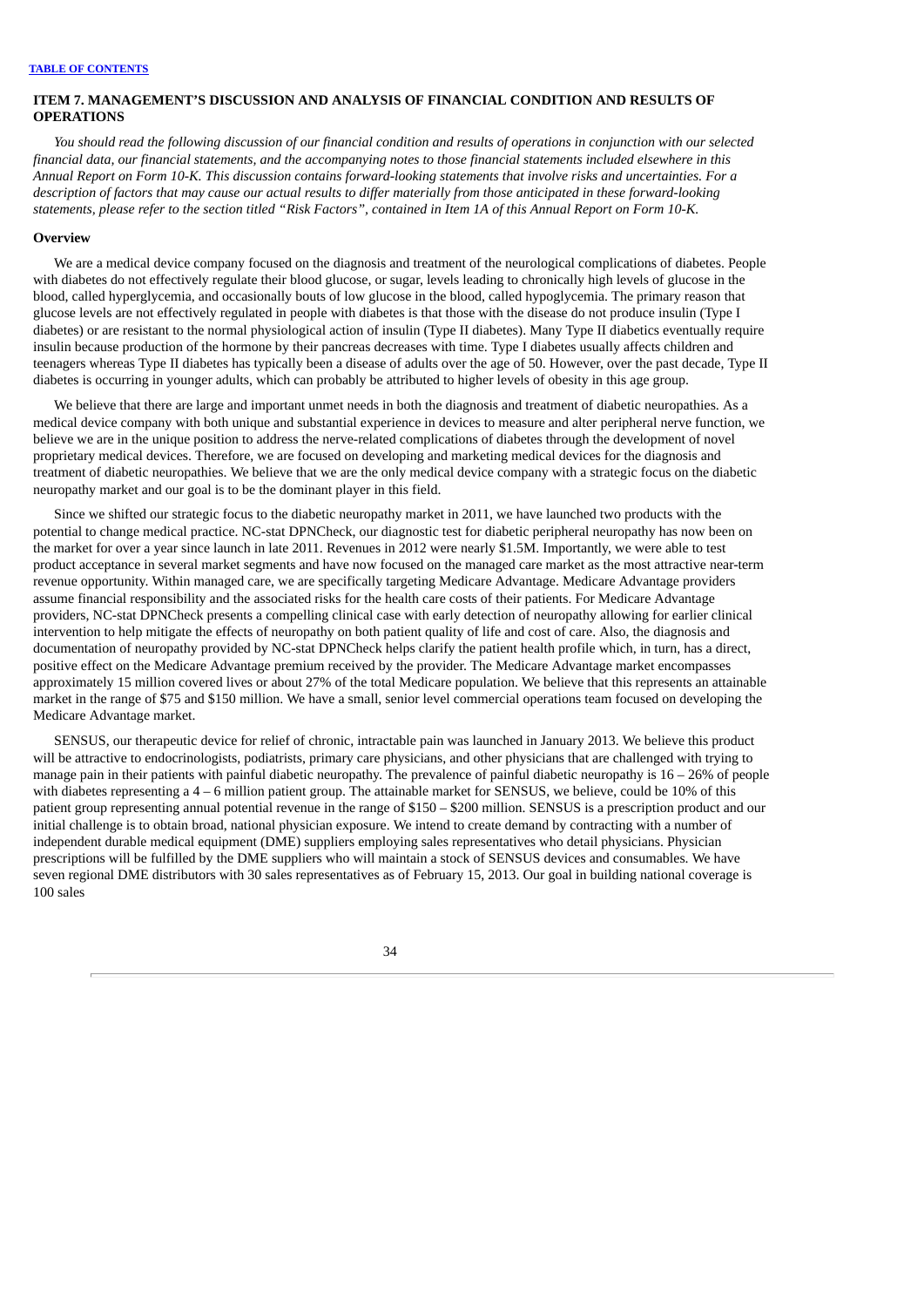## ITEM 7. MANAGEMENT'S DISCUSSION AND ANALYSIS OF FINANCIAL CONDITION AND RESULTS OF OPERATIONS

*You should read the following discussion of our financial condition and results of operations in conjunction with our selected financial data, our financial statements, and the accompanying notes to those financial statements included elsewhere in this Annual Report on Form 10-K. This discussion contains forward-looking statements that involve risks and uncertainties. For a description of factors that may cause our actual results to differ materially from those anticipated in these forward-looking statements, please refer to the section titled "Risk Factors", contained in Item 1A of this Annual Report on Form 10-K.*

### Overview

We are a medical device company focused on the diagnosis and treatment of the neurological complications of diabetes. People with diabetes do not effectively regulate their blood glucose, or sugar, levels leading to chronically high levels of glucose in the blood, called hyperglycemia, and occasionally bouts of low glucose in the blood, called hypoglycemia. The primary reason that glucose levels are not effectively regulated in people with diabetes is that those with the disease do not produce insulin (Type I diabetes) or are resistant to the normal physiological action of insulin (Type II diabetes). Many Type II diabetics eventually require insulin because production of the hormone by their pancreas decreases with time. Type I diabetes usually affects children and teenagers whereas Type II diabetes has typically been a disease of adults over the age of 50. However, over the past decade, Type II diabetes is occurring in younger adults, which can probably be attributed to higher levels of obesity in this age group.

We believe that there are large and important unmet needs in both the diagnosis and treatment of diabetic neuropathies. As a medical device company with both unique and substantial experience in devices to measure and alter peripheral nerve function, we believe we are in the unique position to address the nerve-related complications of diabetes through the development of novel proprietary medical devices. Therefore, we are focused on developing and marketing medical devices for the diagnosis and treatment of diabetic neuropathies. We believe that we are the only medical device company with a strategic focus on the diabetic neuropathy market and our goal is to be the dominant player in this field.

Since we shifted our strategic focus to the diabetic neuropathy market in 2011, we have launched two products with the potential to change medical practice. NC-stat DPNCheck, our diagnostic test for diabetic peripheral neuropathy has now been on the market for over a year since launch in late 2011. Revenues in 2012 were nearly $1.5M. Importantly, we were able to test product acceptance in several market segments and have now focused on the managed care market as the most attractive near-term revenue opportunity. Within managed care, we are specifically targeting Medicare Advantage. Medicare Advantage providers assume financial responsibility and the associated risks for the health care costs of their patients. For Medicare Advantage providers, NC-stat DPNCheck presents a compelling clinical case with early detection of neuropathy allowing for earlier clinical intervention to help mitigate the effects of neuropathy on both patient quality of life and cost of care. Also, the diagnosis and documentation of neuropathy provided by NC-stat DPNCheck helps clarify the patient health profile which, in turn, has a direct, positive effect on the Medicare Advantage premium received by the provider. The Medicare Advantage market encompasses approximately 15 million covered lives or about 27% of the total Medicare population. We believe that this represents an attainable market in the range of $75 and $150 million. We have a small, senior level commercial operations team focused on developing the Medicare Advantage market.

SENSUS, our therapeutic device for relief of chronic, intractable pain was launched in January 2013. We believe this product will be attractive to endocrinologists, podiatrists, primary care physicians, and other physicians that are challenged with trying to manage pain in their patients with painful diabetic neuropathy. The prevalence of painful diabetic neuropathy is 16 – 26% of people with diabetes representing a 4 – 6 million patient group. The attainable market for SENSUS, we believe, could be 10% of this patient group representing annual potential revenue in the range of $150 – $200 million. SENSUS is a prescription product and our initial challenge is to obtain broad, national physician exposure. We intend to create demand by contracting with a number of independent durable medical equipment (DME) suppliers employing sales representatives who detail physicians. Physician prescriptions will be fulfilled by the DME suppliers who will maintain a stock of SENSUS devices and consumables. We have seven regional DME distributors with 30 sales representatives as of February 15, 2013. Our goal in building national coverage is 100 sales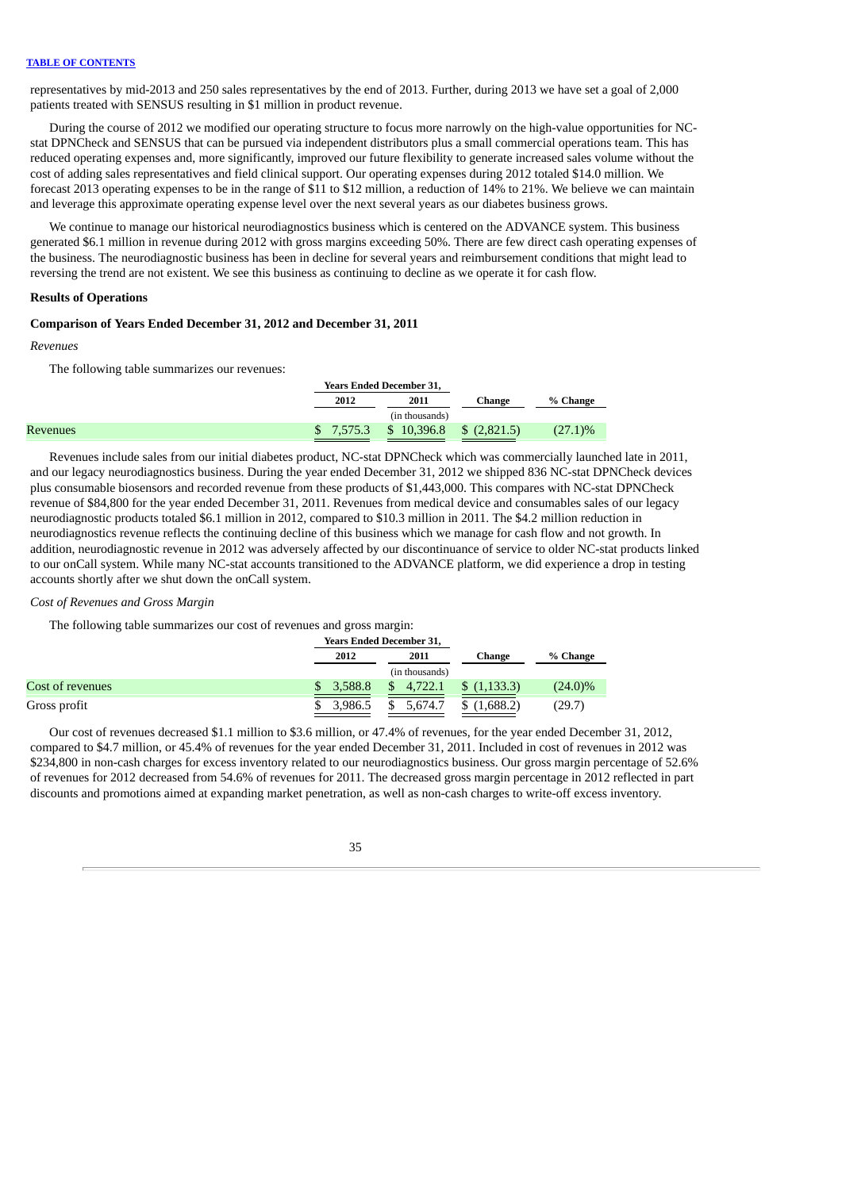representatives by mid-2013 and 250 sales representatives by the end of 2013. Further, during 2013 we have set a goal of 2,000 patients treated with SENSUS resulting in $1 million in product revenue.

During the course of 2012 we modified our operating structure to focus more narrowly on the high-value opportunities for NC-stat DPNCheck and SENSUS that can be pursued via independent distributors plus a small commercial operations team. This has reduced operating expenses and, more significantly, improved our future flexibility to generate increased sales volume without the cost of adding sales representatives and field clinical support. Our operating expenses during 2012 totaled $14.0 million. We forecast 2013 operating expenses to be in the range of $11 to $12 million, a reduction of 14% to 21%. We believe we can maintain and leverage this approximate operating expense level over the next several years as our diabetes business grows.

We continue to manage our historical neurodiagnostics business which is centered on the ADVANCE system. This business generated $6.1 million in revenue during 2012 with gross margins exceeding 50%. There are few direct cash operating expenses of the business. The neurodiagnostic business has been in decline for several years and reimbursement conditions that might lead to reversing the trend are not existent. We see this business as continuing to decline as we operate it for cash flow.

**Results of Operations**

**Comparison of Years Ended December 31, 2012 and December 31, 2011**

*Revenues*

The following table summarizes our revenues:

| | Years Ended December 31, | | | |
|---|---|---|---|---|
| | 2012 | 2011 | Change | % Change |
| | | (in thousands) | | |
| Revenues | $ 7,575.3 | $ 10,396.8 | $ (2,821.5) | (27.1)% |

Revenues include sales from our initial diabetes product, NC-stat DPNCheck which was commercially launched late in 2011, and our legacy neurodiagnostics business. During the year ended December 31, 2012 we shipped 836 NC-stat DPNCheck devices plus consumable biosensors and recorded revenue from these products of $1,443,000. This compares with NC-stat DPNCheck revenue of $84,800 for the year ended December 31, 2011. Revenues from medical device and consumables sales of our legacy neurodiagnostic products totaled $6.1 million in 2012, compared to $10.3 million in 2011. The $4.2 million reduction in neurodiagnostics revenue reflects the continuing decline of this business which we manage for cash flow and not growth. In addition, neurodiagnostic revenue in 2012 was adversely affected by our discontinuance of service to older NC-stat products linked to our onCall system. While many NC-stat accounts transitioned to the ADVANCE platform, we did experience a drop in testing accounts shortly after we shut down the onCall system.

*Cost of Revenues and Gross Margin*

The following table summarizes our cost of revenues and gross margin:

| | Years Ended December 31, | | | |
|---|---|---|---|---|
| | 2012 | 2011 | Change | % Change |
| | | (in thousands) | | |
| Cost of revenues | $ 3,588.8 | $ 4,722.1 | $ (1,133.3) | (24.0)% |
| Gross profit | $ 3,986.5 | $ 5,674.7 | $ (1,688.2) | (29.7) |

Our cost of revenues decreased $1.1 million to $3.6 million, or 47.4% of revenues, for the year ended December 31, 2012, compared to $4.7 million, or 45.4% of revenues for the year ended December 31, 2011. Included in cost of revenues in 2012 was $234,800 in non-cash charges for excess inventory related to our neurodiagnostics business. Our gross margin percentage of 52.6% of revenues for 2012 decreased from 54.6% of revenues for 2011. The decreased gross margin percentage in 2012 reflected in part discounts and promotions aimed at expanding market penetration, as well as non-cash charges to write-off excess inventory.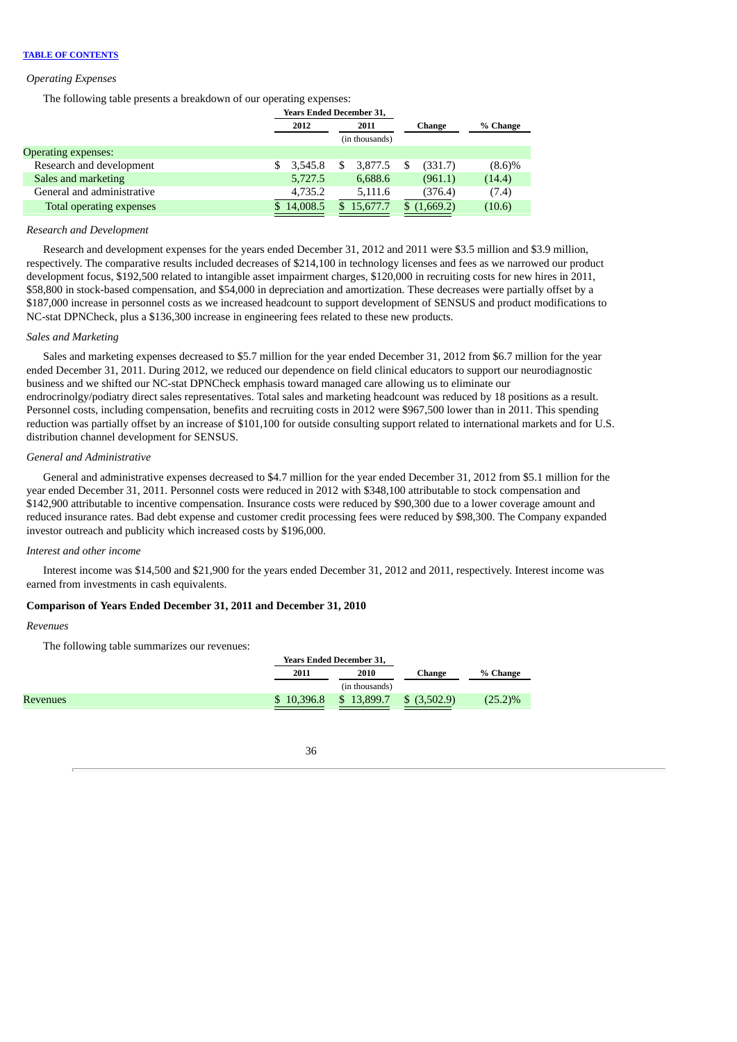[TABLE OF CONTENTS](#)

*Operating Expenses*

The following table presents a breakdown of our operating expenses:

| | Years Ended December 31, | | | |
|---|---|---|---|---|
| | 2012 | 2011 | Change | % Change |
| | (in thousands) | | | |
| Operating expenses: | | | | |
| Research and development | $ 3,545.8 | $ 3,877.5 | $ (331.7) | (8.6)% |
| Sales and marketing | 5,727.5 | 6,688.6 | (961.1) | (14.4) |
| General and administrative | 4,735.2 | 5,111.6 | (376.4) | (7.4) |
| Total operating expenses | $ 14,008.5 | $ 15,677.7 | $ (1,669.2) | (10.6) |

*Research and Development*

Research and development expenses for the years ended December 31, 2012 and 2011 were $3.5 million and $3.9 million, respectively. The comparative results included decreases of $214,100 in technology licenses and fees as we narrowed our product development focus, $192,500 related to intangible asset impairment charges, $120,000 in recruiting costs for new hires in 2011, $58,800 in stock-based compensation, and $54,000 in depreciation and amortization. These decreases were partially offset by a $187,000 increase in personnel costs as we increased headcount to support development of SENSUS and product modifications to NC-stat DPNCheck, plus a $136,300 increase in engineering fees related to these new products.

*Sales and Marketing*

Sales and marketing expenses decreased to $5.7 million for the year ended December 31, 2012 from $6.7 million for the year ended December 31, 2011. During 2012, we reduced our dependence on field clinical educators to support our neurodiagnostic business and we shifted our NC-stat DPNCheck emphasis toward managed care allowing us to eliminate our endrocrinolgy/podiatry direct sales representatives. Total sales and marketing headcount was reduced by 18 positions as a result. Personnel costs, including compensation, benefits and recruiting costs in 2012 were $967,500 lower than in 2011. This spending reduction was partially offset by an increase of $101,100 for outside consulting support related to international markets and for U.S. distribution channel development for SENSUS.

*General and Administrative*

General and administrative expenses decreased to $4.7 million for the year ended December 31, 2012 from $5.1 million for the year ended December 31, 2011. Personnel costs were reduced in 2012 with $348,100 attributable to stock compensation and $142,900 attributable to incentive compensation. Insurance costs were reduced by $90,300 due to a lower coverage amount and reduced insurance rates. Bad debt expense and customer credit processing fees were reduced by $98,300. The Company expanded investor outreach and publicity which increased costs by $196,000.

*Interest and other income*

Interest income was $14,500 and $21,900 for the years ended December 31, 2012 and 2011, respectively. Interest income was earned from investments in cash equivalents.

**Comparison of Years Ended December 31, 2011 and December 31, 2010**

*Revenues*

The following table summarizes our revenues:

| | Years Ended December 31, | | | |
|---|---|---|---|---|
| | 2011 | 2010 | Change | % Change |
| | (in thousands) | | | |
| Revenues | $ 10,396.8 | $ 13,899.7 | $ (3,502.9) | (25.2)% |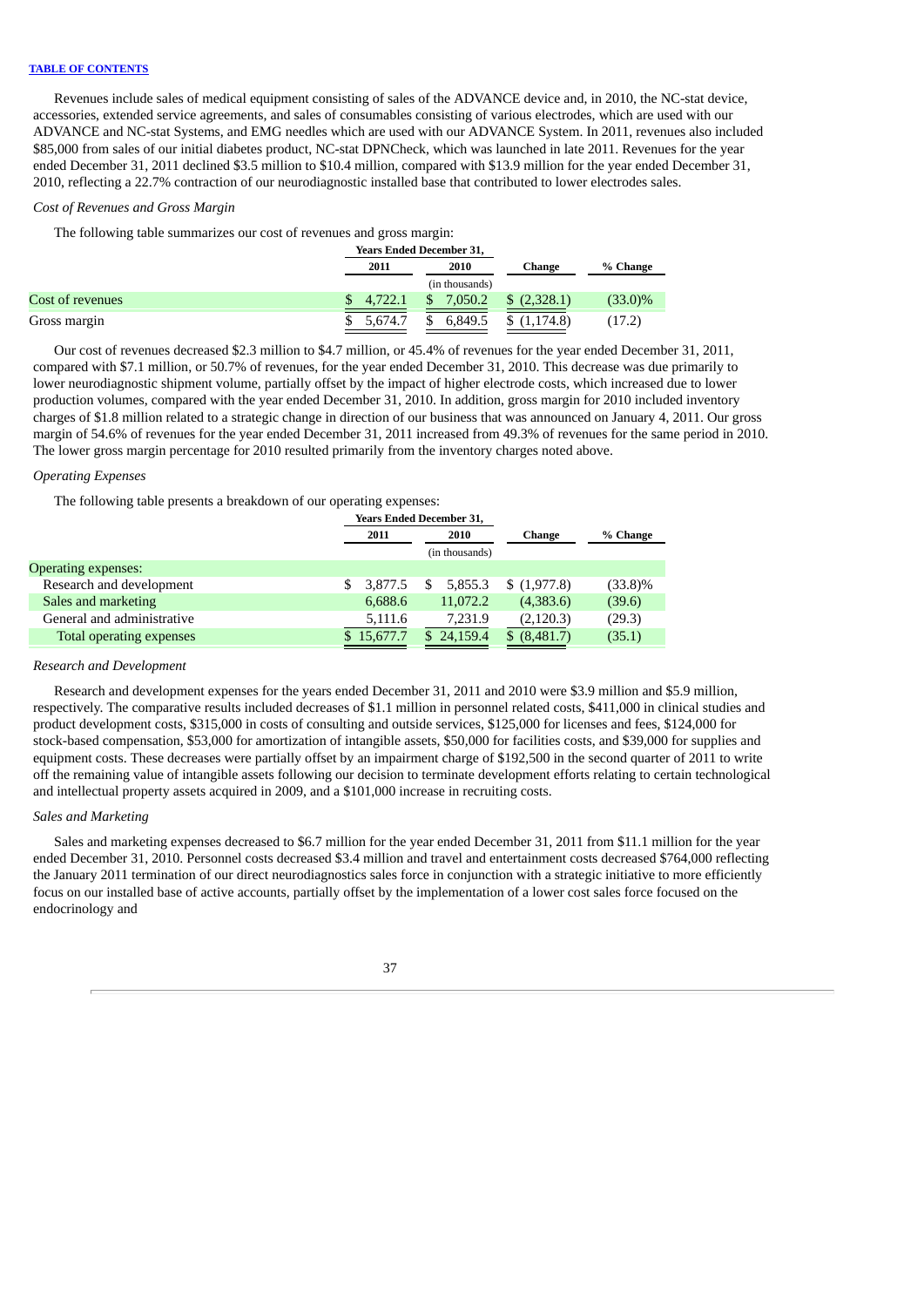Revenues include sales of medical equipment consisting of sales of the ADVANCE device and, in 2010, the NC-stat device, accessories, extended service agreements, and sales of consumables consisting of various electrodes, which are used with our ADVANCE and NC-stat Systems, and EMG needles which are used with our ADVANCE System. In 2011, revenues also included \$85,000 from sales of our initial diabetes product, NC-stat DPNCheck, which was launched in late 2011. Revenues for the year ended December 31, 2011 declined \$3.5 million to \$10.4 million, compared with \$13.9 million for the year ended December 31, 2010, reflecting a 22.7% contraction of our neurodiagnostic installed base that contributed to lower electrodes sales.

*Cost of Revenues and Gross Margin*

The following table summarizes our cost of revenues and gross margin:

| | Years Ended December 31, | | | |
|---|---|---|---|---|
| | 2011 | 2010 | Change | % Change |
| | (in thousands) | | | |
| Cost of revenues | \$ 4,722.1 | \$ 7,050.2 | \$ (2,328.1) | (33.0)% |
| Gross margin | \$ 5,674.7 | \$ 6,849.5 | \$ (1,174.8) | (17.2) |

Our cost of revenues decreased \$2.3 million to \$4.7 million, or 45.4% of revenues for the year ended December 31, 2011, compared with \$7.1 million, or 50.7% of revenues, for the year ended December 31, 2010. This decrease was due primarily to lower neurodiagnostic shipment volume, partially offset by the impact of higher electrode costs, which increased due to lower production volumes, compared with the year ended December 31, 2010. In addition, gross margin for 2010 included inventory charges of \$1.8 million related to a strategic change in direction of our business that was announced on January 4, 2011. Our gross margin of 54.6% of revenues for the year ended December 31, 2011 increased from 49.3% of revenues for the same period in 2010. The lower gross margin percentage for 2010 resulted primarily from the inventory charges noted above.

*Operating Expenses*

The following table presents a breakdown of our operating expenses:

| | Years Ended December 31, | | | |
|---|---|---|---|---|
| | 2011 | 2010 | Change | % Change |
| | (in thousands) | | | |
| Operating expenses: | | | | |
| Research and development | \$ 3,877.5 | \$ 5,855.3 | \$ (1,977.8) | (33.8)% |
| Sales and marketing | 6,688.6 | 11,072.2 | (4,383.6) | (39.6) |
| General and administrative | 5,111.6 | 7,231.9 | (2,120.3) | (29.3) |
| Total operating expenses | \$ 15,677.7 | \$ 24,159.4 | \$ (8,481.7) | (35.1) |

*Research and Development*

Research and development expenses for the years ended December 31, 2011 and 2010 were \$3.9 million and \$5.9 million, respectively. The comparative results included decreases of \$1.1 million in personnel related costs, \$411,000 in clinical studies and product development costs, \$315,000 in costs of consulting and outside services, \$125,000 for licenses and fees, \$124,000 for stock-based compensation, \$53,000 for amortization of intangible assets, \$50,000 for facilities costs, and \$39,000 for supplies and equipment costs. These decreases were partially offset by an impairment charge of \$192,500 in the second quarter of 2011 to write off the remaining value of intangible assets following our decision to terminate development efforts relating to certain technological and intellectual property assets acquired in 2009, and a \$101,000 increase in recruiting costs.

*Sales and Marketing*

Sales and marketing expenses decreased to \$6.7 million for the year ended December 31, 2011 from \$11.1 million for the year ended December 31, 2010. Personnel costs decreased \$3.4 million and travel and entertainment costs decreased \$764,000 reflecting the January 2011 termination of our direct neurodiagnostics sales force in conjunction with a strategic initiative to more efficiently focus on our installed base of active accounts, partially offset by the implementation of a lower cost sales force focused on the endocrinology and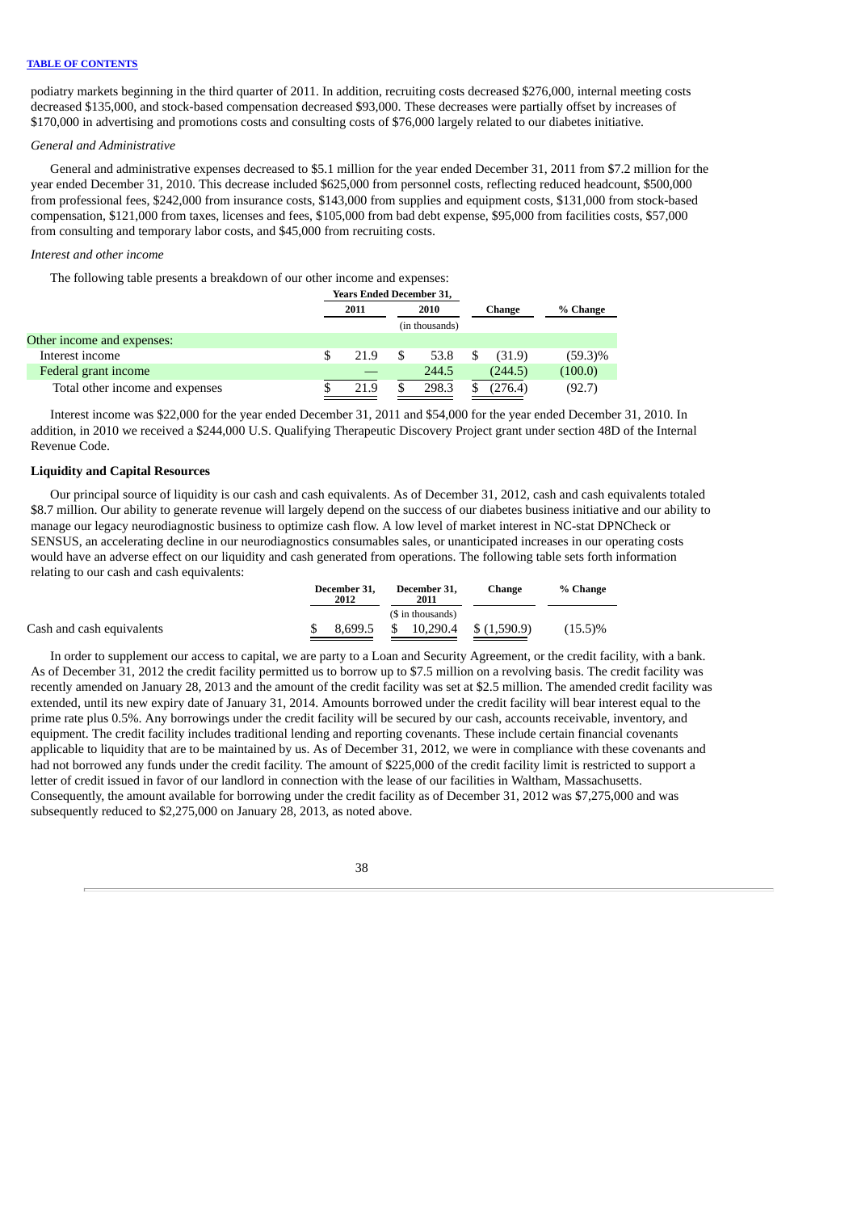[TABLE OF CONTENTS](#)

podiatry markets beginning in the third quarter of 2011. In addition, recruiting costs decreased $276,000, internal meeting costs decreased $135,000, and stock-based compensation decreased $93,000. These decreases were partially offset by increases of $170,000 in advertising and promotions costs and consulting costs of $76,000 largely related to our diabetes initiative.

*General and Administrative*

General and administrative expenses decreased to $5.1 million for the year ended December 31, 2011 from $7.2 million for the year ended December 31, 2010. This decrease included $625,000 from personnel costs, reflecting reduced headcount, $500,000 from professional fees, $242,000 from insurance costs, $143,000 from supplies and equipment costs, $131,000 from stock-based compensation, $121,000 from taxes, licenses and fees, $105,000 from bad debt expense, $95,000 from facilities costs, $57,000 from consulting and temporary labor costs, and $45,000 from recruiting costs.

*Interest and other income*

The following table presents a breakdown of our other income and expenses:

| | Years Ended December 31, 2011 | Years Ended December 31, 2010 | Change | % Change |
|---|---|---|---|---|
| | (in thousands) | | | |
| Other income and expenses: | | | | |
| Interest income | $ 21.9 | $ 53.8 | $ (31.9) | (59.3)% |
| Federal grant income | — | 244.5 | (244.5) | (100.0) |
| Total other income and expenses | $ 21.9 | $ 298.3 | $ (276.4) | (92.7) |

Interest income was $22,000 for the year ended December 31, 2011 and $54,000 for the year ended December 31, 2010. In addition, in 2010 we received a $244,000 U.S. Qualifying Therapeutic Discovery Project grant under section 48D of the Internal Revenue Code.

**Liquidity and Capital Resources**

Our principal source of liquidity is our cash and cash equivalents. As of December 31, 2012, cash and cash equivalents totaled $8.7 million. Our ability to generate revenue will largely depend on the success of our diabetes business initiative and our ability to manage our legacy neurodiagnostic business to optimize cash flow. A low level of market interest in NC-stat DPNCheck or SENSUS, an accelerating decline in our neurodiagnostics consumables sales, or unanticipated increases in our operating costs would have an adverse effect on our liquidity and cash generated from operations. The following table sets forth information relating to our cash and cash equivalents:

| | December 31, 2012 | December 31, 2011 | Change | % Change |
|---|---|---|---|---|
| | ($ in thousands) | | | |
| Cash and cash equivalents | $ 8,699.5 | $ 10,290.4 | $ (1,590.9) | (15.5)% |

In order to supplement our access to capital, we are party to a Loan and Security Agreement, or the credit facility, with a bank. As of December 31, 2012 the credit facility permitted us to borrow up to $7.5 million on a revolving basis. The credit facility was recently amended on January 28, 2013 and the amount of the credit facility was set at $2.5 million. The amended credit facility was extended, until its new expiry date of January 31, 2014. Amounts borrowed under the credit facility will bear interest equal to the prime rate plus 0.5%. Any borrowings under the credit facility will be secured by our cash, accounts receivable, inventory, and equipment. The credit facility includes traditional lending and reporting covenants. These include certain financial covenants applicable to liquidity that are to be maintained by us. As of December 31, 2012, we were in compliance with these covenants and had not borrowed any funds under the credit facility. The amount of $225,000 of the credit facility limit is restricted to support a letter of credit issued in favor of our landlord in connection with the lease of our facilities in Waltham, Massachusetts. Consequently, the amount available for borrowing under the credit facility as of December 31, 2012 was $7,275,000 and was subsequently reduced to $2,275,000 on January 28, 2013, as noted above.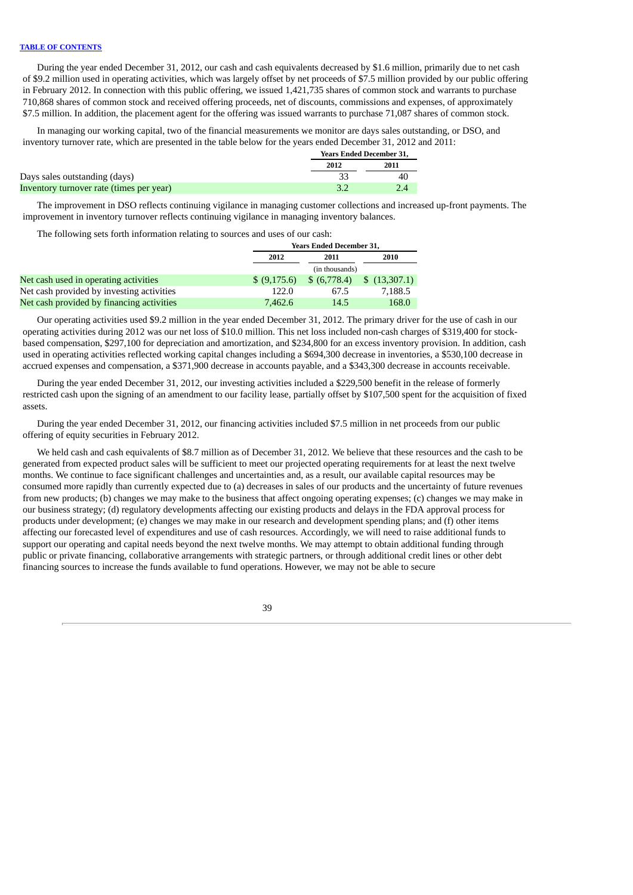[TABLE OF CONTENTS](#)

During the year ended December 31, 2012, our cash and cash equivalents decreased by $1.6 million, primarily due to net cash of $9.2 million used in operating activities, which was largely offset by net proceeds of $7.5 million provided by our public offering in February 2012. In connection with this public offering, we issued 1,421,735 shares of common stock and warrants to purchase 710,868 shares of common stock and received offering proceeds, net of discounts, commissions and expenses, of approximately $7.5 million. In addition, the placement agent for the offering was issued warrants to purchase 71,087 shares of common stock.

In managing our working capital, two of the financial measurements we monitor are days sales outstanding, or DSO, and inventory turnover rate, which are presented in the table below for the years ended December 31, 2012 and 2011:

| | Years Ended December 31, | |
|---|---|---|
| | 2012 | 2011 |
| Days sales outstanding (days) | 33 | 40 |
| Inventory turnover rate (times per year) | 3.2 | 2.4 |

The improvement in DSO reflects continuing vigilance in managing customer collections and increased up-front payments. The improvement in inventory turnover reflects continuing vigilance in managing inventory balances.

The following sets forth information relating to sources and uses of our cash:

| | Years Ended December 31, | | |
|---|---|---|---|
| | 2012 | 2011 | 2010 |
| | | (in thousands) | |
| Net cash used in operating activities | $ (9,175.6) | $ (6,778.4) | $ (13,307.1) |
| Net cash provided by investing activities | 122.0 | 67.5 | 7,188.5 |
| Net cash provided by financing activities | 7,462.6 | 14.5 | 168.0 |

Our operating activities used $9.2 million in the year ended December 31, 2012. The primary driver for the use of cash in our operating activities during 2012 was our net loss of $10.0 million. This net loss included non-cash charges of $319,400 for stock-based compensation, $297,100 for depreciation and amortization, and $234,800 for an excess inventory provision. In addition, cash used in operating activities reflected working capital changes including a $694,300 decrease in inventories, a $530,100 decrease in accrued expenses and compensation, a $371,900 decrease in accounts payable, and a $343,300 decrease in accounts receivable.

During the year ended December 31, 2012, our investing activities included a $229,500 benefit in the release of formerly restricted cash upon the signing of an amendment to our facility lease, partially offset by $107,500 spent for the acquisition of fixed assets.

During the year ended December 31, 2012, our financing activities included $7.5 million in net proceeds from our public offering of equity securities in February 2012.

We held cash and cash equivalents of $8.7 million as of December 31, 2012. We believe that these resources and the cash to be generated from expected product sales will be sufficient to meet our projected operating requirements for at least the next twelve months. We continue to face significant challenges and uncertainties and, as a result, our available capital resources may be consumed more rapidly than currently expected due to (a) decreases in sales of our products and the uncertainty of future revenues from new products; (b) changes we may make to the business that affect ongoing operating expenses; (c) changes we may make in our business strategy; (d) regulatory developments affecting our existing products and delays in the FDA approval process for products under development; (e) changes we may make in our research and development spending plans; and (f) other items affecting our forecasted level of expenditures and use of cash resources. Accordingly, we will need to raise additional funds to support our operating and capital needs beyond the next twelve months. We may attempt to obtain additional funding through public or private financing, collaborative arrangements with strategic partners, or through additional credit lines or other debt financing sources to increase the funds available to fund operations. However, we may not be able to secure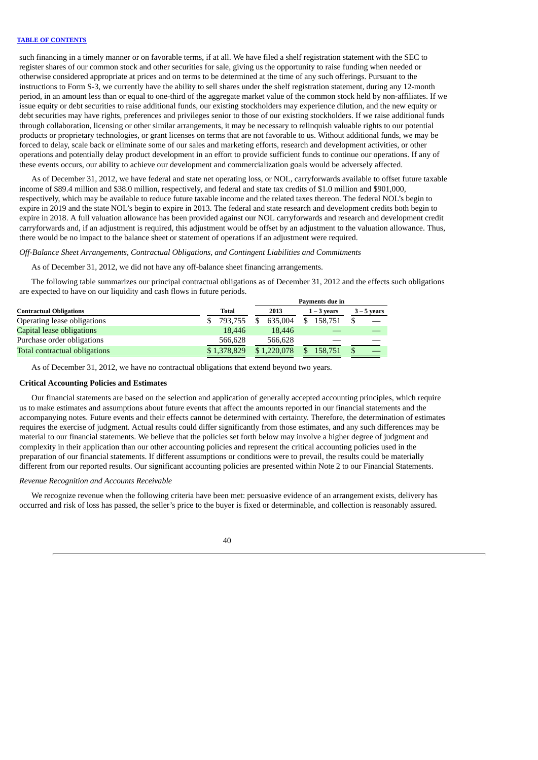such financing in a timely manner or on favorable terms, if at all. We have filed a shelf registration statement with the SEC to register shares of our common stock and other securities for sale, giving us the opportunity to raise funding when needed or otherwise considered appropriate at prices and on terms to be determined at the time of any such offerings. Pursuant to the instructions to Form S-3, we currently have the ability to sell shares under the shelf registration statement, during any 12-month period, in an amount less than or equal to one-third of the aggregate market value of the common stock held by non-affiliates. If we issue equity or debt securities to raise additional funds, our existing stockholders may experience dilution, and the new equity or debt securities may have rights, preferences and privileges senior to those of our existing stockholders. If we raise additional funds through collaboration, licensing or other similar arrangements, it may be necessary to relinquish valuable rights to our potential products or proprietary technologies, or grant licenses on terms that are not favorable to us. Without additional funds, we may be forced to delay, scale back or eliminate some of our sales and marketing efforts, research and development activities, or other operations and potentially delay product development in an effort to provide sufficient funds to continue our operations. If any of these events occurs, our ability to achieve our development and commercialization goals would be adversely affected.

As of December 31, 2012, we have federal and state net operating loss, or NOL, carryforwards available to offset future taxable income of $89.4 million and $38.0 million, respectively, and federal and state tax credits of $1.0 million and $901,000, respectively, which may be available to reduce future taxable income and the related taxes thereon. The federal NOL's begin to expire in 2019 and the state NOL's begin to expire in 2013. The federal and state research and development credits both begin to expire in 2018. A full valuation allowance has been provided against our NOL carryforwards and research and development credit carryforwards and, if an adjustment is required, this adjustment would be offset by an adjustment to the valuation allowance. Thus, there would be no impact to the balance sheet or statement of operations if an adjustment were required.

*Off-Balance Sheet Arrangements, Contractual Obligations, and Contingent Liabilities and Commitments*

As of December 31, 2012, we did not have any off-balance sheet financing arrangements.

The following table summarizes our principal contractual obligations as of December 31, 2012 and the effects such obligations are expected to have on our liquidity and cash flows in future periods.

| | | Payments due in | | |
|---|---|---|---|---|
| **Contractual Obligations** | **Total** | **2013** | **1 – 3 years** | **3 – 5 years** |
| Operating lease obligations | $ 793,755 | $ 635,004 | $ 158,751 | $ — |
| Capital lease obligations | 18,446 | 18,446 | — | — |
| Purchase order obligations | 566,628 | 566,628 | — | — |
| Total contractual obligations | $ 1,378,829 | $ 1,220,078 | $ 158,751 | $ — |

As of December 31, 2012, we have no contractual obligations that extend beyond two years.

### Critical Accounting Policies and Estimates

Our financial statements are based on the selection and application of generally accepted accounting principles, which require us to make estimates and assumptions about future events that affect the amounts reported in our financial statements and the accompanying notes. Future events and their effects cannot be determined with certainty. Therefore, the determination of estimates requires the exercise of judgment. Actual results could differ significantly from those estimates, and any such differences may be material to our financial statements. We believe that the policies set forth below may involve a higher degree of judgment and complexity in their application than our other accounting policies and represent the critical accounting policies used in the preparation of our financial statements. If different assumptions or conditions were to prevail, the results could be materially different from our reported results. Our significant accounting policies are presented within Note 2 to our Financial Statements.

*Revenue Recognition and Accounts Receivable*

We recognize revenue when the following criteria have been met: persuasive evidence of an arrangement exists, delivery has occurred and risk of loss has passed, the seller's price to the buyer is fixed or determinable, and collection is reasonably assured.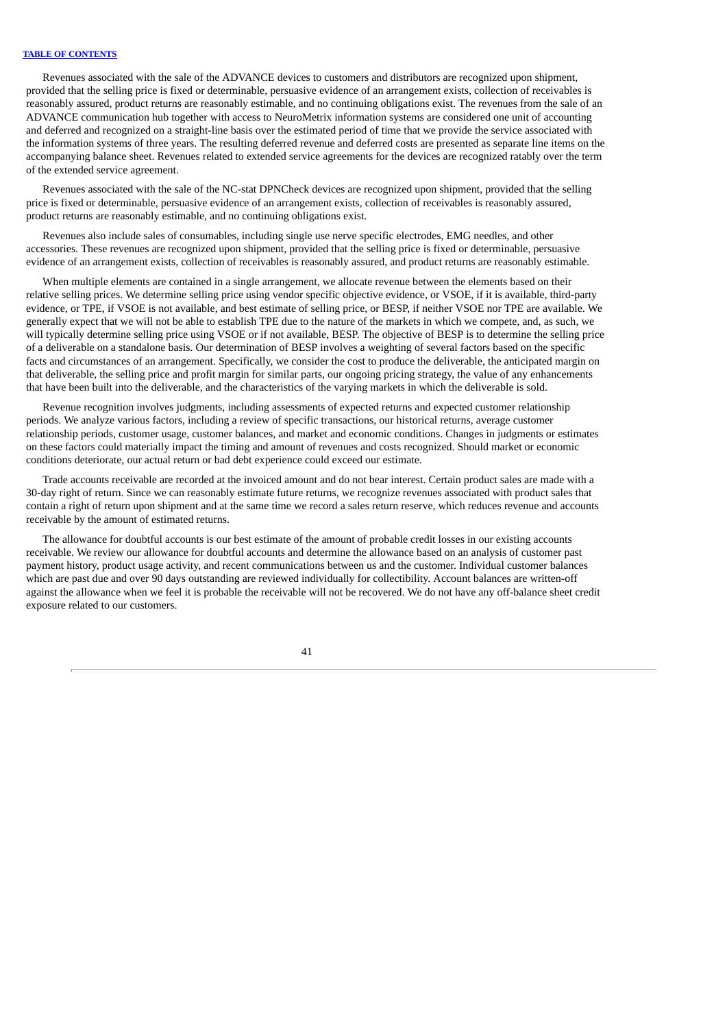Revenues associated with the sale of the ADVANCE devices to customers and distributors are recognized upon shipment, provided that the selling price is fixed or determinable, persuasive evidence of an arrangement exists, collection of receivables is reasonably assured, product returns are reasonably estimable, and no continuing obligations exist. The revenues from the sale of an ADVANCE communication hub together with access to NeuroMetrix information systems are considered one unit of accounting and deferred and recognized on a straight-line basis over the estimated period of time that we provide the service associated with the information systems of three years. The resulting deferred revenue and deferred costs are presented as separate line items on the accompanying balance sheet. Revenues related to extended service agreements for the devices are recognized ratably over the term of the extended service agreement.

Revenues associated with the sale of the NC-stat DPNCheck devices are recognized upon shipment, provided that the selling price is fixed or determinable, persuasive evidence of an arrangement exists, collection of receivables is reasonably assured, product returns are reasonably estimable, and no continuing obligations exist.

Revenues also include sales of consumables, including single use nerve specific electrodes, EMG needles, and other accessories. These revenues are recognized upon shipment, provided that the selling price is fixed or determinable, persuasive evidence of an arrangement exists, collection of receivables is reasonably assured, and product returns are reasonably estimable.

When multiple elements are contained in a single arrangement, we allocate revenue between the elements based on their relative selling prices. We determine selling price using vendor specific objective evidence, or VSOE, if it is available, third-party evidence, or TPE, if VSOE is not available, and best estimate of selling price, or BESP, if neither VSOE nor TPE are available. We generally expect that we will not be able to establish TPE due to the nature of the markets in which we compete, and, as such, we will typically determine selling price using VSOE or if not available, BESP. The objective of BESP is to determine the selling price of a deliverable on a standalone basis. Our determination of BESP involves a weighting of several factors based on the specific facts and circumstances of an arrangement. Specifically, we consider the cost to produce the deliverable, the anticipated margin on that deliverable, the selling price and profit margin for similar parts, our ongoing pricing strategy, the value of any enhancements that have been built into the deliverable, and the characteristics of the varying markets in which the deliverable is sold.

Revenue recognition involves judgments, including assessments of expected returns and expected customer relationship periods. We analyze various factors, including a review of specific transactions, our historical returns, average customer relationship periods, customer usage, customer balances, and market and economic conditions. Changes in judgments or estimates on these factors could materially impact the timing and amount of revenues and costs recognized. Should market or economic conditions deteriorate, our actual return or bad debt experience could exceed our estimate.

Trade accounts receivable are recorded at the invoiced amount and do not bear interest. Certain product sales are made with a 30-day right of return. Since we can reasonably estimate future returns, we recognize revenues associated with product sales that contain a right of return upon shipment and at the same time we record a sales return reserve, which reduces revenue and accounts receivable by the amount of estimated returns.

The allowance for doubtful accounts is our best estimate of the amount of probable credit losses in our existing accounts receivable. We review our allowance for doubtful accounts and determine the allowance based on an analysis of customer past payment history, product usage activity, and recent communications between us and the customer. Individual customer balances which are past due and over 90 days outstanding are reviewed individually for collectibility. Account balances are written-off against the allowance when we feel it is probable the receivable will not be recovered. We do not have any off-balance sheet credit exposure related to our customers.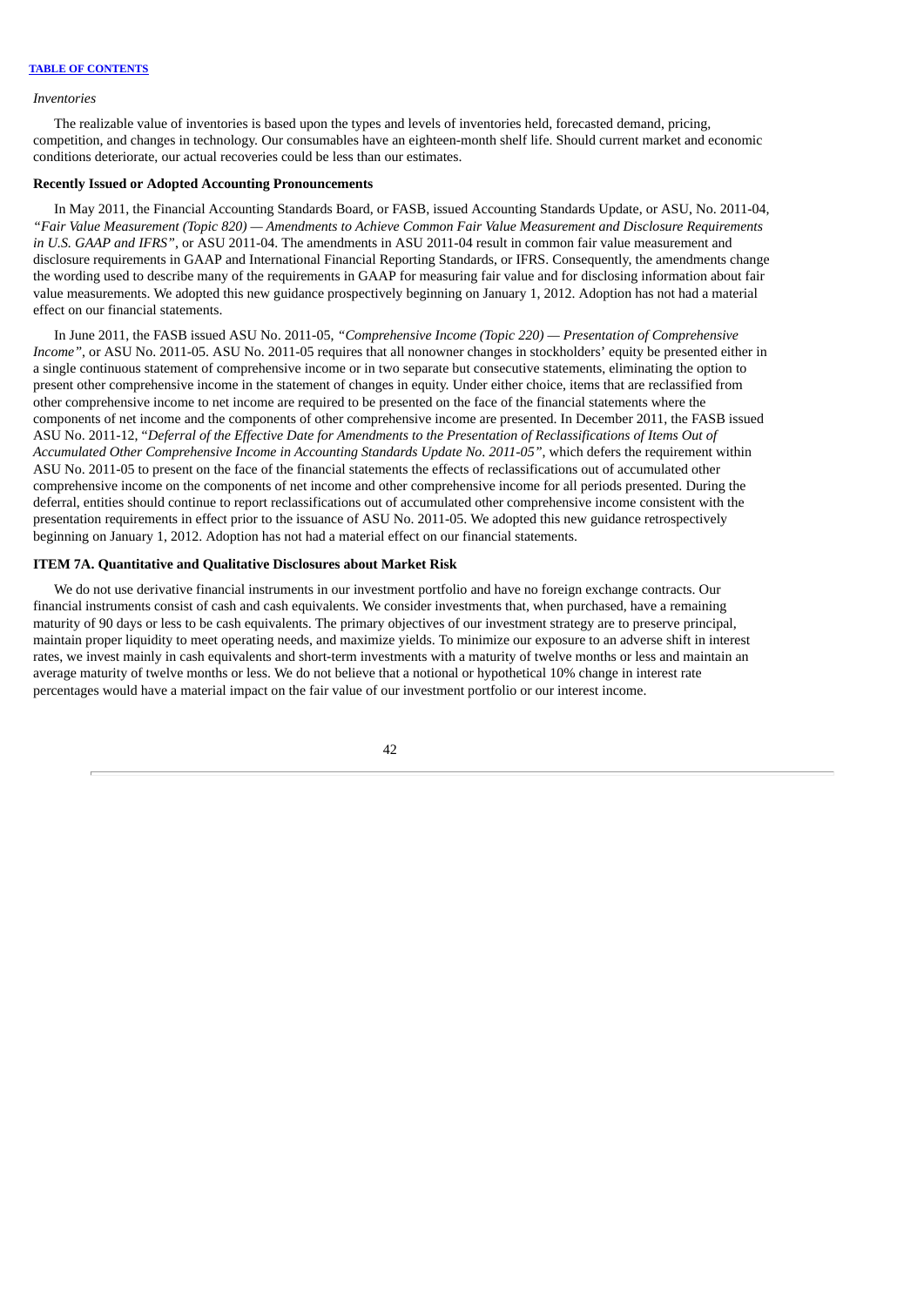*Inventories*

The realizable value of inventories is based upon the types and levels of inventories held, forecasted demand, pricing, competition, and changes in technology. Our consumables have an eighteen-month shelf life. Should current market and economic conditions deteriorate, our actual recoveries could be less than our estimates.

**Recently Issued or Adopted Accounting Pronouncements**

In May 2011, the Financial Accounting Standards Board, or FASB, issued Accounting Standards Update, or ASU, No. 2011-04, *"Fair Value Measurement (Topic 820) — Amendments to Achieve Common Fair Value Measurement and Disclosure Requirements in U.S. GAAP and IFRS"*, or ASU 2011-04. The amendments in ASU 2011-04 result in common fair value measurement and disclosure requirements in GAAP and International Financial Reporting Standards, or IFRS. Consequently, the amendments change the wording used to describe many of the requirements in GAAP for measuring fair value and for disclosing information about fair value measurements. We adopted this new guidance prospectively beginning on January 1, 2012. Adoption has not had a material effect on our financial statements.

In June 2011, the FASB issued ASU No. 2011-05, *"Comprehensive Income (Topic 220) — Presentation of Comprehensive Income"*, or ASU No. 2011-05. ASU No. 2011-05 requires that all nonowner changes in stockholders' equity be presented either in a single continuous statement of comprehensive income or in two separate but consecutive statements, eliminating the option to present other comprehensive income in the statement of changes in equity. Under either choice, items that are reclassified from other comprehensive income to net income are required to be presented on the face of the financial statements where the components of net income and the components of other comprehensive income are presented. In December 2011, the FASB issued ASU No. 2011-12, "*Deferral of the Effective Date for Amendments to the Presentation of Reclassifications of Items Out of Accumulated Other Comprehensive Income in Accounting Standards Update No. 2011-05"*, which defers the requirement within ASU No. 2011-05 to present on the face of the financial statements the effects of reclassifications out of accumulated other comprehensive income on the components of net income and other comprehensive income for all periods presented. During the deferral, entities should continue to report reclassifications out of accumulated other comprehensive income consistent with the presentation requirements in effect prior to the issuance of ASU No. 2011-05. We adopted this new guidance retrospectively beginning on January 1, 2012. Adoption has not had a material effect on our financial statements.

**ITEM 7A. Quantitative and Qualitative Disclosures about Market Risk**

We do not use derivative financial instruments in our investment portfolio and have no foreign exchange contracts. Our financial instruments consist of cash and cash equivalents. We consider investments that, when purchased, have a remaining maturity of 90 days or less to be cash equivalents. The primary objectives of our investment strategy are to preserve principal, maintain proper liquidity to meet operating needs, and maximize yields. To minimize our exposure to an adverse shift in interest rates, we invest mainly in cash equivalents and short-term investments with a maturity of twelve months or less and maintain an average maturity of twelve months or less. We do not believe that a notional or hypothetical 10% change in interest rate percentages would have a material impact on the fair value of our investment portfolio or our interest income.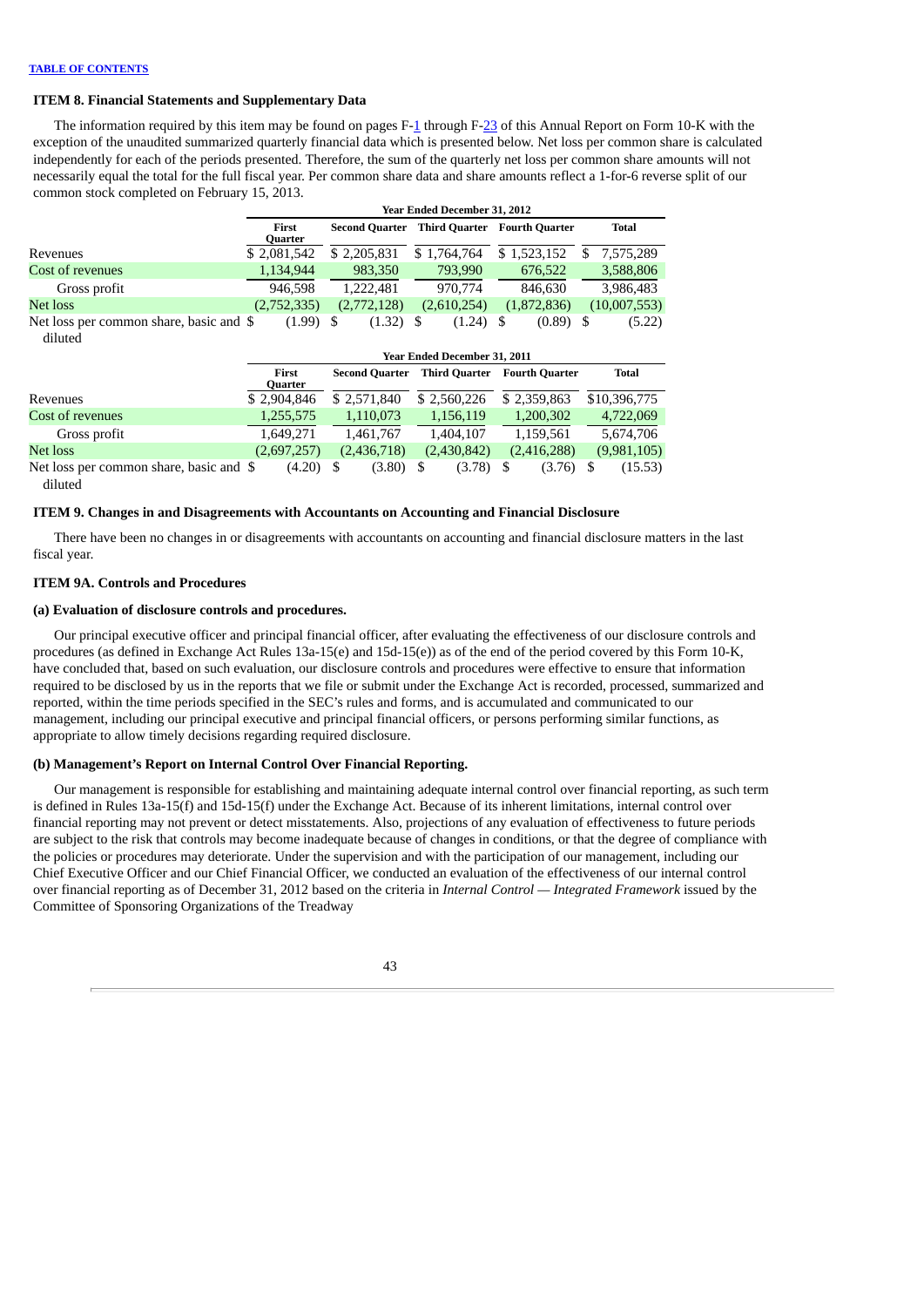**TABLE OF CONTENTS**

### ITEM 8. Financial Statements and Supplementary Data

The information required by this item may be found on pages F-1 through F-23 of this Annual Report on Form 10-K with the exception of the unaudited summarized quarterly financial data which is presented below. Net loss per common share is calculated independently for each of the periods presented. Therefore, the sum of the quarterly net loss per common share amounts will not necessarily equal the total for the full fiscal year. Per common share data and share amounts reflect a 1-for-6 reverse split of our common stock completed on February 15, 2013.

| | Year Ended December 31, 2012 | | | | |
|---|---|---|---|---|---|
| | First Quarter | Second Quarter | Third Quarter | Fourth Quarter | Total |
| Revenues | $ 2,081,542 | $ 2,205,831 | $ 1,764,764 | $ 1,523,152 | $ 7,575,289 |
| Cost of revenues | 1,134,944 | 983,350 | 793,990 | 676,522 | 3,588,806 |
| Gross profit | 946,598 | 1,222,481 | 970,774 | 846,630 | 3,986,483 |
| Net loss | (2,752,335) | (2,772,128) | (2,610,254) | (1,872,836) | (10,007,553) |
| Net loss per common share, basic and diluted | $ (1.99) | $ (1.32) | $ (1.24) | $ (0.89) | $ (5.22) |

| | Year Ended December 31, 2011 | | | | |
|---|---|---|---|---|---|
| | First Quarter | Second Quarter | Third Quarter | Fourth Quarter | Total |
| Revenues | $ 2,904,846 | $ 2,571,840 | $ 2,560,226 | $ 2,359,863 | $10,396,775 |
| Cost of revenues | 1,255,575 | 1,110,073 | 1,156,119 | 1,200,302 | 4,722,069 |
| Gross profit | 1,649,271 | 1,461,767 | 1,404,107 | 1,159,561 | 5,674,706 |
| Net loss | (2,697,257) | (2,436,718) | (2,430,842) | (2,416,288) | (9,981,105) |
| Net loss per common share, basic and diluted | $ (4.20) | $ (3.80) | $ (3.78) | $ (3.76) | $ (15.53) |

### ITEM 9. Changes in and Disagreements with Accountants on Accounting and Financial Disclosure

There have been no changes in or disagreements with accountants on accounting and financial disclosure matters in the last fiscal year.

### ITEM 9A. Controls and Procedures

#### (a) Evaluation of disclosure controls and procedures.

Our principal executive officer and principal financial officer, after evaluating the effectiveness of our disclosure controls and procedures (as defined in Exchange Act Rules 13a-15(e) and 15d-15(e)) as of the end of the period covered by this Form 10-K, have concluded that, based on such evaluation, our disclosure controls and procedures were effective to ensure that information required to be disclosed by us in the reports that we file or submit under the Exchange Act is recorded, processed, summarized and reported, within the time periods specified in the SEC's rules and forms, and is accumulated and communicated to our management, including our principal executive and principal financial officers, or persons performing similar functions, as appropriate to allow timely decisions regarding required disclosure.

#### (b) Management's Report on Internal Control Over Financial Reporting.

Our management is responsible for establishing and maintaining adequate internal control over financial reporting, as such term is defined in Rules 13a-15(f) and 15d-15(f) under the Exchange Act. Because of its inherent limitations, internal control over financial reporting may not prevent or detect misstatements. Also, projections of any evaluation of effectiveness to future periods are subject to the risk that controls may become inadequate because of changes in conditions, or that the degree of compliance with the policies or procedures may deteriorate. Under the supervision and with the participation of our management, including our Chief Executive Officer and our Chief Financial Officer, we conducted an evaluation of the effectiveness of our internal control over financial reporting as of December 31, 2012 based on the criteria in *Internal Control — Integrated Framework* issued by the Committee of Sponsoring Organizations of the Treadway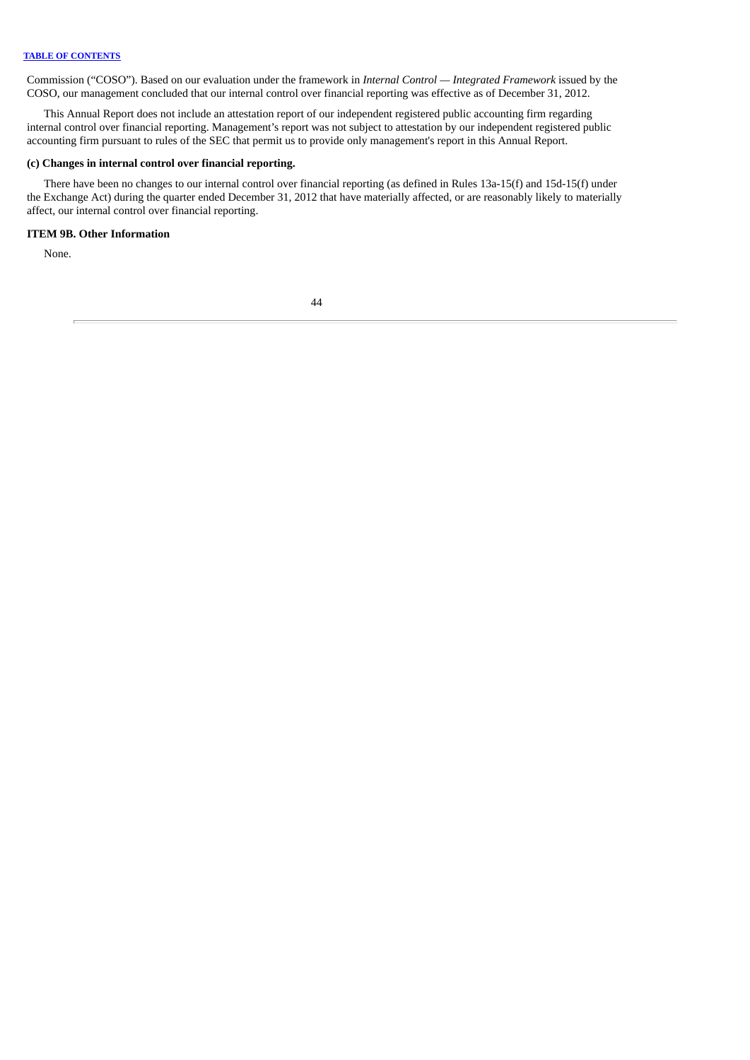Commission ("COSO"). Based on our evaluation under the framework in *Internal Control — Integrated Framework* issued by the COSO, our management concluded that our internal control over financial reporting was effective as of December 31, 2012.

This Annual Report does not include an attestation report of our independent registered public accounting firm regarding internal control over financial reporting. Management's report was not subject to attestation by our independent registered public accounting firm pursuant to rules of the SEC that permit us to provide only management's report in this Annual Report.

**(c) Changes in internal control over financial reporting.**

There have been no changes to our internal control over financial reporting (as defined in Rules 13a-15(f) and 15d-15(f) under the Exchange Act) during the quarter ended December 31, 2012 that have materially affected, or are reasonably likely to materially affect, our internal control over financial reporting.

**ITEM 9B. Other Information**

None.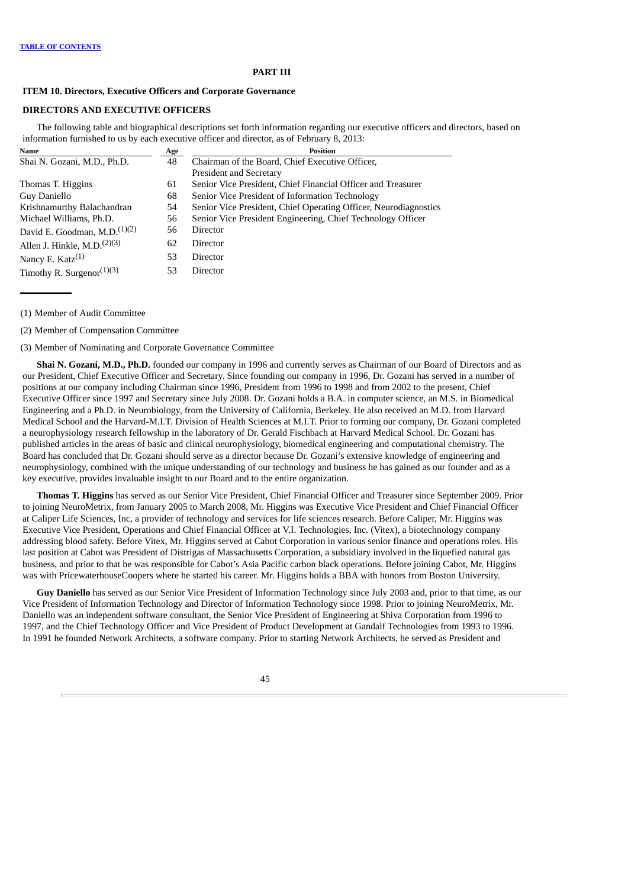# PART III

## ITEM 10. Directors, Executive Officers and Corporate Governance

### DIRECTORS AND EXECUTIVE OFFICERS

The following table and biographical descriptions set forth information regarding our executive officers and directors, based on information furnished to us by each executive officer and director, as of February 8, 2013:

| Name | Age | Position |
|---|---|---|
| Shai N. Gozani, M.D., Ph.D. | 48 | Chairman of the Board, Chief Executive Officer, President and Secretary |
| Thomas T. Higgins | 61 | Senior Vice President, Chief Financial Officer and Treasurer |
| Guy Daniello | 68 | Senior Vice President of Information Technology |
| Krishnamurthy Balachandran | 54 | Senior Vice President, Chief Operating Officer, Neurodiagnostics |
| Michael Williams, Ph.D. | 56 | Senior Vice President Engineering, Chief Technology Officer |
| David E. Goodman, M.D.(1)(2) | 56 | Director |
| Allen J. Hinkle, M.D.(2)(3) | 62 | Director |
| Nancy E. Katz(1) | 53 | Director |
| Timothy R. Surgenor(1)(3) | 53 | Director |

(1) Member of Audit Committee

(2) Member of Compensation Committee

(3) Member of Nominating and Corporate Governance Committee

**Shai N. Gozani, M.D., Ph.D.** founded our company in 1996 and currently serves as Chairman of our Board of Directors and as our President, Chief Executive Officer and Secretary. Since founding our company in 1996, Dr. Gozani has served in a number of positions at our company including Chairman since 1996, President from 1996 to 1998 and from 2002 to the present, Chief Executive Officer since 1997 and Secretary since July 2008. Dr. Gozani holds a B.A. in computer science, an M.S. in Biomedical Engineering and a Ph.D. in Neurobiology, from the University of California, Berkeley. He also received an M.D. from Harvard Medical School and the Harvard-M.I.T. Division of Health Sciences at M.I.T. Prior to forming our company, Dr. Gozani completed a neurophysiology research fellowship in the laboratory of Dr. Gerald Fischbach at Harvard Medical School. Dr. Gozani has published articles in the areas of basic and clinical neurophysiology, biomedical engineering and computational chemistry. The Board has concluded that Dr. Gozani should serve as a director because Dr. Gozani's extensive knowledge of engineering and neurophysiology, combined with the unique understanding of our technology and business he has gained as our founder and as a key executive, provides invaluable insight to our Board and to the entire organization.

**Thomas T. Higgins** has served as our Senior Vice President, Chief Financial Officer and Treasurer since September 2009. Prior to joining NeuroMetrix, from January 2005 to March 2008, Mr. Higgins was Executive Vice President and Chief Financial Officer at Caliper Life Sciences, Inc, a provider of technology and services for life sciences research. Before Caliper, Mr. Higgins was Executive Vice President, Operations and Chief Financial Officer at V.I. Technologies, Inc. (Vitex), a biotechnology company addressing blood safety. Before Vitex, Mr. Higgins served at Cabot Corporation in various senior finance and operations roles. His last position at Cabot was President of Distrigas of Massachusetts Corporation, a subsidiary involved in the liquefied natural gas business, and prior to that he was responsible for Cabot's Asia Pacific carbon black operations. Before joining Cabot, Mr. Higgins was with PricewaterhouseCoopers where he started his career. Mr. Higgins holds a BBA with honors from Boston University.

**Guy Daniello** has served as our Senior Vice President of Information Technology since July 2003 and, prior to that time, as our Vice President of Information Technology and Director of Information Technology since 1998. Prior to joining NeuroMetrix, Mr. Daniello was an independent software consultant, the Senior Vice President of Engineering at Shiva Corporation from 1996 to 1997, and the Chief Technology Officer and Vice President of Product Development at Gandalf Technologies from 1993 to 1996. In 1991 he founded Network Architects, a software company. Prior to starting Network Architects, he served as President and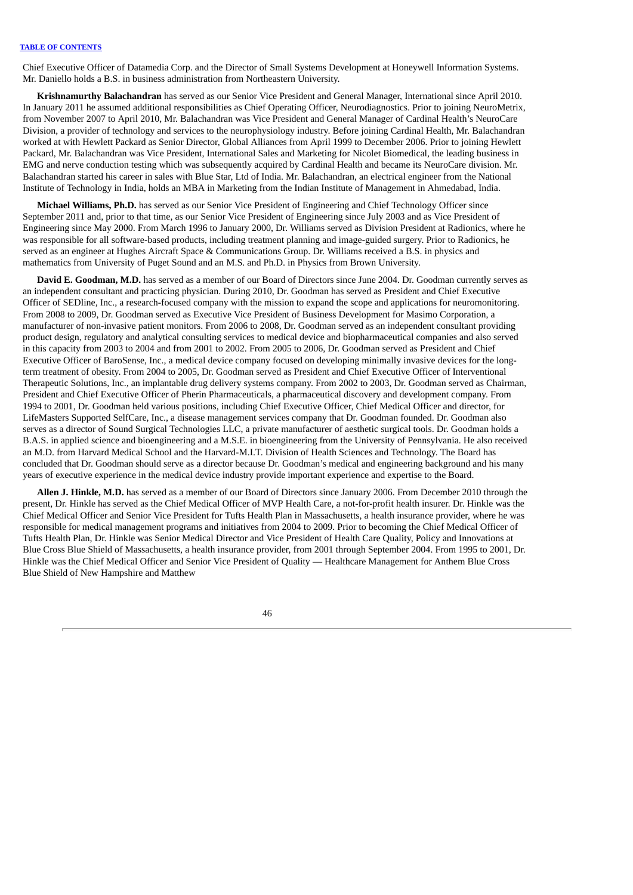Chief Executive Officer of Datamedia Corp. and the Director of Small Systems Development at Honeywell Information Systems. Mr. Daniello holds a B.S. in business administration from Northeastern University.

**Krishnamurthy Balachandran** has served as our Senior Vice President and General Manager, International since April 2010. In January 2011 he assumed additional responsibilities as Chief Operating Officer, Neurodiagnostics. Prior to joining NeuroMetrix, from November 2007 to April 2010, Mr. Balachandran was Vice President and General Manager of Cardinal Health's NeuroCare Division, a provider of technology and services to the neurophysiology industry. Before joining Cardinal Health, Mr. Balachandran worked at with Hewlett Packard as Senior Director, Global Alliances from April 1999 to December 2006. Prior to joining Hewlett Packard, Mr. Balachandran was Vice President, International Sales and Marketing for Nicolet Biomedical, the leading business in EMG and nerve conduction testing which was subsequently acquired by Cardinal Health and became its NeuroCare division. Mr. Balachandran started his career in sales with Blue Star, Ltd of India. Mr. Balachandran, an electrical engineer from the National Institute of Technology in India, holds an MBA in Marketing from the Indian Institute of Management in Ahmedabad, India.

**Michael Williams, Ph.D.** has served as our Senior Vice President of Engineering and Chief Technology Officer since September 2011 and, prior to that time, as our Senior Vice President of Engineering since July 2003 and as Vice President of Engineering since May 2000. From March 1996 to January 2000, Dr. Williams served as Division President at Radionics, where he was responsible for all software-based products, including treatment planning and image-guided surgery. Prior to Radionics, he served as an engineer at Hughes Aircraft Space & Communications Group. Dr. Williams received a B.S. in physics and mathematics from University of Puget Sound and an M.S. and Ph.D. in Physics from Brown University.

**David E. Goodman, M.D.** has served as a member of our Board of Directors since June 2004. Dr. Goodman currently serves as an independent consultant and practicing physician. During 2010, Dr. Goodman has served as President and Chief Executive Officer of SEDline, Inc., a research-focused company with the mission to expand the scope and applications for neuromonitoring. From 2008 to 2009, Dr. Goodman served as Executive Vice President of Business Development for Masimo Corporation, a manufacturer of non-invasive patient monitors. From 2006 to 2008, Dr. Goodman served as an independent consultant providing product design, regulatory and analytical consulting services to medical device and biopharmaceutical companies and also served in this capacity from 2003 to 2004 and from 2001 to 2002. From 2005 to 2006, Dr. Goodman served as President and Chief Executive Officer of BaroSense, Inc., a medical device company focused on developing minimally invasive devices for the long-term treatment of obesity. From 2004 to 2005, Dr. Goodman served as President and Chief Executive Officer of Interventional Therapeutic Solutions, Inc., an implantable drug delivery systems company. From 2002 to 2003, Dr. Goodman served as Chairman, President and Chief Executive Officer of Pherin Pharmaceuticals, a pharmaceutical discovery and development company. From 1994 to 2001, Dr. Goodman held various positions, including Chief Executive Officer, Chief Medical Officer and director, for LifeMasters Supported SelfCare, Inc., a disease management services company that Dr. Goodman founded. Dr. Goodman also serves as a director of Sound Surgical Technologies LLC, a private manufacturer of aesthetic surgical tools. Dr. Goodman holds a B.A.S. in applied science and bioengineering and a M.S.E. in bioengineering from the University of Pennsylvania. He also received an M.D. from Harvard Medical School and the Harvard-M.I.T. Division of Health Sciences and Technology. The Board has concluded that Dr. Goodman should serve as a director because Dr. Goodman's medical and engineering background and his many years of executive experience in the medical device industry provide important experience and expertise to the Board.

**Allen J. Hinkle, M.D.** has served as a member of our Board of Directors since January 2006. From December 2010 through the present, Dr. Hinkle has served as the Chief Medical Officer of MVP Health Care, a not-for-profit health insurer. Dr. Hinkle was the Chief Medical Officer and Senior Vice President for Tufts Health Plan in Massachusetts, a health insurance provider, where he was responsible for medical management programs and initiatives from 2004 to 2009. Prior to becoming the Chief Medical Officer of Tufts Health Plan, Dr. Hinkle was Senior Medical Director and Vice President of Health Care Quality, Policy and Innovations at Blue Cross Blue Shield of Massachusetts, a health insurance provider, from 2001 through September 2004. From 1995 to 2001, Dr. Hinkle was the Chief Medical Officer and Senior Vice President of Quality — Healthcare Management for Anthem Blue Cross Blue Shield of New Hampshire and Matthew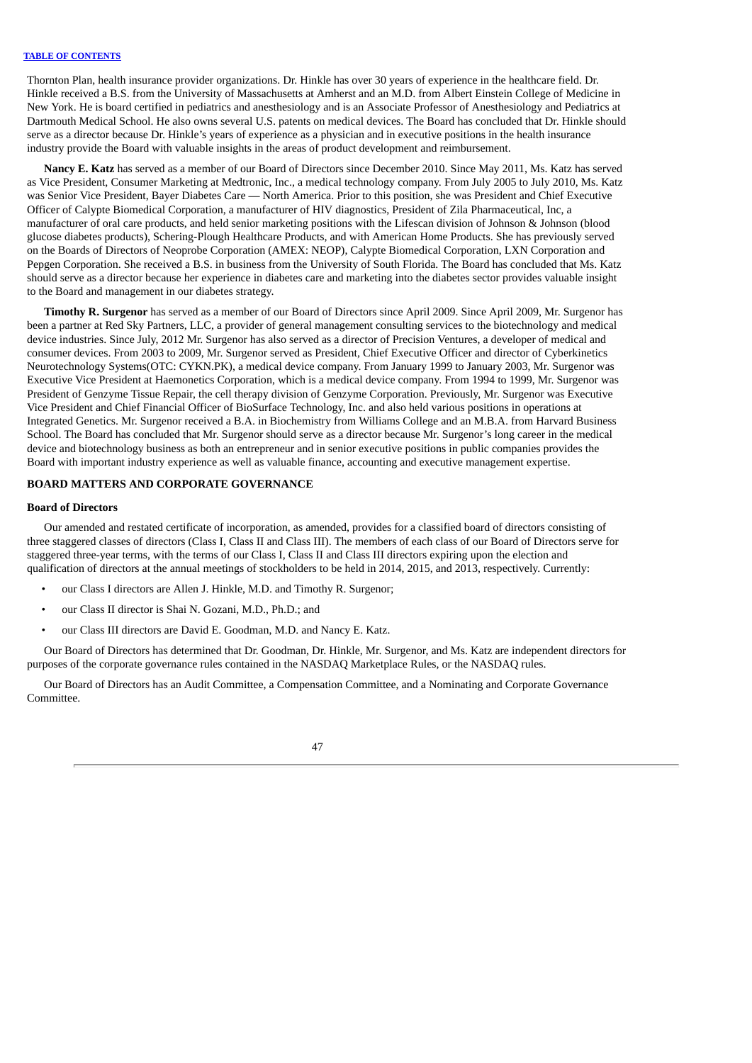Thornton Plan, health insurance provider organizations. Dr. Hinkle has over 30 years of experience in the healthcare field. Dr. Hinkle received a B.S. from the University of Massachusetts at Amherst and an M.D. from Albert Einstein College of Medicine in New York. He is board certified in pediatrics and anesthesiology and is an Associate Professor of Anesthesiology and Pediatrics at Dartmouth Medical School. He also owns several U.S. patents on medical devices. The Board has concluded that Dr. Hinkle should serve as a director because Dr. Hinkle's years of experience as a physician and in executive positions in the health insurance industry provide the Board with valuable insights in the areas of product development and reimbursement.

**Nancy E. Katz** has served as a member of our Board of Directors since December 2010. Since May 2011, Ms. Katz has served as Vice President, Consumer Marketing at Medtronic, Inc., a medical technology company. From July 2005 to July 2010, Ms. Katz was Senior Vice President, Bayer Diabetes Care — North America. Prior to this position, she was President and Chief Executive Officer of Calypte Biomedical Corporation, a manufacturer of HIV diagnostics, President of Zila Pharmaceutical, Inc, a manufacturer of oral care products, and held senior marketing positions with the Lifescan division of Johnson & Johnson (blood glucose diabetes products), Schering-Plough Healthcare Products, and with American Home Products. She has previously served on the Boards of Directors of Neoprobe Corporation (AMEX: NEOP), Calypte Biomedical Corporation, LXN Corporation and Pepgen Corporation. She received a B.S. in business from the University of South Florida. The Board has concluded that Ms. Katz should serve as a director because her experience in diabetes care and marketing into the diabetes sector provides valuable insight to the Board and management in our diabetes strategy.

**Timothy R. Surgenor** has served as a member of our Board of Directors since April 2009. Since April 2009, Mr. Surgenor has been a partner at Red Sky Partners, LLC, a provider of general management consulting services to the biotechnology and medical device industries. Since July, 2012 Mr. Surgenor has also served as a director of Precision Ventures, a developer of medical and consumer devices. From 2003 to 2009, Mr. Surgenor served as President, Chief Executive Officer and director of Cyberkinetics Neurotechnology Systems(OTC: CYKN.PK), a medical device company. From January 1999 to January 2003, Mr. Surgenor was Executive Vice President at Haemonetics Corporation, which is a medical device company. From 1994 to 1999, Mr. Surgenor was President of Genzyme Tissue Repair, the cell therapy division of Genzyme Corporation. Previously, Mr. Surgenor was Executive Vice President and Chief Financial Officer of BioSurface Technology, Inc. and also held various positions in operations at Integrated Genetics. Mr. Surgenor received a B.A. in Biochemistry from Williams College and an M.B.A. from Harvard Business School. The Board has concluded that Mr. Surgenor should serve as a director because Mr. Surgenor's long career in the medical device and biotechnology business as both an entrepreneur and in senior executive positions in public companies provides the Board with important industry experience as well as valuable finance, accounting and executive management expertise.

## BOARD MATTERS AND CORPORATE GOVERNANCE

### Board of Directors

Our amended and restated certificate of incorporation, as amended, provides for a classified board of directors consisting of three staggered classes of directors (Class I, Class II and Class III). The members of each class of our Board of Directors serve for staggered three-year terms, with the terms of our Class I, Class II and Class III directors expiring upon the election and qualification of directors at the annual meetings of stockholders to be held in 2014, 2015, and 2013, respectively. Currently:

- our Class I directors are Allen J. Hinkle, M.D. and Timothy R. Surgenor;
- our Class II director is Shai N. Gozani, M.D., Ph.D.; and
- our Class III directors are David E. Goodman, M.D. and Nancy E. Katz.

Our Board of Directors has determined that Dr. Goodman, Dr. Hinkle, Mr. Surgenor, and Ms. Katz are independent directors for purposes of the corporate governance rules contained in the NASDAQ Marketplace Rules, or the NASDAQ rules.

Our Board of Directors has an Audit Committee, a Compensation Committee, and a Nominating and Corporate Governance Committee.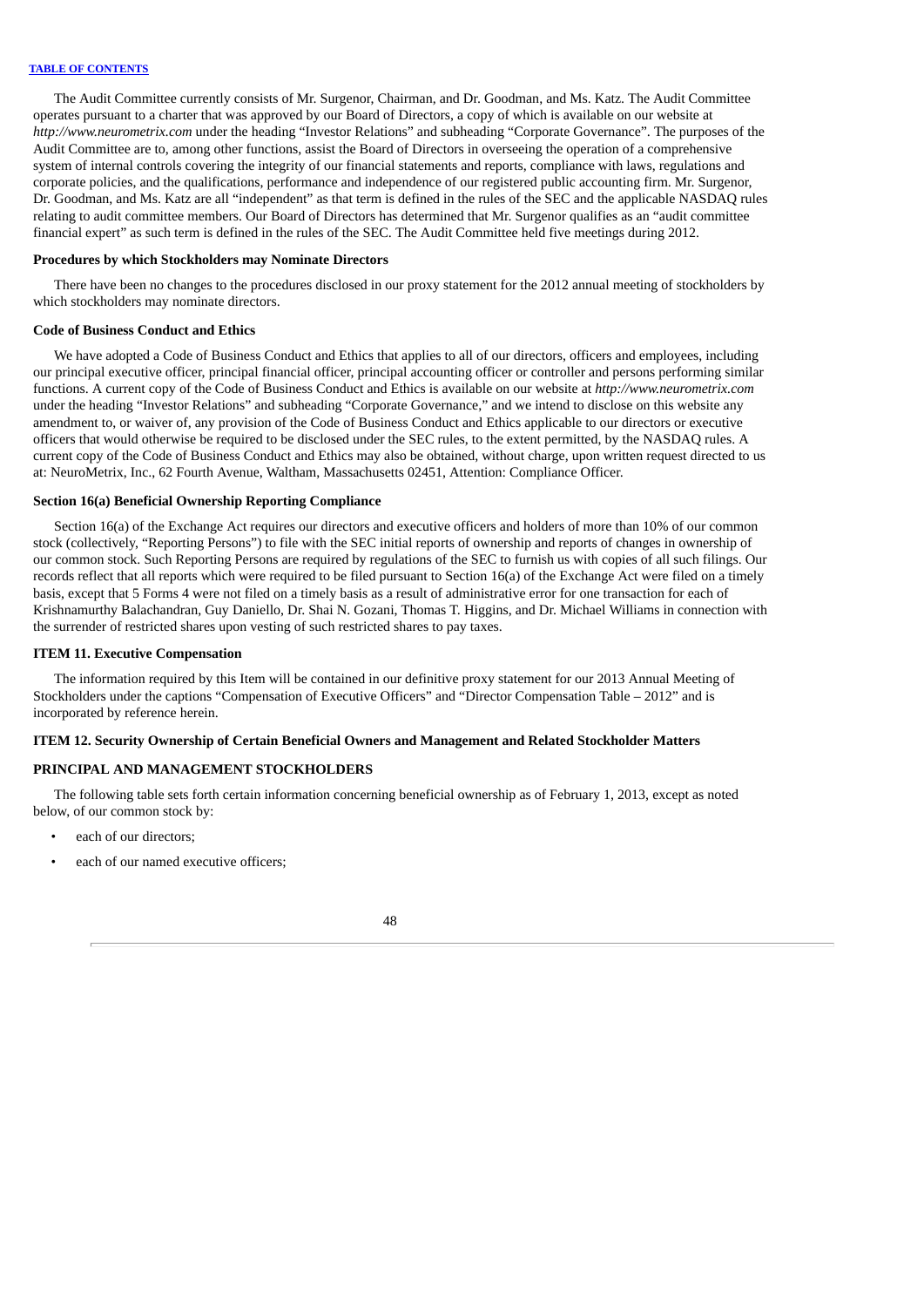The Audit Committee currently consists of Mr. Surgenor, Chairman, and Dr. Goodman, and Ms. Katz. The Audit Committee operates pursuant to a charter that was approved by our Board of Directors, a copy of which is available on our website at *http://www.neurometrix.com* under the heading "Investor Relations" and subheading "Corporate Governance". The purposes of the Audit Committee are to, among other functions, assist the Board of Directors in overseeing the operation of a comprehensive system of internal controls covering the integrity of our financial statements and reports, compliance with laws, regulations and corporate policies, and the qualifications, performance and independence of our registered public accounting firm. Mr. Surgenor, Dr. Goodman, and Ms. Katz are all "independent" as that term is defined in the rules of the SEC and the applicable NASDAQ rules relating to audit committee members. Our Board of Directors has determined that Mr. Surgenor qualifies as an "audit committee financial expert" as such term is defined in the rules of the SEC. The Audit Committee held five meetings during 2012.

**Procedures by which Stockholders may Nominate Directors**

There have been no changes to the procedures disclosed in our proxy statement for the 2012 annual meeting of stockholders by which stockholders may nominate directors.

**Code of Business Conduct and Ethics**

We have adopted a Code of Business Conduct and Ethics that applies to all of our directors, officers and employees, including our principal executive officer, principal financial officer, principal accounting officer or controller and persons performing similar functions. A current copy of the Code of Business Conduct and Ethics is available on our website at *http://www.neurometrix.com* under the heading "Investor Relations" and subheading "Corporate Governance," and we intend to disclose on this website any amendment to, or waiver of, any provision of the Code of Business Conduct and Ethics applicable to our directors or executive officers that would otherwise be required to be disclosed under the SEC rules, to the extent permitted, by the NASDAQ rules. A current copy of the Code of Business Conduct and Ethics may also be obtained, without charge, upon written request directed to us at: NeuroMetrix, Inc., 62 Fourth Avenue, Waltham, Massachusetts 02451, Attention: Compliance Officer.

**Section 16(a) Beneficial Ownership Reporting Compliance**

Section 16(a) of the Exchange Act requires our directors and executive officers and holders of more than 10% of our common stock (collectively, "Reporting Persons") to file with the SEC initial reports of ownership and reports of changes in ownership of our common stock. Such Reporting Persons are required by regulations of the SEC to furnish us with copies of all such filings. Our records reflect that all reports which were required to be filed pursuant to Section 16(a) of the Exchange Act were filed on a timely basis, except that 5 Forms 4 were not filed on a timely basis as a result of administrative error for one transaction for each of Krishnamurthy Balachandran, Guy Daniello, Dr. Shai N. Gozani, Thomas T. Higgins, and Dr. Michael Williams in connection with the surrender of restricted shares upon vesting of such restricted shares to pay taxes.

**ITEM 11. Executive Compensation**

The information required by this Item will be contained in our definitive proxy statement for our 2013 Annual Meeting of Stockholders under the captions "Compensation of Executive Officers" and "Director Compensation Table – 2012" and is incorporated by reference herein.

**ITEM 12. Security Ownership of Certain Beneficial Owners and Management and Related Stockholder Matters**

**PRINCIPAL AND MANAGEMENT STOCKHOLDERS**

The following table sets forth certain information concerning beneficial ownership as of February 1, 2013, except as noted below, of our common stock by:

- each of our directors;
- each of our named executive officers;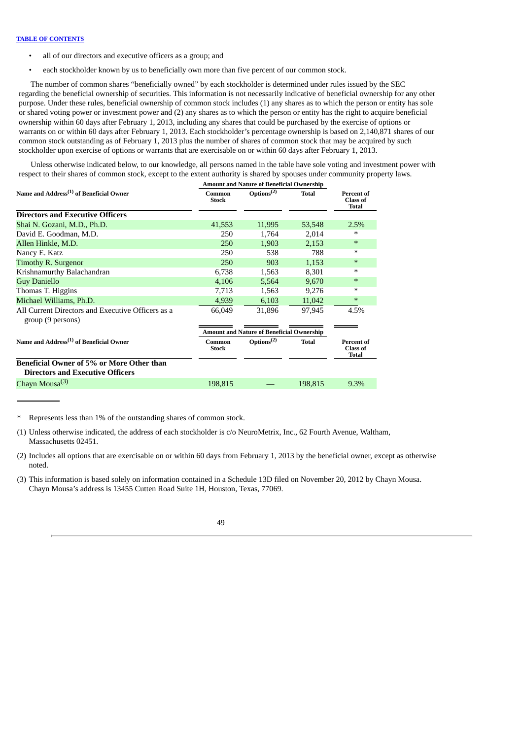- all of our directors and executive officers as a group; and
- each stockholder known by us to beneficially own more than five percent of our common stock.

The number of common shares "beneficially owned" by each stockholder is determined under rules issued by the SEC regarding the beneficial ownership of securities. This information is not necessarily indicative of beneficial ownership for any other purpose. Under these rules, beneficial ownership of common stock includes (1) any shares as to which the person or entity has sole or shared voting power or investment power and (2) any shares as to which the person or entity has the right to acquire beneficial ownership within 60 days after February 1, 2013, including any shares that could be purchased by the exercise of options or warrants on or within 60 days after February 1, 2013. Each stockholder's percentage ownership is based on 2,140,871 shares of our common stock outstanding as of February 1, 2013 plus the number of shares of common stock that may be acquired by such stockholder upon exercise of options or warrants that are exercisable on or within 60 days after February 1, 2013.

Unless otherwise indicated below, to our knowledge, all persons named in the table have sole voting and investment power with respect to their shares of common stock, except to the extent authority is shared by spouses under community property laws.

| Name and Address[1] of Beneficial Owner | Amount and Nature of Beneficial Ownership | | | |
|---|---|---|---|---|
| | Common Stock | Options[2] | Total | Percent of Class of Total |
| **Directors and Executive Officers** | | | | |
| Shai N. Gozani, M.D., Ph.D. | 41,553 | 11,995 | 53,548 | 2.5% |
| David E. Goodman, M.D. | 250 | 1,764 | 2,014 | * |
| Allen Hinkle, M.D. | 250 | 1,903 | 2,153 | * |
| Nancy E. Katz | 250 | 538 | 788 | * |
| Timothy R. Surgenor | 250 | 903 | 1,153 | * |
| Krishnamurthy Balachandran | 6,738 | 1,563 | 8,301 | * |
| Guy Daniello | 4,106 | 5,564 | 9,670 | * |
| Thomas T. Higgins | 7,713 | 1,563 | 9,276 | * |
| Michael Williams, Ph.D. | 4,939 | 6,103 | 11,042 | * |
| All Current Directors and Executive Officers as a group (9 persons) | 66,049 | 31,896 | 97,945 | 4.5% |
| **Beneficial Owner of 5% or More Other than Directors and Executive Officers** | | | | |
| Chayn Mousa[3] | 198,815 | — | 198,815 | 9.3% |

\* Represents less than 1% of the outstanding shares of common stock.

(1) Unless otherwise indicated, the address of each stockholder is c/o NeuroMetrix, Inc., 62 Fourth Avenue, Waltham, Massachusetts 02451.

(2) Includes all options that are exercisable on or within 60 days from February 1, 2013 by the beneficial owner, except as otherwise noted.

(3) This information is based solely on information contained in a Schedule 13D filed on November 20, 2012 by Chayn Mousa. Chayn Mousa's address is 13455 Cutten Road Suite 1H, Houston, Texas, 77069.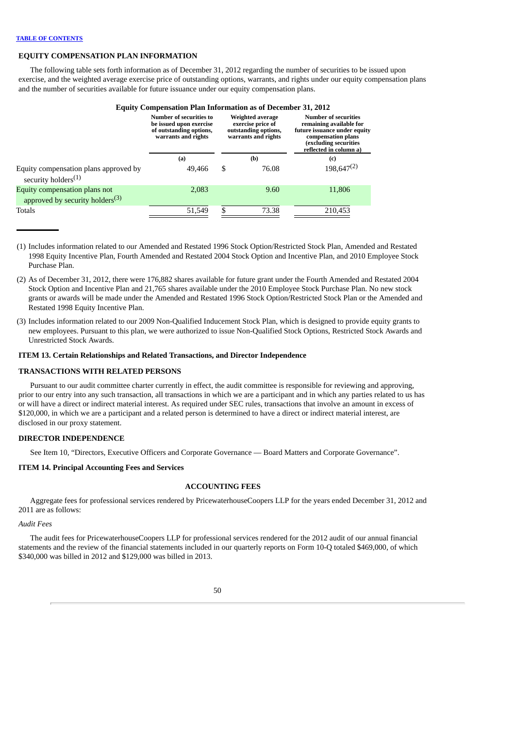**TABLE OF CONTENTS**

## EQUITY COMPENSATION PLAN INFORMATION

The following table sets forth information as of December 31, 2012 regarding the number of securities to be issued upon exercise, and the weighted average exercise price of outstanding options, warrants, and rights under our equity compensation plans and the number of securities available for future issuance under our equity compensation plans.

**Equity Compensation Plan Information as of December 31, 2012**

| | Number of securities to be issued upon exercise of outstanding options, warrants and rights | Weighted average exercise price of outstanding options, warrants and rights | Number of securities remaining available for future issuance under equity compensation plans (excluding securities reflected in column a) |
|---|---|---|---|
| | (a) | (b) | (c) |
| Equity compensation plans approved by security holders(1) | 49,466 | $ 76.08 | 198,647(2) |
| Equity compensation plans not approved by security holders(3) | 2,083 | 9.60 | 11,806 |
| Totals | 51,549 | $ 73.38 | 210,453 |

(1) Includes information related to our Amended and Restated 1996 Stock Option/Restricted Stock Plan, Amended and Restated 1998 Equity Incentive Plan, Fourth Amended and Restated 2004 Stock Option and Incentive Plan, and 2010 Employee Stock Purchase Plan.

(2) As of December 31, 2012, there were 176,882 shares available for future grant under the Fourth Amended and Restated 2004 Stock Option and Incentive Plan and 21,765 shares available under the 2010 Employee Stock Purchase Plan. No new stock grants or awards will be made under the Amended and Restated 1996 Stock Option/Restricted Stock Plan or the Amended and Restated 1998 Equity Incentive Plan.

(3) Includes information related to our 2009 Non-Qualified Inducement Stock Plan, which is designed to provide equity grants to new employees. Pursuant to this plan, we were authorized to issue Non-Qualified Stock Options, Restricted Stock Awards and Unrestricted Stock Awards.

## ITEM 13. Certain Relationships and Related Transactions, and Director Independence

### TRANSACTIONS WITH RELATED PERSONS

Pursuant to our audit committee charter currently in effect, the audit committee is responsible for reviewing and approving, prior to our entry into any such transaction, all transactions in which we are a participant and in which any parties related to us has or will have a direct or indirect material interest. As required under SEC rules, transactions that involve an amount in excess of $120,000, in which we are a participant and a related person is determined to have a direct or indirect material interest, are disclosed in our proxy statement.

### DIRECTOR INDEPENDENCE

See Item 10, "Directors, Executive Officers and Corporate Governance — Board Matters and Corporate Governance".

## ITEM 14. Principal Accounting Fees and Services

### ACCOUNTING FEES

Aggregate fees for professional services rendered by PricewaterhouseCoopers LLP for the years ended December 31, 2012 and 2011 are as follows:

*Audit Fees*

The audit fees for PricewaterhouseCoopers LLP for professional services rendered for the 2012 audit of our annual financial statements and the review of the financial statements included in our quarterly reports on Form 10-Q totaled $469,000, of which $340,000 was billed in 2012 and $129,000 was billed in 2013.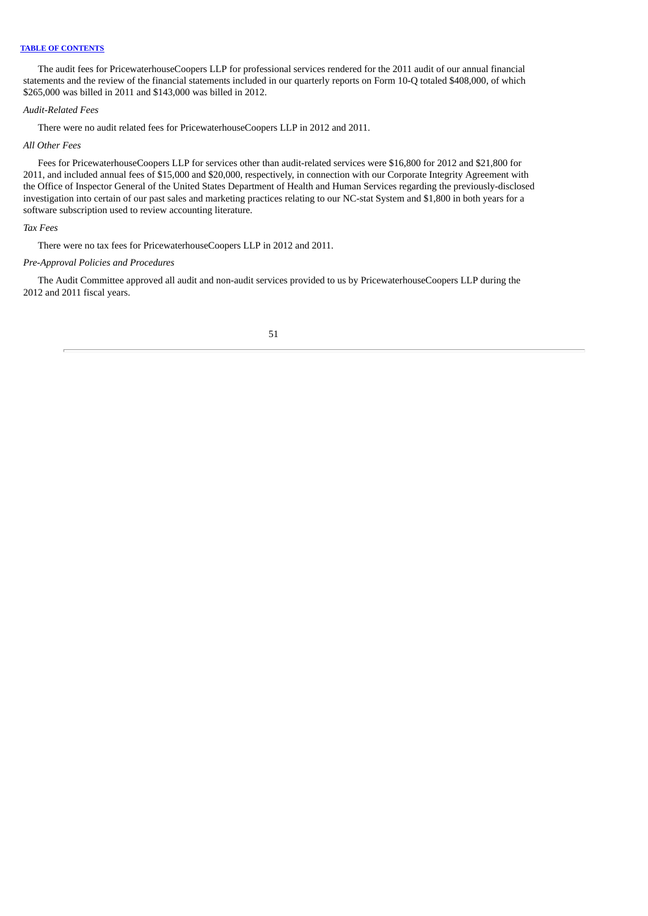The audit fees for PricewaterhouseCoopers LLP for professional services rendered for the 2011 audit of our annual financial statements and the review of the financial statements included in our quarterly reports on Form 10-Q totaled $408,000, of which $265,000 was billed in 2011 and $143,000 was billed in 2012.

*Audit-Related Fees*

There were no audit related fees for PricewaterhouseCoopers LLP in 2012 and 2011.

*All Other Fees*

Fees for PricewaterhouseCoopers LLP for services other than audit-related services were $16,800 for 2012 and $21,800 for 2011, and included annual fees of $15,000 and $20,000, respectively, in connection with our Corporate Integrity Agreement with the Office of Inspector General of the United States Department of Health and Human Services regarding the previously-disclosed investigation into certain of our past sales and marketing practices relating to our NC-stat System and $1,800 in both years for a software subscription used to review accounting literature.

*Tax Fees*

There were no tax fees for PricewaterhouseCoopers LLP in 2012 and 2011.

*Pre-Approval Policies and Procedures*

The Audit Committee approved all audit and non-audit services provided to us by PricewaterhouseCoopers LLP during the 2012 and 2011 fiscal years.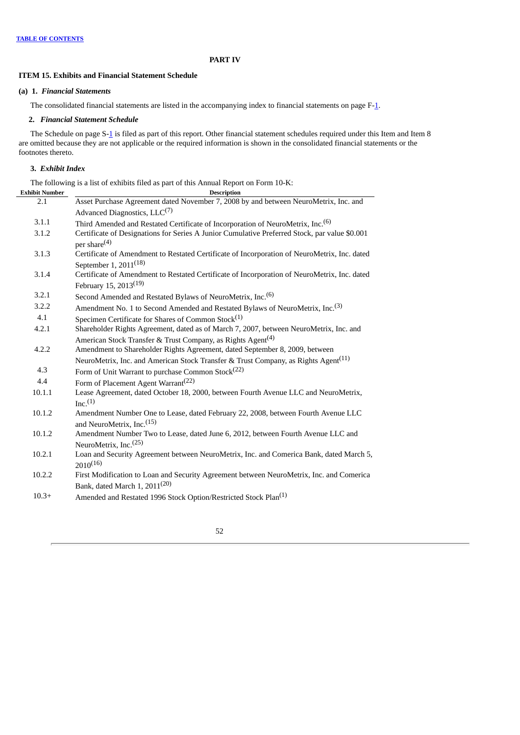[TABLE OF CONTENTS](#)

# PART IV

## ITEM 15. Exhibits and Financial Statement Schedule

### (a) 1. *Financial Statements*

The consolidated financial statements are listed in the accompanying index to financial statements on page F-1.

### 2. *Financial Statement Schedule*

The Schedule on page S-1 is filed as part of this report. Other financial statement schedules required under this Item and Item 8 are omitted because they are not applicable or the required information is shown in the consolidated financial statements or the footnotes thereto.

### 3. *Exhibit Index*

The following is a list of exhibits filed as part of this Annual Report on Form 10-K:

| Exhibit Number | Description |
|---|---|
| 2.1 | Asset Purchase Agreement dated November 7, 2008 by and between NeuroMetrix, Inc. and Advanced Diagnostics, LLC[7] |
| 3.1.1 | Third Amended and Restated Certificate of Incorporation of NeuroMetrix, Inc.[6] |
| 3.1.2 | Certificate of Designations for Series A Junior Cumulative Preferred Stock, par value $0.001 per share[4] |
| 3.1.3 | Certificate of Amendment to Restated Certificate of Incorporation of NeuroMetrix, Inc. dated September 1, 2011[18] |
| 3.1.4 | Certificate of Amendment to Restated Certificate of Incorporation of NeuroMetrix, Inc. dated February 15, 2013[19] |
| 3.2.1 | Second Amended and Restated Bylaws of NeuroMetrix, Inc.[6] |
| 3.2.2 | Amendment No. 1 to Second Amended and Restated Bylaws of NeuroMetrix, Inc.[3] |
| 4.1 | Specimen Certificate for Shares of Common Stock[1] |
| 4.2.1 | Shareholder Rights Agreement, dated as of March 7, 2007, between NeuroMetrix, Inc. and American Stock Transfer & Trust Company, as Rights Agent[4] |
| 4.2.2 | Amendment to Shareholder Rights Agreement, dated September 8, 2009, between NeuroMetrix, Inc. and American Stock Transfer & Trust Company, as Rights Agent[11] |
| 4.3 | Form of Unit Warrant to purchase Common Stock[22] |
| 4.4 | Form of Placement Agent Warrant[22] |
| 10.1.1 | Lease Agreement, dated October 18, 2000, between Fourth Avenue LLC and NeuroMetrix, Inc.[1] |
| 10.1.2 | Amendment Number One to Lease, dated February 22, 2008, between Fourth Avenue LLC and NeuroMetrix, Inc.[15] |
| 10.1.2 | Amendment Number Two to Lease, dated June 6, 2012, between Fourth Avenue LLC and NeuroMetrix, Inc.[25] |
| 10.2.1 | Loan and Security Agreement between NeuroMetrix, Inc. and Comerica Bank, dated March 5, 2010[16] |
| 10.2.2 | First Modification to Loan and Security Agreement between NeuroMetrix, Inc. and Comerica Bank, dated March 1, 2011[20] |
| 10.3+ | Amended and Restated 1996 Stock Option/Restricted Stock Plan[1] |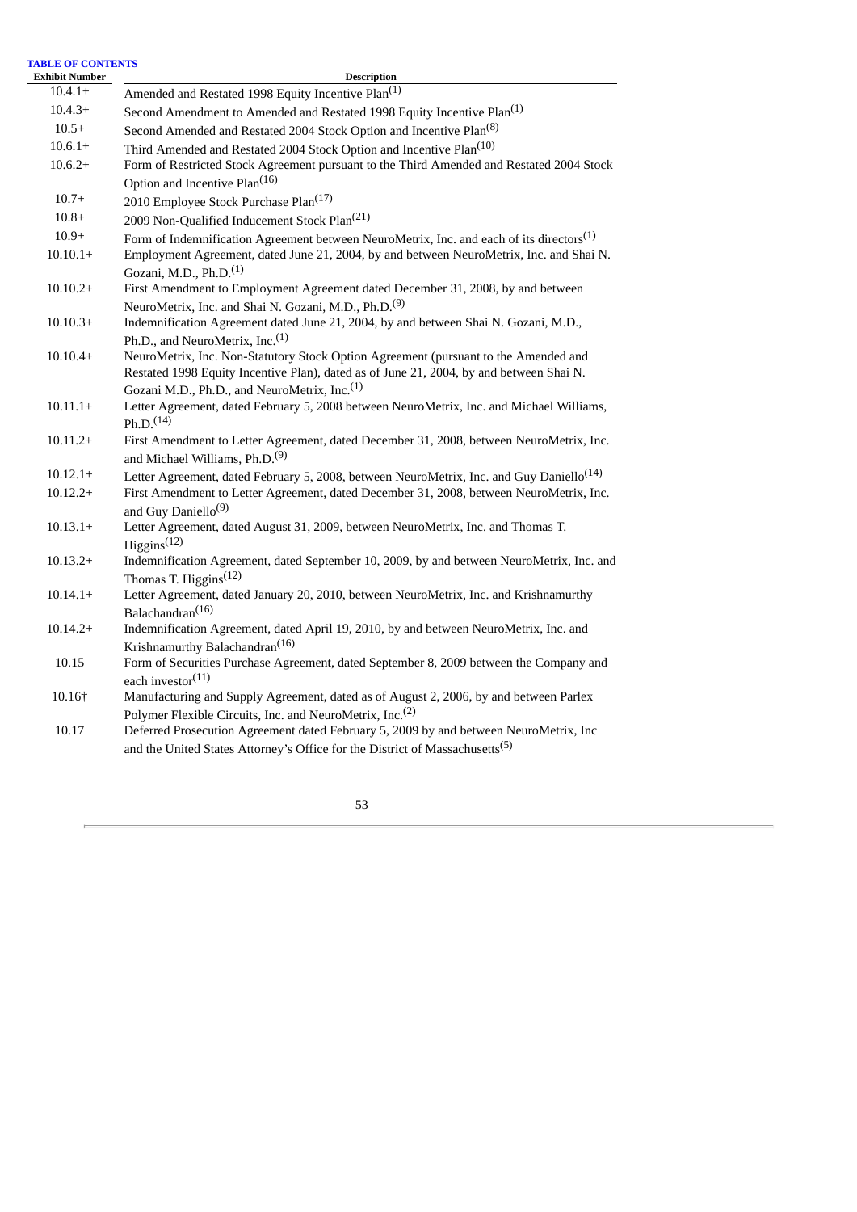[TABLE OF CONTENTS](#)

| Exhibit Number | Description |
|---|---|
| 10.4.1+ | Amended and Restated 1998 Equity Incentive Plan(1) |
| 10.4.3+ | Second Amendment to Amended and Restated 1998 Equity Incentive Plan(1) |
| 10.5+ | Second Amended and Restated 2004 Stock Option and Incentive Plan(8) |
| 10.6.1+ | Third Amended and Restated 2004 Stock Option and Incentive Plan(10) |
| 10.6.2+ | Form of Restricted Stock Agreement pursuant to the Third Amended and Restated 2004 Stock Option and Incentive Plan(16) |
| 10.7+ | 2010 Employee Stock Purchase Plan(17) |
| 10.8+ | 2009 Non-Qualified Inducement Stock Plan(21) |
| 10.9+ | Form of Indemnification Agreement between NeuroMetrix, Inc. and each of its directors(1) |
| 10.10.1+ | Employment Agreement, dated June 21, 2004, by and between NeuroMetrix, Inc. and Shai N. Gozani, M.D., Ph.D.(1) |
| 10.10.2+ | First Amendment to Employment Agreement dated December 31, 2008, by and between NeuroMetrix, Inc. and Shai N. Gozani, M.D., Ph.D.(9) |
| 10.10.3+ | Indemnification Agreement dated June 21, 2004, by and between Shai N. Gozani, M.D., Ph.D., and NeuroMetrix, Inc.(1) |
| 10.10.4+ | NeuroMetrix, Inc. Non-Statutory Stock Option Agreement (pursuant to the Amended and Restated 1998 Equity Incentive Plan), dated as of June 21, 2004, by and between Shai N. Gozani M.D., Ph.D., and NeuroMetrix, Inc.(1) |
| 10.11.1+ | Letter Agreement, dated February 5, 2008 between NeuroMetrix, Inc. and Michael Williams, Ph.D.(14) |
| 10.11.2+ | First Amendment to Letter Agreement, dated December 31, 2008, between NeuroMetrix, Inc. and Michael Williams, Ph.D.(9) |
| 10.12.1+ | Letter Agreement, dated February 5, 2008, between NeuroMetrix, Inc. and Guy Daniello(14) |
| 10.12.2+ | First Amendment to Letter Agreement, dated December 31, 2008, between NeuroMetrix, Inc. and Guy Daniello(9) |
| 10.13.1+ | Letter Agreement, dated August 31, 2009, between NeuroMetrix, Inc. and Thomas T. Higgins(12) |
| 10.13.2+ | Indemnification Agreement, dated September 10, 2009, by and between NeuroMetrix, Inc. and Thomas T. Higgins(12) |
| 10.14.1+ | Letter Agreement, dated January 20, 2010, between NeuroMetrix, Inc. and Krishnamurthy Balachandran(16) |
| 10.14.2+ | Indemnification Agreement, dated April 19, 2010, by and between NeuroMetrix, Inc. and Krishnamurthy Balachandran(16) |
| 10.15 | Form of Securities Purchase Agreement, dated September 8, 2009 between the Company and each investor(11) |
| 10.16† | Manufacturing and Supply Agreement, dated as of August 2, 2006, by and between Parlex Polymer Flexible Circuits, Inc. and NeuroMetrix, Inc.(2) |
| 10.17 | Deferred Prosecution Agreement dated February 5, 2009 by and between NeuroMetrix, Inc and the United States Attorney's Office for the District of Massachusetts(5) |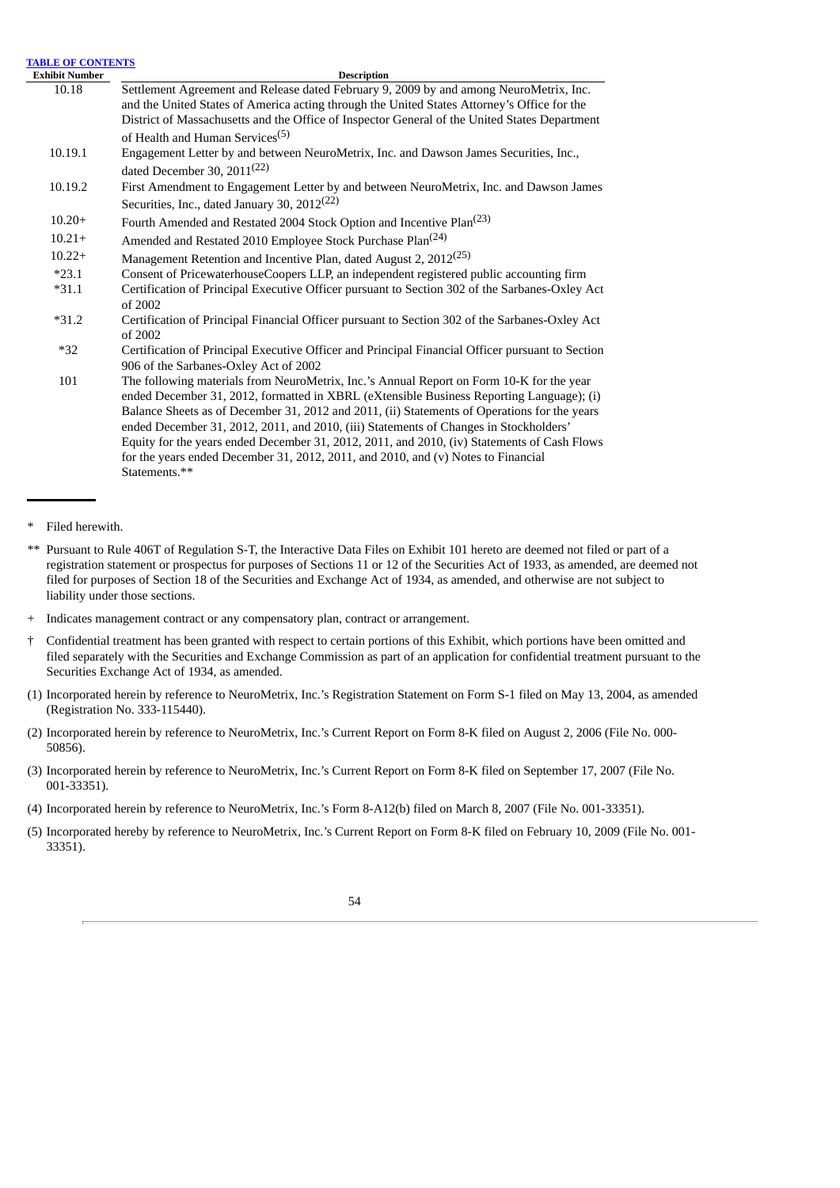[TABLE OF CONTENTS](#)

| Exhibit Number | Description |
| --- | --- |
| 10.18 | Settlement Agreement and Release dated February 9, 2009 by and among NeuroMetrix, Inc. and the United States of America acting through the United States Attorney's Office for the District of Massachusetts and the Office of Inspector General of the United States Department of Health and Human Services[(5)] |
| 10.19.1 | Engagement Letter by and between NeuroMetrix, Inc. and Dawson James Securities, Inc., dated December 30, 2011[(22)] |
| 10.19.2 | First Amendment to Engagement Letter by and between NeuroMetrix, Inc. and Dawson James Securities, Inc., dated January 30, 2012[(22)] |
| 10.20+ | Fourth Amended and Restated 2004 Stock Option and Incentive Plan[(23)] |
| 10.21+ | Amended and Restated 2010 Employee Stock Purchase Plan[(24)] |
| 10.22+ | Management Retention and Incentive Plan, dated August 2, 2012[(25)] |
| *23.1 | Consent of PricewaterhouseCoopers LLP, an independent registered public accounting firm |
| *31.1 | Certification of Principal Executive Officer pursuant to Section 302 of the Sarbanes-Oxley Act of 2002 |
| *31.2 | Certification of Principal Financial Officer pursuant to Section 302 of the Sarbanes-Oxley Act of 2002 |
| *32 | Certification of Principal Executive Officer and Principal Financial Officer pursuant to Section 906 of the Sarbanes-Oxley Act of 2002 |
| 101 | The following materials from NeuroMetrix, Inc.'s Annual Report on Form 10-K for the year ended December 31, 2012, formatted in XBRL (eXtensible Business Reporting Language); (i) Balance Sheets as of December 31, 2012 and 2011, (ii) Statements of Operations for the years ended December 31, 2012, 2011, and 2010, (iii) Statements of Changes in Stockholders' Equity for the years ended December 31, 2012, 2011, and 2010, (iv) Statements of Cash Flows for the years ended December 31, 2012, 2011, and 2010, and (v) Notes to Financial Statements.** |

\* Filed herewith.

\*\* Pursuant to Rule 406T of Regulation S-T, the Interactive Data Files on Exhibit 101 hereto are deemed not filed or part of a registration statement or prospectus for purposes of Sections 11 or 12 of the Securities Act of 1933, as amended, are deemed not filed for purposes of Section 18 of the Securities and Exchange Act of 1934, as amended, and otherwise are not subject to liability under those sections.

\+ Indicates management contract or any compensatory plan, contract or arrangement.

† Confidential treatment has been granted with respect to certain portions of this Exhibit, which portions have been omitted and filed separately with the Securities and Exchange Commission as part of an application for confidential treatment pursuant to the Securities Exchange Act of 1934, as amended.

(1) Incorporated herein by reference to NeuroMetrix, Inc.'s Registration Statement on Form S-1 filed on May 13, 2004, as amended (Registration No. 333-115440).

(2) Incorporated herein by reference to NeuroMetrix, Inc.'s Current Report on Form 8-K filed on August 2, 2006 (File No. 000-50856).

(3) Incorporated herein by reference to NeuroMetrix, Inc.'s Current Report on Form 8-K filed on September 17, 2007 (File No. 001-33351).

(4) Incorporated herein by reference to NeuroMetrix, Inc.'s Form 8-A12(b) filed on March 8, 2007 (File No. 001-33351).

(5) Incorporated hereby by reference to NeuroMetrix, Inc.'s Current Report on Form 8-K filed on February 10, 2009 (File No. 001-33351).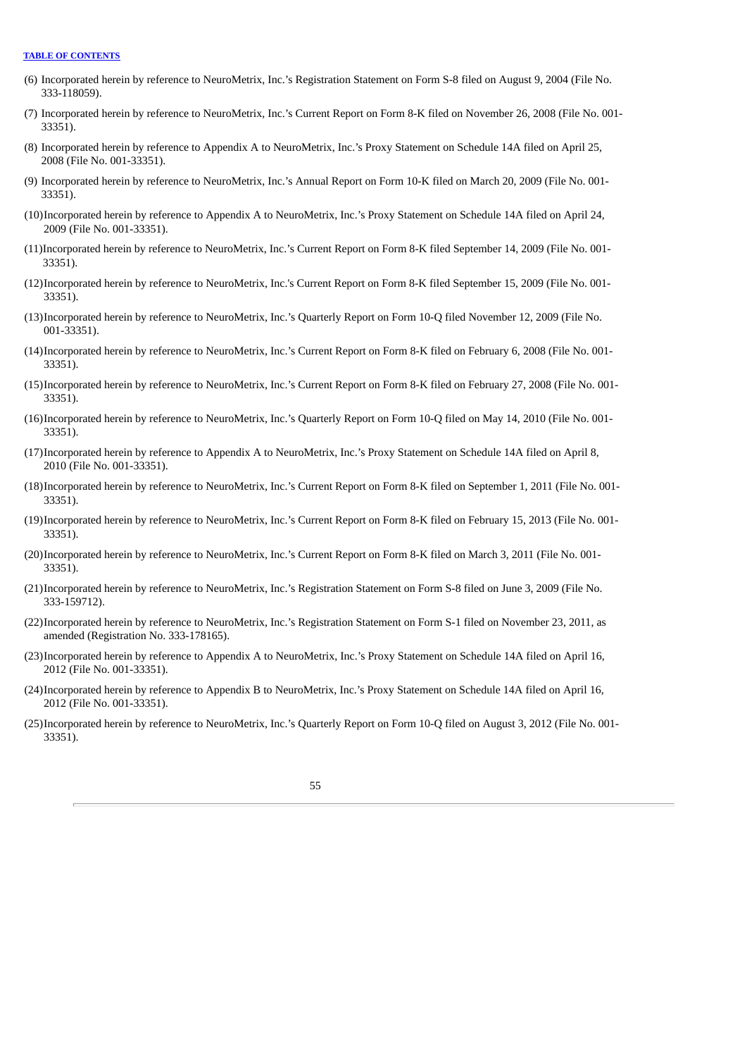(6) Incorporated herein by reference to NeuroMetrix, Inc.'s Registration Statement on Form S-8 filed on August 9, 2004 (File No. 333-118059).

(7) Incorporated herein by reference to NeuroMetrix, Inc.'s Current Report on Form 8-K filed on November 26, 2008 (File No. 001-33351).

(8) Incorporated herein by reference to Appendix A to NeuroMetrix, Inc.'s Proxy Statement on Schedule 14A filed on April 25, 2008 (File No. 001-33351).

(9) Incorporated herein by reference to NeuroMetrix, Inc.'s Annual Report on Form 10-K filed on March 20, 2009 (File No. 001-33351).

(10) Incorporated herein by reference to Appendix A to NeuroMetrix, Inc.'s Proxy Statement on Schedule 14A filed on April 24, 2009 (File No. 001-33351).

(11) Incorporated herein by reference to NeuroMetrix, Inc.'s Current Report on Form 8-K filed September 14, 2009 (File No. 001-33351).

(12) Incorporated herein by reference to NeuroMetrix, Inc.'s Current Report on Form 8-K filed September 15, 2009 (File No. 001-33351).

(13) Incorporated herein by reference to NeuroMetrix, Inc.'s Quarterly Report on Form 10-Q filed November 12, 2009 (File No. 001-33351).

(14) Incorporated herein by reference to NeuroMetrix, Inc.'s Current Report on Form 8-K filed on February 6, 2008 (File No. 001-33351).

(15) Incorporated herein by reference to NeuroMetrix, Inc.'s Current Report on Form 8-K filed on February 27, 2008 (File No. 001-33351).

(16) Incorporated herein by reference to NeuroMetrix, Inc.'s Quarterly Report on Form 10-Q filed on May 14, 2010 (File No. 001-33351).

(17) Incorporated herein by reference to Appendix A to NeuroMetrix, Inc.'s Proxy Statement on Schedule 14A filed on April 8, 2010 (File No. 001-33351).

(18) Incorporated herein by reference to NeuroMetrix, Inc.'s Current Report on Form 8-K filed on September 1, 2011 (File No. 001-33351).

(19) Incorporated herein by reference to NeuroMetrix, Inc.'s Current Report on Form 8-K filed on February 15, 2013 (File No. 001-33351).

(20) Incorporated herein by reference to NeuroMetrix, Inc.'s Current Report on Form 8-K filed on March 3, 2011 (File No. 001-33351).

(21) Incorporated herein by reference to NeuroMetrix, Inc.'s Registration Statement on Form S-8 filed on June 3, 2009 (File No. 333-159712).

(22) Incorporated herein by reference to NeuroMetrix, Inc.'s Registration Statement on Form S-1 filed on November 23, 2011, as amended (Registration No. 333-178165).

(23) Incorporated herein by reference to Appendix A to NeuroMetrix, Inc.'s Proxy Statement on Schedule 14A filed on April 16, 2012 (File No. 001-33351).

(24) Incorporated herein by reference to Appendix B to NeuroMetrix, Inc.'s Proxy Statement on Schedule 14A filed on April 16, 2012 (File No. 001-33351).

(25) Incorporated herein by reference to NeuroMetrix, Inc.'s Quarterly Report on Form 10-Q filed on August 3, 2012 (File No. 001-33351).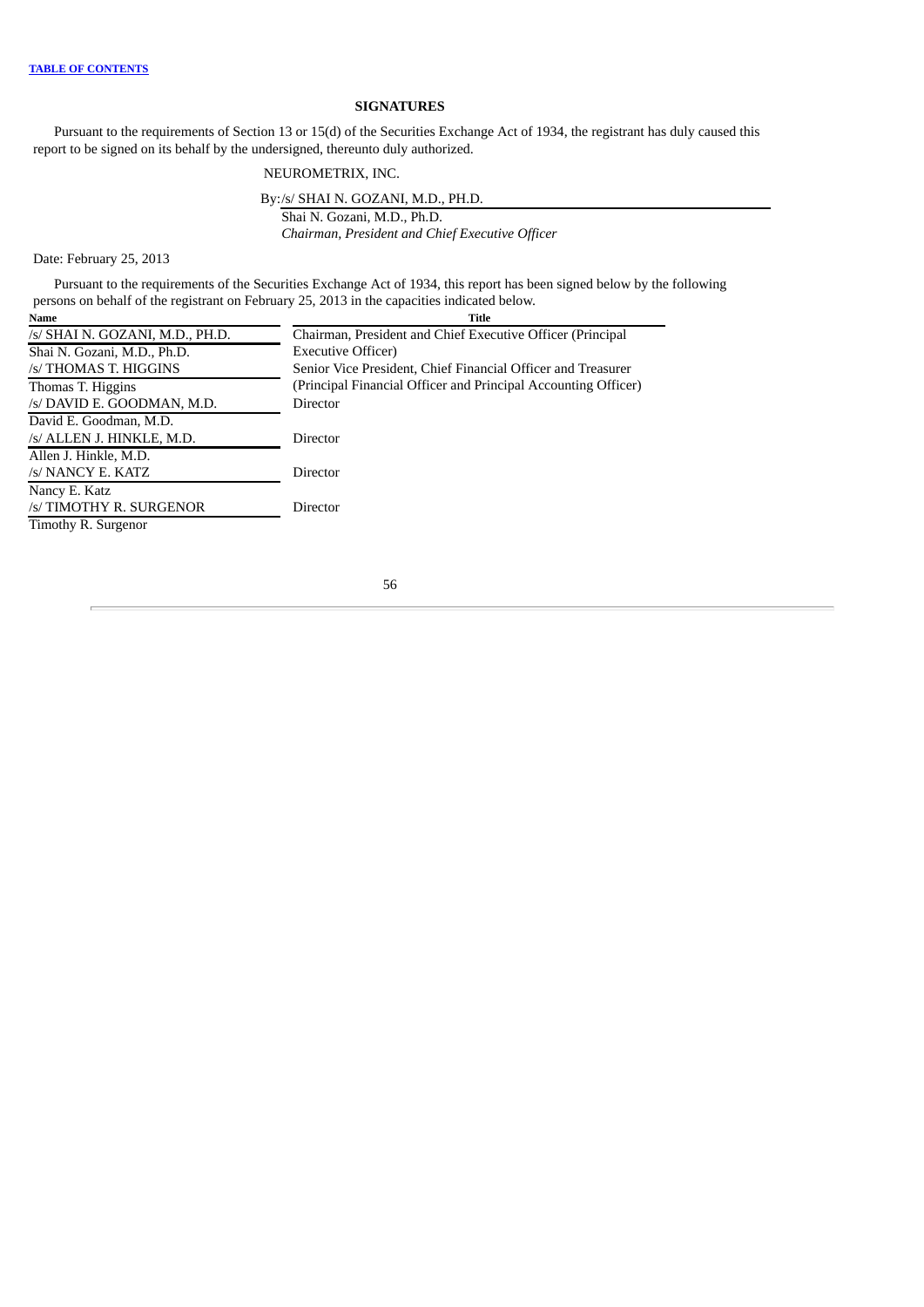## SIGNATURES

Pursuant to the requirements of Section 13 or 15(d) of the Securities Exchange Act of 1934, the registrant has duly caused this report to be signed on its behalf by the undersigned, thereunto duly authorized.

NEUROMETRIX, INC.

By:/s/ SHAI N. GOZANI, M.D., PH.D.
Shai N. Gozani, M.D., Ph.D.
*Chairman, President and Chief Executive Officer*

Date: February 25, 2013

Pursuant to the requirements of the Securities Exchange Act of 1934, this report has been signed below by the following persons on behalf of the registrant on February 25, 2013 in the capacities indicated below.

| Name | Title |
|---|---|
| /s/ SHAI N. GOZANI, M.D., PH.D.<br>Shai N. Gozani, M.D., Ph.D. | Chairman, President and Chief Executive Officer (Principal Executive Officer) |
| /s/ THOMAS T. HIGGINS<br>Thomas T. Higgins | Senior Vice President, Chief Financial Officer and Treasurer (Principal Financial Officer and Principal Accounting Officer) |
| /s/ DAVID E. GOODMAN, M.D.<br>David E. Goodman, M.D. | Director |
| /s/ ALLEN J. HINKLE, M.D.<br>Allen J. Hinkle, M.D. | Director |
| /s/ NANCY E. KATZ<br>Nancy E. Katz | Director |
| /s/ TIMOTHY R. SURGENOR<br>Timothy R. Surgenor | Director |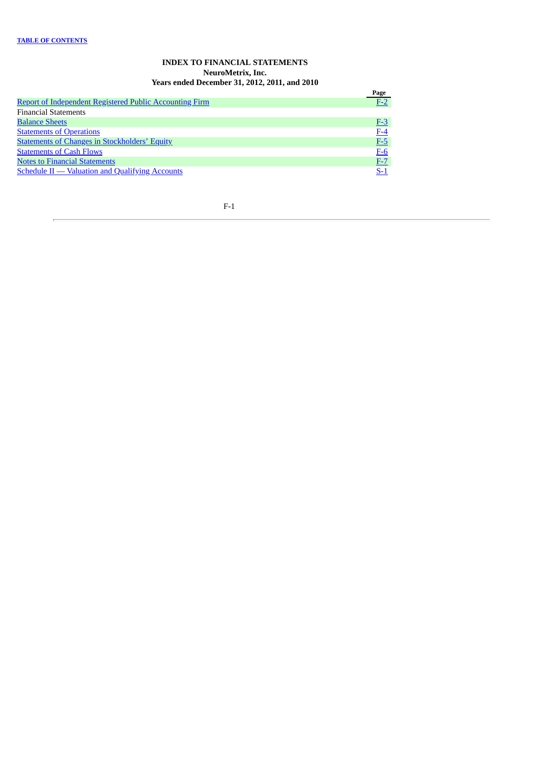# INDEX TO FINANCIAL STATEMENTS

**NeuroMetrix, Inc.**

**Years ended December 31, 2012, 2011, and 2010**

| | Page |
|---|---|
| Report of Independent Registered Public Accounting Firm | F-2 |
| Financial Statements | |
| Balance Sheets | F-3 |
| Statements of Operations | F-4 |
| Statements of Changes in Stockholders' Equity | F-5 |
| Statements of Cash Flows | F-6 |
| Notes to Financial Statements | F-7 |
| Schedule II — Valuation and Qualifying Accounts | S-1 |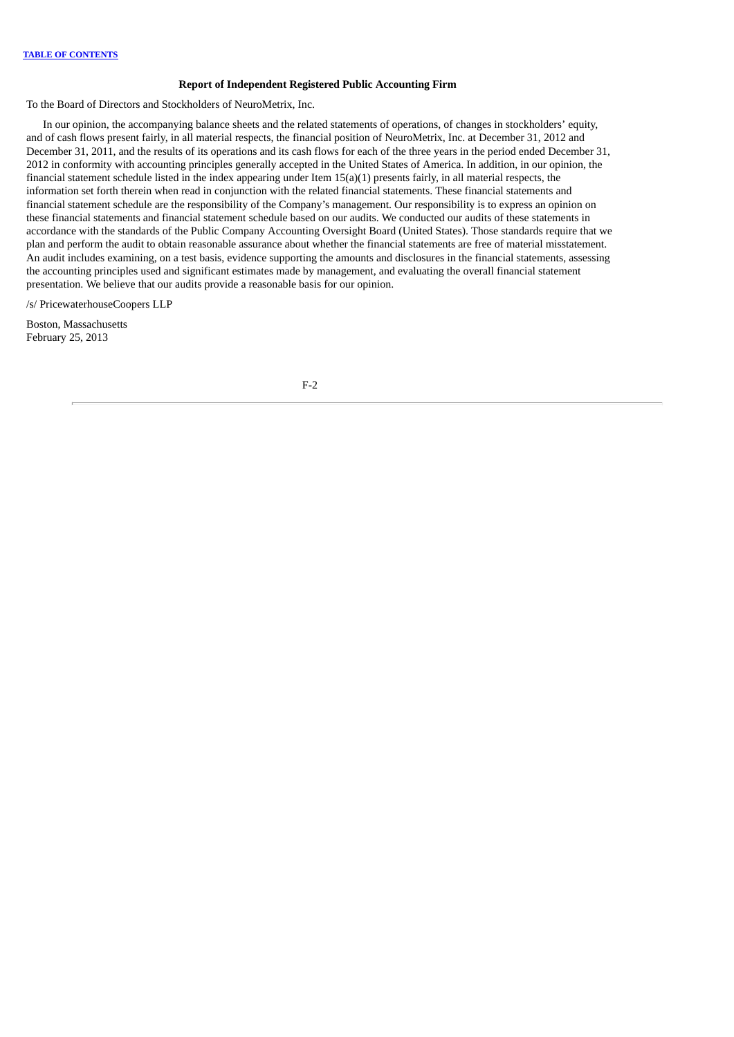### Report of Independent Registered Public Accounting Firm

To the Board of Directors and Stockholders of NeuroMetrix, Inc.

In our opinion, the accompanying balance sheets and the related statements of operations, of changes in stockholders' equity, and of cash flows present fairly, in all material respects, the financial position of NeuroMetrix, Inc. at December 31, 2012 and December 31, 2011, and the results of its operations and its cash flows for each of the three years in the period ended December 31, 2012 in conformity with accounting principles generally accepted in the United States of America. In addition, in our opinion, the financial statement schedule listed in the index appearing under Item 15(a)(1) presents fairly, in all material respects, the information set forth therein when read in conjunction with the related financial statements. These financial statements and financial statement schedule are the responsibility of the Company's management. Our responsibility is to express an opinion on these financial statements and financial statement schedule based on our audits. We conducted our audits of these statements in accordance with the standards of the Public Company Accounting Oversight Board (United States). Those standards require that we plan and perform the audit to obtain reasonable assurance about whether the financial statements are free of material misstatement. An audit includes examining, on a test basis, evidence supporting the amounts and disclosures in the financial statements, assessing the accounting principles used and significant estimates made by management, and evaluating the overall financial statement presentation. We believe that our audits provide a reasonable basis for our opinion.

/s/ PricewaterhouseCoopers LLP

Boston, Massachusetts
February 25, 2013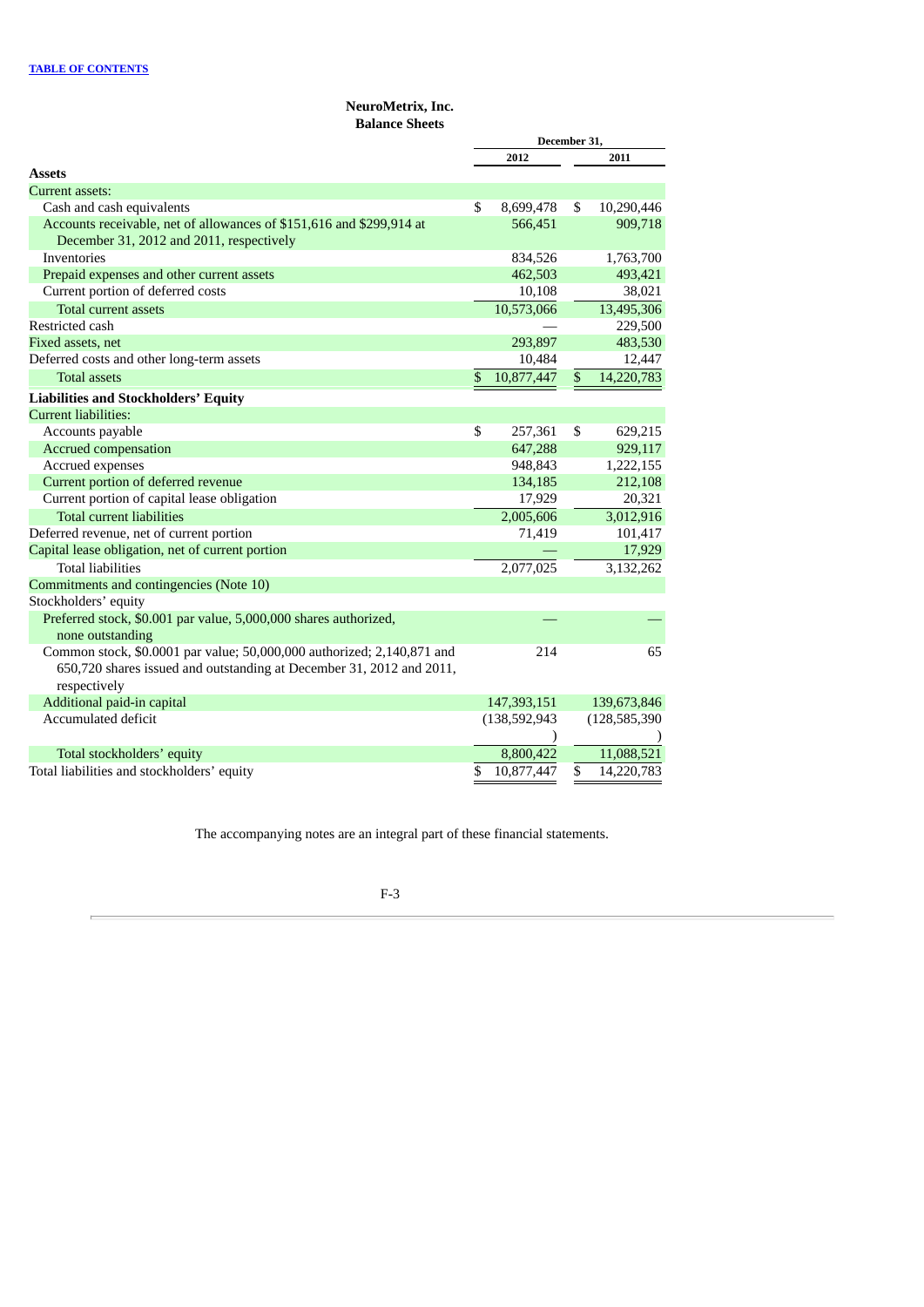**TABLE OF CONTENTS**

# NeuroMetrix, Inc.
## Balance Sheets

| | December 31, 2012 | December 31, 2011 |
|---|---|---|
| **Assets** | | |
| Current assets: | | |
| Cash and cash equivalents | $ 8,699,478 | $ 10,290,446 |
| Accounts receivable, net of allowances of $151,616 and $299,914 at December 31, 2012 and 2011, respectively | 566,451 | 909,718 |
| Inventories | 834,526 | 1,763,700 |
| Prepaid expenses and other current assets | 462,503 | 493,421 |
| Current portion of deferred costs | 10,108 | 38,021 |
| Total current assets | 10,573,066 | 13,495,306 |
| Restricted cash | — | 229,500 |
| Fixed assets, net | 293,897 | 483,530 |
| Deferred costs and other long-term assets | 10,484 | 12,447 |
| Total assets | $ 10,877,447 | $ 14,220,783 |
| **Liabilities and Stockholders' Equity** | | |
| Current liabilities: | | |
| Accounts payable | $ 257,361 | $ 629,215 |
| Accrued compensation | 647,288 | 929,117 |
| Accrued expenses | 948,843 | 1,222,155 |
| Current portion of deferred revenue | 134,185 | 212,108 |
| Current portion of capital lease obligation | 17,929 | 20,321 |
| Total current liabilities | 2,005,606 | 3,012,916 |
| Deferred revenue, net of current portion | 71,419 | 101,417 |
| Capital lease obligation, net of current portion | — | 17,929 |
| Total liabilities | 2,077,025 | 3,132,262 |
| Commitments and contingencies (Note 10) | | |
| Stockholders' equity | | |
| Preferred stock, $0.001 par value, 5,000,000 shares authorized, none outstanding | — | — |
| Common stock, $0.0001 par value; 50,000,000 authorized; 2,140,871 and 650,720 shares issued and outstanding at December 31, 2012 and 2011, respectively | 214 | 65 |
| Additional paid-in capital | 147,393,151 | 139,673,846 |
| Accumulated deficit | (138,592,943) | (128,585,390) |
| Total stockholders' equity | 8,800,422 | 11,088,521 |
| Total liabilities and stockholders' equity | $ 10,877,447 | $ 14,220,783 |

The accompanying notes are an integral part of these financial statements.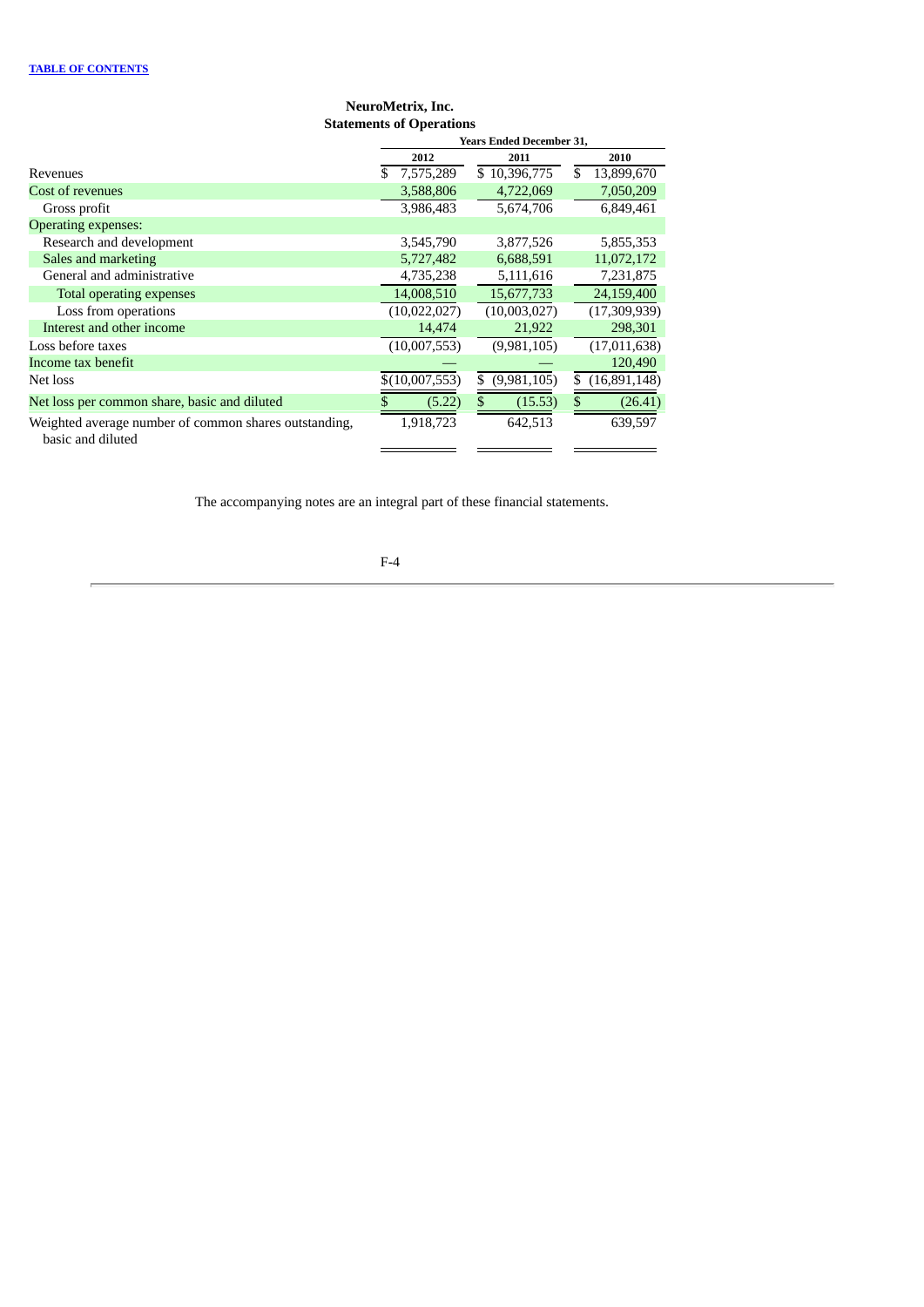**NeuroMetrix, Inc.**
**Statements of Operations**

| | Years Ended December 31, | | |
|---|---|---|---|
| | 2012 | 2011 | 2010 |
| Revenues | $ 7,575,289 | $ 10,396,775 | $ 13,899,670 |
| Cost of revenues | 3,588,806 | 4,722,069 | 7,050,209 |
| Gross profit | 3,986,483 | 5,674,706 | 6,849,461 |
| Operating expenses: | | | |
| Research and development | 3,545,790 | 3,877,526 | 5,855,353 |
| Sales and marketing | 5,727,482 | 6,688,591 | 11,072,172 |
| General and administrative | 4,735,238 | 5,111,616 | 7,231,875 |
| Total operating expenses | 14,008,510 | 15,677,733 | 24,159,400 |
| Loss from operations | (10,022,027) | (10,003,027) | (17,309,939) |
| Interest and other income | 14,474 | 21,922 | 298,301 |
| Loss before taxes | (10,007,553) | (9,981,105) | (17,011,638) |
| Income tax benefit | — | — | 120,490 |
| Net loss | $(10,007,553) | $ (9,981,105) | $ (16,891,148) |
| Net loss per common share, basic and diluted | $ (5.22) | $ (15.53) | $ (26.41) |
| Weighted average number of common shares outstanding, basic and diluted | 1,918,723 | 642,513 | 639,597 |

The accompanying notes are an integral part of these financial statements.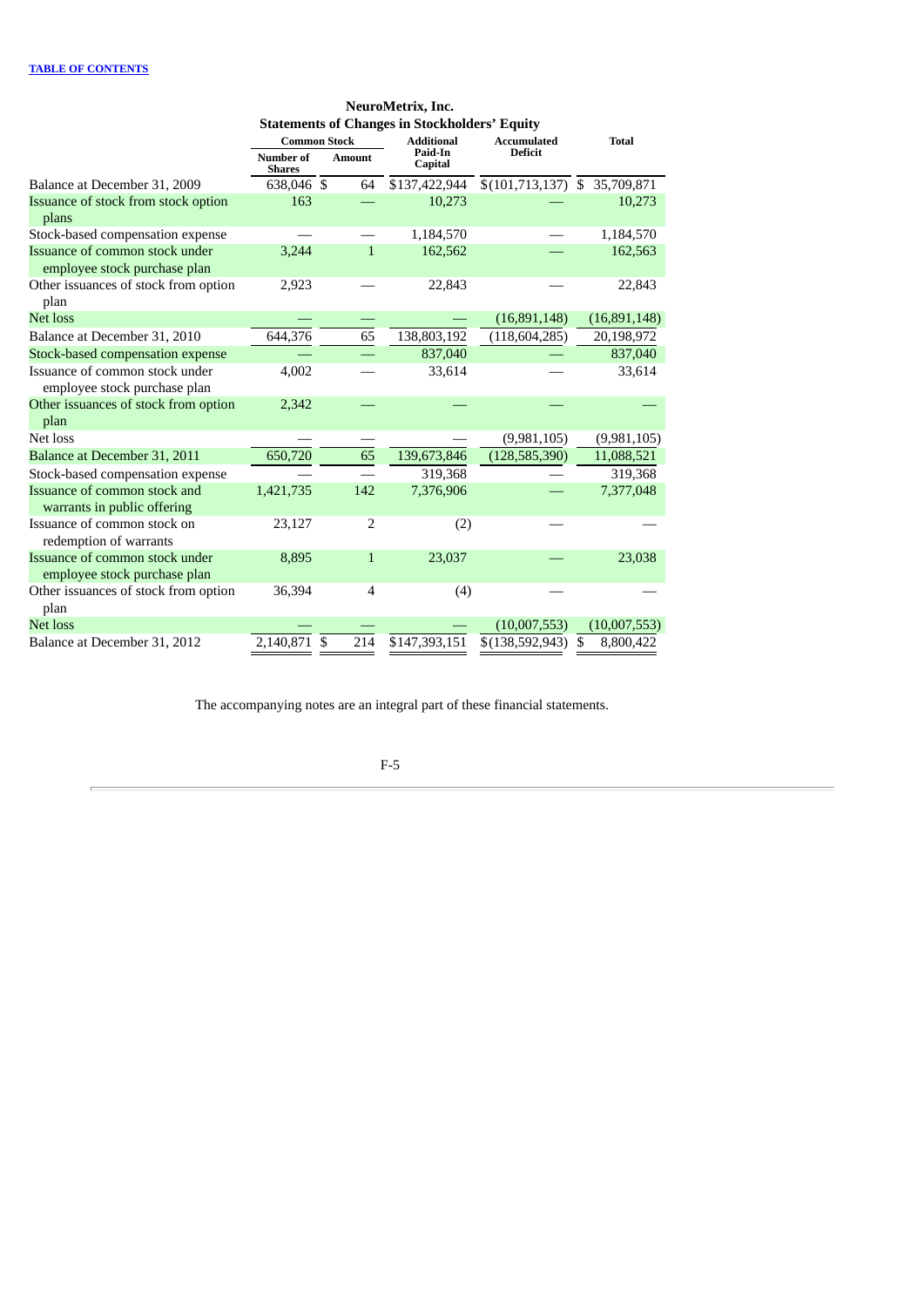**TABLE OF CONTENTS**

## NeuroMetrix, Inc.

### Statements of Changes in Stockholders' Equity

| | Common Stock | | Additional Paid-In Capital | Accumulated Deficit | Total |
|---|---|---|---|---|---|
| | Number of Shares | Amount | | | |
| Balance at December 31, 2009 | 638,046 | $ 64 | $137,422,944 | $(101,713,137) | $ 35,709,871 |
| Issuance of stock from stock option plans | 163 | — | 10,273 | — | 10,273 |
| Stock-based compensation expense | — | — | 1,184,570 | — | 1,184,570 |
| Issuance of common stock under employee stock purchase plan | 3,244 | 1 | 162,562 | — | 162,563 |
| Other issuances of stock from option plan | 2,923 | — | 22,843 | — | 22,843 |
| Net loss | — | — | — | (16,891,148) | (16,891,148) |
| Balance at December 31, 2010 | 644,376 | 65 | 138,803,192 | (118,604,285) | 20,198,972 |
| Stock-based compensation expense | — | — | 837,040 | — | 837,040 |
| Issuance of common stock under employee stock purchase plan | 4,002 | — | 33,614 | — | 33,614 |
| Other issuances of stock from option plan | 2,342 | — | — | — | — |
| Net loss | — | — | — | (9,981,105) | (9,981,105) |
| Balance at December 31, 2011 | 650,720 | 65 | 139,673,846 | (128,585,390) | 11,088,521 |
| Stock-based compensation expense | — | — | 319,368 | — | 319,368 |
| Issuance of common stock and warrants in public offering | 1,421,735 | 142 | 7,376,906 | — | 7,377,048 |
| Issuance of common stock on redemption of warrants | 23,127 | 2 | (2) | — | — |
| Issuance of common stock under employee stock purchase plan | 8,895 | 1 | 23,037 | — | 23,038 |
| Other issuances of stock from option plan | 36,394 | 4 | (4) | — | — |
| Net loss | — | — | — | (10,007,553) | (10,007,553) |
| Balance at December 31, 2012 | 2,140,871 | $ 214 | $147,393,151 | $(138,592,943) | $ 8,800,422 |

The accompanying notes are an integral part of these financial statements.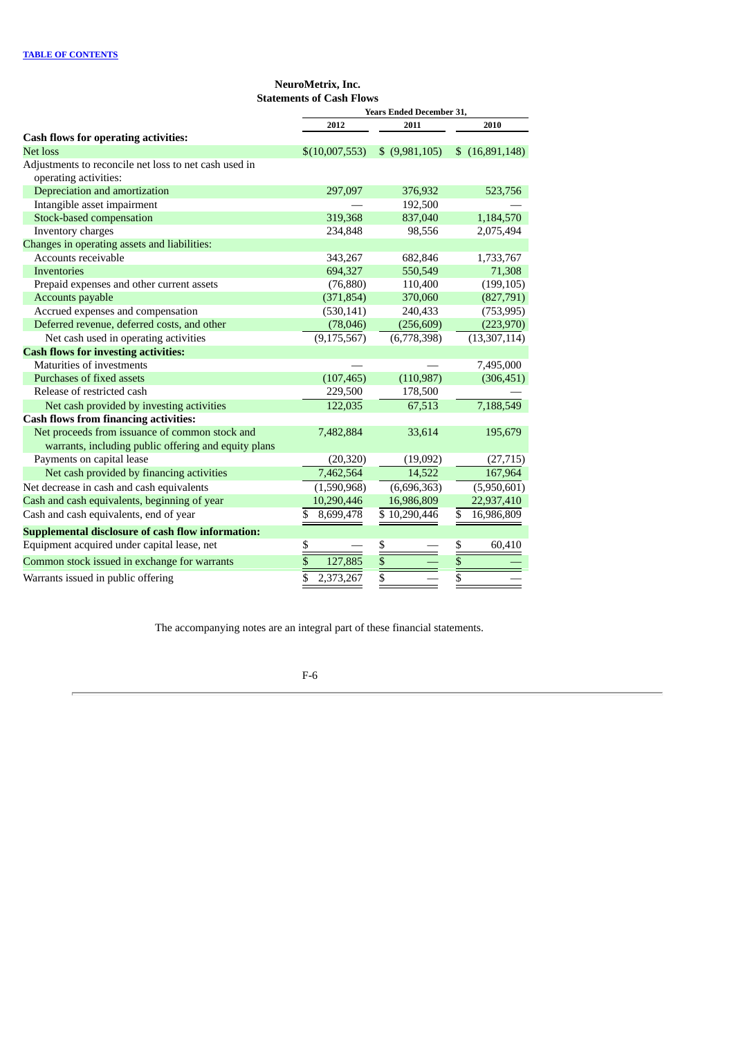**NeuroMetrix, Inc.**
**Statements of Cash Flows**

| | Years Ended December 31, | | |
|---|---|---|---|
| | 2012 | 2011 | 2010 |
| **Cash flows for operating activities:** | | | |
| Net loss | $(10,007,553) | $ (9,981,105) | $ (16,891,148) |
| Adjustments to reconcile net loss to net cash used in operating activities: | | | |
| Depreciation and amortization | 297,097 | 376,932 | 523,756 |
| Intangible asset impairment | — | 192,500 | — |
| Stock-based compensation | 319,368 | 837,040 | 1,184,570 |
| Inventory charges | 234,848 | 98,556 | 2,075,494 |
| Changes in operating assets and liabilities: | | | |
| Accounts receivable | 343,267 | 682,846 | 1,733,767 |
| Inventories | 694,327 | 550,549 | 71,308 |
| Prepaid expenses and other current assets | (76,880) | 110,400 | (199,105) |
| Accounts payable | (371,854) | 370,060 | (827,791) |
| Accrued expenses and compensation | (530,141) | 240,433 | (753,995) |
| Deferred revenue, deferred costs, and other | (78,046) | (256,609) | (223,970) |
| Net cash used in operating activities | (9,175,567) | (6,778,398) | (13,307,114) |
| **Cash flows for investing activities:** | | | |
| Maturities of investments | — | — | 7,495,000 |
| Purchases of fixed assets | (107,465) | (110,987) | (306,451) |
| Release of restricted cash | 229,500 | 178,500 | — |
| Net cash provided by investing activities | 122,035 | 67,513 | 7,188,549 |
| **Cash flows from financing activities:** | | | |
| Net proceeds from issuance of common stock and warrants, including public offering and equity plans | 7,482,884 | 33,614 | 195,679 |
| Payments on capital lease | (20,320) | (19,092) | (27,715) |
| Net cash provided by financing activities | 7,462,564 | 14,522 | 167,964 |
| Net decrease in cash and cash equivalents | (1,590,968) | (6,696,363) | (5,950,601) |
| Cash and cash equivalents, beginning of year | 10,290,446 | 16,986,809 | 22,937,410 |
| Cash and cash equivalents, end of year | $ 8,699,478 | $ 10,290,446 | $ 16,986,809 |
| **Supplemental disclosure of cash flow information:** | | | |
| Equipment acquired under capital lease, net | $ — | $ — | $ 60,410 |
| Common stock issued in exchange for warrants | $ 127,885 | $ — | $ — |
| Warrants issued in public offering | $ 2,373,267 | $ — | $ — |

The accompanying notes are an integral part of these financial statements.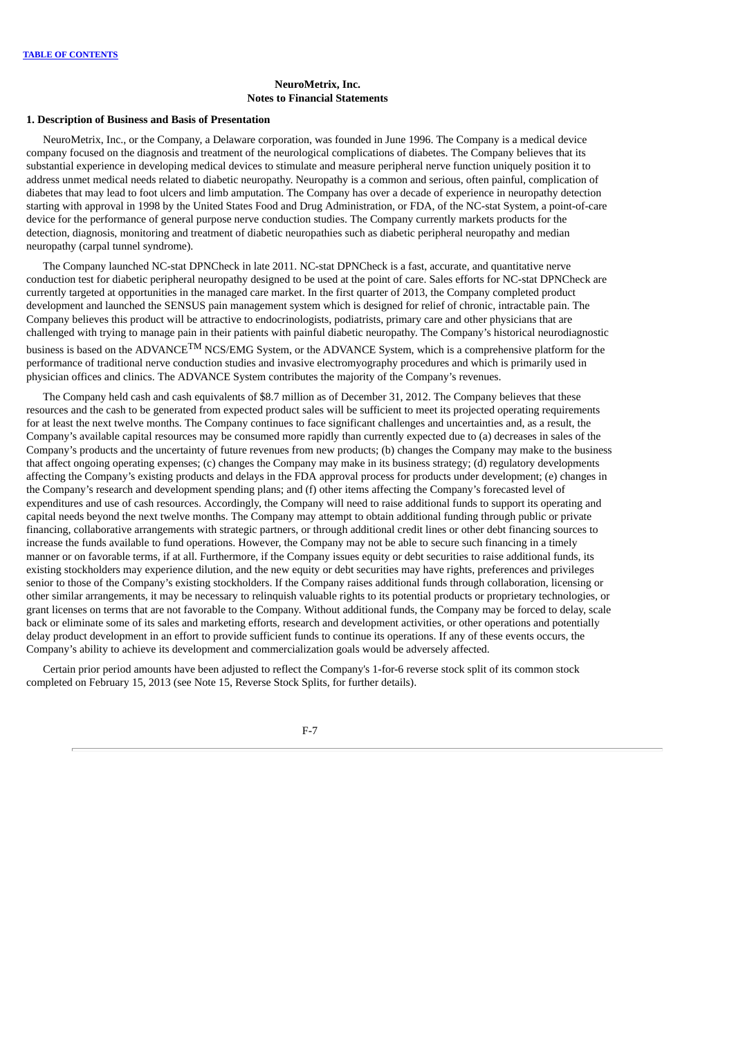**NeuroMetrix, Inc.**
**Notes to Financial Statements**

### 1. Description of Business and Basis of Presentation

NeuroMetrix, Inc., or the Company, a Delaware corporation, was founded in June 1996. The Company is a medical device company focused on the diagnosis and treatment of the neurological complications of diabetes. The Company believes that its substantial experience in developing medical devices to stimulate and measure peripheral nerve function uniquely position it to address unmet medical needs related to diabetic neuropathy. Neuropathy is a common and serious, often painful, complication of diabetes that may lead to foot ulcers and limb amputation. The Company has over a decade of experience in neuropathy detection starting with approval in 1998 by the United States Food and Drug Administration, or FDA, of the NC-stat System, a point-of-care device for the performance of general purpose nerve conduction studies. The Company currently markets products for the detection, diagnosis, monitoring and treatment of diabetic neuropathies such as diabetic peripheral neuropathy and median neuropathy (carpal tunnel syndrome).

The Company launched NC-stat DPNCheck in late 2011. NC-stat DPNCheck is a fast, accurate, and quantitative nerve conduction test for diabetic peripheral neuropathy designed to be used at the point of care. Sales efforts for NC-stat DPNCheck are currently targeted at opportunities in the managed care market. In the first quarter of 2013, the Company completed product development and launched the SENSUS pain management system which is designed for relief of chronic, intractable pain. The Company believes this product will be attractive to endocrinologists, podiatrists, primary care and other physicians that are challenged with trying to manage pain in their patients with painful diabetic neuropathy. The Company's historical neurodiagnostic business is based on the ADVANCE™ NCS/EMG System, or the ADVANCE System, which is a comprehensive platform for the performance of traditional nerve conduction studies and invasive electromyography procedures and which is primarily used in physician offices and clinics. The ADVANCE System contributes the majority of the Company's revenues.

The Company held cash and cash equivalents of $8.7 million as of December 31, 2012. The Company believes that these resources and the cash to be generated from expected product sales will be sufficient to meet its projected operating requirements for at least the next twelve months. The Company continues to face significant challenges and uncertainties and, as a result, the Company's available capital resources may be consumed more rapidly than currently expected due to (a) decreases in sales of the Company's products and the uncertainty of future revenues from new products; (b) changes the Company may make to the business that affect ongoing operating expenses; (c) changes the Company may make in its business strategy; (d) regulatory developments affecting the Company's existing products and delays in the FDA approval process for products under development; (e) changes in the Company's research and development spending plans; and (f) other items affecting the Company's forecasted level of expenditures and use of cash resources. Accordingly, the Company will need to raise additional funds to support its operating and capital needs beyond the next twelve months. The Company may attempt to obtain additional funding through public or private financing, collaborative arrangements with strategic partners, or through additional credit lines or other debt financing sources to increase the funds available to fund operations. However, the Company may not be able to secure such financing in a timely manner or on favorable terms, if at all. Furthermore, if the Company issues equity or debt securities to raise additional funds, its existing stockholders may experience dilution, and the new equity or debt securities may have rights, preferences and privileges senior to those of the Company's existing stockholders. If the Company raises additional funds through collaboration, licensing or other similar arrangements, it may be necessary to relinquish valuable rights to its potential products or proprietary technologies, or grant licenses on terms that are not favorable to the Company. Without additional funds, the Company may be forced to delay, scale back or eliminate some of its sales and marketing efforts, research and development activities, or other operations and potentially delay product development in an effort to provide sufficient funds to continue its operations. If any of these events occurs, the Company's ability to achieve its development and commercialization goals would be adversely affected.

Certain prior period amounts have been adjusted to reflect the Company's 1-for-6 reverse stock split of its common stock completed on February 15, 2013 (see Note 15, Reverse Stock Splits, for further details).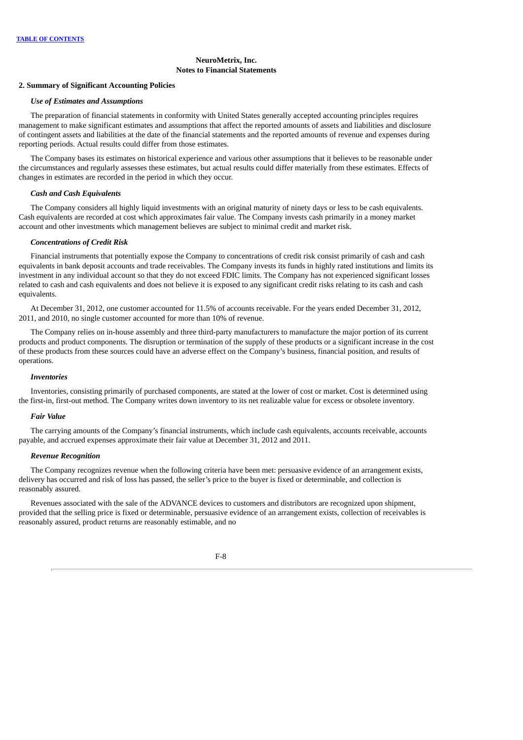**NeuroMetrix, Inc.**
**Notes to Financial Statements**

## 2. Summary of Significant Accounting Policies

### *Use of Estimates and Assumptions*

The preparation of financial statements in conformity with United States generally accepted accounting principles requires management to make significant estimates and assumptions that affect the reported amounts of assets and liabilities and disclosure of contingent assets and liabilities at the date of the financial statements and the reported amounts of revenue and expenses during reporting periods. Actual results could differ from those estimates.

The Company bases its estimates on historical experience and various other assumptions that it believes to be reasonable under the circumstances and regularly assesses these estimates, but actual results could differ materially from these estimates. Effects of changes in estimates are recorded in the period in which they occur.

### *Cash and Cash Equivalents*

The Company considers all highly liquid investments with an original maturity of ninety days or less to be cash equivalents. Cash equivalents are recorded at cost which approximates fair value. The Company invests cash primarily in a money market account and other investments which management believes are subject to minimal credit and market risk.

### *Concentrations of Credit Risk*

Financial instruments that potentially expose the Company to concentrations of credit risk consist primarily of cash and cash equivalents in bank deposit accounts and trade receivables. The Company invests its funds in highly rated institutions and limits its investment in any individual account so that they do not exceed FDIC limits. The Company has not experienced significant losses related to cash and cash equivalents and does not believe it is exposed to any significant credit risks relating to its cash and cash equivalents.

At December 31, 2012, one customer accounted for 11.5% of accounts receivable. For the years ended December 31, 2012, 2011, and 2010, no single customer accounted for more than 10% of revenue.

The Company relies on in-house assembly and three third-party manufacturers to manufacture the major portion of its current products and product components. The disruption or termination of the supply of these products or a significant increase in the cost of these products from these sources could have an adverse effect on the Company's business, financial position, and results of operations.

### *Inventories*

Inventories, consisting primarily of purchased components, are stated at the lower of cost or market. Cost is determined using the first-in, first-out method. The Company writes down inventory to its net realizable value for excess or obsolete inventory.

### *Fair Value*

The carrying amounts of the Company's financial instruments, which include cash equivalents, accounts receivable, accounts payable, and accrued expenses approximate their fair value at December 31, 2012 and 2011.

### *Revenue Recognition*

The Company recognizes revenue when the following criteria have been met: persuasive evidence of an arrangement exists, delivery has occurred and risk of loss has passed, the seller's price to the buyer is fixed or determinable, and collection is reasonably assured.

Revenues associated with the sale of the ADVANCE devices to customers and distributors are recognized upon shipment, provided that the selling price is fixed or determinable, persuasive evidence of an arrangement exists, collection of receivables is reasonably assured, product returns are reasonably estimable, and no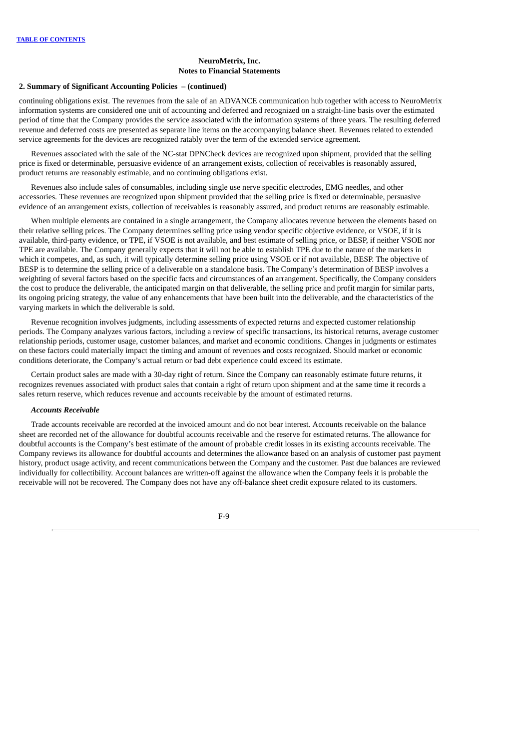**NeuroMetrix, Inc.**
**Notes to Financial Statements**

**2. Summary of Significant Accounting Policies – (continued)**

continuing obligations exist. The revenues from the sale of an ADVANCE communication hub together with access to NeuroMetrix information systems are considered one unit of accounting and deferred and recognized on a straight-line basis over the estimated period of time that the Company provides the service associated with the information systems of three years. The resulting deferred revenue and deferred costs are presented as separate line items on the accompanying balance sheet. Revenues related to extended service agreements for the devices are recognized ratably over the term of the extended service agreement.

Revenues associated with the sale of the NC-stat DPNCheck devices are recognized upon shipment, provided that the selling price is fixed or determinable, persuasive evidence of an arrangement exists, collection of receivables is reasonably assured, product returns are reasonably estimable, and no continuing obligations exist.

Revenues also include sales of consumables, including single use nerve specific electrodes, EMG needles, and other accessories. These revenues are recognized upon shipment provided that the selling price is fixed or determinable, persuasive evidence of an arrangement exists, collection of receivables is reasonably assured, and product returns are reasonably estimable.

When multiple elements are contained in a single arrangement, the Company allocates revenue between the elements based on their relative selling prices. The Company determines selling price using vendor specific objective evidence, or VSOE, if it is available, third-party evidence, or TPE, if VSOE is not available, and best estimate of selling price, or BESP, if neither VSOE nor TPE are available. The Company generally expects that it will not be able to establish TPE due to the nature of the markets in which it competes, and, as such, it will typically determine selling price using VSOE or if not available, BESP. The objective of BESP is to determine the selling price of a deliverable on a standalone basis. The Company's determination of BESP involves a weighting of several factors based on the specific facts and circumstances of an arrangement. Specifically, the Company considers the cost to produce the deliverable, the anticipated margin on that deliverable, the selling price and profit margin for similar parts, its ongoing pricing strategy, the value of any enhancements that have been built into the deliverable, and the characteristics of the varying markets in which the deliverable is sold.

Revenue recognition involves judgments, including assessments of expected returns and expected customer relationship periods. The Company analyzes various factors, including a review of specific transactions, its historical returns, average customer relationship periods, customer usage, customer balances, and market and economic conditions. Changes in judgments or estimates on these factors could materially impact the timing and amount of revenues and costs recognized. Should market or economic conditions deteriorate, the Company's actual return or bad debt experience could exceed its estimate.

Certain product sales are made with a 30-day right of return. Since the Company can reasonably estimate future returns, it recognizes revenues associated with product sales that contain a right of return upon shipment and at the same time it records a sales return reserve, which reduces revenue and accounts receivable by the amount of estimated returns.

***Accounts Receivable***

Trade accounts receivable are recorded at the invoiced amount and do not bear interest. Accounts receivable on the balance sheet are recorded net of the allowance for doubtful accounts receivable and the reserve for estimated returns. The allowance for doubtful accounts is the Company's best estimate of the amount of probable credit losses in its existing accounts receivable. The Company reviews its allowance for doubtful accounts and determines the allowance based on an analysis of customer past payment history, product usage activity, and recent communications between the Company and the customer. Past due balances are reviewed individually for collectibility. Account balances are written-off against the allowance when the Company feels it is probable the receivable will not be recovered. The Company does not have any off-balance sheet credit exposure related to its customers.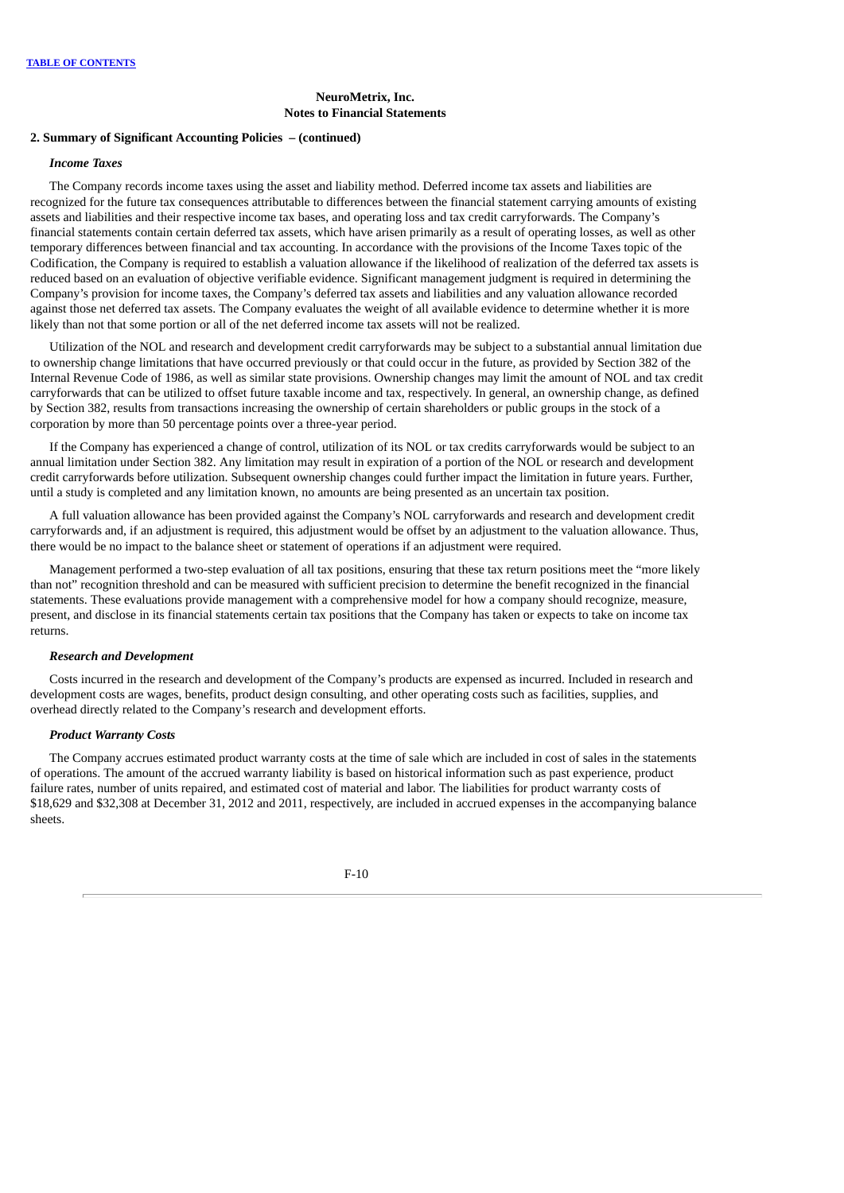**NeuroMetrix, Inc.**
**Notes to Financial Statements**

**2. Summary of Significant Accounting Policies – (continued)**

***Income Taxes***

The Company records income taxes using the asset and liability method. Deferred income tax assets and liabilities are recognized for the future tax consequences attributable to differences between the financial statement carrying amounts of existing assets and liabilities and their respective income tax bases, and operating loss and tax credit carryforwards. The Company's financial statements contain certain deferred tax assets, which have arisen primarily as a result of operating losses, as well as other temporary differences between financial and tax accounting. In accordance with the provisions of the Income Taxes topic of the Codification, the Company is required to establish a valuation allowance if the likelihood of realization of the deferred tax assets is reduced based on an evaluation of objective verifiable evidence. Significant management judgment is required in determining the Company's provision for income taxes, the Company's deferred tax assets and liabilities and any valuation allowance recorded against those net deferred tax assets. The Company evaluates the weight of all available evidence to determine whether it is more likely than not that some portion or all of the net deferred income tax assets will not be realized.

Utilization of the NOL and research and development credit carryforwards may be subject to a substantial annual limitation due to ownership change limitations that have occurred previously or that could occur in the future, as provided by Section 382 of the Internal Revenue Code of 1986, as well as similar state provisions. Ownership changes may limit the amount of NOL and tax credit carryforwards that can be utilized to offset future taxable income and tax, respectively. In general, an ownership change, as defined by Section 382, results from transactions increasing the ownership of certain shareholders or public groups in the stock of a corporation by more than 50 percentage points over a three-year period.

If the Company has experienced a change of control, utilization of its NOL or tax credits carryforwards would be subject to an annual limitation under Section 382. Any limitation may result in expiration of a portion of the NOL or research and development credit carryforwards before utilization. Subsequent ownership changes could further impact the limitation in future years. Further, until a study is completed and any limitation known, no amounts are being presented as an uncertain tax position.

A full valuation allowance has been provided against the Company's NOL carryforwards and research and development credit carryforwards and, if an adjustment is required, this adjustment would be offset by an adjustment to the valuation allowance. Thus, there would be no impact to the balance sheet or statement of operations if an adjustment were required.

Management performed a two-step evaluation of all tax positions, ensuring that these tax return positions meet the "more likely than not" recognition threshold and can be measured with sufficient precision to determine the benefit recognized in the financial statements. These evaluations provide management with a comprehensive model for how a company should recognize, measure, present, and disclose in its financial statements certain tax positions that the Company has taken or expects to take on income tax returns.

***Research and Development***

Costs incurred in the research and development of the Company's products are expensed as incurred. Included in research and development costs are wages, benefits, product design consulting, and other operating costs such as facilities, supplies, and overhead directly related to the Company's research and development efforts.

***Product Warranty Costs***

The Company accrues estimated product warranty costs at the time of sale which are included in cost of sales in the statements of operations. The amount of the accrued warranty liability is based on historical information such as past experience, product failure rates, number of units repaired, and estimated cost of material and labor. The liabilities for product warranty costs of $18,629 and $32,308 at December 31, 2012 and 2011, respectively, are included in accrued expenses in the accompanying balance sheets.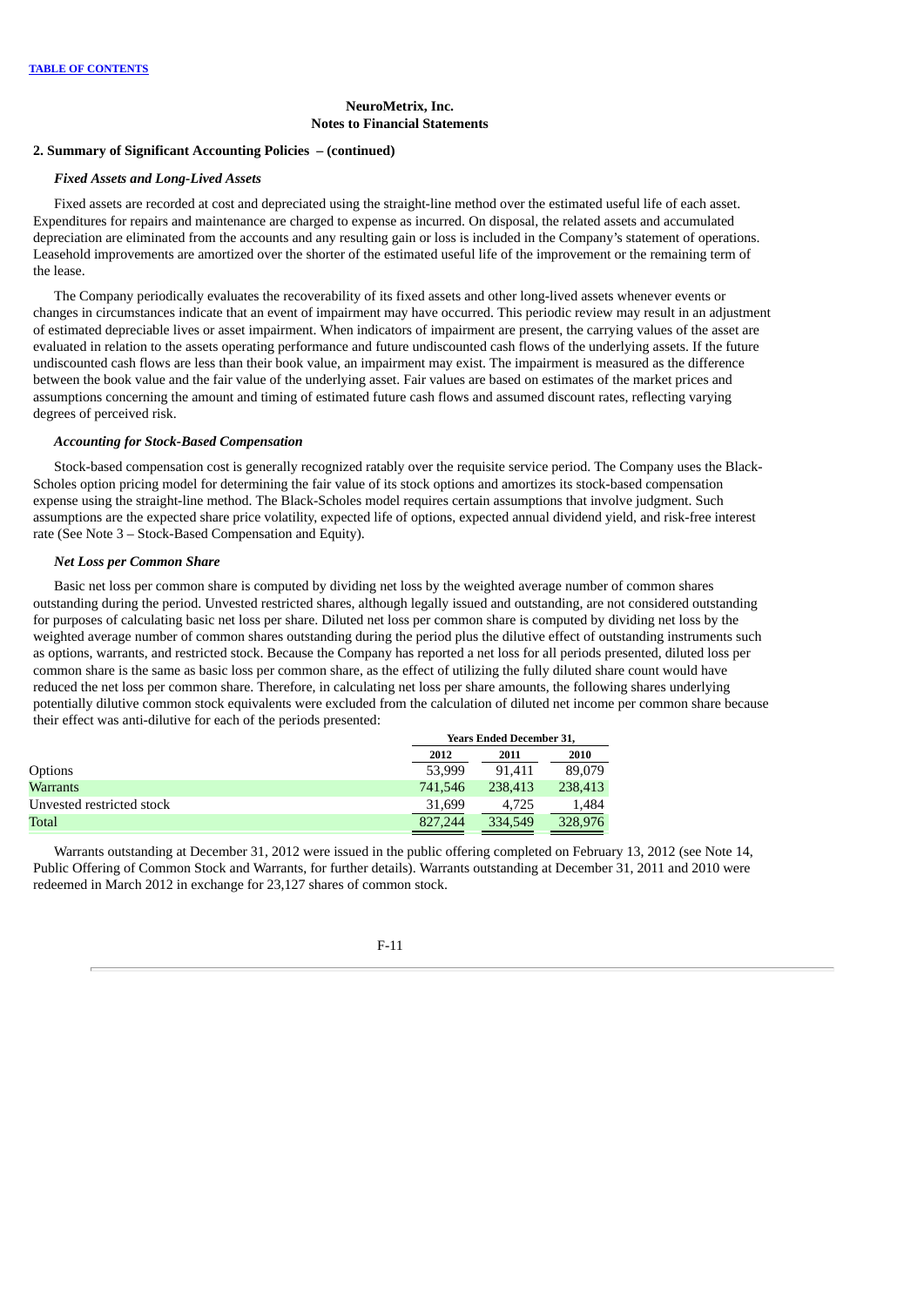**NeuroMetrix, Inc.**
**Notes to Financial Statements**

**2. Summary of Significant Accounting Policies – (continued)**

***Fixed Assets and Long-Lived Assets***

Fixed assets are recorded at cost and depreciated using the straight-line method over the estimated useful life of each asset. Expenditures for repairs and maintenance are charged to expense as incurred. On disposal, the related assets and accumulated depreciation are eliminated from the accounts and any resulting gain or loss is included in the Company's statement of operations. Leasehold improvements are amortized over the shorter of the estimated useful life of the improvement or the remaining term of the lease.

The Company periodically evaluates the recoverability of its fixed assets and other long-lived assets whenever events or changes in circumstances indicate that an event of impairment may have occurred. This periodic review may result in an adjustment of estimated depreciable lives or asset impairment. When indicators of impairment are present, the carrying values of the asset are evaluated in relation to the assets operating performance and future undiscounted cash flows of the underlying assets. If the future undiscounted cash flows are less than their book value, an impairment may exist. The impairment is measured as the difference between the book value and the fair value of the underlying asset. Fair values are based on estimates of the market prices and assumptions concerning the amount and timing of estimated future cash flows and assumed discount rates, reflecting varying degrees of perceived risk.

***Accounting for Stock-Based Compensation***

Stock-based compensation cost is generally recognized ratably over the requisite service period. The Company uses the Black-Scholes option pricing model for determining the fair value of its stock options and amortizes its stock-based compensation expense using the straight-line method. The Black-Scholes model requires certain assumptions that involve judgment. Such assumptions are the expected share price volatility, expected life of options, expected annual dividend yield, and risk-free interest rate (See Note 3 – Stock-Based Compensation and Equity).

***Net Loss per Common Share***

Basic net loss per common share is computed by dividing net loss by the weighted average number of common shares outstanding during the period. Unvested restricted shares, although legally issued and outstanding, are not considered outstanding for purposes of calculating basic net loss per share. Diluted net loss per common share is computed by dividing net loss by the weighted average number of common shares outstanding during the period plus the dilutive effect of outstanding instruments such as options, warrants, and restricted stock. Because the Company has reported a net loss for all periods presented, diluted loss per common share is the same as basic loss per common share, as the effect of utilizing the fully diluted share count would have reduced the net loss per common share. Therefore, in calculating net loss per share amounts, the following shares underlying potentially dilutive common stock equivalents were excluded from the calculation of diluted net income per common share because their effect was anti-dilutive for each of the periods presented:

| | Years Ended December 31, | | |
|---|---|---|---|
| | **2012** | **2011** | **2010** |
| Options | 53,999 | 91,411 | 89,079 |
| Warrants | 741,546 | 238,413 | 238,413 |
| Unvested restricted stock | 31,699 | 4,725 | 1,484 |
| Total | 827,244 | 334,549 | 328,976 |

Warrants outstanding at December 31, 2012 were issued in the public offering completed on February 13, 2012 (see Note 14, Public Offering of Common Stock and Warrants, for further details). Warrants outstanding at December 31, 2011 and 2010 were redeemed in March 2012 in exchange for 23,127 shares of common stock.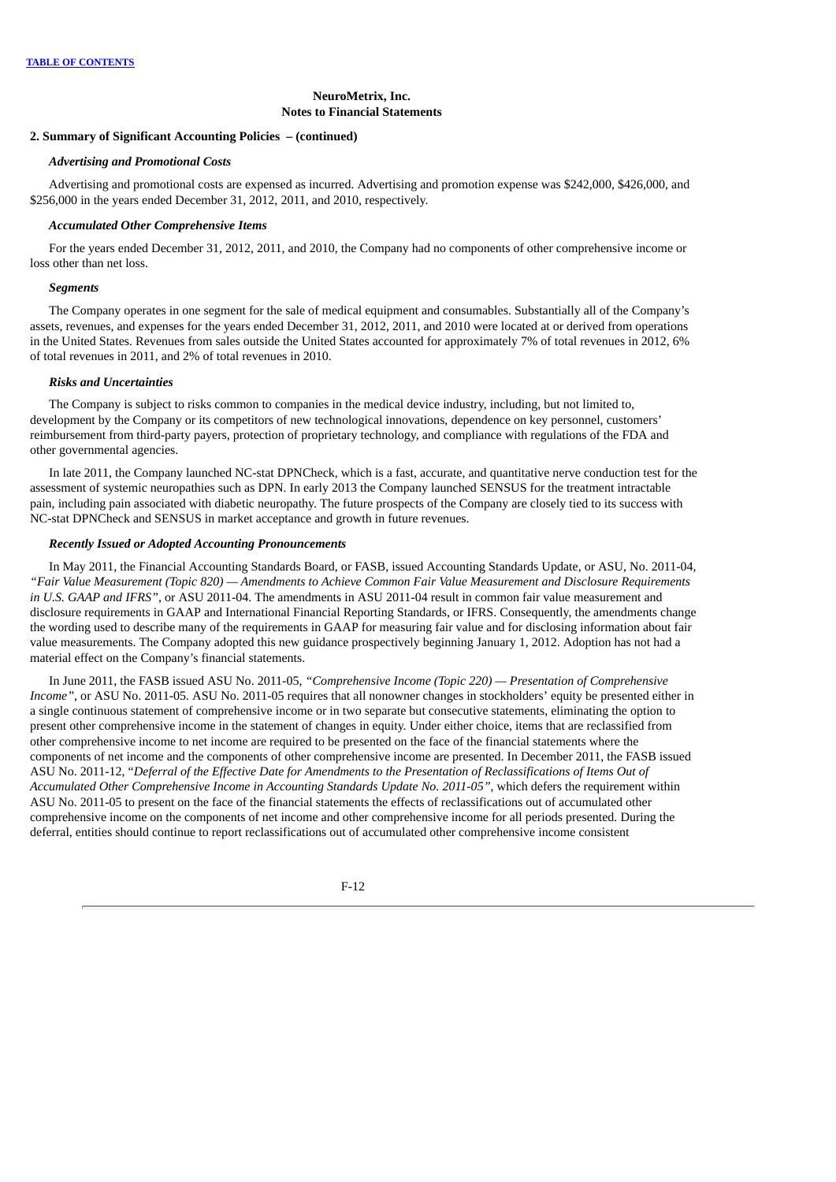**NeuroMetrix, Inc.**
**Notes to Financial Statements**

**2. Summary of Significant Accounting Policies – (continued)**

***Advertising and Promotional Costs***

Advertising and promotional costs are expensed as incurred. Advertising and promotion expense was $242,000, $426,000, and $256,000 in the years ended December 31, 2012, 2011, and 2010, respectively.

***Accumulated Other Comprehensive Items***

For the years ended December 31, 2012, 2011, and 2010, the Company had no components of other comprehensive income or loss other than net loss.

***Segments***

The Company operates in one segment for the sale of medical equipment and consumables. Substantially all of the Company's assets, revenues, and expenses for the years ended December 31, 2012, 2011, and 2010 were located at or derived from operations in the United States. Revenues from sales outside the United States accounted for approximately 7% of total revenues in 2012, 6% of total revenues in 2011, and 2% of total revenues in 2010.

***Risks and Uncertainties***

The Company is subject to risks common to companies in the medical device industry, including, but not limited to, development by the Company or its competitors of new technological innovations, dependence on key personnel, customers' reimbursement from third-party payers, protection of proprietary technology, and compliance with regulations of the FDA and other governmental agencies.

In late 2011, the Company launched NC-stat DPNCheck, which is a fast, accurate, and quantitative nerve conduction test for the assessment of systemic neuropathies such as DPN. In early 2013 the Company launched SENSUS for the treatment intractable pain, including pain associated with diabetic neuropathy. The future prospects of the Company are closely tied to its success with NC-stat DPNCheck and SENSUS in market acceptance and growth in future revenues.

***Recently Issued or Adopted Accounting Pronouncements***

In May 2011, the Financial Accounting Standards Board, or FASB, issued Accounting Standards Update, or ASU, No. 2011-04, *"Fair Value Measurement (Topic 820) — Amendments to Achieve Common Fair Value Measurement and Disclosure Requirements in U.S. GAAP and IFRS"*, or ASU 2011-04. The amendments in ASU 2011-04 result in common fair value measurement and disclosure requirements in GAAP and International Financial Reporting Standards, or IFRS. Consequently, the amendments change the wording used to describe many of the requirements in GAAP for measuring fair value and for disclosing information about fair value measurements. The Company adopted this new guidance prospectively beginning January 1, 2012. Adoption has not had a material effect on the Company's financial statements.

In June 2011, the FASB issued ASU No. 2011-05, *"Comprehensive Income (Topic 220) — Presentation of Comprehensive Income"*, or ASU No. 2011-05. ASU No. 2011-05 requires that all nonowner changes in stockholders' equity be presented either in a single continuous statement of comprehensive income or in two separate but consecutive statements, eliminating the option to present other comprehensive income in the statement of changes in equity. Under either choice, items that are reclassified from other comprehensive income to net income are required to be presented on the face of the financial statements where the components of net income and the components of other comprehensive income are presented. In December 2011, the FASB issued ASU No. 2011-12, *"Deferral of the Effective Date for Amendments to the Presentation of Reclassifications of Items Out of Accumulated Other Comprehensive Income in Accounting Standards Update No. 2011-05"*, which defers the requirement within ASU No. 2011-05 to present on the face of the financial statements the effects of reclassifications out of accumulated other comprehensive income on the components of net income and other comprehensive income for all periods presented. During the deferral, entities should continue to report reclassifications out of accumulated other comprehensive income consistent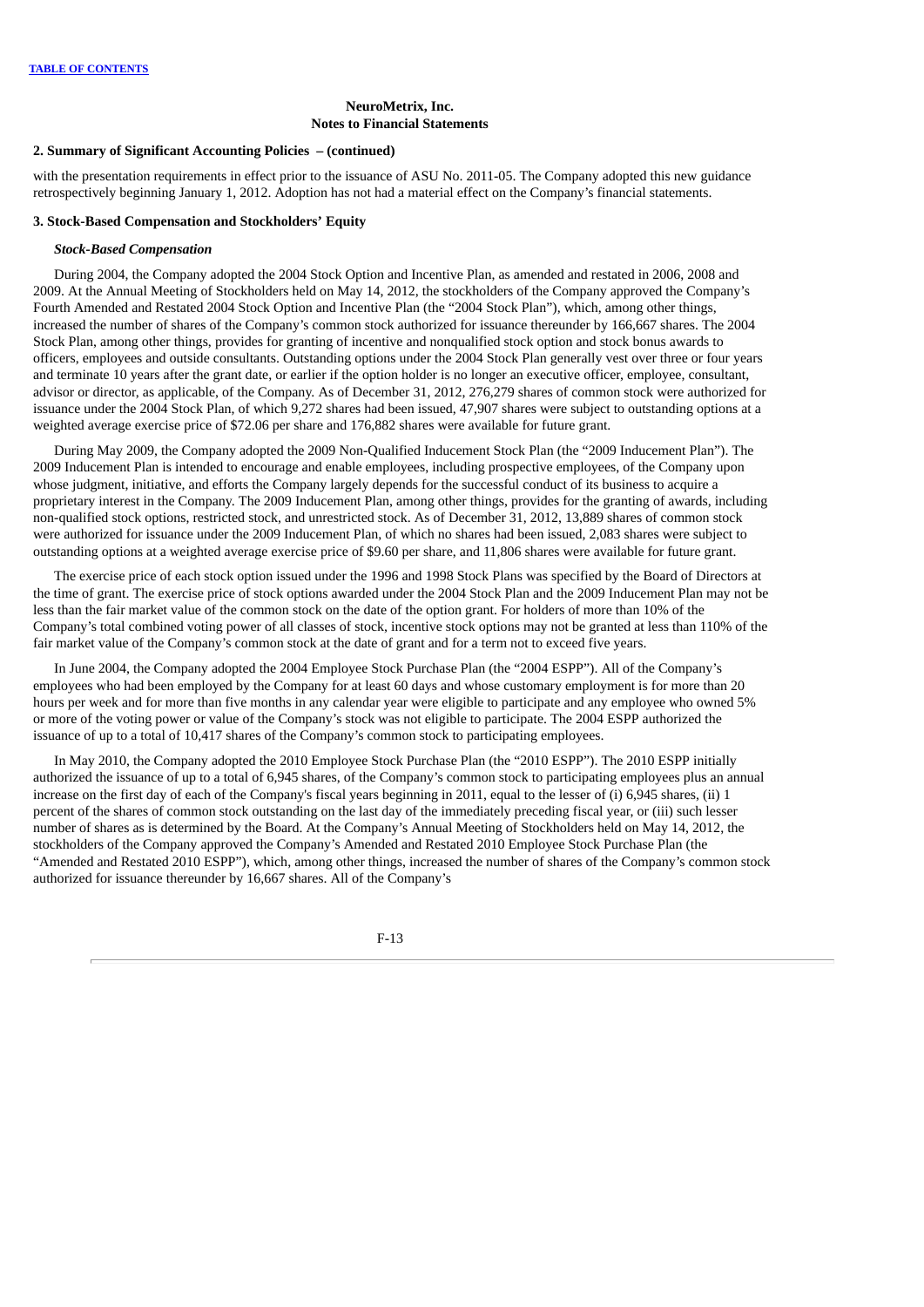**NeuroMetrix, Inc.**
**Notes to Financial Statements**

**2. Summary of Significant Accounting Policies – (continued)**

with the presentation requirements in effect prior to the issuance of ASU No. 2011-05. The Company adopted this new guidance retrospectively beginning January 1, 2012. Adoption has not had a material effect on the Company's financial statements.

**3. Stock-Based Compensation and Stockholders' Equity**

***Stock-Based Compensation***

During 2004, the Company adopted the 2004 Stock Option and Incentive Plan, as amended and restated in 2006, 2008 and 2009. At the Annual Meeting of Stockholders held on May 14, 2012, the stockholders of the Company approved the Company's Fourth Amended and Restated 2004 Stock Option and Incentive Plan (the "2004 Stock Plan"), which, among other things, increased the number of shares of the Company's common stock authorized for issuance thereunder by 166,667 shares. The 2004 Stock Plan, among other things, provides for granting of incentive and nonqualified stock option and stock bonus awards to officers, employees and outside consultants. Outstanding options under the 2004 Stock Plan generally vest over three or four years and terminate 10 years after the grant date, or earlier if the option holder is no longer an executive officer, employee, consultant, advisor or director, as applicable, of the Company. As of December 31, 2012, 276,279 shares of common stock were authorized for issuance under the 2004 Stock Plan, of which 9,272 shares had been issued, 47,907 shares were subject to outstanding options at a weighted average exercise price of $72.06 per share and 176,882 shares were available for future grant.

During May 2009, the Company adopted the 2009 Non-Qualified Inducement Stock Plan (the "2009 Inducement Plan"). The 2009 Inducement Plan is intended to encourage and enable employees, including prospective employees, of the Company upon whose judgment, initiative, and efforts the Company largely depends for the successful conduct of its business to acquire a proprietary interest in the Company. The 2009 Inducement Plan, among other things, provides for the granting of awards, including non-qualified stock options, restricted stock, and unrestricted stock. As of December 31, 2012, 13,889 shares of common stock were authorized for issuance under the 2009 Inducement Plan, of which no shares had been issued, 2,083 shares were subject to outstanding options at a weighted average exercise price of $9.60 per share, and 11,806 shares were available for future grant.

The exercise price of each stock option issued under the 1996 and 1998 Stock Plans was specified by the Board of Directors at the time of grant. The exercise price of stock options awarded under the 2004 Stock Plan and the 2009 Inducement Plan may not be less than the fair market value of the common stock on the date of the option grant. For holders of more than 10% of the Company's total combined voting power of all classes of stock, incentive stock options may not be granted at less than 110% of the fair market value of the Company's common stock at the date of grant and for a term not to exceed five years.

In June 2004, the Company adopted the 2004 Employee Stock Purchase Plan (the "2004 ESPP"). All of the Company's employees who had been employed by the Company for at least 60 days and whose customary employment is for more than 20 hours per week and for more than five months in any calendar year were eligible to participate and any employee who owned 5% or more of the voting power or value of the Company's stock was not eligible to participate. The 2004 ESPP authorized the issuance of up to a total of 10,417 shares of the Company's common stock to participating employees.

In May 2010, the Company adopted the 2010 Employee Stock Purchase Plan (the "2010 ESPP"). The 2010 ESPP initially authorized the issuance of up to a total of 6,945 shares, of the Company's common stock to participating employees plus an annual increase on the first day of each of the Company's fiscal years beginning in 2011, equal to the lesser of (i) 6,945 shares, (ii) 1 percent of the shares of common stock outstanding on the last day of the immediately preceding fiscal year, or (iii) such lesser number of shares as is determined by the Board. At the Company's Annual Meeting of Stockholders held on May 14, 2012, the stockholders of the Company approved the Company's Amended and Restated 2010 Employee Stock Purchase Plan (the "Amended and Restated 2010 ESPP"), which, among other things, increased the number of shares of the Company's common stock authorized for issuance thereunder by 16,667 shares. All of the Company's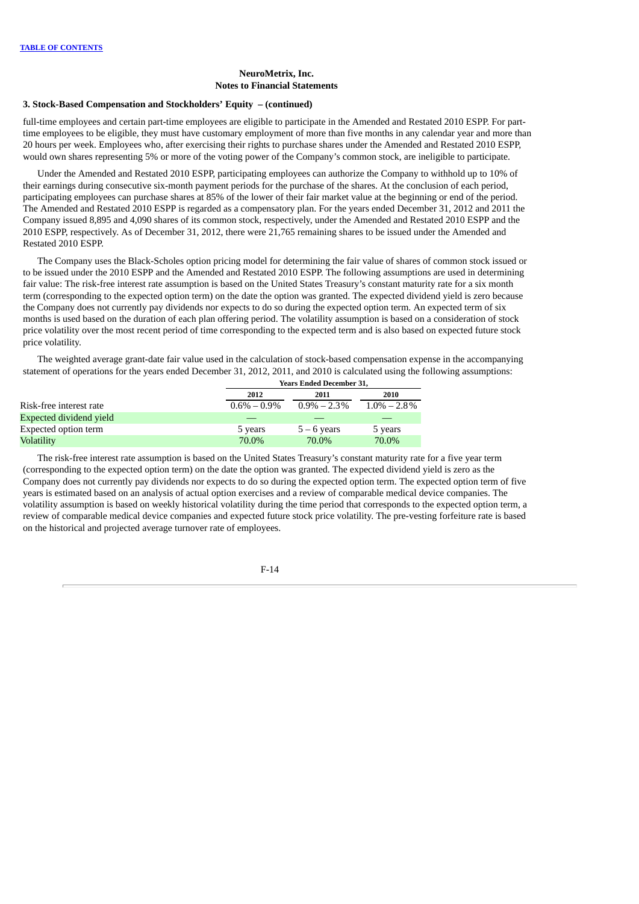NeuroMetrix, Inc.
Notes to Financial Statements

### 3. Stock-Based Compensation and Stockholders' Equity – (continued)

full-time employees and certain part-time employees are eligible to participate in the Amended and Restated 2010 ESPP. For part-time employees to be eligible, they must have customary employment of more than five months in any calendar year and more than 20 hours per week. Employees who, after exercising their rights to purchase shares under the Amended and Restated 2010 ESPP, would own shares representing 5% or more of the voting power of the Company's common stock, are ineligible to participate.

Under the Amended and Restated 2010 ESPP, participating employees can authorize the Company to withhold up to 10% of their earnings during consecutive six-month payment periods for the purchase of the shares. At the conclusion of each period, participating employees can purchase shares at 85% of the lower of their fair market value at the beginning or end of the period. The Amended and Restated 2010 ESPP is regarded as a compensatory plan. For the years ended December 31, 2012 and 2011 the Company issued 8,895 and 4,090 shares of its common stock, respectively, under the Amended and Restated 2010 ESPP and the 2010 ESPP, respectively. As of December 31, 2012, there were 21,765 remaining shares to be issued under the Amended and Restated 2010 ESPP.

The Company uses the Black-Scholes option pricing model for determining the fair value of shares of common stock issued or to be issued under the 2010 ESPP and the Amended and Restated 2010 ESPP. The following assumptions are used in determining fair value: The risk-free interest rate assumption is based on the United States Treasury's constant maturity rate for a six month term (corresponding to the expected option term) on the date the option was granted. The expected dividend yield is zero because the Company does not currently pay dividends nor expects to do so during the expected option term. An expected term of six months is used based on the duration of each plan offering period. The volatility assumption is based on a consideration of stock price volatility over the most recent period of time corresponding to the expected term and is also based on expected future stock price volatility.

The weighted average grant-date fair value used in the calculation of stock-based compensation expense in the accompanying statement of operations for the years ended December 31, 2012, 2011, and 2010 is calculated using the following assumptions:

| | Years Ended December 31, | | |
|---|---|---|---|
| | 2012 | 2011 | 2010 |
| Risk-free interest rate | 0.6% – 0.9% | 0.9% – 2.3% | 1.0% – 2.8% |
| Expected dividend yield | — | — | — |
| Expected option term | 5 years | 5 – 6 years | 5 years |
| Volatility | 70.0% | 70.0% | 70.0% |

The risk-free interest rate assumption is based on the United States Treasury's constant maturity rate for a five year term (corresponding to the expected option term) on the date the option was granted. The expected dividend yield is zero as the Company does not currently pay dividends nor expects to do so during the expected option term. The expected option term of five years is estimated based on an analysis of actual option exercises and a review of comparable medical device companies. The volatility assumption is based on weekly historical volatility during the time period that corresponds to the expected option term, a review of comparable medical device companies and expected future stock price volatility. The pre-vesting forfeiture rate is based on the historical and projected average turnover rate of employees.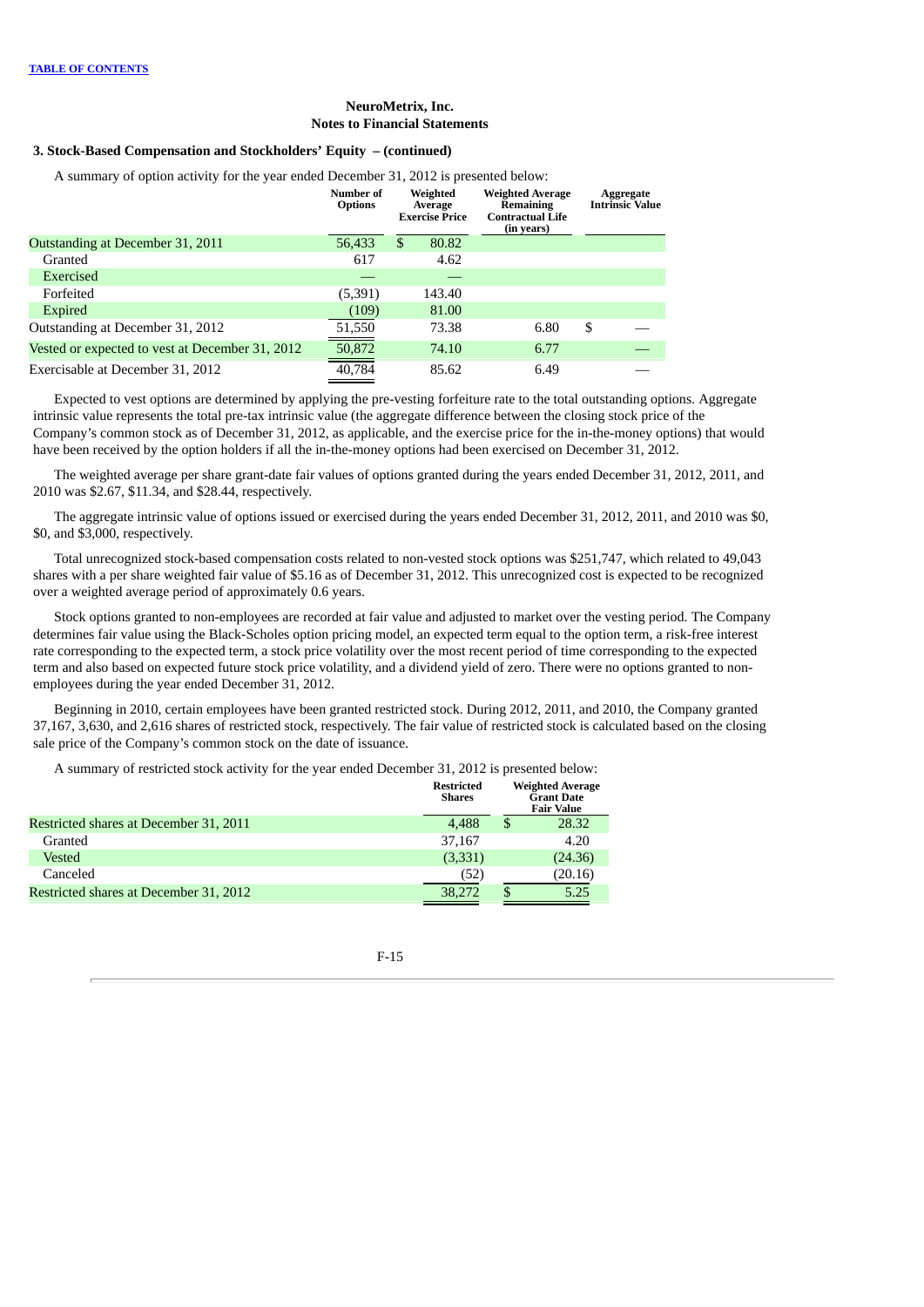**NeuroMetrix, Inc.**
**Notes to Financial Statements**

### 3. Stock-Based Compensation and Stockholders' Equity – (continued)

A summary of option activity for the year ended December 31, 2012 is presented below:

| | Number of Options | Weighted Average Exercise Price | Weighted Average Remaining Contractual Life (in years) | Aggregate Intrinsic Value |
|---|---|---|---|---|
| Outstanding at December 31, 2011 | 56,433 | $ 80.82 | | |
| Granted | 617 | 4.62 | | |
| Exercised | — | — | | |
| Forfeited | (5,391) | 143.40 | | |
| Expired | (109) | 81.00 | | |
| Outstanding at December 31, 2012 | 51,550 | 73.38 | 6.80 | $ — |
| Vested or expected to vest at December 31, 2012 | 50,872 | 74.10 | 6.77 | — |
| Exercisable at December 31, 2012 | 40,784 | 85.62 | 6.49 | — |

Expected to vest options are determined by applying the pre-vesting forfeiture rate to the total outstanding options. Aggregate intrinsic value represents the total pre-tax intrinsic value (the aggregate difference between the closing stock price of the Company's common stock as of December 31, 2012, as applicable, and the exercise price for the in-the-money options) that would have been received by the option holders if all the in-the-money options had been exercised on December 31, 2012.

The weighted average per share grant-date fair values of options granted during the years ended December 31, 2012, 2011, and 2010 was $2.67, $11.34, and $28.44, respectively.

The aggregate intrinsic value of options issued or exercised during the years ended December 31, 2012, 2011, and 2010 was $0, $0, and $3,000, respectively.

Total unrecognized stock-based compensation costs related to non-vested stock options was $251,747, which related to 49,043 shares with a per share weighted fair value of $5.16 as of December 31, 2012. This unrecognized cost is expected to be recognized over a weighted average period of approximately 0.6 years.

Stock options granted to non-employees are recorded at fair value and adjusted to market over the vesting period. The Company determines fair value using the Black-Scholes option pricing model, an expected term equal to the option term, a risk-free interest rate corresponding to the expected term, a stock price volatility over the most recent period of time corresponding to the expected term and also based on expected future stock price volatility, and a dividend yield of zero. There were no options granted to non-employees during the year ended December 31, 2012.

Beginning in 2010, certain employees have been granted restricted stock. During 2012, 2011, and 2010, the Company granted 37,167, 3,630, and 2,616 shares of restricted stock, respectively. The fair value of restricted stock is calculated based on the closing sale price of the Company's common stock on the date of issuance.

A summary of restricted stock activity for the year ended December 31, 2012 is presented below:

| | Restricted Shares | Weighted Average Grant Date Fair Value |
|---|---|---|
| Restricted shares at December 31, 2011 | 4,488 | $ 28.32 |
| Granted | 37,167 | 4.20 |
| Vested | (3,331) | (24.36) |
| Canceled | (52) | (20.16) |
| Restricted shares at December 31, 2012 | 38,272 | $ 5.25 |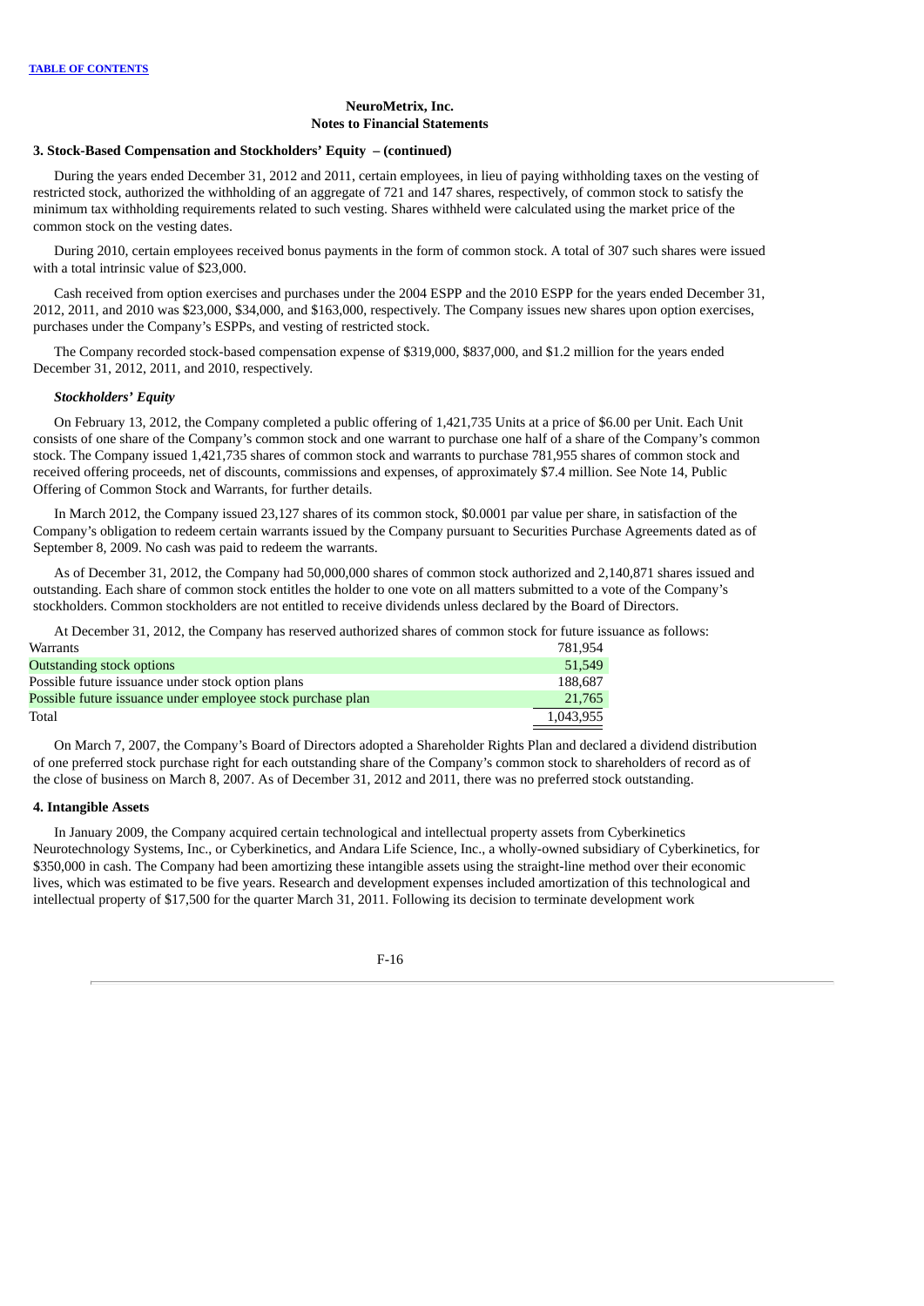**NeuroMetrix, Inc.**
**Notes to Financial Statements**

### 3. Stock-Based Compensation and Stockholders' Equity – (continued)

During the years ended December 31, 2012 and 2011, certain employees, in lieu of paying withholding taxes on the vesting of restricted stock, authorized the withholding of an aggregate of 721 and 147 shares, respectively, of common stock to satisfy the minimum tax withholding requirements related to such vesting. Shares withheld were calculated using the market price of the common stock on the vesting dates.

During 2010, certain employees received bonus payments in the form of common stock. A total of 307 such shares were issued with a total intrinsic value of $23,000.

Cash received from option exercises and purchases under the 2004 ESPP and the 2010 ESPP for the years ended December 31, 2012, 2011, and 2010 was $23,000, $34,000, and $163,000, respectively. The Company issues new shares upon option exercises, purchases under the Company's ESPPs, and vesting of restricted stock.

The Company recorded stock-based compensation expense of $319,000, $837,000, and $1.2 million for the years ended December 31, 2012, 2011, and 2010, respectively.

***Stockholders' Equity***

On February 13, 2012, the Company completed a public offering of 1,421,735 Units at a price of $6.00 per Unit. Each Unit consists of one share of the Company's common stock and one warrant to purchase one half of a share of the Company's common stock. The Company issued 1,421,735 shares of common stock and warrants to purchase 781,955 shares of common stock and received offering proceeds, net of discounts, commissions and expenses, of approximately $7.4 million. See Note 14, Public Offering of Common Stock and Warrants, for further details.

In March 2012, the Company issued 23,127 shares of its common stock, $0.0001 par value per share, in satisfaction of the Company's obligation to redeem certain warrants issued by the Company pursuant to Securities Purchase Agreements dated as of September 8, 2009. No cash was paid to redeem the warrants.

As of December 31, 2012, the Company had 50,000,000 shares of common stock authorized and 2,140,871 shares issued and outstanding. Each share of common stock entitles the holder to one vote on all matters submitted to a vote of the Company's stockholders. Common stockholders are not entitled to receive dividends unless declared by the Board of Directors.

At December 31, 2012, the Company has reserved authorized shares of common stock for future issuance as follows:

| | |
|---|---|
| Warrants | 781,954 |
| Outstanding stock options | 51,549 |
| Possible future issuance under stock option plans | 188,687 |
| Possible future issuance under employee stock purchase plan | 21,765 |
| Total | 1,043,955 |

On March 7, 2007, the Company's Board of Directors adopted a Shareholder Rights Plan and declared a dividend distribution of one preferred stock purchase right for each outstanding share of the Company's common stock to shareholders of record as of the close of business on March 8, 2007. As of December 31, 2012 and 2011, there was no preferred stock outstanding.

### 4. Intangible Assets

In January 2009, the Company acquired certain technological and intellectual property assets from Cyberkinetics Neurotechnology Systems, Inc., or Cyberkinetics, and Andara Life Science, Inc., a wholly-owned subsidiary of Cyberkinetics, for $350,000 in cash. The Company had been amortizing these intangible assets using the straight-line method over their economic lives, which was estimated to be five years. Research and development expenses included amortization of this technological and intellectual property of $17,500 for the quarter March 31, 2011. Following its decision to terminate development work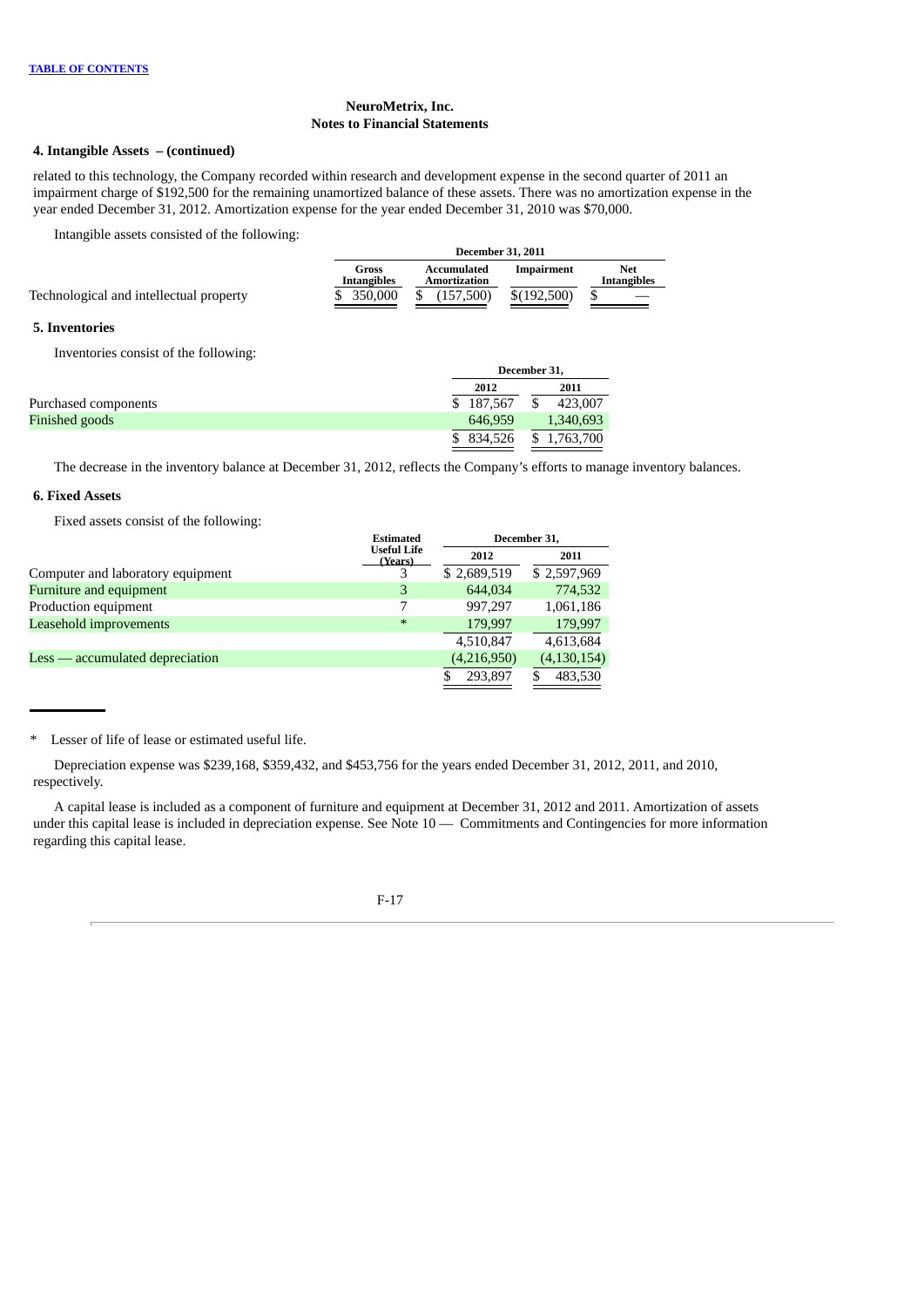[TABLE OF CONTENTS](#)

**NeuroMetrix, Inc.**
**Notes to Financial Statements**

### 4. Intangible Assets – (continued)

related to this technology, the Company recorded within research and development expense in the second quarter of 2011 an impairment charge of $192,500 for the remaining unamortized balance of these assets. There was no amortization expense in the year ended December 31, 2012. Amortization expense for the year ended December 31, 2010 was $70,000.

Intangible assets consisted of the following:

| | December 31, 2011 | | | |
|---|---|---|---|---|
| | Gross Intangibles | Accumulated Amortization | Impairment | Net Intangibles |
| Technological and intellectual property | $ 350,000 | $ (157,500) | $(192,500) | $ — |

### 5. Inventories

Inventories consist of the following:

| | December 31, | |
|---|---|---|
| | 2012 | 2011 |
| Purchased components | $ 187,567 | $ 423,007 |
| Finished goods | 646,959 | 1,340,693 |
| | $ 834,526 | $ 1,763,700 |

The decrease in the inventory balance at December 31, 2012, reflects the Company's efforts to manage inventory balances.

### 6. Fixed Assets

Fixed assets consist of the following:

| | Estimated Useful Life (Years) | December 31, | |
|---|---|---|---|
| | | 2012 | 2011 |
| Computer and laboratory equipment | 3 | $ 2,689,519 | $ 2,597,969 |
| Furniture and equipment | 3 | 644,034 | 774,532 |
| Production equipment | 7 | 997,297 | 1,061,186 |
| Leasehold improvements | * | 179,997 | 179,997 |
| | | 4,510,847 | 4,613,684 |
| Less — accumulated depreciation | | (4,216,950) | (4,130,154) |
| | | $ 293,897 | $ 483,530 |

\* Lesser of life of lease or estimated useful life.

Depreciation expense was $239,168, $359,432, and $453,756 for the years ended December 31, 2012, 2011, and 2010, respectively.

A capital lease is included as a component of furniture and equipment at December 31, 2012 and 2011. Amortization of assets under this capital lease is included in depreciation expense. See Note 10 — Commitments and Contingencies for more information regarding this capital lease.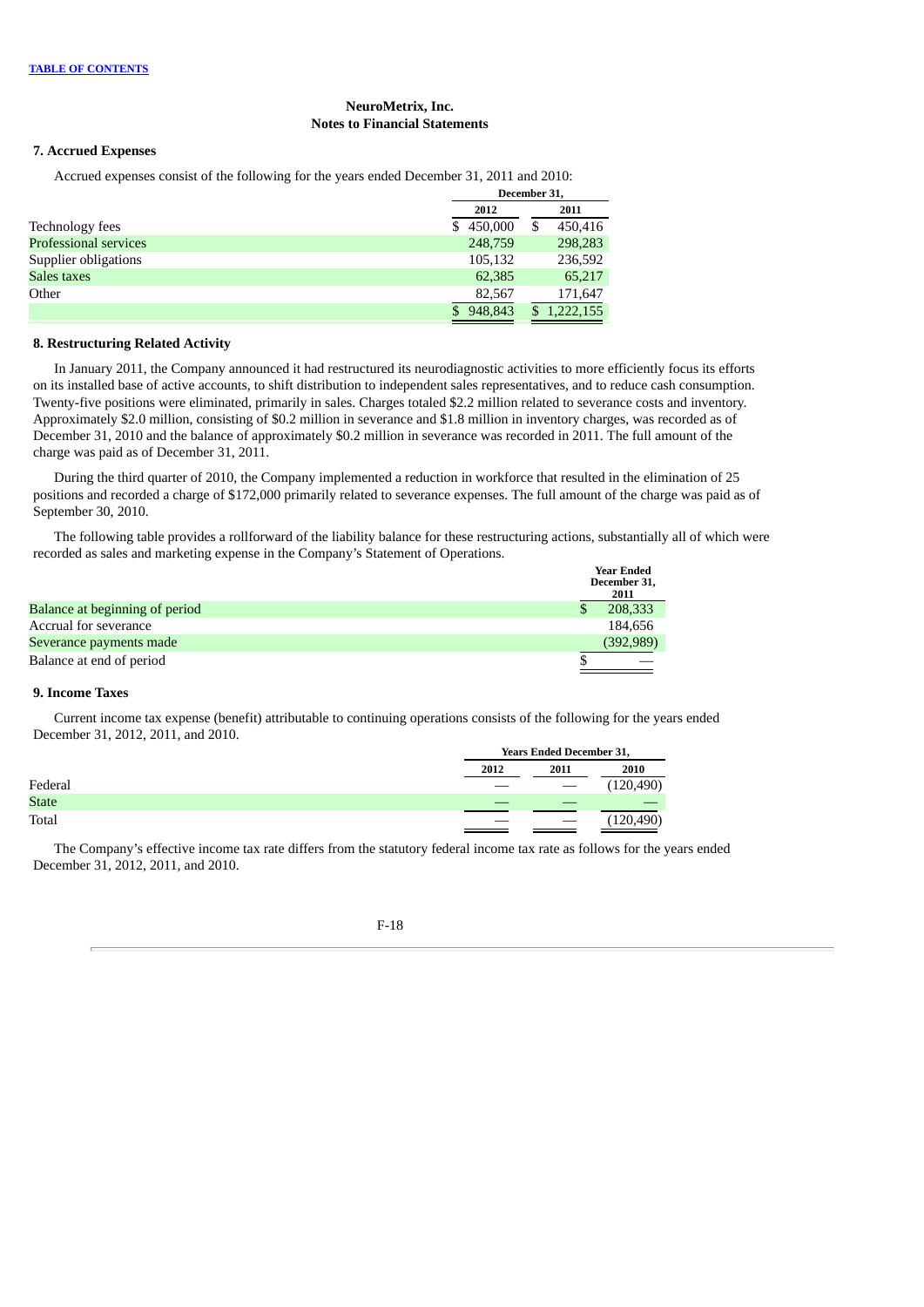NeuroMetrix, Inc.
Notes to Financial Statements

### 7. Accrued Expenses

Accrued expenses consist of the following for the years ended December 31, 2011 and 2010:

| | December 31, | |
|---|---|---|
| | 2012 | 2011 |
| Technology fees | $ 450,000 | $ 450,416 |
| Professional services | 248,759 | 298,283 |
| Supplier obligations | 105,132 | 236,592 |
| Sales taxes | 62,385 | 65,217 |
| Other | 82,567 | 171,647 |
| | $ 948,843 | $ 1,222,155 |

### 8. Restructuring Related Activity

In January 2011, the Company announced it had restructured its neurodiagnostic activities to more efficiently focus its efforts on its installed base of active accounts, to shift distribution to independent sales representatives, and to reduce cash consumption. Twenty-five positions were eliminated, primarily in sales. Charges totaled $2.2 million related to severance costs and inventory. Approximately $2.0 million, consisting of $0.2 million in severance and $1.8 million in inventory charges, was recorded as of December 31, 2010 and the balance of approximately $0.2 million in severance was recorded in 2011. The full amount of the charge was paid as of December 31, 2011.

During the third quarter of 2010, the Company implemented a reduction in workforce that resulted in the elimination of 25 positions and recorded a charge of $172,000 primarily related to severance expenses. The full amount of the charge was paid as of September 30, 2010.

The following table provides a rollforward of the liability balance for these restructuring actions, substantially all of which were recorded as sales and marketing expense in the Company's Statement of Operations.

| | Year Ended December 31, 2011 |
|---|---|
| Balance at beginning of period | $ 208,333 |
| Accrual for severance | 184,656 |
| Severance payments made | (392,989) |
| Balance at end of period | $ — |

### 9. Income Taxes

Current income tax expense (benefit) attributable to continuing operations consists of the following for the years ended December 31, 2012, 2011, and 2010.

| | Years Ended December 31, | | |
|---|---|---|---|
| | 2012 | 2011 | 2010 |
| Federal | — | — | (120,490) |
| State | — | — | — |
| Total | — | — | (120,490) |

The Company's effective income tax rate differs from the statutory federal income tax rate as follows for the years ended December 31, 2012, 2011, and 2010.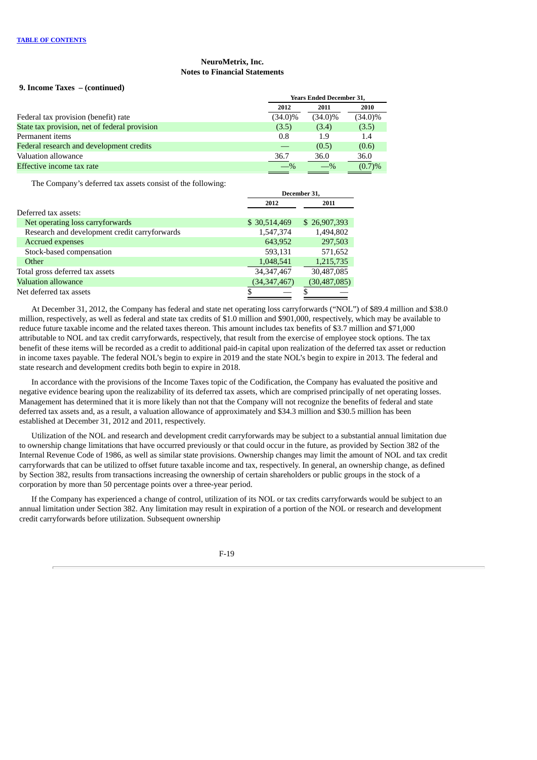**NeuroMetrix, Inc.**
**Notes to Financial Statements**

**9. Income Taxes – (continued)**

| | Years Ended December 31, | | |
|---|---|---|---|
| | 2012 | 2011 | 2010 |
| Federal tax provision (benefit) rate | (34.0)% | (34.0)% | (34.0)% |
| State tax provision, net of federal provision | (3.5) | (3.4) | (3.5) |
| Permanent items | 0.8 | 1.9 | 1.4 |
| Federal research and development credits | — | (0.5) | (0.6) |
| Valuation allowance | 36.7 | 36.0 | 36.0 |
| Effective income tax rate | —% | —% | (0.7)% |

The Company's deferred tax assets consist of the following:

| | December 31, | |
|---|---|---|
| | 2012 | 2011 |
| Deferred tax assets: | | |
| Net operating loss carryforwards | $ 30,514,469 | $ 26,907,393 |
| Research and development credit carryforwards | 1,547,374 | 1,494,802 |
| Accrued expenses | 643,952 | 297,503 |
| Stock-based compensation | 593,131 | 571,652 |
| Other | 1,048,541 | 1,215,735 |
| Total gross deferred tax assets | 34,347,467 | 30,487,085 |
| Valuation allowance | (34,347,467) | (30,487,085) |
| Net deferred tax assets | $ — | $ — |

At December 31, 2012, the Company has federal and state net operating loss carryforwards ("NOL") of $89.4 million and $38.0 million, respectively, as well as federal and state tax credits of $1.0 million and $901,000, respectively, which may be available to reduce future taxable income and the related taxes thereon. This amount includes tax benefits of $3.7 million and $71,000 attributable to NOL and tax credit carryforwards, respectively, that result from the exercise of employee stock options. The tax benefit of these items will be recorded as a credit to additional paid-in capital upon realization of the deferred tax asset or reduction in income taxes payable. The federal NOL's begin to expire in 2019 and the state NOL's begin to expire in 2013. The federal and state research and development credits both begin to expire in 2018.

In accordance with the provisions of the Income Taxes topic of the Codification, the Company has evaluated the positive and negative evidence bearing upon the realizability of its deferred tax assets, which are comprised principally of net operating losses. Management has determined that it is more likely than not that the Company will not recognize the benefits of federal and state deferred tax assets and, as a result, a valuation allowance of approximately $34.3 million and $30.5 million has been established at December 31, 2012 and 2011, respectively.

Utilization of the NOL and research and development credit carryforwards may be subject to a substantial annual limitation due to ownership change limitations that have occurred previously or that could occur in the future, as provided by Section 382 of the Internal Revenue Code of 1986, as well as similar state provisions. Ownership changes may limit the amount of NOL and tax credit carryforwards that can be utilized to offset future taxable income and tax, respectively. In general, an ownership change, as defined by Section 382, results from transactions increasing the ownership of certain shareholders or public groups in the stock of a corporation by more than 50 percentage points over a three-year period.

If the Company has experienced a change of control, utilization of its NOL or tax credits carryforwards would be subject to an annual limitation under Section 382. Any limitation may result in expiration of a portion of the NOL or research and development credit carryforwards before utilization. Subsequent ownership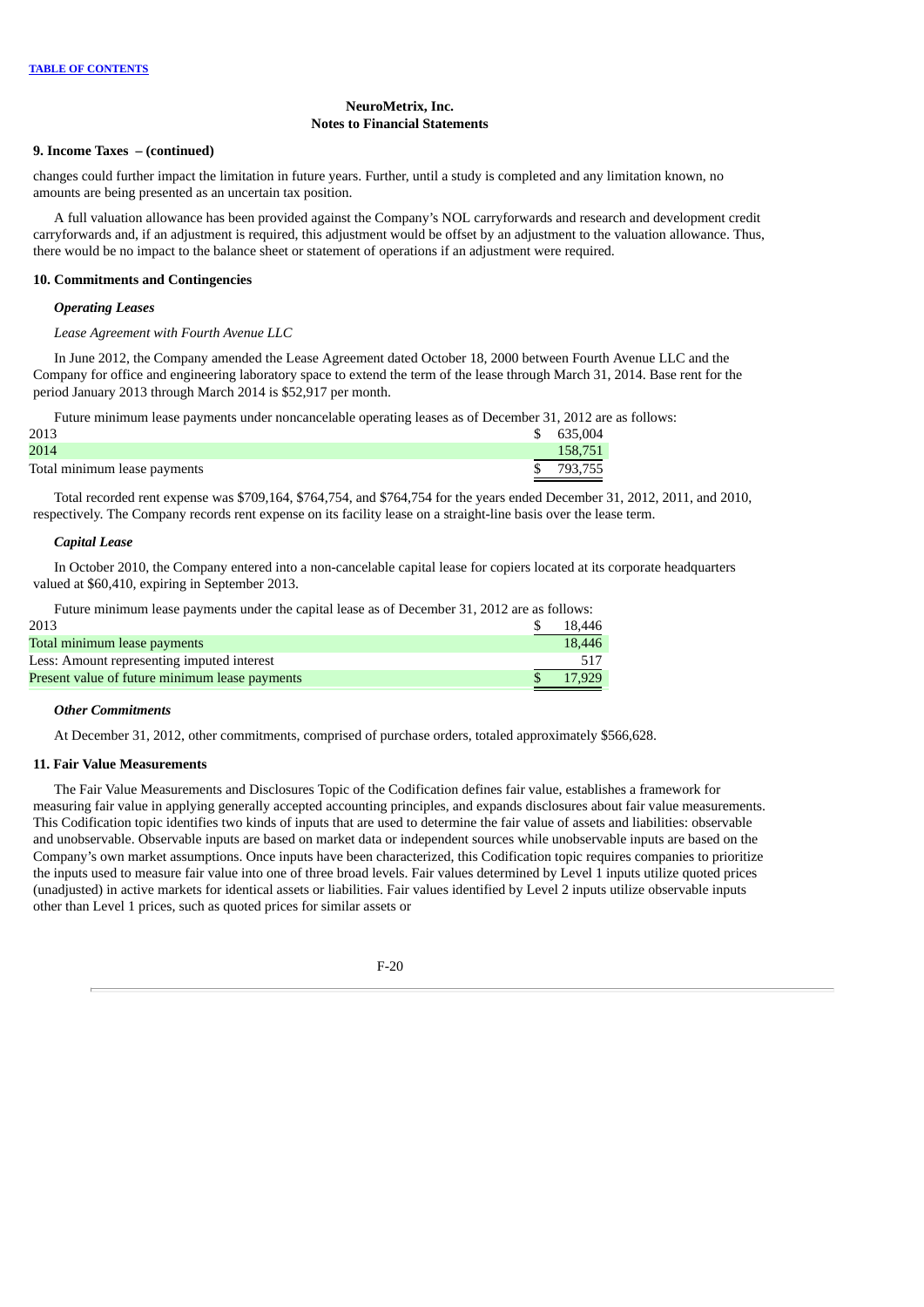**NeuroMetrix, Inc.**
**Notes to Financial Statements**

### 9. Income Taxes – (continued)

changes could further impact the limitation in future years. Further, until a study is completed and any limitation known, no amounts are being presented as an uncertain tax position.

A full valuation allowance has been provided against the Company's NOL carryforwards and research and development credit carryforwards and, if an adjustment is required, this adjustment would be offset by an adjustment to the valuation allowance. Thus, there would be no impact to the balance sheet or statement of operations if an adjustment were required.

### 10. Commitments and Contingencies

***Operating Leases***

*Lease Agreement with Fourth Avenue LLC*

In June 2012, the Company amended the Lease Agreement dated October 18, 2000 between Fourth Avenue LLC and the Company for office and engineering laboratory space to extend the term of the lease through March 31, 2014. Base rent for the period January 2013 through March 2014 is $52,917 per month.

Future minimum lease payments under noncancelable operating leases as of December 31, 2012 are as follows:

| | |
|---|---|
| 2013 | $ 635,004 |
| 2014 | 158,751 |
| Total minimum lease payments | $ 793,755 |

Total recorded rent expense was $709,164, $764,754, and $764,754 for the years ended December 31, 2012, 2011, and 2010, respectively. The Company records rent expense on its facility lease on a straight-line basis over the lease term.

***Capital Lease***

In October 2010, the Company entered into a non-cancelable capital lease for copiers located at its corporate headquarters valued at $60,410, expiring in September 2013.

Future minimum lease payments under the capital lease as of December 31, 2012 are as follows:

| | |
|---|---|
| 2013 | $ 18,446 |
| Total minimum lease payments | 18,446 |
| Less: Amount representing imputed interest | 517 |
| Present value of future minimum lease payments | $ 17,929 |

***Other Commitments***

At December 31, 2012, other commitments, comprised of purchase orders, totaled approximately $566,628.

### 11. Fair Value Measurements

The Fair Value Measurements and Disclosures Topic of the Codification defines fair value, establishes a framework for measuring fair value in applying generally accepted accounting principles, and expands disclosures about fair value measurements. This Codification topic identifies two kinds of inputs that are used to determine the fair value of assets and liabilities: observable and unobservable. Observable inputs are based on market data or independent sources while unobservable inputs are based on the Company's own market assumptions. Once inputs have been characterized, this Codification topic requires companies to prioritize the inputs used to measure fair value into one of three broad levels. Fair values determined by Level 1 inputs utilize quoted prices (unadjusted) in active markets for identical assets or liabilities. Fair values identified by Level 2 inputs utilize observable inputs other than Level 1 prices, such as quoted prices for similar assets or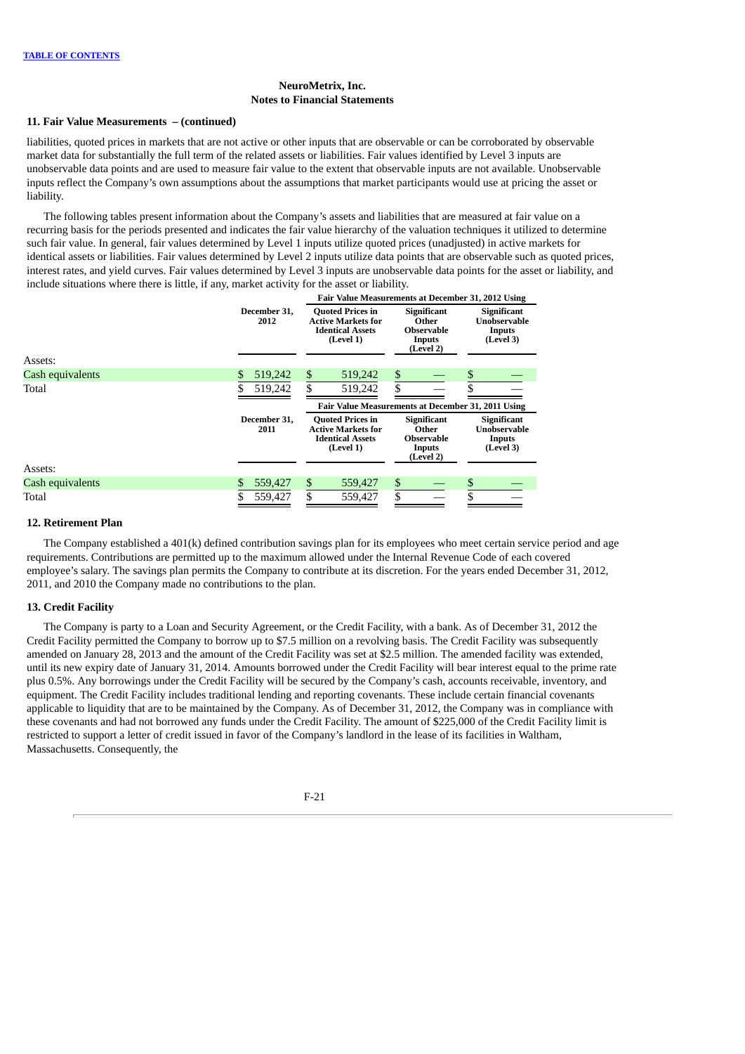**NeuroMetrix, Inc.**
**Notes to Financial Statements**

### 11. Fair Value Measurements – (continued)

liabilities, quoted prices in markets that are not active or other inputs that are observable or can be corroborated by observable market data for substantially the full term of the related assets or liabilities. Fair values identified by Level 3 inputs are unobservable data points and are used to measure fair value to the extent that observable inputs are not available. Unobservable inputs reflect the Company's own assumptions about the assumptions that market participants would use at pricing the asset or liability.

The following tables present information about the Company's assets and liabilities that are measured at fair value on a recurring basis for the periods presented and indicates the fair value hierarchy of the valuation techniques it utilized to determine such fair value. In general, fair values determined by Level 1 inputs utilize quoted prices (unadjusted) in active markets for identical assets or liabilities. Fair values determined by Level 2 inputs utilize data points that are observable such as quoted prices, interest rates, and yield curves. Fair values determined by Level 3 inputs are unobservable data points for the asset or liability, and include situations where there is little, if any, market activity for the asset or liability.

| | | Fair Value Measurements at December 31, 2012 Using | | |
|---|---|---|---|---|
| | December 31, 2012 | Quoted Prices in Active Markets for Identical Assets (Level 1) | Significant Other Observable Inputs (Level 2) | Significant Unobservable Inputs (Level 3) |
| Assets: | | | | |
| Cash equivalents | $ 519,242 | $ 519,242 | $ — | $ — |
| Total | $ 519,242 | $ 519,242 | $ — | $ — |

| | | Fair Value Measurements at December 31, 2011 Using | | |
|---|---|---|---|---|
| | December 31, 2011 | Quoted Prices in Active Markets for Identical Assets (Level 1) | Significant Other Observable Inputs (Level 2) | Significant Unobservable Inputs (Level 3) |
| Assets: | | | | |
| Cash equivalents | $ 559,427 | $ 559,427 | $ — | $ — |
| Total | $ 559,427 | $ 559,427 | $ — | $ — |

### 12. Retirement Plan

The Company established a 401(k) defined contribution savings plan for its employees who meet certain service period and age requirements. Contributions are permitted up to the maximum allowed under the Internal Revenue Code of each covered employee's salary. The savings plan permits the Company to contribute at its discretion. For the years ended December 31, 2012, 2011, and 2010 the Company made no contributions to the plan.

### 13. Credit Facility

The Company is party to a Loan and Security Agreement, or the Credit Facility, with a bank. As of December 31, 2012 the Credit Facility permitted the Company to borrow up to $7.5 million on a revolving basis. The Credit Facility was subsequently amended on January 28, 2013 and the amount of the Credit Facility was set at $2.5 million. The amended facility was extended, until its new expiry date of January 31, 2014. Amounts borrowed under the Credit Facility will bear interest equal to the prime rate plus 0.5%. Any borrowings under the Credit Facility will be secured by the Company's cash, accounts receivable, inventory, and equipment. The Credit Facility includes traditional lending and reporting covenants. These include certain financial covenants applicable to liquidity that are to be maintained by the Company. As of December 31, 2012, the Company was in compliance with these covenants and had not borrowed any funds under the Credit Facility. The amount of $225,000 of the Credit Facility limit is restricted to support a letter of credit issued in favor of the Company's landlord in the lease of its facilities in Waltham, Massachusetts. Consequently, the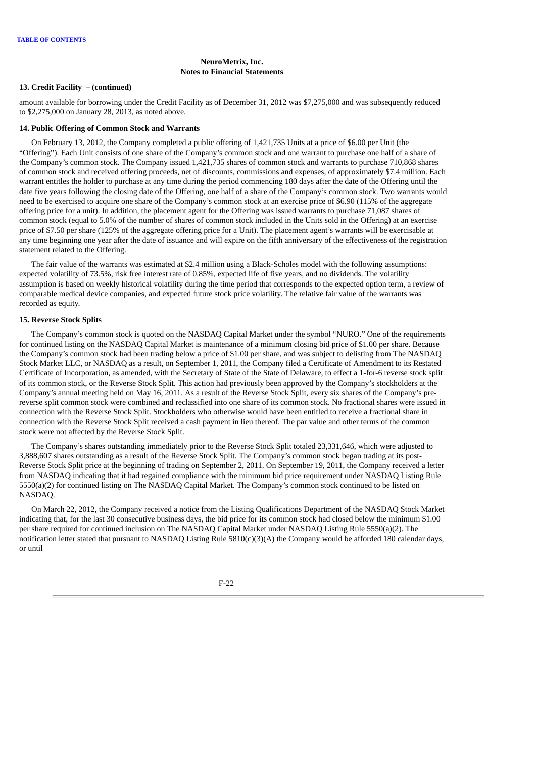### 13. Credit Facility – (continued)

amount available for borrowing under the Credit Facility as of December 31, 2012 was $7,275,000 and was subsequently reduced to $2,275,000 on January 28, 2013, as noted above.

### 14. Public Offering of Common Stock and Warrants

On February 13, 2012, the Company completed a public offering of 1,421,735 Units at a price of $6.00 per Unit (the "Offering"). Each Unit consists of one share of the Company's common stock and one warrant to purchase one half of a share of the Company's common stock. The Company issued 1,421,735 shares of common stock and warrants to purchase 710,868 shares of common stock and received offering proceeds, net of discounts, commissions and expenses, of approximately $7.4 million. Each warrant entitles the holder to purchase at any time during the period commencing 180 days after the date of the Offering until the date five years following the closing date of the Offering, one half of a share of the Company's common stock. Two warrants would need to be exercised to acquire one share of the Company's common stock at an exercise price of $6.90 (115% of the aggregate offering price for a unit). In addition, the placement agent for the Offering was issued warrants to purchase 71,087 shares of common stock (equal to 5.0% of the number of shares of common stock included in the Units sold in the Offering) at an exercise price of $7.50 per share (125% of the aggregate offering price for a Unit). The placement agent's warrants will be exercisable at any time beginning one year after the date of issuance and will expire on the fifth anniversary of the effectiveness of the registration statement related to the Offering.

The fair value of the warrants was estimated at $2.4 million using a Black-Scholes model with the following assumptions: expected volatility of 73.5%, risk free interest rate of 0.85%, expected life of five years, and no dividends. The volatility assumption is based on weekly historical volatility during the time period that corresponds to the expected option term, a review of comparable medical device companies, and expected future stock price volatility. The relative fair value of the warrants was recorded as equity.

### 15. Reverse Stock Splits

The Company's common stock is quoted on the NASDAQ Capital Market under the symbol "NURO." One of the requirements for continued listing on the NASDAQ Capital Market is maintenance of a minimum closing bid price of $1.00 per share. Because the Company's common stock had been trading below a price of $1.00 per share, and was subject to delisting from The NASDAQ Stock Market LLC, or NASDAQ as a result, on September 1, 2011, the Company filed a Certificate of Amendment to its Restated Certificate of Incorporation, as amended, with the Secretary of State of the State of Delaware, to effect a 1-for-6 reverse stock split of its common stock, or the Reverse Stock Split. This action had previously been approved by the Company's stockholders at the Company's annual meeting held on May 16, 2011. As a result of the Reverse Stock Split, every six shares of the Company's pre-reverse split common stock were combined and reclassified into one share of its common stock. No fractional shares were issued in connection with the Reverse Stock Split. Stockholders who otherwise would have been entitled to receive a fractional share in connection with the Reverse Stock Split received a cash payment in lieu thereof. The par value and other terms of the common stock were not affected by the Reverse Stock Split.

The Company's shares outstanding immediately prior to the Reverse Stock Split totaled 23,331,646, which were adjusted to 3,888,607 shares outstanding as a result of the Reverse Stock Split. The Company's common stock began trading at its post-Reverse Stock Split price at the beginning of trading on September 2, 2011. On September 19, 2011, the Company received a letter from NASDAQ indicating that it had regained compliance with the minimum bid price requirement under NASDAQ Listing Rule 5550(a)(2) for continued listing on The NASDAQ Capital Market. The Company's common stock continued to be listed on NASDAQ.

On March 22, 2012, the Company received a notice from the Listing Qualifications Department of the NASDAQ Stock Market indicating that, for the last 30 consecutive business days, the bid price for its common stock had closed below the minimum $1.00 per share required for continued inclusion on The NASDAQ Capital Market under NASDAQ Listing Rule 5550(a)(2). The notification letter stated that pursuant to NASDAQ Listing Rule 5810(c)(3)(A) the Company would be afforded 180 calendar days, or until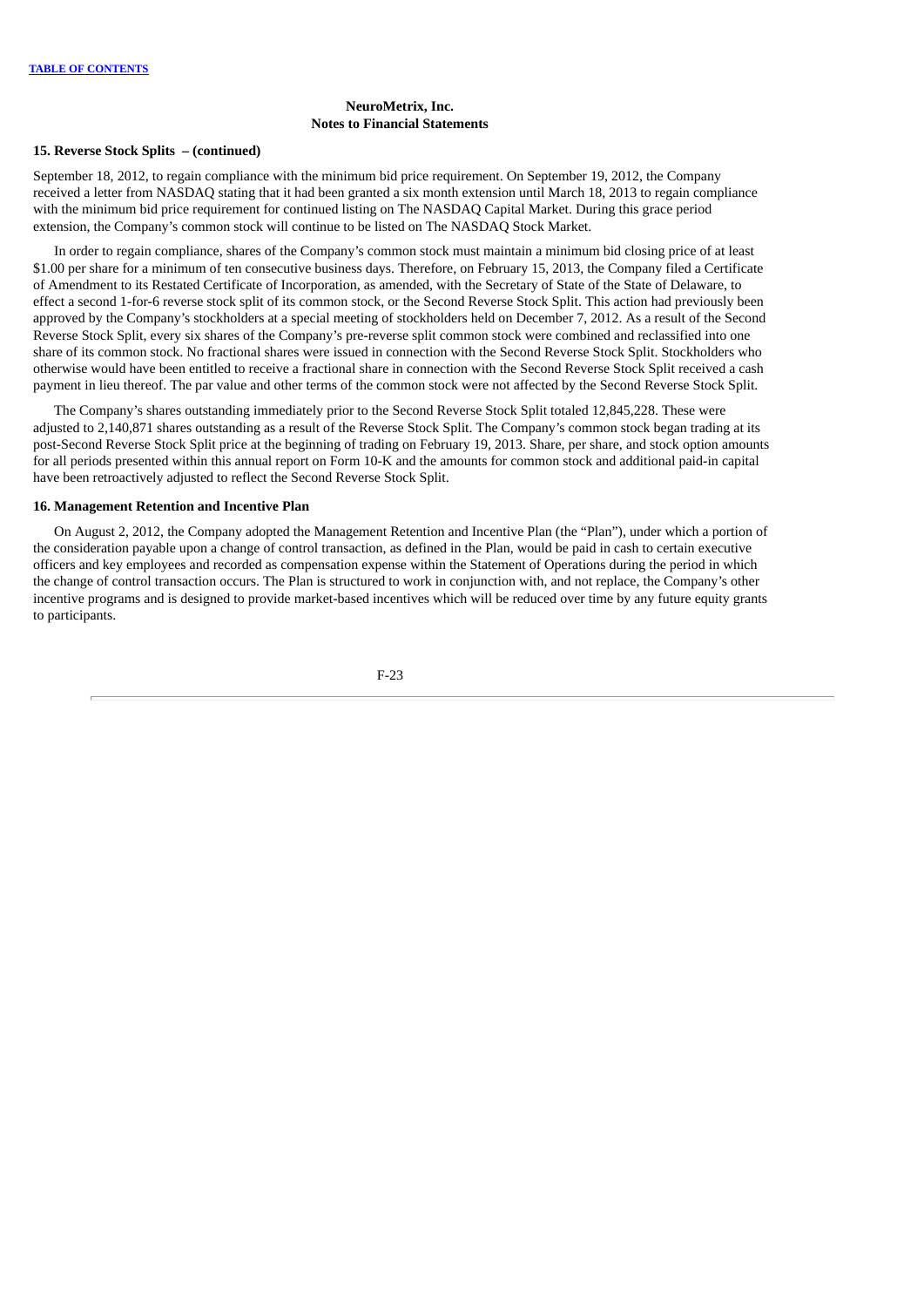### 15. Reverse Stock Splits – (continued)

September 18, 2012, to regain compliance with the minimum bid price requirement. On September 19, 2012, the Company received a letter from NASDAQ stating that it had been granted a six month extension until March 18, 2013 to regain compliance with the minimum bid price requirement for continued listing on The NASDAQ Capital Market. During this grace period extension, the Company's common stock will continue to be listed on The NASDAQ Stock Market.

In order to regain compliance, shares of the Company's common stock must maintain a minimum bid closing price of at least $1.00 per share for a minimum of ten consecutive business days. Therefore, on February 15, 2013, the Company filed a Certificate of Amendment to its Restated Certificate of Incorporation, as amended, with the Secretary of State of the State of Delaware, to effect a second 1-for-6 reverse stock split of its common stock, or the Second Reverse Stock Split. This action had previously been approved by the Company's stockholders at a special meeting of stockholders held on December 7, 2012. As a result of the Second Reverse Stock Split, every six shares of the Company's pre-reverse split common stock were combined and reclassified into one share of its common stock. No fractional shares were issued in connection with the Second Reverse Stock Split. Stockholders who otherwise would have been entitled to receive a fractional share in connection with the Second Reverse Stock Split received a cash payment in lieu thereof. The par value and other terms of the common stock were not affected by the Second Reverse Stock Split.

The Company's shares outstanding immediately prior to the Second Reverse Stock Split totaled 12,845,228. These were adjusted to 2,140,871 shares outstanding as a result of the Reverse Stock Split. The Company's common stock began trading at its post-Second Reverse Stock Split price at the beginning of trading on February 19, 2013. Share, per share, and stock option amounts for all periods presented within this annual report on Form 10-K and the amounts for common stock and additional paid-in capital have been retroactively adjusted to reflect the Second Reverse Stock Split.

### 16. Management Retention and Incentive Plan

On August 2, 2012, the Company adopted the Management Retention and Incentive Plan (the "Plan"), under which a portion of the consideration payable upon a change of control transaction, as defined in the Plan, would be paid in cash to certain executive officers and key employees and recorded as compensation expense within the Statement of Operations during the period in which the change of control transaction occurs. The Plan is structured to work in conjunction with, and not replace, the Company's other incentive programs and is designed to provide market-based incentives which will be reduced over time by any future equity grants to participants.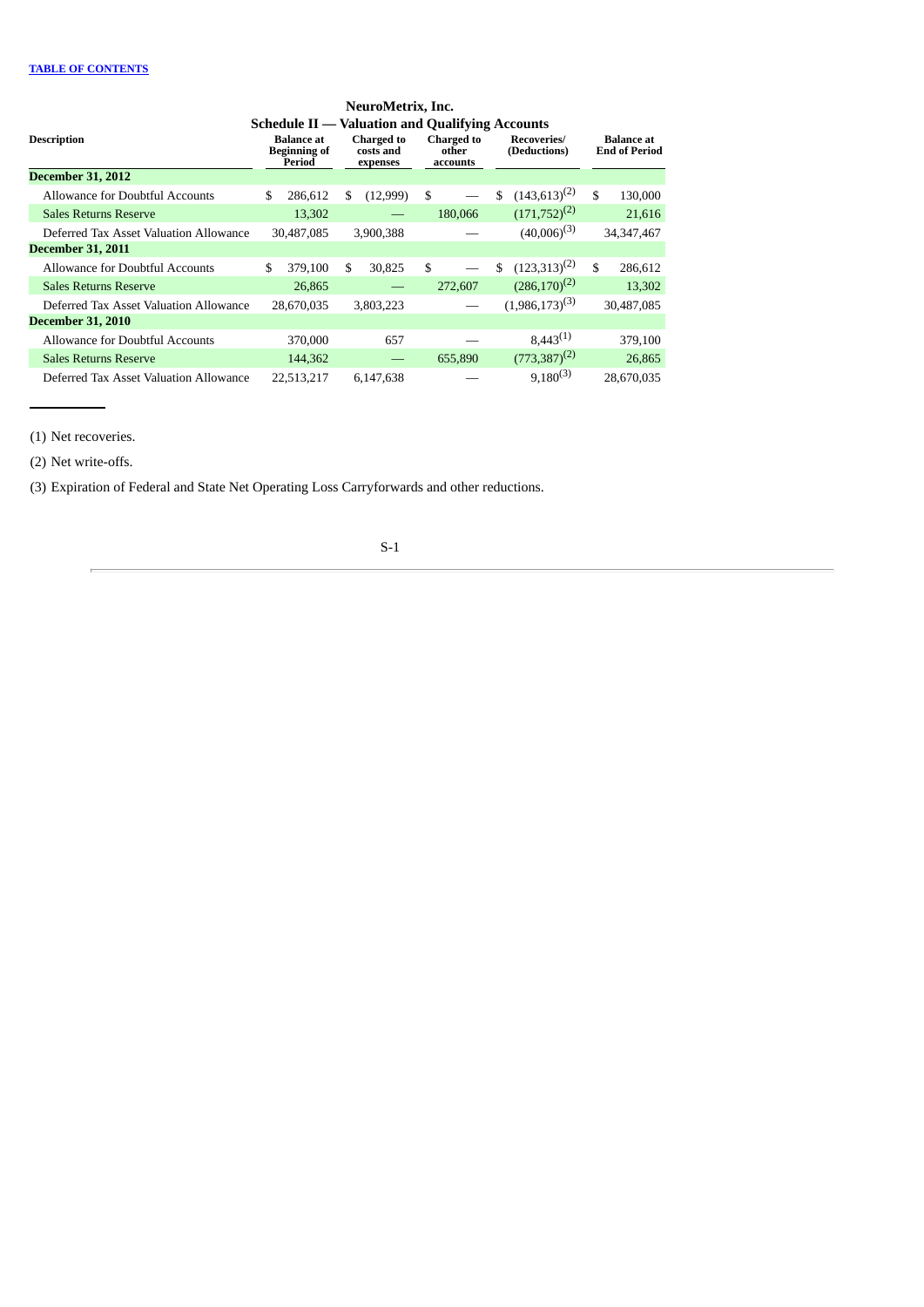[TABLE OF CONTENTS](#)

# NeuroMetrix, Inc.

## Schedule II — Valuation and Qualifying Accounts

| Description | Balance at Beginning of Period | Charged to costs and expenses | Charged to other accounts | Recoveries/ (Deductions) | Balance at End of Period |
|---|---|---|---|---|---|
| **December 31, 2012** | | | | | |
| Allowance for Doubtful Accounts | $ 286,612 | $ (12,999) | $ — | $ (143,613)[2] | $ 130,000 |
| Sales Returns Reserve | 13,302 | — | 180,066 | (171,752)[2] | 21,616 |
| Deferred Tax Asset Valuation Allowance | 30,487,085 | 3,900,388 | — | (40,006)[3] | 34,347,467 |
| **December 31, 2011** | | | | | |
| Allowance for Doubtful Accounts | $ 379,100 | $ 30,825 | $ — | $ (123,313)[2] | $ 286,612 |
| Sales Returns Reserve | 26,865 | — | 272,607 | (286,170)[2] | 13,302 |
| Deferred Tax Asset Valuation Allowance | 28,670,035 | 3,803,223 | — | (1,986,173)[3] | 30,487,085 |
| **December 31, 2010** | | | | | |
| Allowance for Doubtful Accounts | 370,000 | 657 | — | 8,443[1] | 379,100 |
| Sales Returns Reserve | 144,362 | — | 655,890 | (773,387)[2] | 26,865 |
| Deferred Tax Asset Valuation Allowance | 22,513,217 | 6,147,638 | — | 9,180[3] | 28,670,035 |

(1) Net recoveries.

(2) Net write-offs.

(3) Expiration of Federal and State Net Operating Loss Carryforwards and other reductions.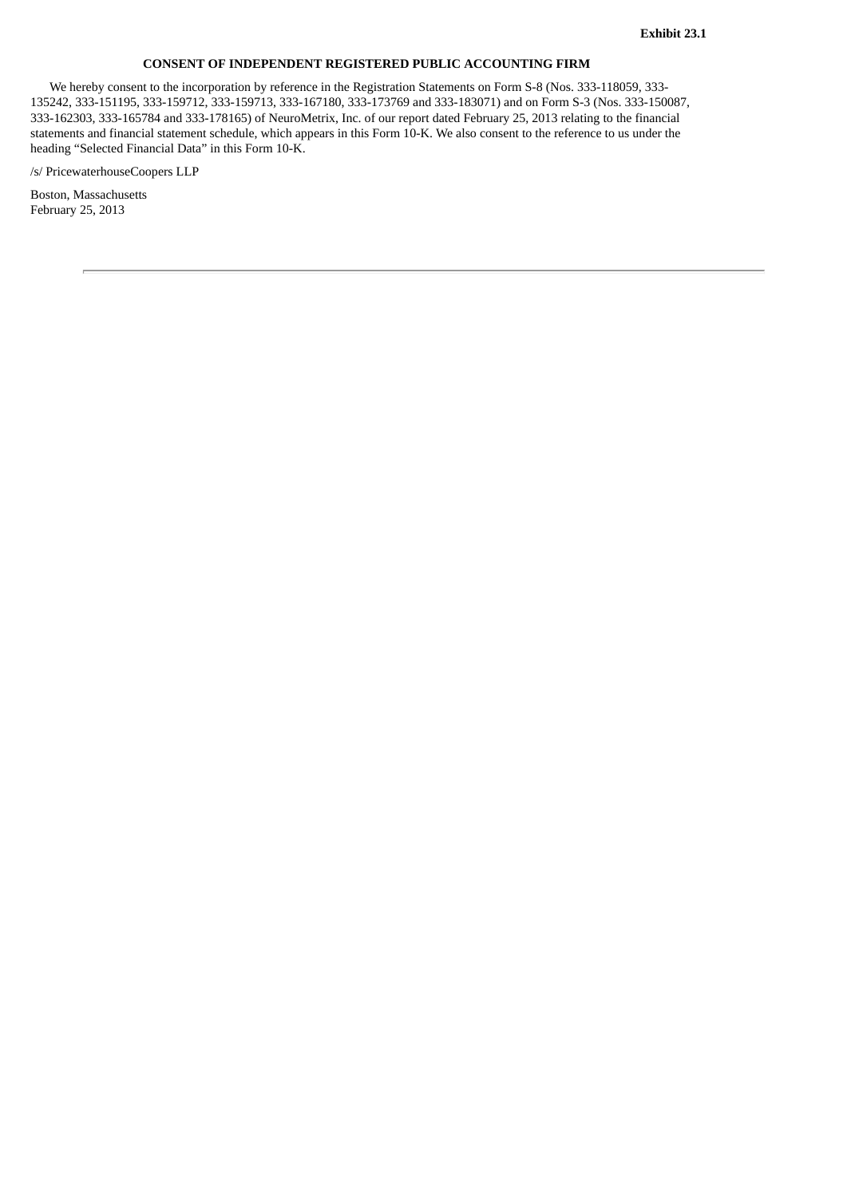**Exhibit 23.1**

**CONSENT OF INDEPENDENT REGISTERED PUBLIC ACCOUNTING FIRM**

We hereby consent to the incorporation by reference in the Registration Statements on Form S-8 (Nos. 333-118059, 333-135242, 333-151195, 333-159712, 333-159713, 333-167180, 333-173769 and 333-183071) and on Form S-3 (Nos. 333-150087, 333-162303, 333-165784 and 333-178165) of NeuroMetrix, Inc. of our report dated February 25, 2013 relating to the financial statements and financial statement schedule, which appears in this Form 10-K. We also consent to the reference to us under the heading “Selected Financial Data” in this Form 10-K.

/s/ PricewaterhouseCoopers LLP

Boston, Massachusetts
February 25, 2013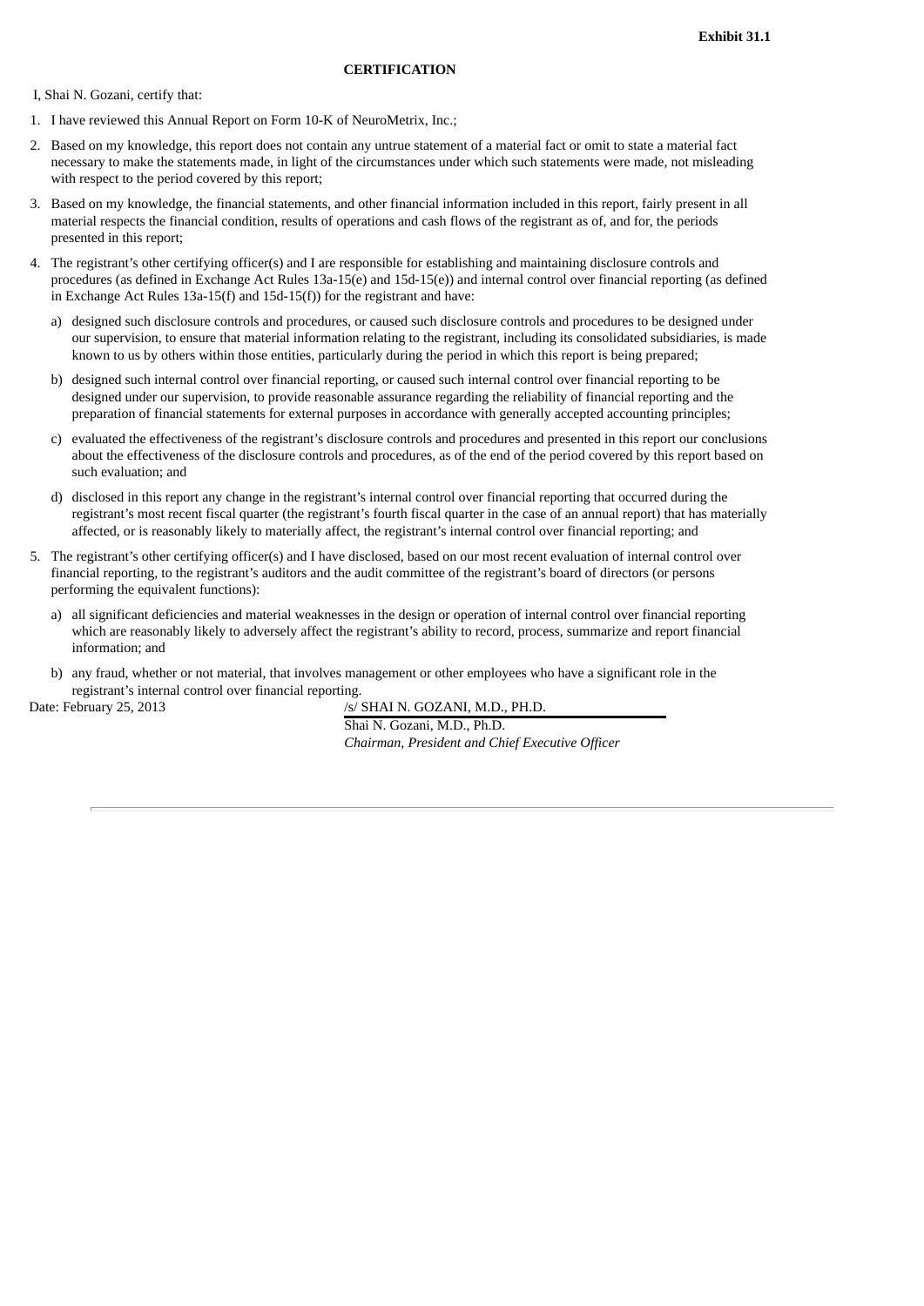**Exhibit 31.1**

**CERTIFICATION**

I, Shai N. Gozani, certify that:

1. I have reviewed this Annual Report on Form 10-K of NeuroMetrix, Inc.;

2. Based on my knowledge, this report does not contain any untrue statement of a material fact or omit to state a material fact necessary to make the statements made, in light of the circumstances under which such statements were made, not misleading with respect to the period covered by this report;

3. Based on my knowledge, the financial statements, and other financial information included in this report, fairly present in all material respects the financial condition, results of operations and cash flows of the registrant as of, and for, the periods presented in this report;

4. The registrant's other certifying officer(s) and I are responsible for establishing and maintaining disclosure controls and procedures (as defined in Exchange Act Rules 13a-15(e) and 15d-15(e)) and internal control over financial reporting (as defined in Exchange Act Rules 13a-15(f) and 15d-15(f)) for the registrant and have:

   a) designed such disclosure controls and procedures, or caused such disclosure controls and procedures to be designed under our supervision, to ensure that material information relating to the registrant, including its consolidated subsidiaries, is made known to us by others within those entities, particularly during the period in which this report is being prepared;

   b) designed such internal control over financial reporting, or caused such internal control over financial reporting to be designed under our supervision, to provide reasonable assurance regarding the reliability of financial reporting and the preparation of financial statements for external purposes in accordance with generally accepted accounting principles;

   c) evaluated the effectiveness of the registrant's disclosure controls and procedures and presented in this report our conclusions about the effectiveness of the disclosure controls and procedures, as of the end of the period covered by this report based on such evaluation; and

   d) disclosed in this report any change in the registrant's internal control over financial reporting that occurred during the registrant's most recent fiscal quarter (the registrant's fourth fiscal quarter in the case of an annual report) that has materially affected, or is reasonably likely to materially affect, the registrant's internal control over financial reporting; and

5. The registrant's other certifying officer(s) and I have disclosed, based on our most recent evaluation of internal control over financial reporting, to the registrant's auditors and the audit committee of the registrant's board of directors (or persons performing the equivalent functions):

   a) all significant deficiencies and material weaknesses in the design or operation of internal control over financial reporting which are reasonably likely to adversely affect the registrant's ability to record, process, summarize and report financial information; and

   b) any fraud, whether or not material, that involves management or other employees who have a significant role in the registrant's internal control over financial reporting.

Date: February 25, 2013

/s/ SHAI N. GOZANI, M.D., PH.D.

Shai N. Gozani, M.D., Ph.D.

*Chairman, President and Chief Executive Officer*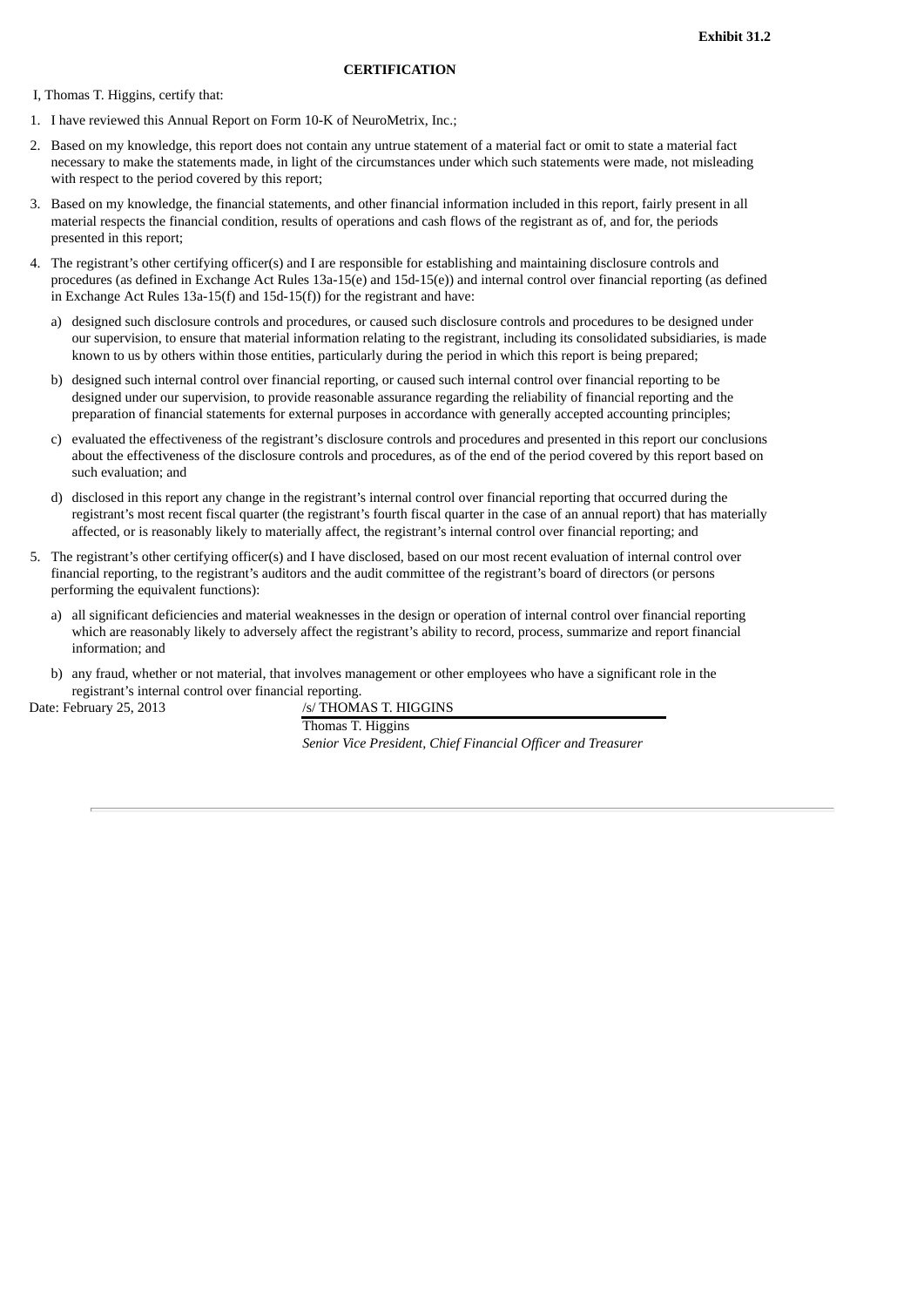**Exhibit 31.2**

**CERTIFICATION**

I, Thomas T. Higgins, certify that:

1. I have reviewed this Annual Report on Form 10-K of NeuroMetrix, Inc.;
2. Based on my knowledge, this report does not contain any untrue statement of a material fact or omit to state a material fact necessary to make the statements made, in light of the circumstances under which such statements were made, not misleading with respect to the period covered by this report;
3. Based on my knowledge, the financial statements, and other financial information included in this report, fairly present in all material respects the financial condition, results of operations and cash flows of the registrant as of, and for, the periods presented in this report;
4. The registrant's other certifying officer(s) and I are responsible for establishing and maintaining disclosure controls and procedures (as defined in Exchange Act Rules 13a-15(e) and 15d-15(e)) and internal control over financial reporting (as defined in Exchange Act Rules 13a-15(f) and 15d-15(f)) for the registrant and have:
   a) designed such disclosure controls and procedures, or caused such disclosure controls and procedures to be designed under our supervision, to ensure that material information relating to the registrant, including its consolidated subsidiaries, is made known to us by others within those entities, particularly during the period in which this report is being prepared;
   b) designed such internal control over financial reporting, or caused such internal control over financial reporting to be designed under our supervision, to provide reasonable assurance regarding the reliability of financial reporting and the preparation of financial statements for external purposes in accordance with generally accepted accounting principles;
   c) evaluated the effectiveness of the registrant's disclosure controls and procedures and presented in this report our conclusions about the effectiveness of the disclosure controls and procedures, as of the end of the period covered by this report based on such evaluation; and
   d) disclosed in this report any change in the registrant's internal control over financial reporting that occurred during the registrant's most recent fiscal quarter (the registrant's fourth fiscal quarter in the case of an annual report) that has materially affected, or is reasonably likely to materially affect, the registrant's internal control over financial reporting; and
5. The registrant's other certifying officer(s) and I have disclosed, based on our most recent evaluation of internal control over financial reporting, to the registrant's auditors and the audit committee of the registrant's board of directors (or persons performing the equivalent functions):
   a) all significant deficiencies and material weaknesses in the design or operation of internal control over financial reporting which are reasonably likely to adversely affect the registrant's ability to record, process, summarize and report financial information; and
   b) any fraud, whether or not material, that involves management or other employees who have a significant role in the registrant's internal control over financial reporting.

Date: February 25, 2013

/s/ THOMAS T. HIGGINS

Thomas T. Higgins

*Senior Vice President, Chief Financial Officer and Treasurer*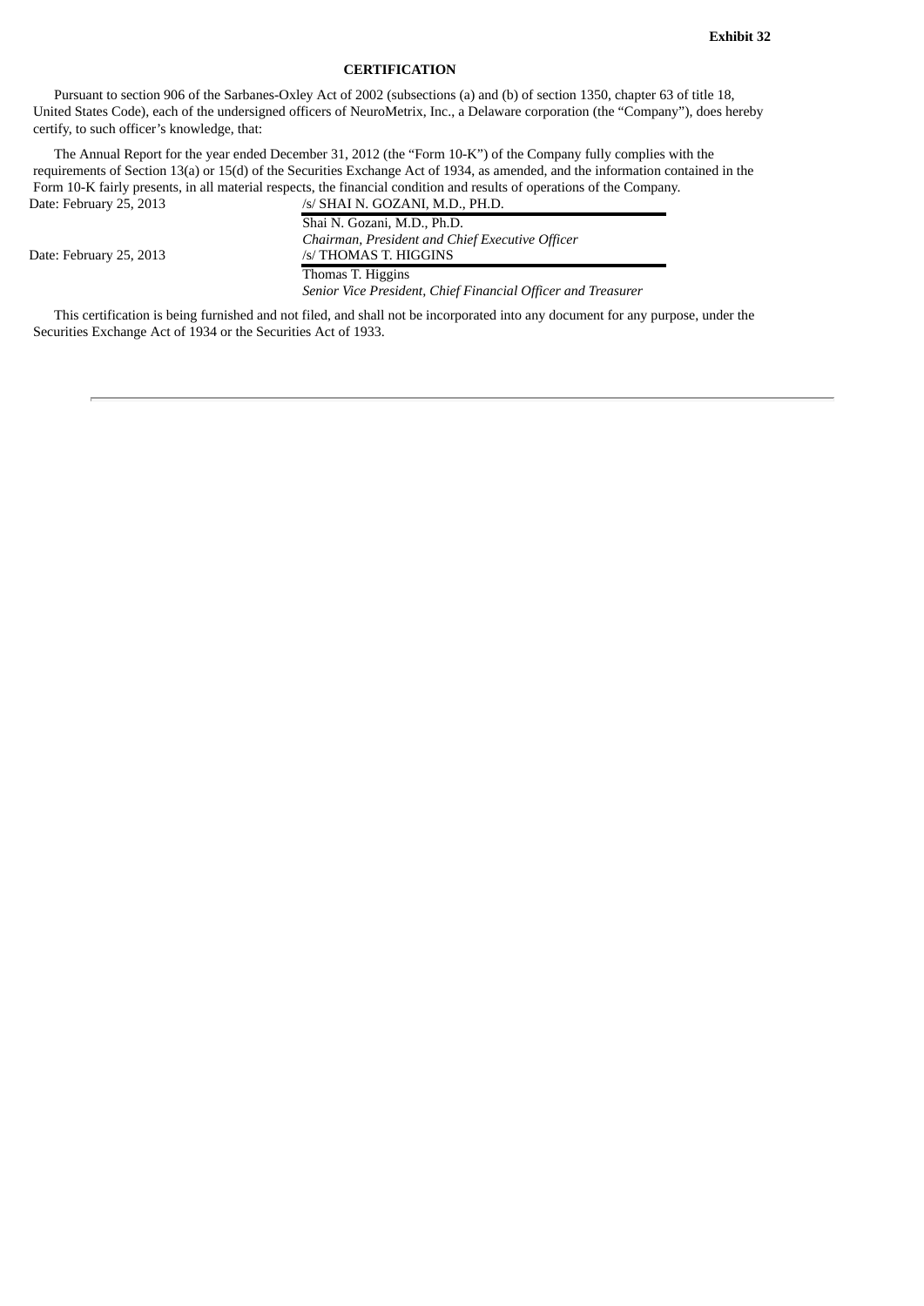**Exhibit 32**

**CERTIFICATION**

Pursuant to section 906 of the Sarbanes-Oxley Act of 2002 (subsections (a) and (b) of section 1350, chapter 63 of title 18, United States Code), each of the undersigned officers of NeuroMetrix, Inc., a Delaware corporation (the "Company"), does hereby certify, to such officer's knowledge, that:

The Annual Report for the year ended December 31, 2012 (the "Form 10-K") of the Company fully complies with the requirements of Section 13(a) or 15(d) of the Securities Exchange Act of 1934, as amended, and the information contained in the Form 10-K fairly presents, in all material respects, the financial condition and results of operations of the Company.

| | |
|---|---|
| Date: February 25, 2013 | /s/ SHAI N. GOZANI, M.D., PH.D. |
| | Shai N. Gozani, M.D., Ph.D.<br>*Chairman, President and Chief Executive Officer* |
| Date: February 25, 2013 | /s/ THOMAS T. HIGGINS |
| | Thomas T. Higgins<br>*Senior Vice President, Chief Financial Officer and Treasurer* |

This certification is being furnished and not filed, and shall not be incorporated into any document for any purpose, under the Securities Exchange Act of 1934 or the Securities Act of 1933.